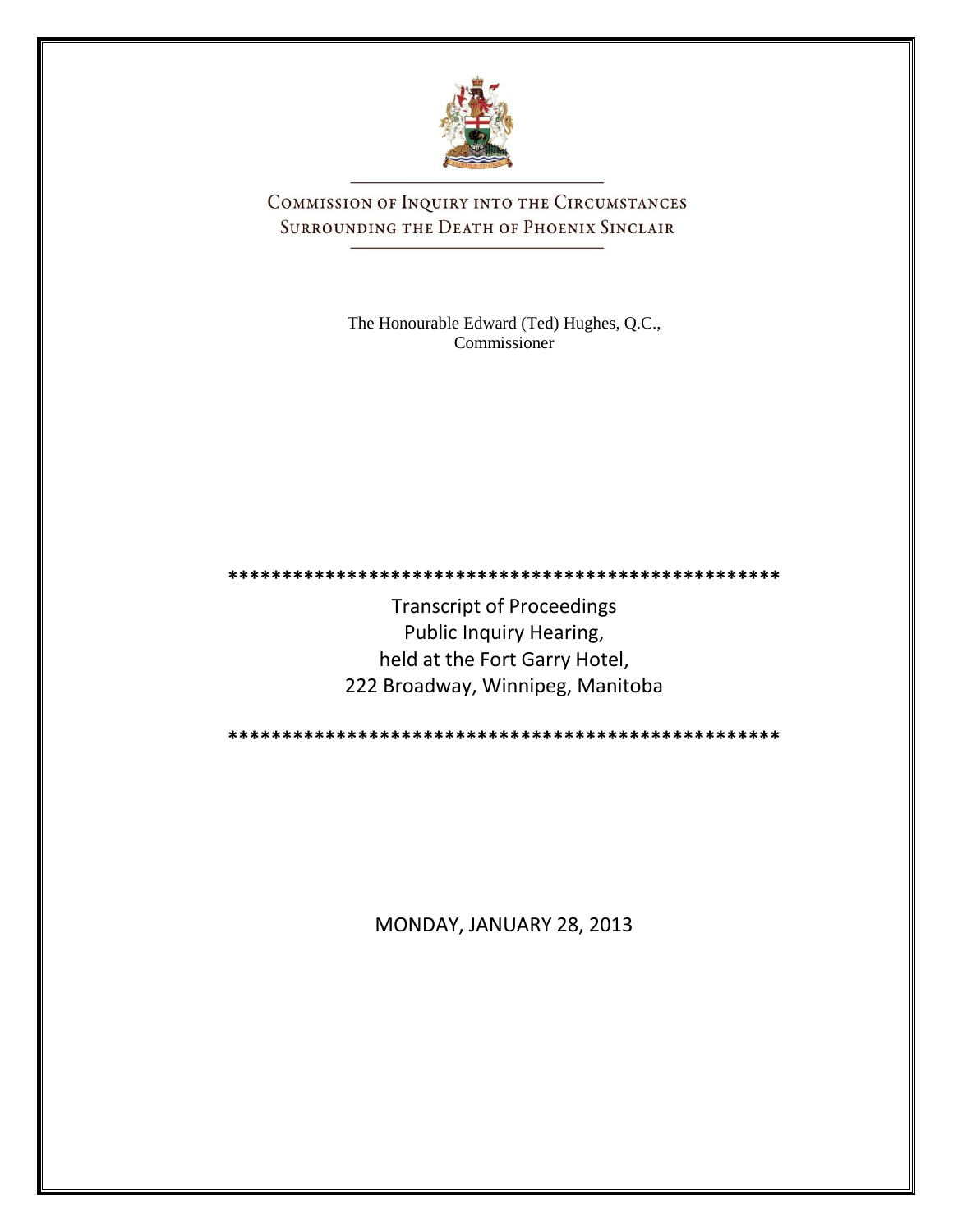# COMMISSION OF INQUIRY INTO THE CIRCUMSTANCES SURROUNDING THE DEATH OF PHOENIX SINCLAIR

The Honourable Edward (Ted) Hughes, Q.C.,
Commissioner

**************************************************

Transcript of Proceedings
Public Inquiry Hearing,
held at the Fort Garry Hotel,
222 Broadway, Winnipeg, Manitoba

**************************************************

MONDAY, JANUARY 28, 2013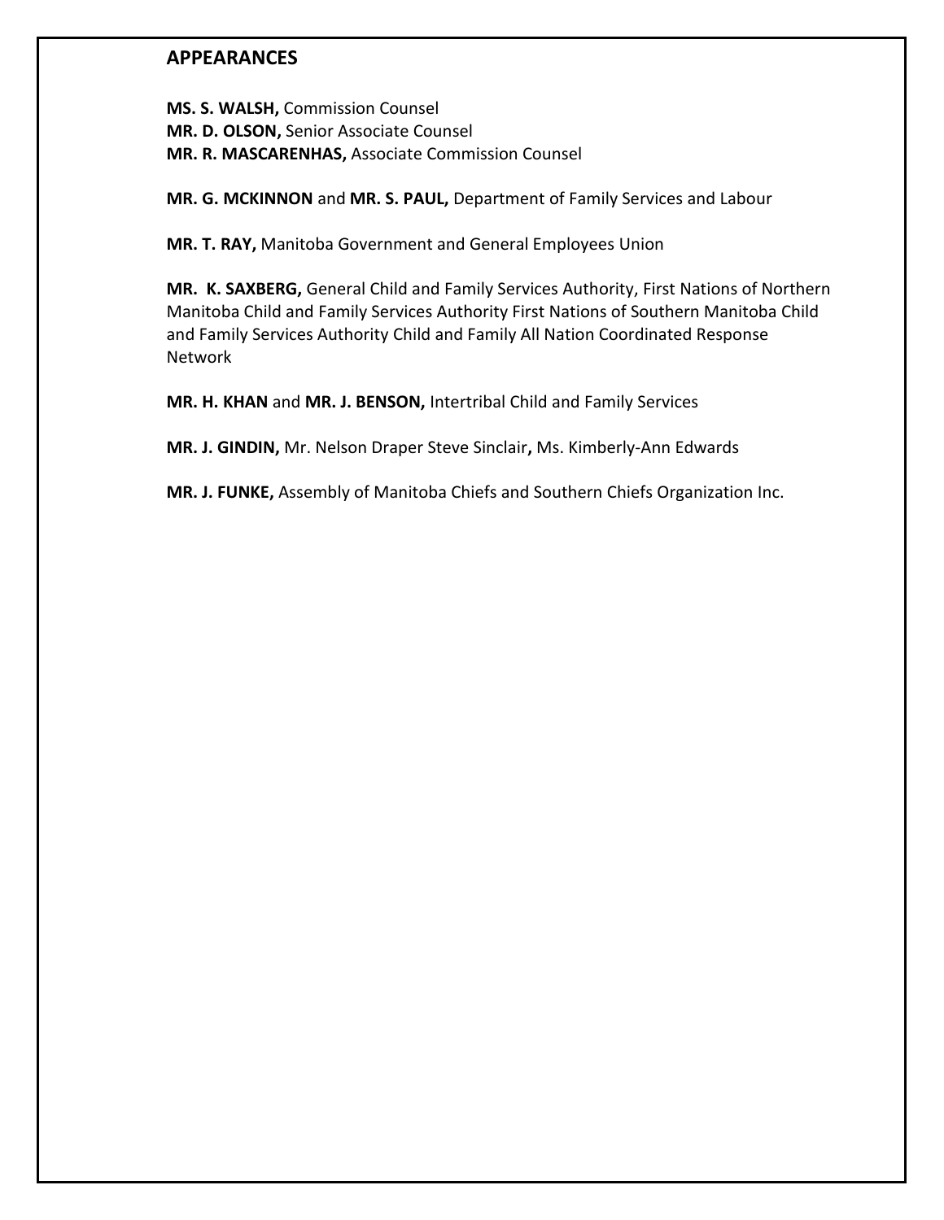## APPEARANCES

**MS. S. WALSH,** Commission Counsel
**MR. D. OLSON,** Senior Associate Counsel
**MR. R. MASCARENHAS,** Associate Commission Counsel

**MR. G. MCKINNON** and **MR. S. PAUL,** Department of Family Services and Labour

**MR. T. RAY,** Manitoba Government and General Employees Union

**MR. K. SAXBERG,** General Child and Family Services Authority, First Nations of Northern Manitoba Child and Family Services Authority First Nations of Southern Manitoba Child and Family Services Authority Child and Family All Nation Coordinated Response Network

**MR. H. KHAN** and **MR. J. BENSON,** Intertribal Child and Family Services

**MR. J. GINDIN,** Mr. Nelson Draper Steve Sinclair**,** Ms. Kimberly-Ann Edwards

**MR. J. FUNKE,** Assembly of Manitoba Chiefs and Southern Chiefs Organization Inc.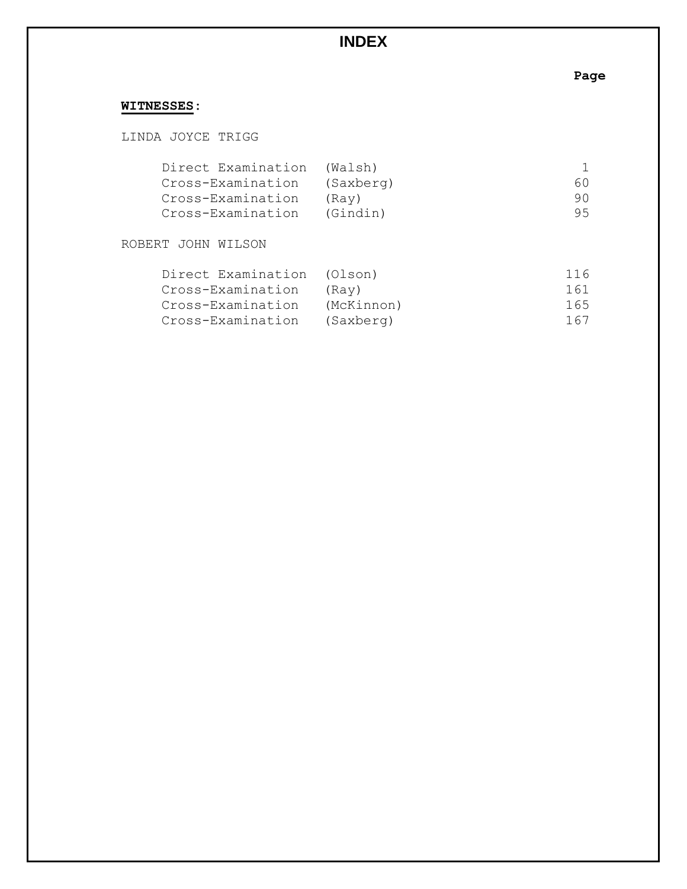# INDEX

**WITNESSES**:

LINDA JOYCE TRIGG

| | | Page |
|---|---|---|
| Direct Examination | (Walsh) | 1 |
| Cross-Examination | (Saxberg) | 60 |
| Cross-Examination | (Ray) | 90 |
| Cross-Examination | (Gindin) | 95 |

ROBERT JOHN WILSON

| | | Page |
|---|---|---|
| Direct Examination | (Olson) | 116 |
| Cross-Examination | (Ray) | 161 |
| Cross-Examination | (McKinnon) | 165 |
| Cross-Examination | (Saxberg) | 167 |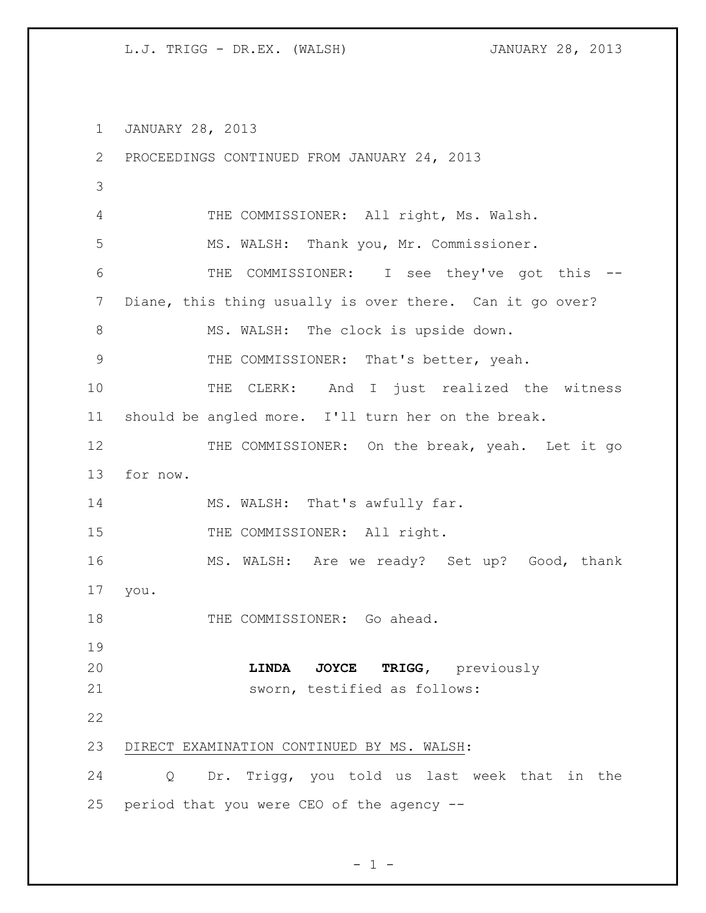JANUARY 28, 2013

PROCEEDINGS CONTINUED FROM JANUARY 24, 2013

THE COMMISSIONER: All right, Ms. Walsh.

MS. WALSH: Thank you, Mr. Commissioner.

THE COMMISSIONER: I see they've got this -- Diane, this thing usually is over there. Can it go over?

MS. WALSH: The clock is upside down.

THE COMMISSIONER: That's better, yeah.

THE CLERK: And I just realized the witness should be angled more. I'll turn her on the break.

THE COMMISSIONER: On the break, yeah. Let it go for now.

MS. WALSH: That's awfully far.

THE COMMISSIONER: All right.

MS. WALSH: Are we ready? Set up? Good, thank you.

THE COMMISSIONER: Go ahead.

**LINDA JOYCE TRIGG**, previously sworn, testified as follows:

DIRECT EXAMINATION CONTINUED BY MS. WALSH:

Q Dr. Trigg, you told us last week that in the period that you were CEO of the agency --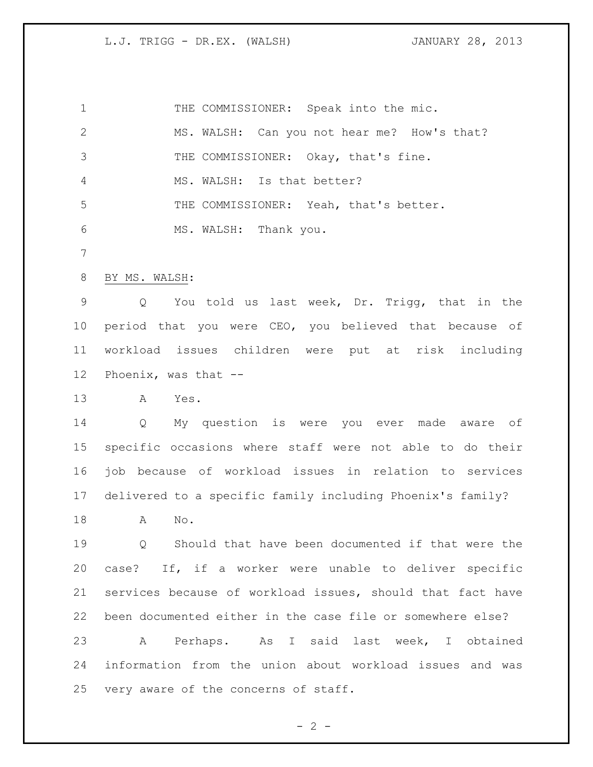THE COMMISSIONER: Speak into the mic.

MS. WALSH: Can you not hear me? How's that?

THE COMMISSIONER: Okay, that's fine.

MS. WALSH: Is that better?

THE COMMISSIONER: Yeah, that's better.

MS. WALSH: Thank you.

BY MS. WALSH:

Q You told us last week, Dr. Trigg, that in the period that you were CEO, you believed that because of workload issues children were put at risk including Phoenix, was that --

A Yes.

Q My question is were you ever made aware of specific occasions where staff were not able to do their job because of workload issues in relation to services delivered to a specific family including Phoenix's family?

A No.

Q Should that have been documented if that were the case? If, if a worker were unable to deliver specific services because of workload issues, should that fact have been documented either in the case file or somewhere else?

A Perhaps. As I said last week, I obtained information from the union about workload issues and was very aware of the concerns of staff.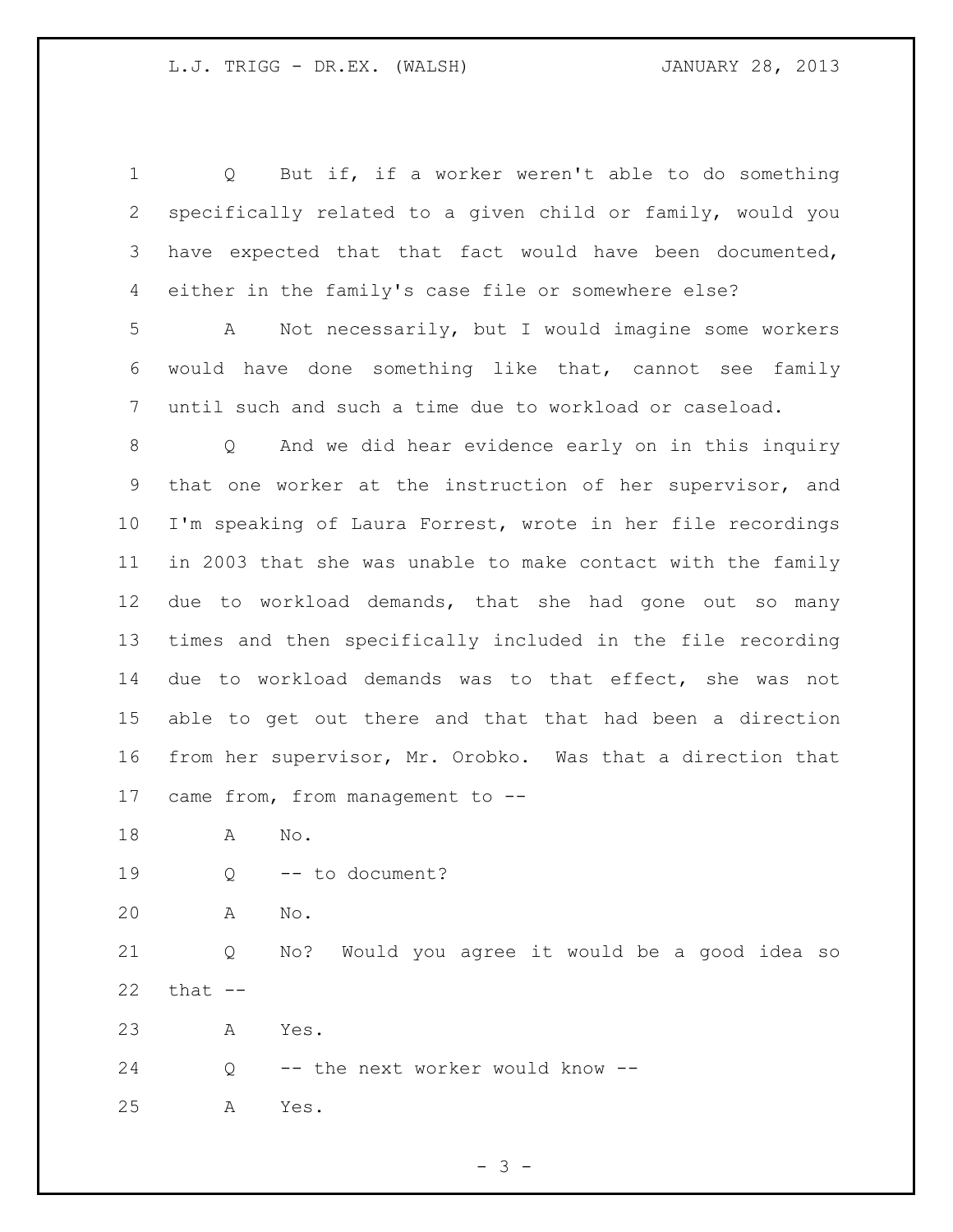Q But if, if a worker weren't able to do something specifically related to a given child or family, would you have expected that that fact would have been documented, either in the family's case file or somewhere else?

A Not necessarily, but I would imagine some workers would have done something like that, cannot see family until such and such a time due to workload or caseload.

Q And we did hear evidence early on in this inquiry that one worker at the instruction of her supervisor, and I'm speaking of Laura Forrest, wrote in her file recordings in 2003 that she was unable to make contact with the family due to workload demands, that she had gone out so many times and then specifically included in the file recording due to workload demands was to that effect, she was not able to get out there and that that had been a direction from her supervisor, Mr. Orobko. Was that a direction that came from, from management to --

A No.

Q -- to document?

A No.

Q No? Would you agree it would be a good idea so that --

A Yes.

Q -- the next worker would know --

A Yes.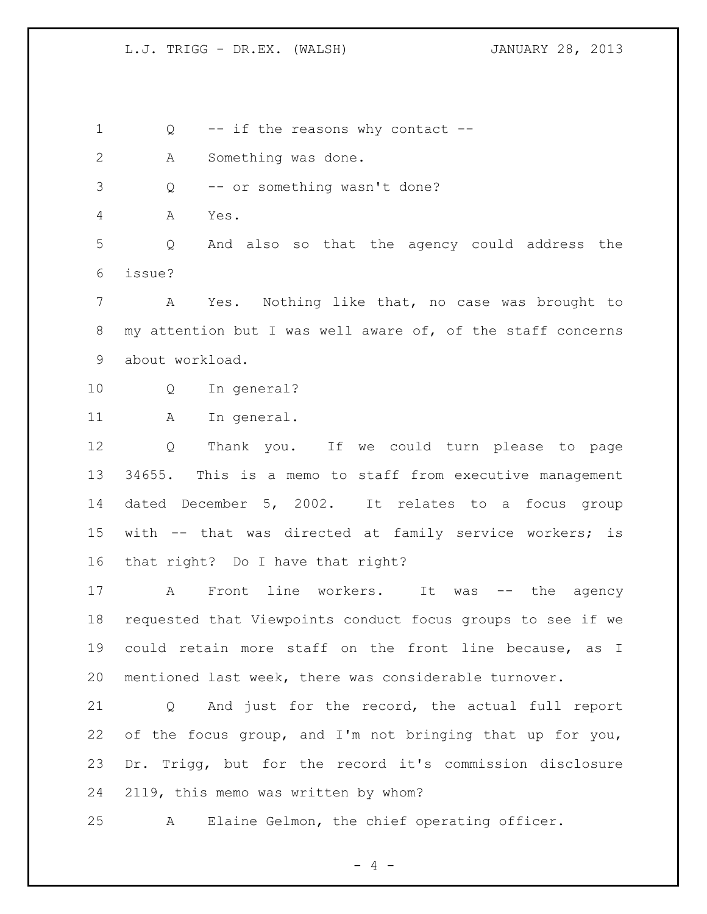Q -- if the reasons why contact --

A Something was done.

Q -- or something wasn't done?

A Yes.

Q And also so that the agency could address the issue?

A Yes. Nothing like that, no case was brought to my attention but I was well aware of, of the staff concerns about workload.

Q In general?

A In general.

Q Thank you. If we could turn please to page 34655. This is a memo to staff from executive management dated December 5, 2002. It relates to a focus group with -- that was directed at family service workers; is that right? Do I have that right?

A Front line workers. It was -- the agency requested that Viewpoints conduct focus groups to see if we could retain more staff on the front line because, as I mentioned last week, there was considerable turnover.

Q And just for the record, the actual full report of the focus group, and I'm not bringing that up for you, Dr. Trigg, but for the record it's commission disclosure 2119, this memo was written by whom?

A Elaine Gelmon, the chief operating officer.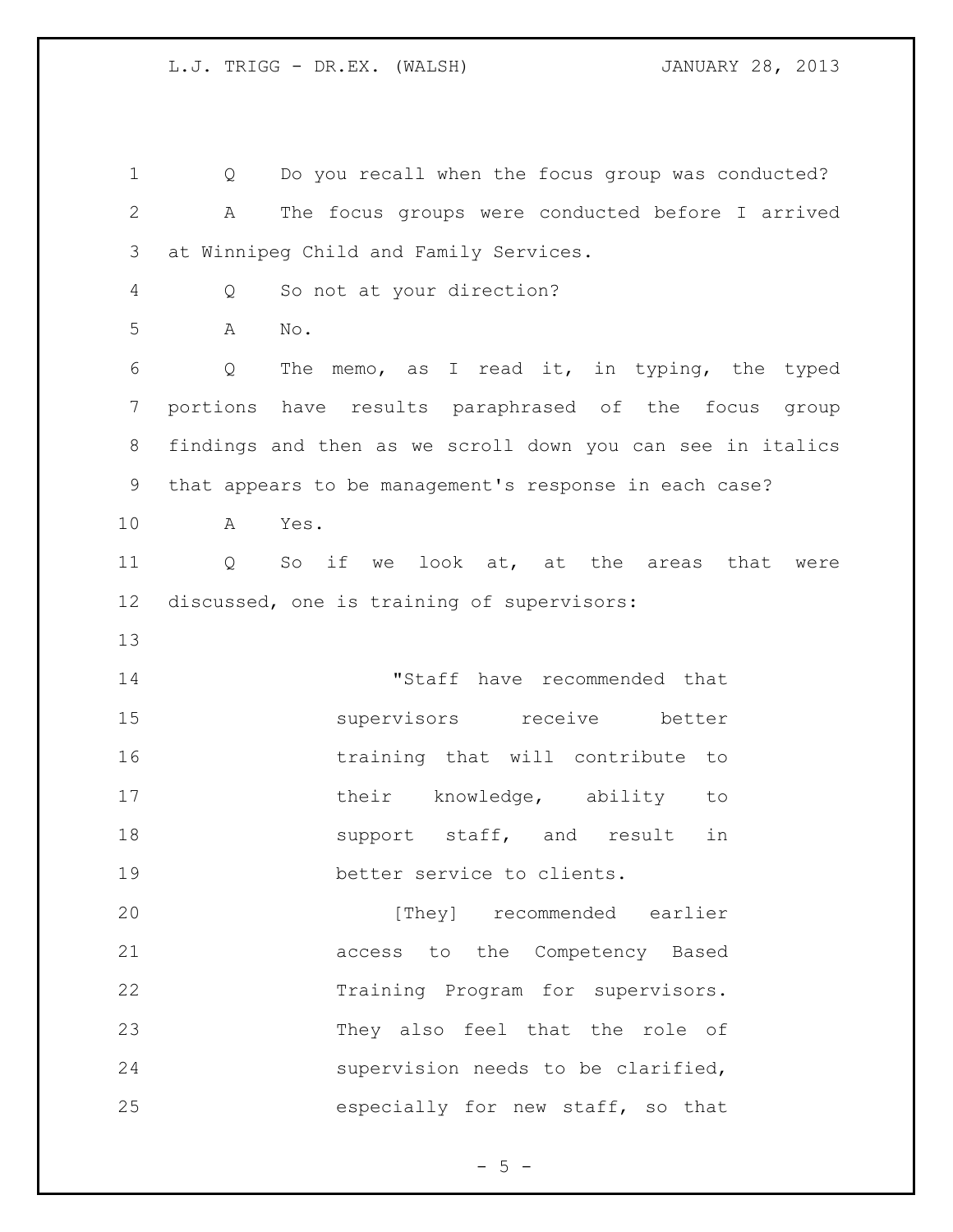Q Do you recall when the focus group was conducted?

A The focus groups were conducted before I arrived at Winnipeg Child and Family Services.

Q So not at your direction?

A No.

Q The memo, as I read it, in typing, the typed portions have results paraphrased of the focus group findings and then as we scroll down you can see in italics that appears to be management's response in each case?

A Yes.

Q So if we look at, at the areas that were discussed, one is training of supervisors:

> "Staff have recommended that supervisors receive better training that will contribute to their knowledge, ability to support staff, and result in better service to clients.
>
> [They] recommended earlier access to the Competency Based Training Program for supervisors. They also feel that the role of supervision needs to be clarified, especially for new staff, so that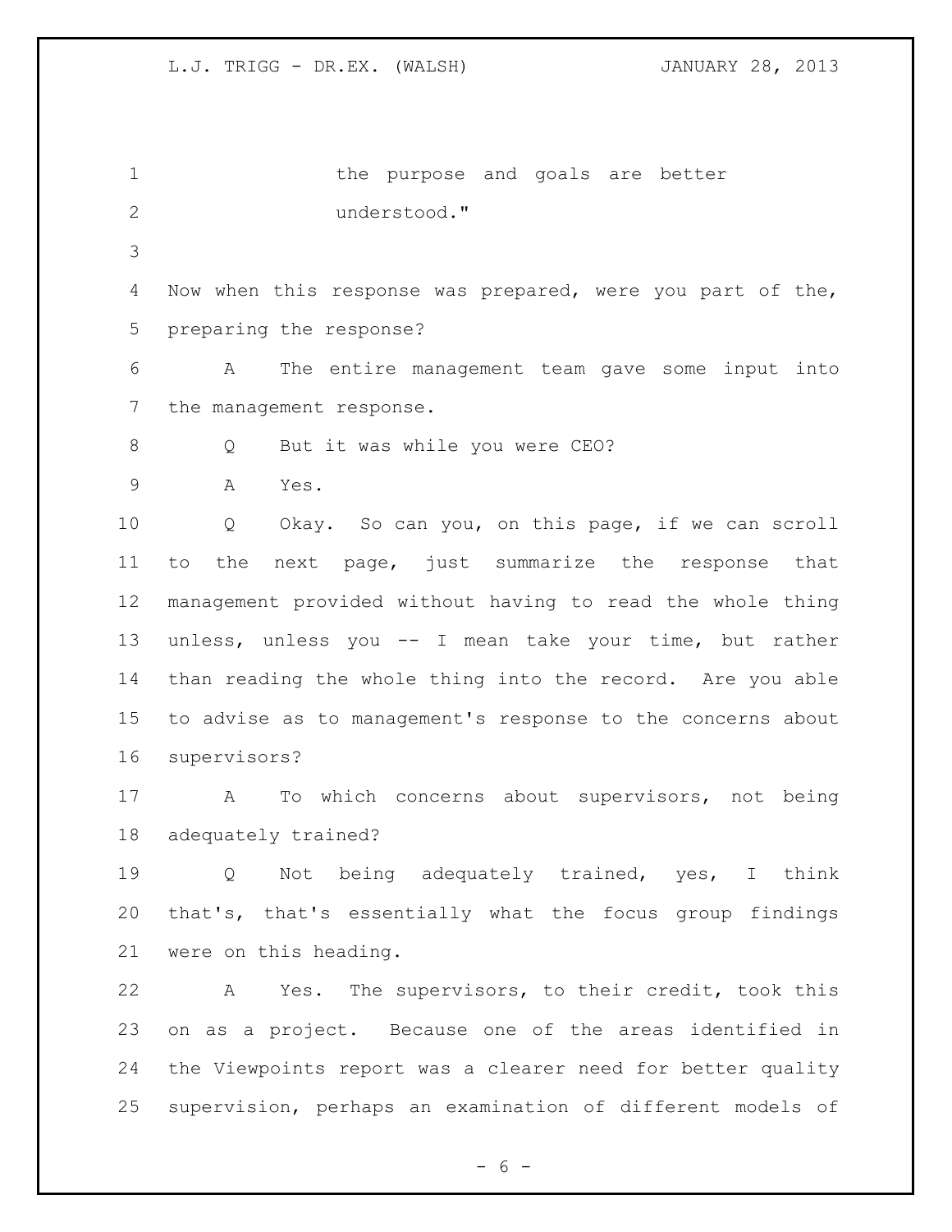the purpose and goals are better understood."

Now when this response was prepared, were you part of the, preparing the response?

A The entire management team gave some input into the management response.

Q But it was while you were CEO?

A Yes.

Q Okay. So can you, on this page, if we can scroll to the next page, just summarize the response that management provided without having to read the whole thing unless, unless you -- I mean take your time, but rather than reading the whole thing into the record. Are you able to advise as to management's response to the concerns about supervisors?

A To which concerns about supervisors, not being adequately trained?

Q Not being adequately trained, yes, I think that's, that's essentially what the focus group findings were on this heading.

A Yes. The supervisors, to their credit, took this on as a project. Because one of the areas identified in the Viewpoints report was a clearer need for better quality supervision, perhaps an examination of different models of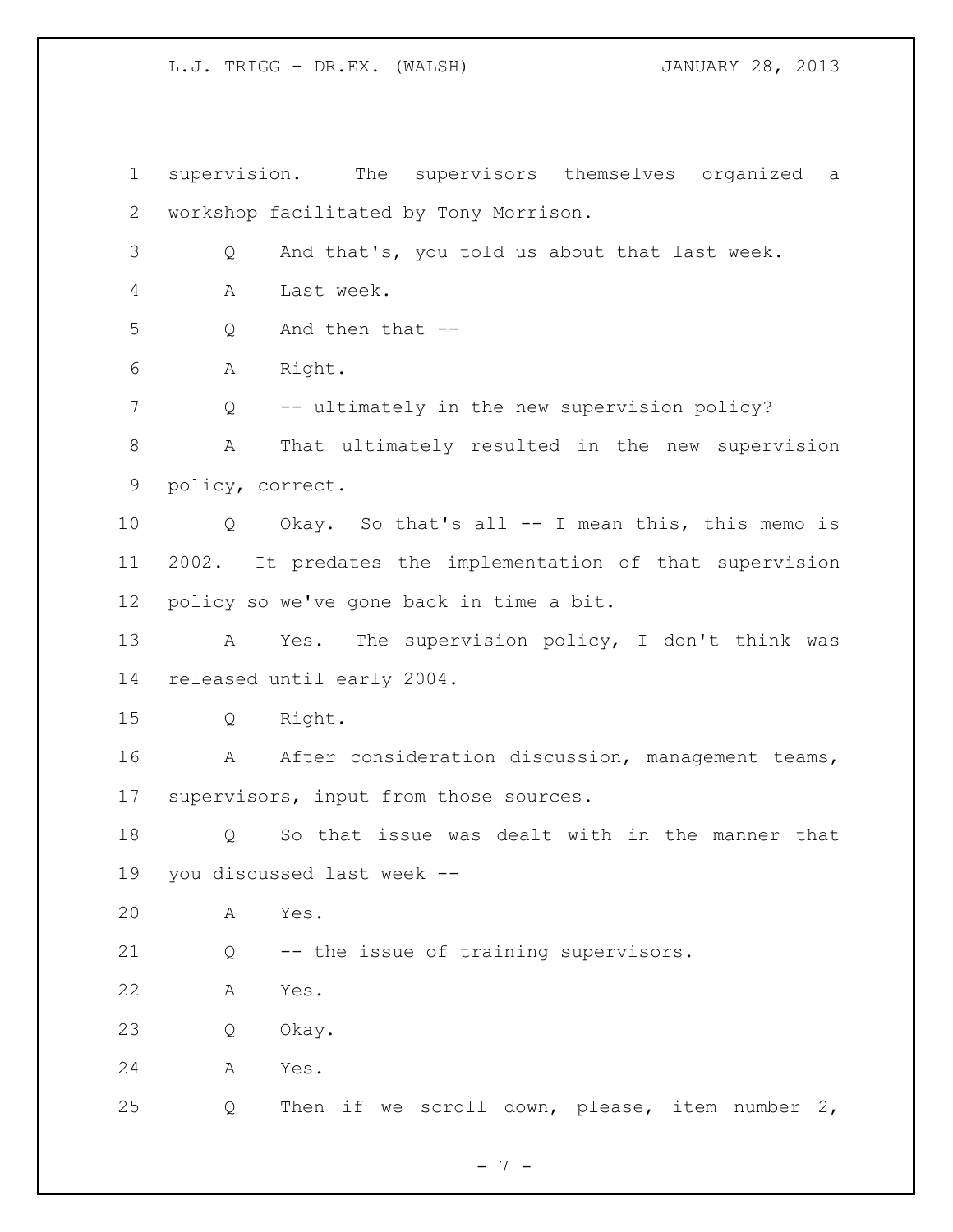supervision. The supervisors themselves organized a workshop facilitated by Tony Morrison.

Q And that's, you told us about that last week.

A Last week.

Q And then that --

A Right.

Q -- ultimately in the new supervision policy?

A That ultimately resulted in the new supervision policy, correct.

Q Okay. So that's all -- I mean this, this memo is 2002. It predates the implementation of that supervision policy so we've gone back in time a bit.

A Yes. The supervision policy, I don't think was released until early 2004.

Q Right.

A After consideration discussion, management teams, supervisors, input from those sources.

Q So that issue was dealt with in the manner that you discussed last week --

A Yes.

Q -- the issue of training supervisors.

A Yes.

Q Okay.

A Yes.

Q Then if we scroll down, please, item number 2,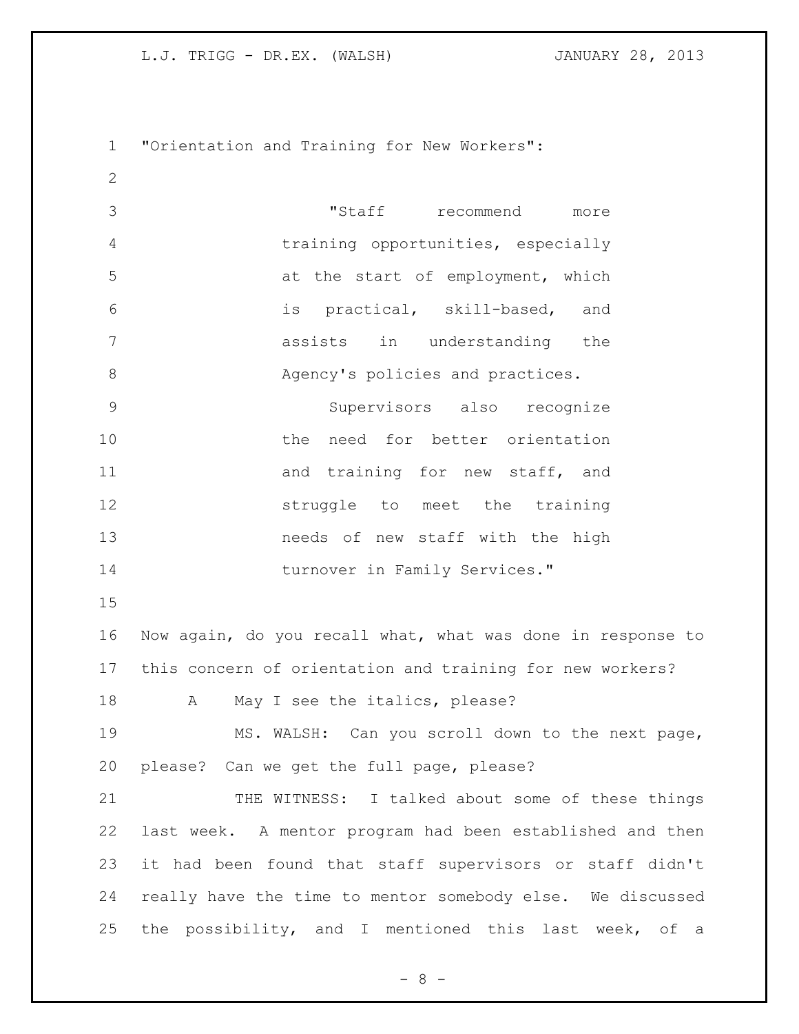"Orientation and Training for New Workers":

> "Staff recommend more training opportunities, especially at the start of employment, which is practical, skill-based, and assists in understanding the Agency's policies and practices.
>
> Supervisors also recognize the need for better orientation and training for new staff, and struggle to meet the training needs of new staff with the high turnover in Family Services."

Now again, do you recall what, what was done in response to this concern of orientation and training for new workers?

A May I see the italics, please?

MS. WALSH: Can you scroll down to the next page, please? Can we get the full page, please?

THE WITNESS: I talked about some of these things last week. A mentor program had been established and then it had been found that staff supervisors or staff didn't really have the time to mentor somebody else. We discussed the possibility, and I mentioned this last week, of a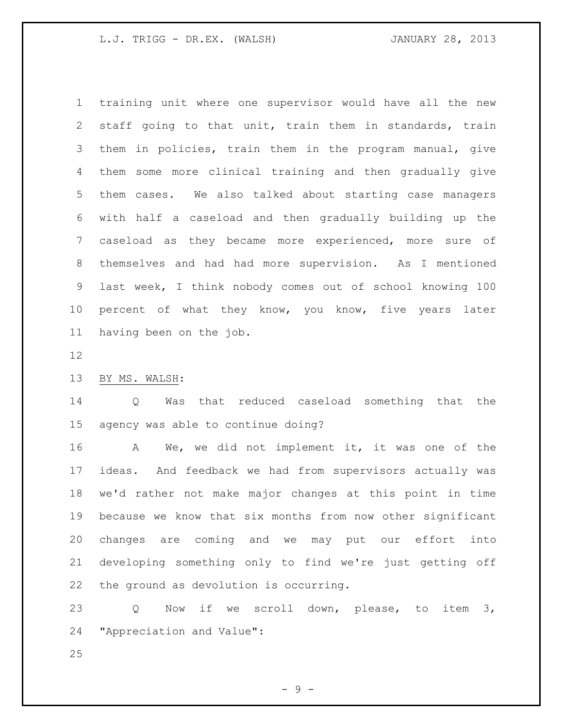training unit where one supervisor would have all the new staff going to that unit, train them in standards, train them in policies, train them in the program manual, give them some more clinical training and then gradually give them cases. We also talked about starting case managers with half a caseload and then gradually building up the caseload as they became more experienced, more sure of themselves and had had more supervision. As I mentioned last week, I think nobody comes out of school knowing 100 percent of what they know, you know, five years later having been on the job.

BY MS. WALSH:

Q Was that reduced caseload something that the agency was able to continue doing?

A We, we did not implement it, it was one of the ideas. And feedback we had from supervisors actually was we'd rather not make major changes at this point in time because we know that six months from now other significant changes are coming and we may put our effort into developing something only to find we're just getting off the ground as devolution is occurring.

Q Now if we scroll down, please, to item 3, "Appreciation and Value":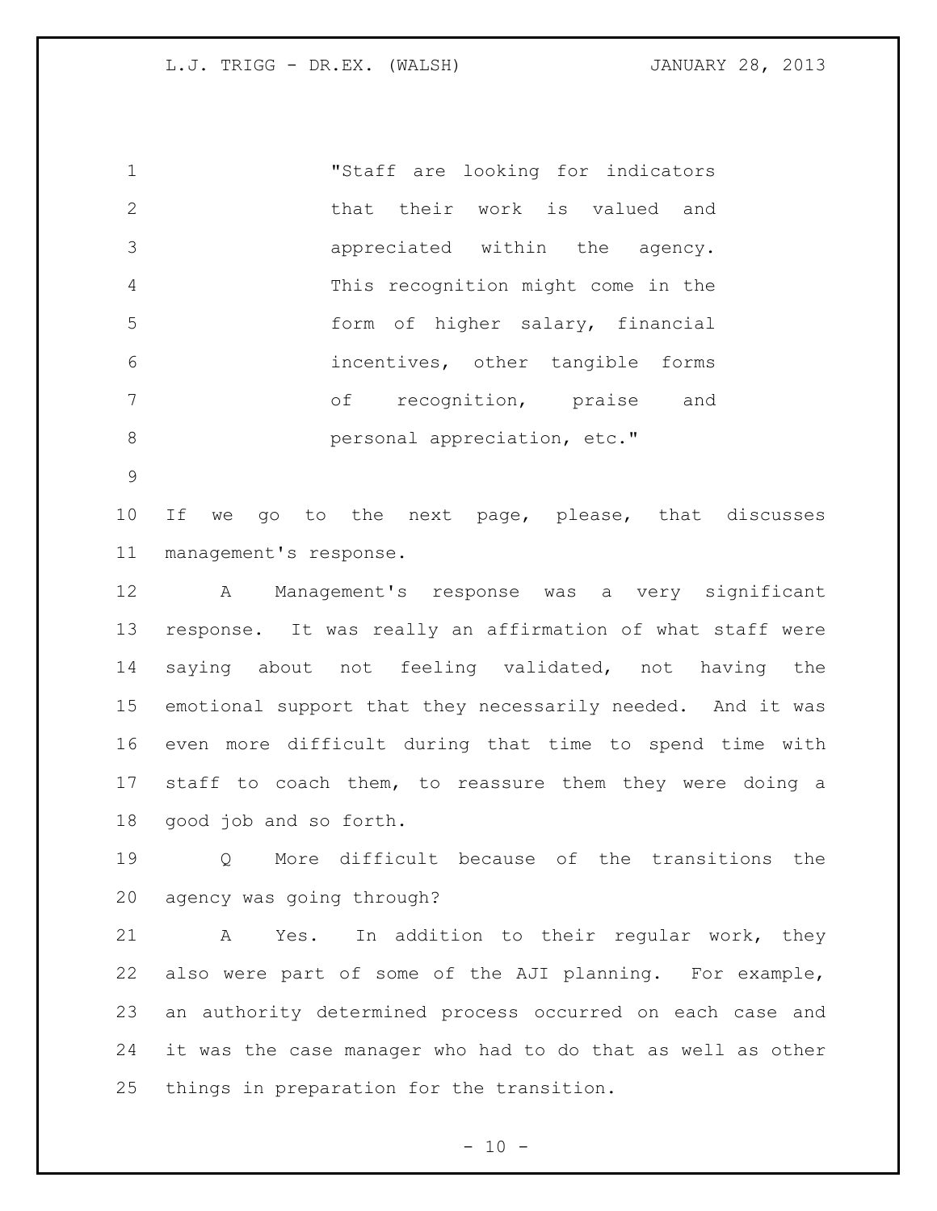> "Staff are looking for indicators that their work is valued and appreciated within the agency. This recognition might come in the form of higher salary, financial incentives, other tangible forms of recognition, praise and personal appreciation, etc."

If we go to the next page, please, that discusses management's response.

A Management's response was a very significant response. It was really an affirmation of what staff were saying about not feeling validated, not having the emotional support that they necessarily needed. And it was even more difficult during that time to spend time with staff to coach them, to reassure them they were doing a good job and so forth.

Q More difficult because of the transitions the agency was going through?

A Yes. In addition to their regular work, they also were part of some of the AJI planning. For example, an authority determined process occurred on each case and it was the case manager who had to do that as well as other things in preparation for the transition.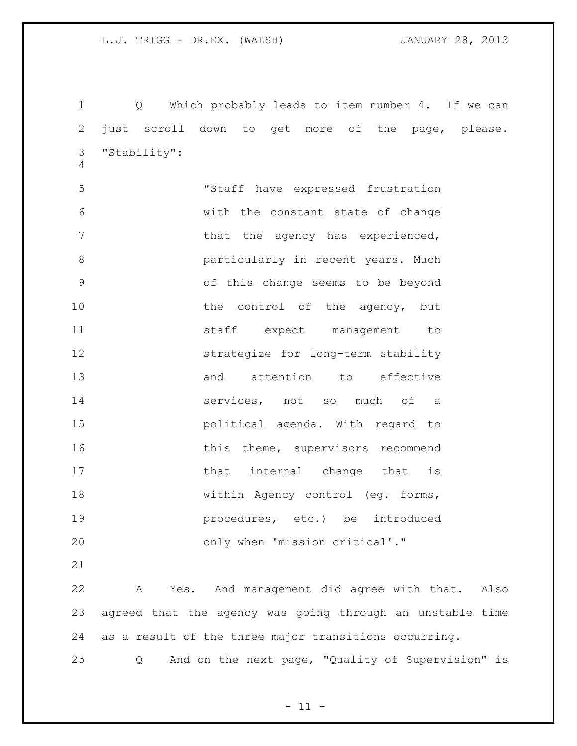Q Which probably leads to item number 4. If we can just scroll down to get more of the page, please. "Stability":

> "Staff have expressed frustration with the constant state of change that the agency has experienced, particularly in recent years. Much of this change seems to be beyond the control of the agency, but staff expect management to strategize for long-term stability and attention to effective services, not so much of a political agenda. With regard to this theme, supervisors recommend that internal change that is within Agency control (eg. forms, procedures, etc.) be introduced only when 'mission critical'."

A Yes. And management did agree with that. Also agreed that the agency was going through an unstable time as a result of the three major transitions occurring.

Q And on the next page, "Quality of Supervision" is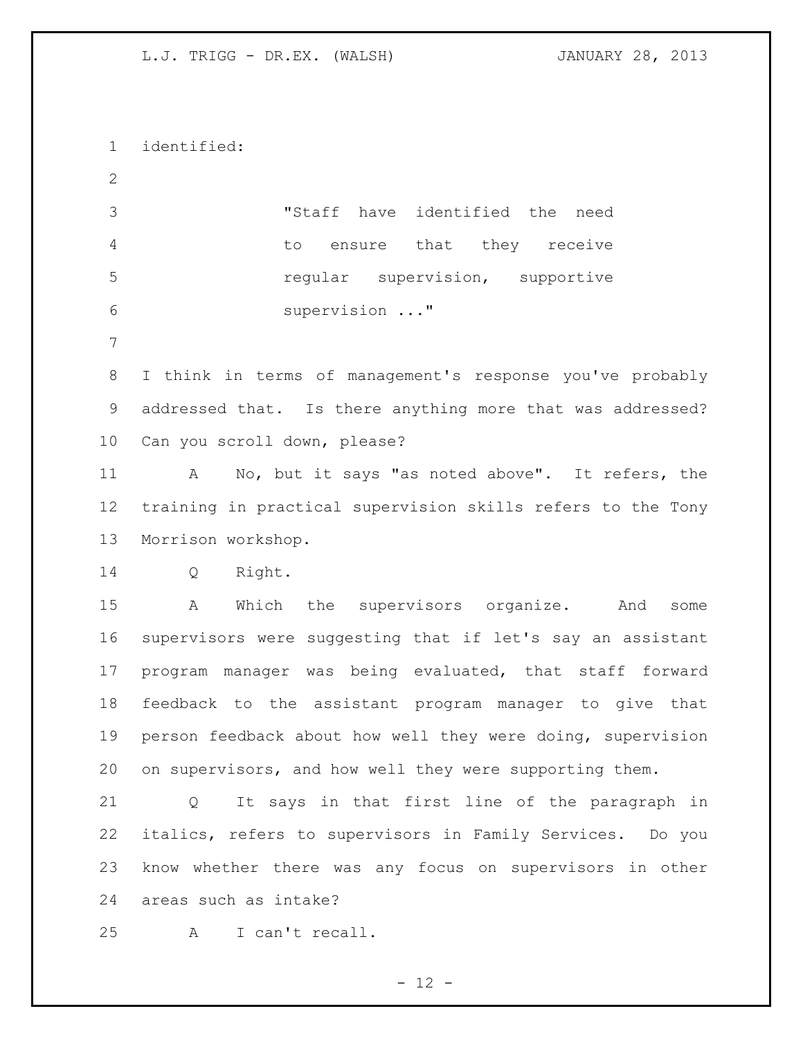identified:

> "Staff have identified the need to ensure that they receive regular supervision, supportive supervision ..."

I think in terms of management's response you've probably addressed that. Is there anything more that was addressed? Can you scroll down, please?

A No, but it says "as noted above". It refers, the training in practical supervision skills refers to the Tony Morrison workshop.

Q Right.

A Which the supervisors organize. And some supervisors were suggesting that if let's say an assistant program manager was being evaluated, that staff forward feedback to the assistant program manager to give that person feedback about how well they were doing, supervision on supervisors, and how well they were supporting them.

Q It says in that first line of the paragraph in italics, refers to supervisors in Family Services. Do you know whether there was any focus on supervisors in other areas such as intake?

A I can't recall.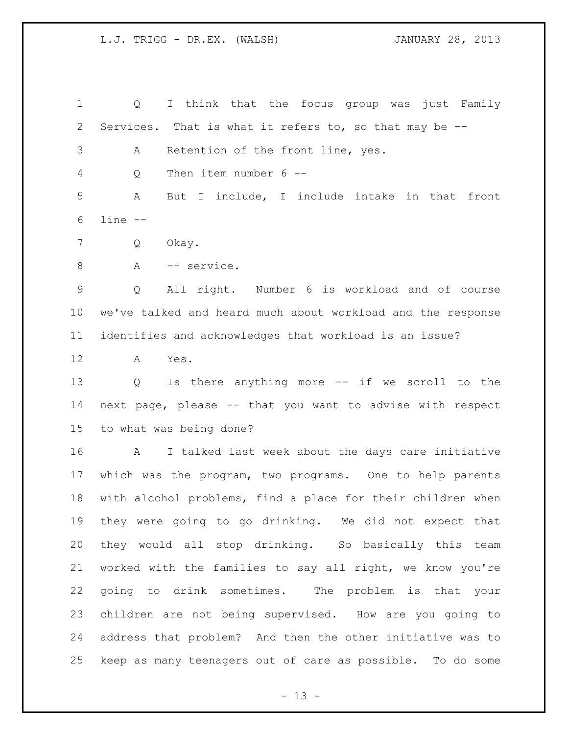Q I think that the focus group was just Family Services. That is what it refers to, so that may be --

A Retention of the front line, yes.

Q Then item number 6 --

A But I include, I include intake in that front line --

Q Okay.

A -- service.

Q All right. Number 6 is workload and of course we've talked and heard much about workload and the response identifies and acknowledges that workload is an issue?

A Yes.

Q Is there anything more -- if we scroll to the next page, please -- that you want to advise with respect to what was being done?

A I talked last week about the days care initiative which was the program, two programs. One to help parents with alcohol problems, find a place for their children when they were going to go drinking. We did not expect that they would all stop drinking. So basically this team worked with the families to say all right, we know you're going to drink sometimes. The problem is that your children are not being supervised. How are you going to address that problem? And then the other initiative was to keep as many teenagers out of care as possible. To do some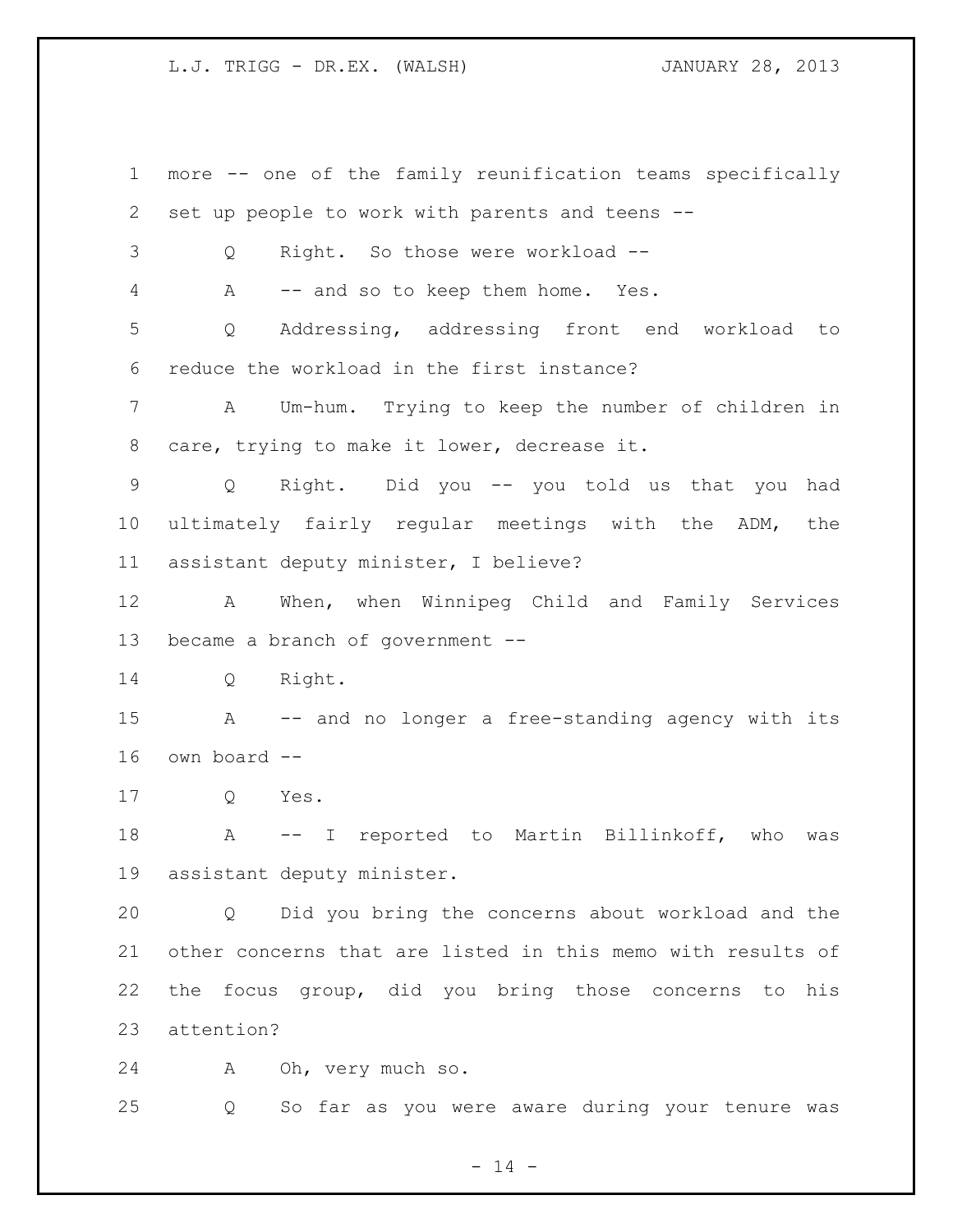more -- one of the family reunification teams specifically set up people to work with parents and teens --

Q Right. So those were workload --

A -- and so to keep them home. Yes.

Q Addressing, addressing front end workload to reduce the workload in the first instance?

A Um-hum. Trying to keep the number of children in care, trying to make it lower, decrease it.

Q Right. Did you -- you told us that you had ultimately fairly regular meetings with the ADM, the assistant deputy minister, I believe?

A When, when Winnipeg Child and Family Services became a branch of government --

Q Right.

A -- and no longer a free-standing agency with its own board --

Q Yes.

A -- I reported to Martin Billinkoff, who was assistant deputy minister.

Q Did you bring the concerns about workload and the other concerns that are listed in this memo with results of the focus group, did you bring those concerns to his attention?

A Oh, very much so.

Q So far as you were aware during your tenure was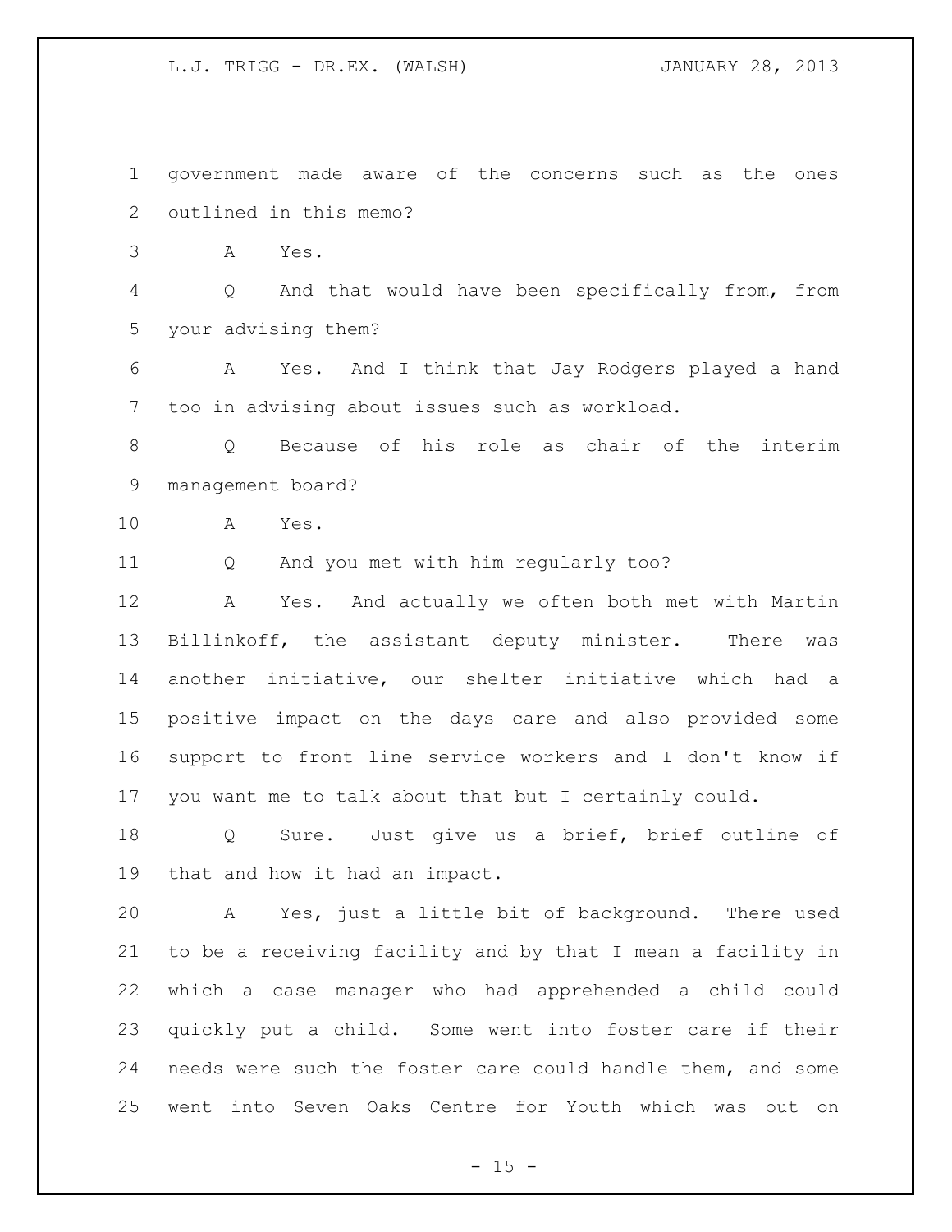government made aware of the concerns such as the ones outlined in this memo?

A Yes.

Q And that would have been specifically from, from your advising them?

A Yes. And I think that Jay Rodgers played a hand too in advising about issues such as workload.

Q Because of his role as chair of the interim management board?

A Yes.

Q And you met with him regularly too?

A Yes. And actually we often both met with Martin Billinkoff, the assistant deputy minister. There was another initiative, our shelter initiative which had a positive impact on the days care and also provided some support to front line service workers and I don't know if you want me to talk about that but I certainly could.

Q Sure. Just give us a brief, brief outline of that and how it had an impact.

A Yes, just a little bit of background. There used to be a receiving facility and by that I mean a facility in which a case manager who had apprehended a child could quickly put a child. Some went into foster care if their needs were such the foster care could handle them, and some went into Seven Oaks Centre for Youth which was out on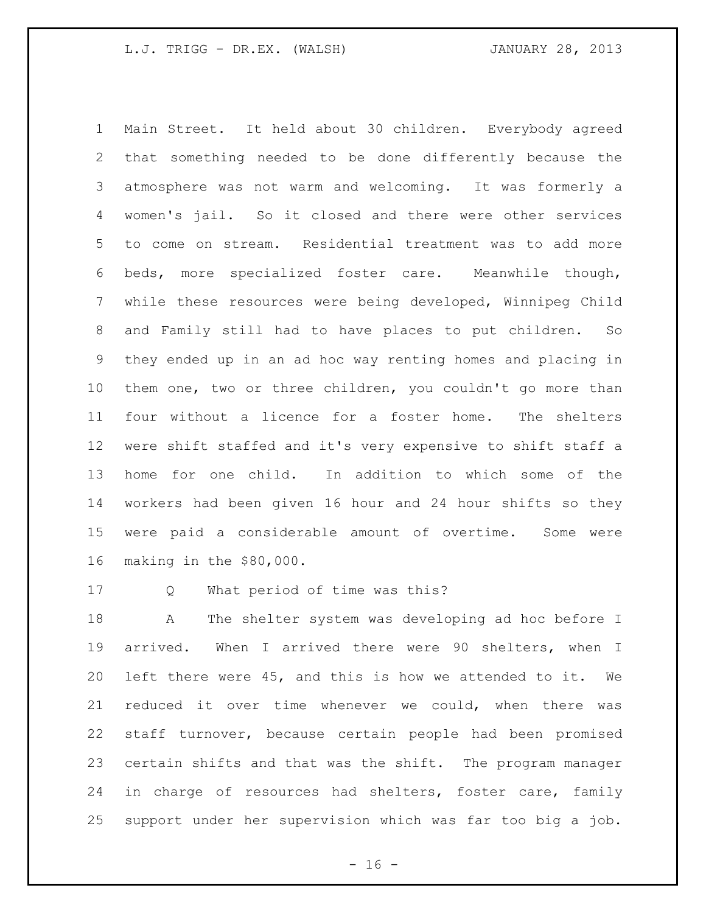Main Street. It held about 30 children. Everybody agreed that something needed to be done differently because the atmosphere was not warm and welcoming. It was formerly a women's jail. So it closed and there were other services to come on stream. Residential treatment was to add more beds, more specialized foster care. Meanwhile though, while these resources were being developed, Winnipeg Child and Family still had to have places to put children. So they ended up in an ad hoc way renting homes and placing in them one, two or three children, you couldn't go more than four without a licence for a foster home. The shelters were shift staffed and it's very expensive to shift staff a home for one child. In addition to which some of the workers had been given 16 hour and 24 hour shifts so they were paid a considerable amount of overtime. Some were making in the $80,000.

Q What period of time was this?

A The shelter system was developing ad hoc before I arrived. When I arrived there were 90 shelters, when I left there were 45, and this is how we attended to it. We reduced it over time whenever we could, when there was staff turnover, because certain people had been promised certain shifts and that was the shift. The program manager in charge of resources had shelters, foster care, family support under her supervision which was far too big a job.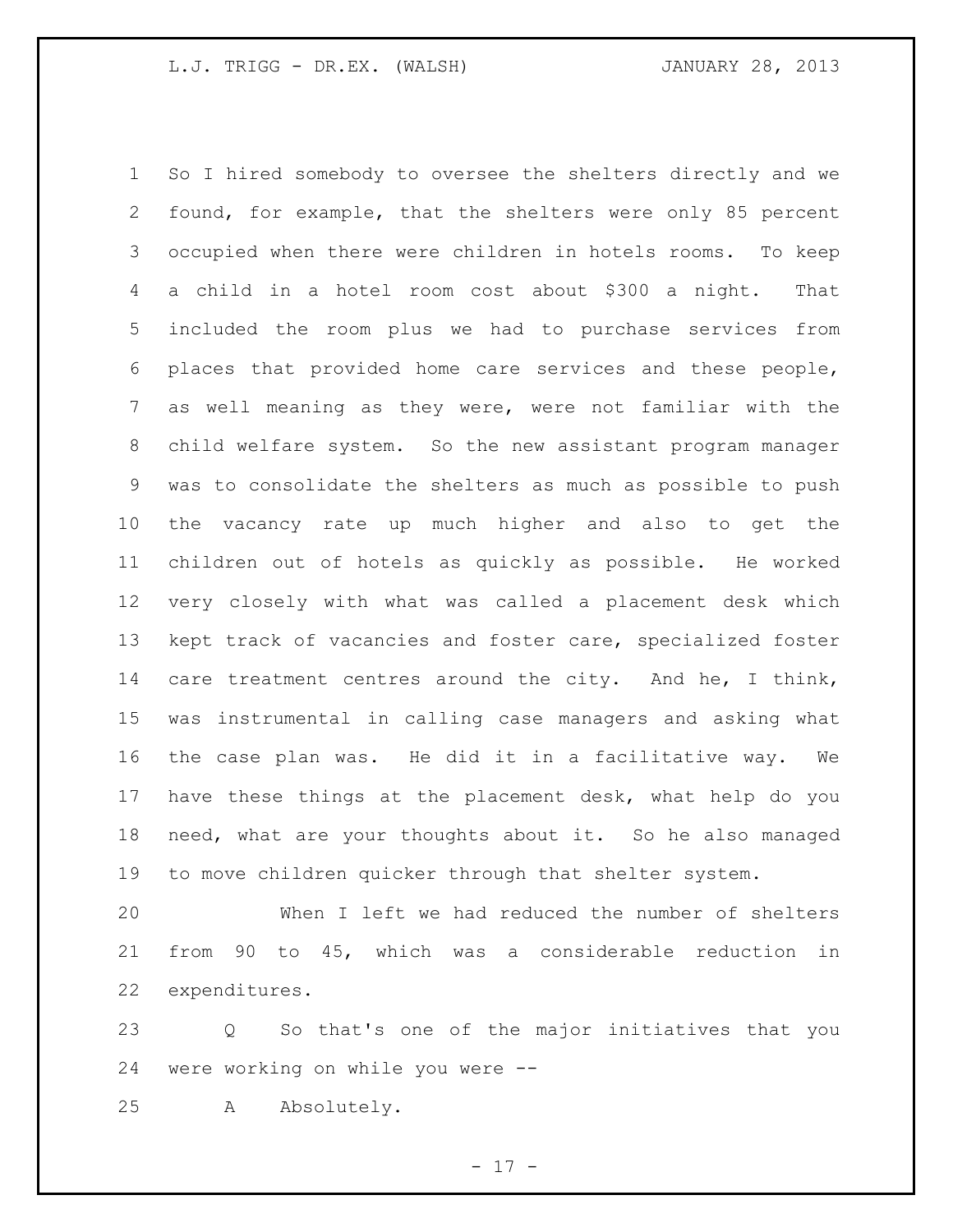So I hired somebody to oversee the shelters directly and we found, for example, that the shelters were only 85 percent occupied when there were children in hotels rooms. To keep a child in a hotel room cost about $300 a night. That included the room plus we had to purchase services from places that provided home care services and these people, as well meaning as they were, were not familiar with the child welfare system. So the new assistant program manager was to consolidate the shelters as much as possible to push the vacancy rate up much higher and also to get the children out of hotels as quickly as possible. He worked very closely with what was called a placement desk which kept track of vacancies and foster care, specialized foster care treatment centres around the city. And he, I think, was instrumental in calling case managers and asking what the case plan was. He did it in a facilitative way. We have these things at the placement desk, what help do you need, what are your thoughts about it. So he also managed to move children quicker through that shelter system.

When I left we had reduced the number of shelters from 90 to 45, which was a considerable reduction in expenditures.

Q So that's one of the major initiatives that you were working on while you were --

A Absolutely.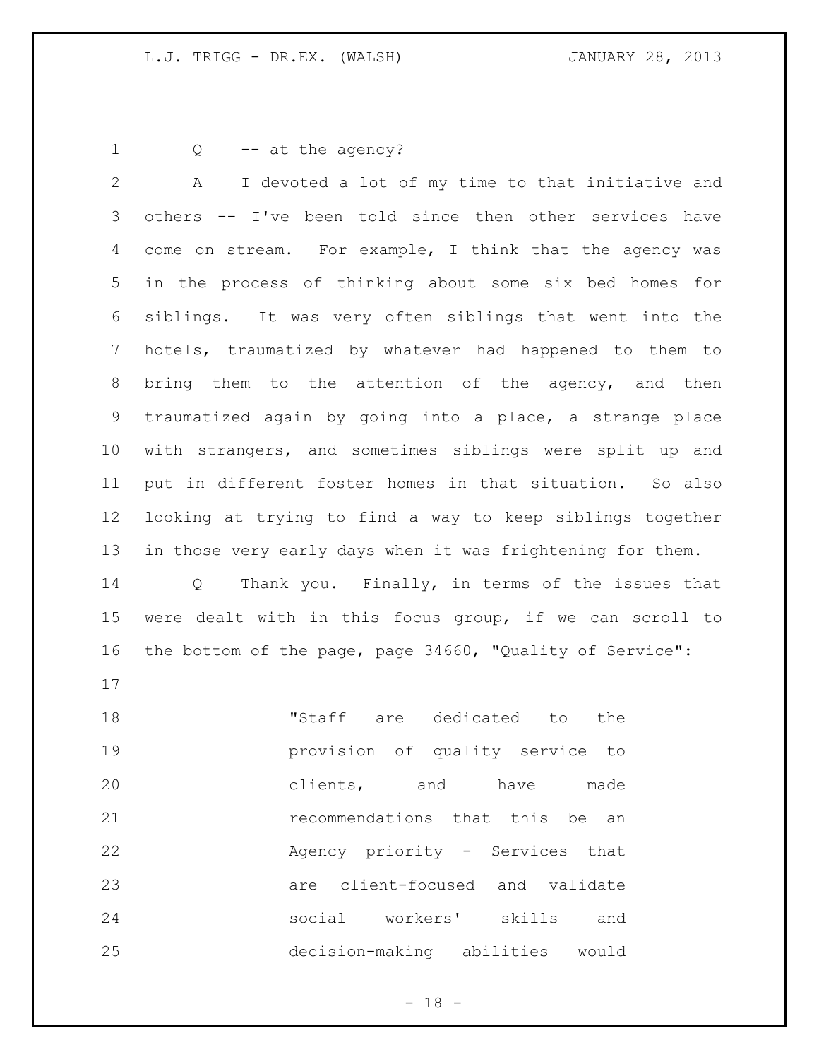Q -- at the agency?

A I devoted a lot of my time to that initiative and others -- I've been told since then other services have come on stream. For example, I think that the agency was in the process of thinking about some six bed homes for siblings. It was very often siblings that went into the hotels, traumatized by whatever had happened to them to bring them to the attention of the agency, and then traumatized again by going into a place, a strange place with strangers, and sometimes siblings were split up and put in different foster homes in that situation. So also looking at trying to find a way to keep siblings together in those very early days when it was frightening for them.

Q Thank you. Finally, in terms of the issues that were dealt with in this focus group, if we can scroll to the bottom of the page, page 34660, "Quality of Service":

> "Staff are dedicated to the provision of quality service to clients, and have made recommendations that this be an Agency priority - Services that are client-focused and validate social workers' skills and decision-making abilities would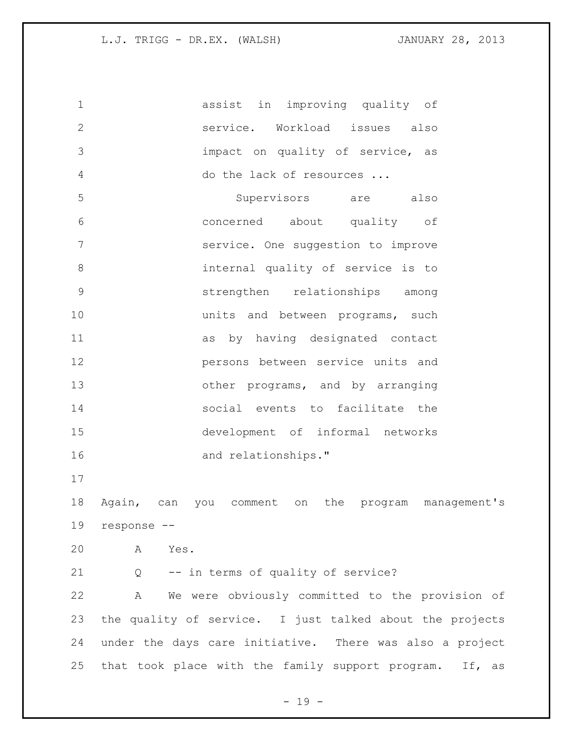> assist in improving quality of service. Workload issues also impact on quality of service, as do the lack of resources ...
>
> Supervisors are also concerned about quality of service. One suggestion to improve internal quality of service is to strengthen relationships among units and between programs, such as by having designated contact persons between service units and other programs, and by arranging social events to facilitate the development of informal networks and relationships."

Again, can you comment on the program management's response --

A Yes.

Q -- in terms of quality of service?

A We were obviously committed to the provision of the quality of service. I just talked about the projects under the days care initiative. There was also a project that took place with the family support program. If, as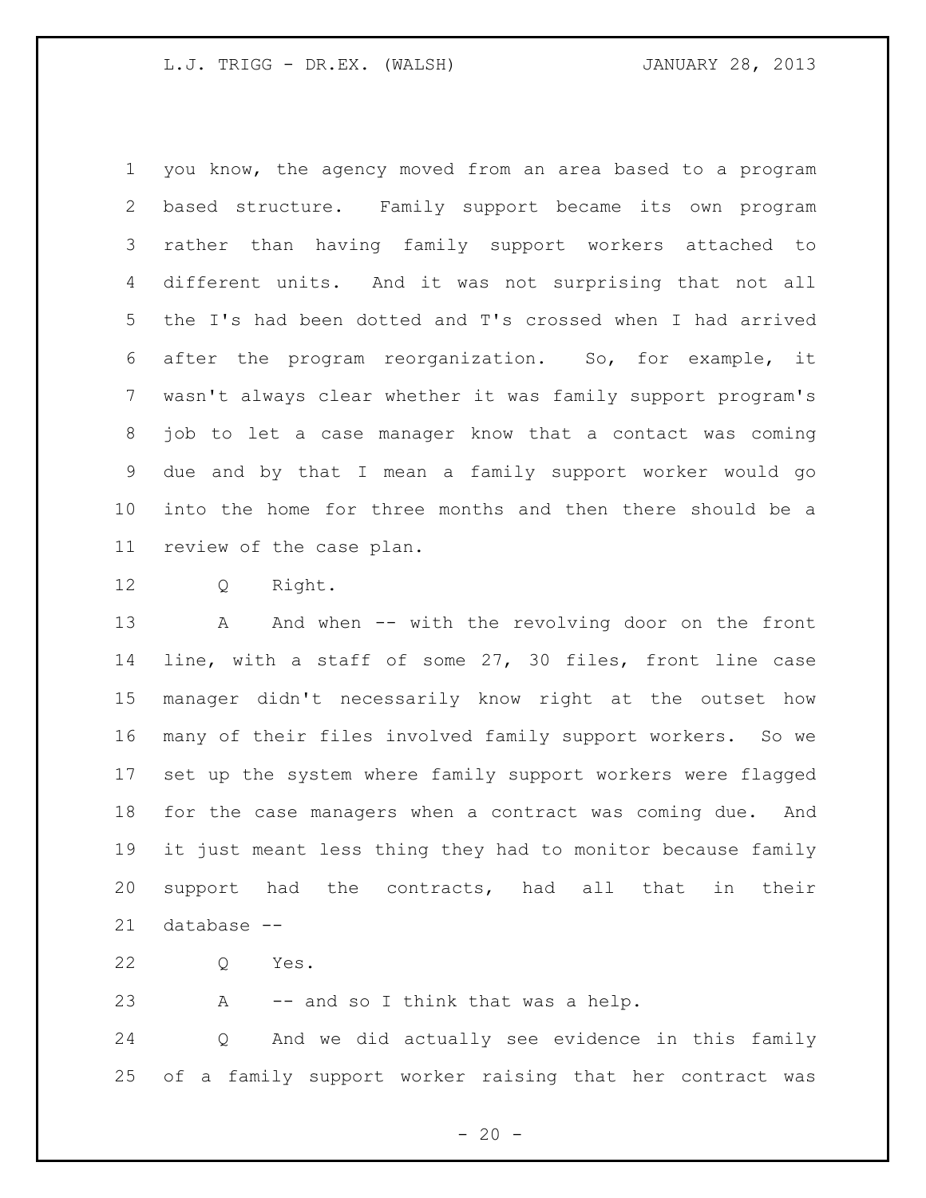you know, the agency moved from an area based to a program based structure. Family support became its own program rather than having family support workers attached to different units. And it was not surprising that not all the I's had been dotted and T's crossed when I had arrived after the program reorganization. So, for example, it wasn't always clear whether it was family support program's job to let a case manager know that a contact was coming due and by that I mean a family support worker would go into the home for three months and then there should be a review of the case plan.

Q Right.

A And when -- with the revolving door on the front line, with a staff of some 27, 30 files, front line case manager didn't necessarily know right at the outset how many of their files involved family support workers. So we set up the system where family support workers were flagged for the case managers when a contract was coming due. And it just meant less thing they had to monitor because family support had the contracts, had all that in their database --

Q Yes.

A -- and so I think that was a help.

Q And we did actually see evidence in this family of a family support worker raising that her contract was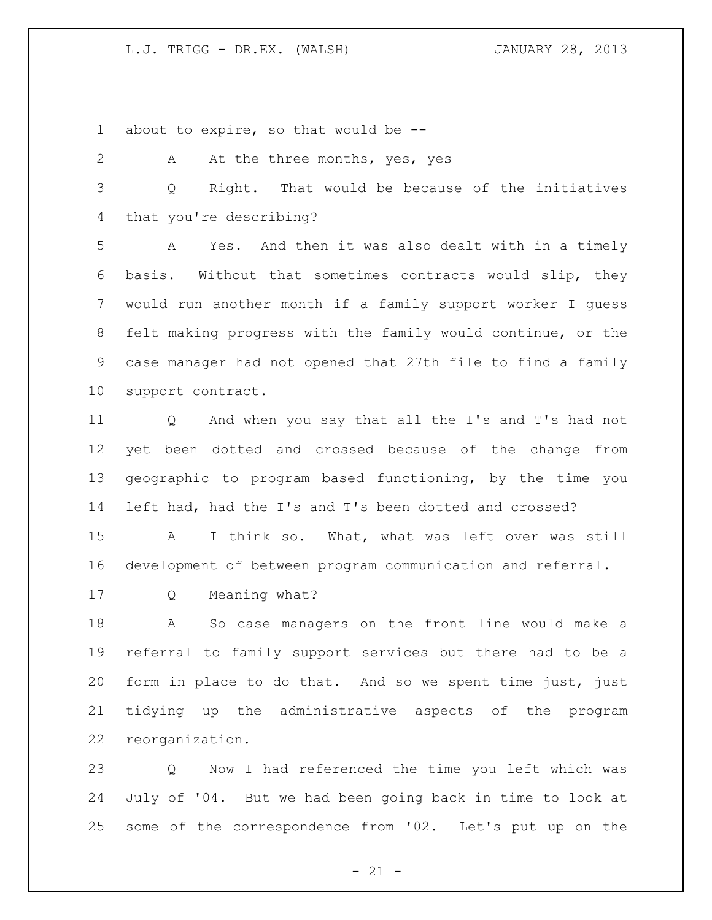about to expire, so that would be --

A At the three months, yes, yes

Q Right. That would be because of the initiatives that you're describing?

A Yes. And then it was also dealt with in a timely basis. Without that sometimes contracts would slip, they would run another month if a family support worker I guess felt making progress with the family would continue, or the case manager had not opened that 27th file to find a family support contract.

Q And when you say that all the I's and T's had not yet been dotted and crossed because of the change from geographic to program based functioning, by the time you left had, had the I's and T's been dotted and crossed?

A I think so. What, what was left over was still development of between program communication and referral.

Q Meaning what?

A So case managers on the front line would make a referral to family support services but there had to be a form in place to do that. And so we spent time just, just tidying up the administrative aspects of the program reorganization.

Q Now I had referenced the time you left which was July of '04. But we had been going back in time to look at some of the correspondence from '02. Let's put up on the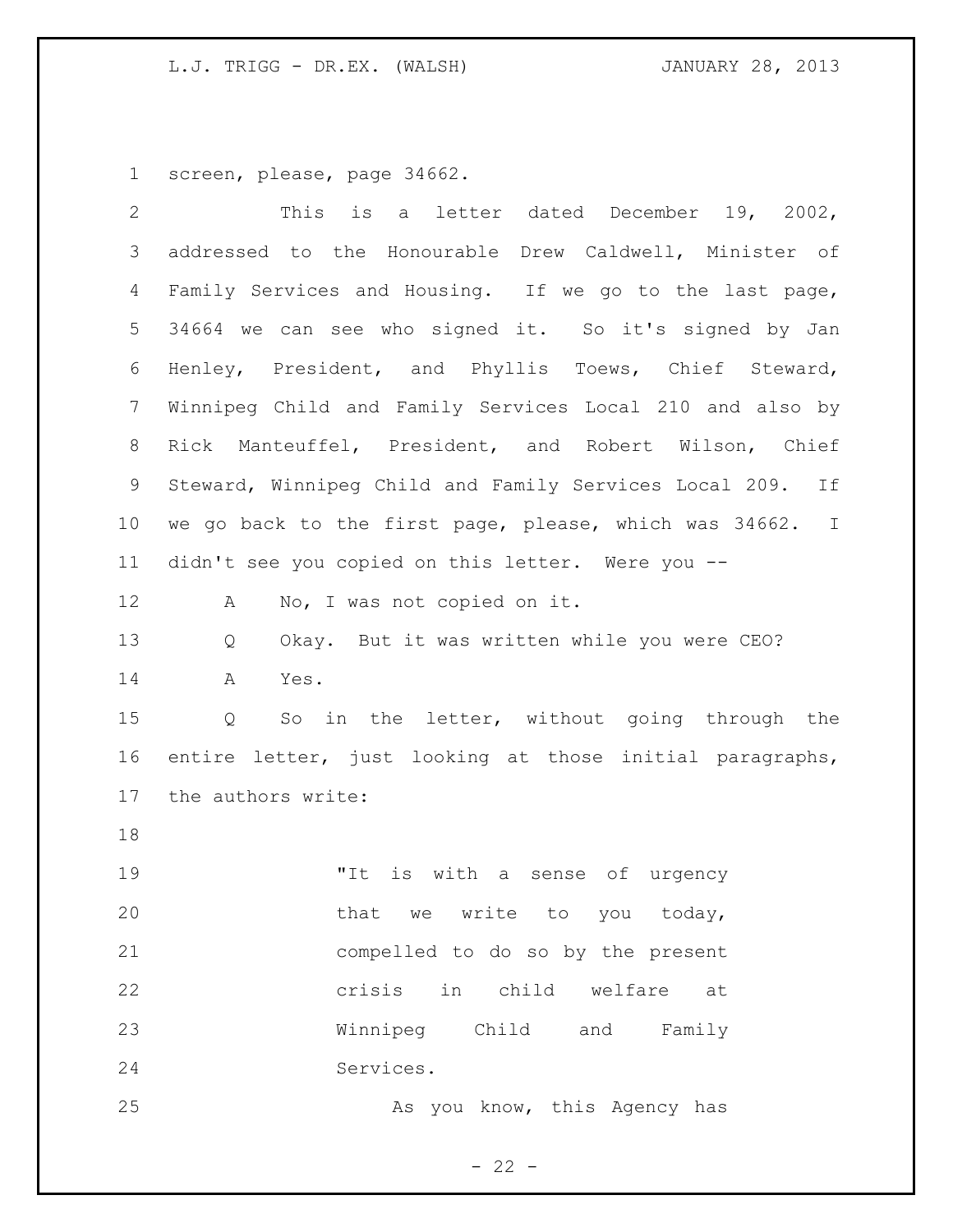screen, please, page 34662.

This is a letter dated December 19, 2002, addressed to the Honourable Drew Caldwell, Minister of Family Services and Housing. If we go to the last page, 34664 we can see who signed it. So it's signed by Jan Henley, President, and Phyllis Toews, Chief Steward, Winnipeg Child and Family Services Local 210 and also by Rick Manteuffel, President, and Robert Wilson, Chief Steward, Winnipeg Child and Family Services Local 209. If we go back to the first page, please, which was 34662. I didn't see you copied on this letter. Were you --

A No, I was not copied on it.

Q Okay. But it was written while you were CEO?

A Yes.

Q So in the letter, without going through the entire letter, just looking at those initial paragraphs, the authors write:

> "It is with a sense of urgency that we write to you today, compelled to do so by the present crisis in child welfare at Winnipeg Child and Family Services.
>
> As you know, this Agency has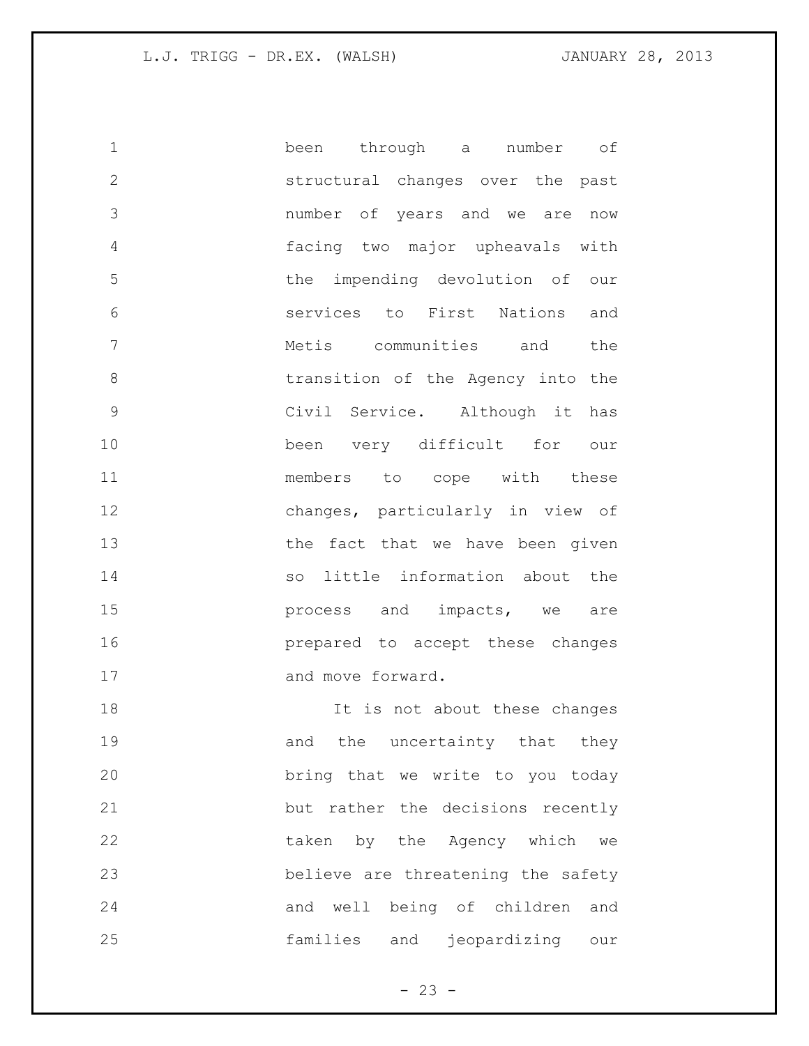been through a number of structural changes over the past number of years and we are now facing two major upheavals with the impending devolution of our services to First Nations and Metis communities and the transition of the Agency into the Civil Service. Although it has been very difficult for our members to cope with these changes, particularly in view of the fact that we have been given so little information about the process and impacts, we are prepared to accept these changes and move forward.

It is not about these changes and the uncertainty that they bring that we write to you today but rather the decisions recently taken by the Agency which we believe are threatening the safety and well being of children and families and jeopardizing our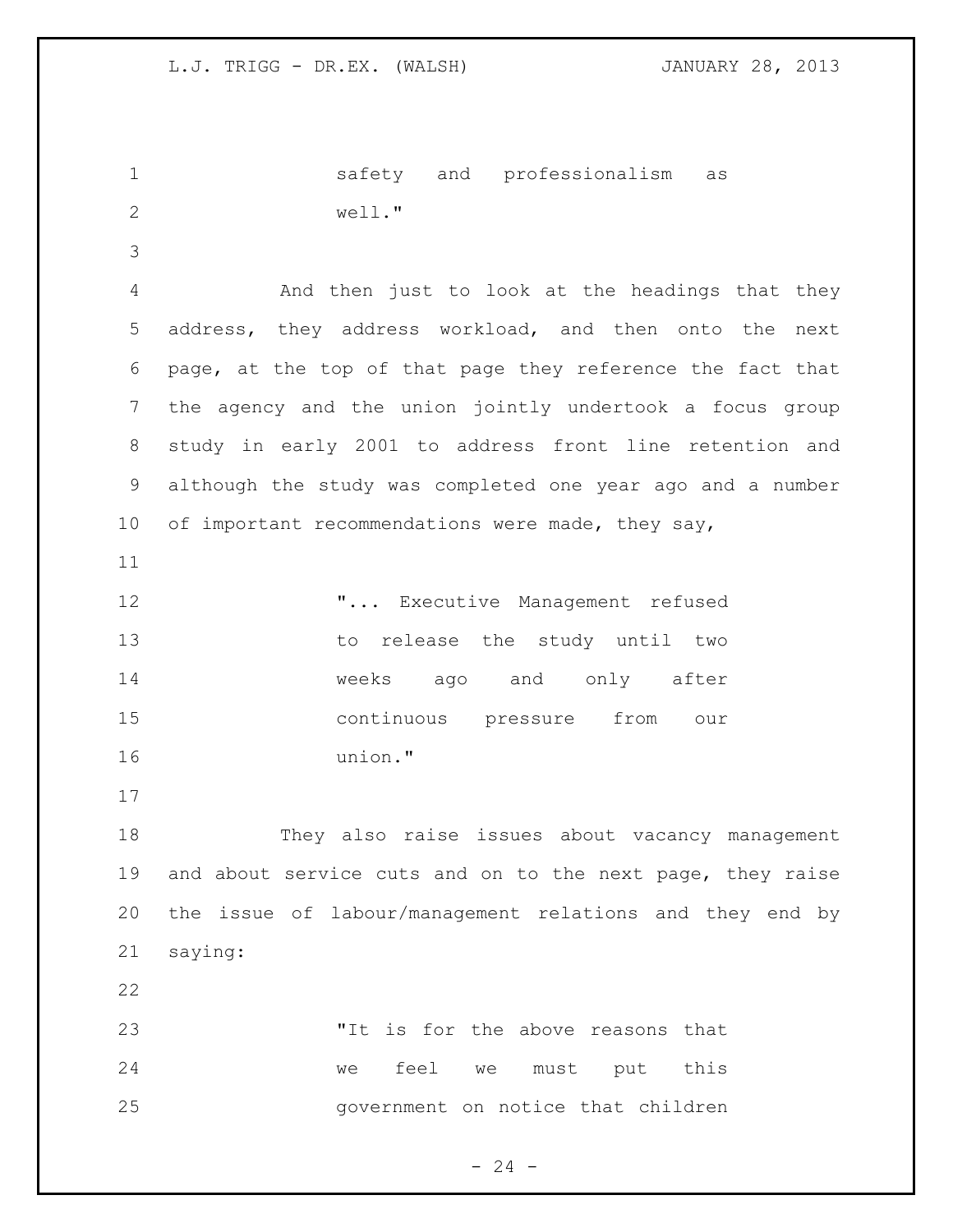safety and professionalism as well."

And then just to look at the headings that they address, they address workload, and then onto the next page, at the top of that page they reference the fact that the agency and the union jointly undertook a focus group study in early 2001 to address front line retention and although the study was completed one year ago and a number of important recommendations were made, they say,

"... Executive Management refused to release the study until two weeks ago and only after continuous pressure from our union."

They also raise issues about vacancy management and about service cuts and on to the next page, they raise the issue of labour/management relations and they end by saying:

"It is for the above reasons that we feel we must put this government on notice that children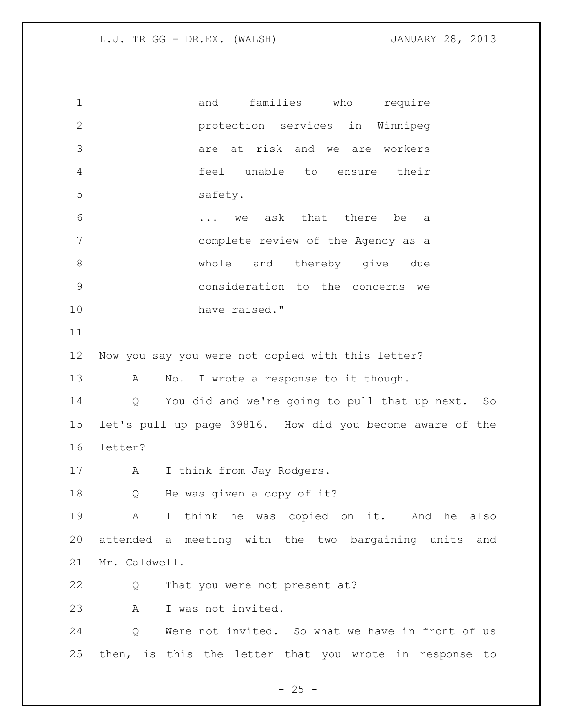> and families who require protection services in Winnipeg are at risk and we are workers feel unable to ensure their safety.
>
> ... we ask that there be a complete review of the Agency as a whole and thereby give due consideration to the concerns we have raised."

Now you say you were not copied with this letter?

A No. I wrote a response to it though.

Q You did and we're going to pull that up next. So let's pull up page 39816. How did you become aware of the letter?

A I think from Jay Rodgers.

Q He was given a copy of it?

A I think he was copied on it. And he also attended a meeting with the two bargaining units and Mr. Caldwell.

Q That you were not present at?

A I was not invited.

Q Were not invited. So what we have in front of us then, is this the letter that you wrote in response to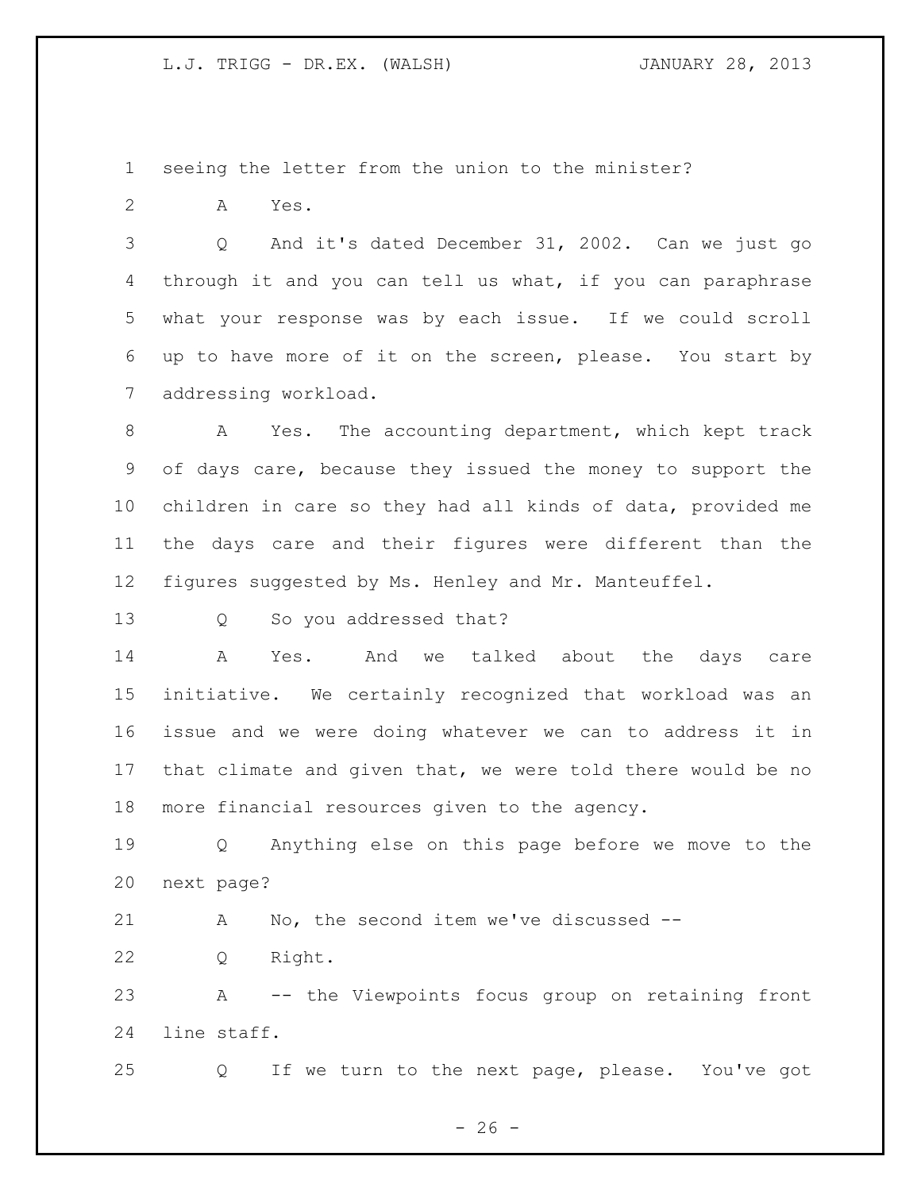1 seeing the letter from the union to the minister?

2 A Yes.

3 Q And it's dated December 31, 2002. Can we just go
4 through it and you can tell us what, if you can paraphrase
5 what your response was by each issue. If we could scroll
6 up to have more of it on the screen, please. You start by
7 addressing workload.

8 A Yes. The accounting department, which kept track
9 of days care, because they issued the money to support the
10 children in care so they had all kinds of data, provided me
11 the days care and their figures were different than the
12 figures suggested by Ms. Henley and Mr. Manteuffel.

13 Q So you addressed that?

14 A Yes. And we talked about the days care
15 initiative. We certainly recognized that workload was an
16 issue and we were doing whatever we can to address it in
17 that climate and given that, we were told there would be no
18 more financial resources given to the agency.

19 Q Anything else on this page before we move to the
20 next page?

21 A No, the second item we've discussed --

22 Q Right.

23 A -- the Viewpoints focus group on retaining front
24 line staff.

25 Q If we turn to the next page, please. You've got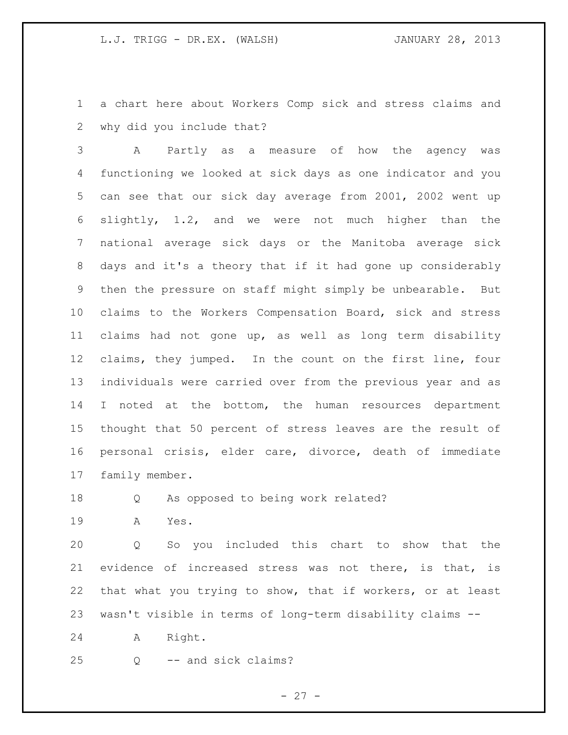a chart here about Workers Comp sick and stress claims and why did you include that?

A Partly as a measure of how the agency was functioning we looked at sick days as one indicator and you can see that our sick day average from 2001, 2002 went up slightly, 1.2, and we were not much higher than the national average sick days or the Manitoba average sick days and it's a theory that if it had gone up considerably then the pressure on staff might simply be unbearable. But claims to the Workers Compensation Board, sick and stress claims had not gone up, as well as long term disability claims, they jumped. In the count on the first line, four individuals were carried over from the previous year and as I noted at the bottom, the human resources department thought that 50 percent of stress leaves are the result of personal crisis, elder care, divorce, death of immediate family member.

Q As opposed to being work related?

A Yes.

Q So you included this chart to show that the evidence of increased stress was not there, is that, is that what you trying to show, that if workers, or at least wasn't visible in terms of long-term disability claims --

A Right.

Q -- and sick claims?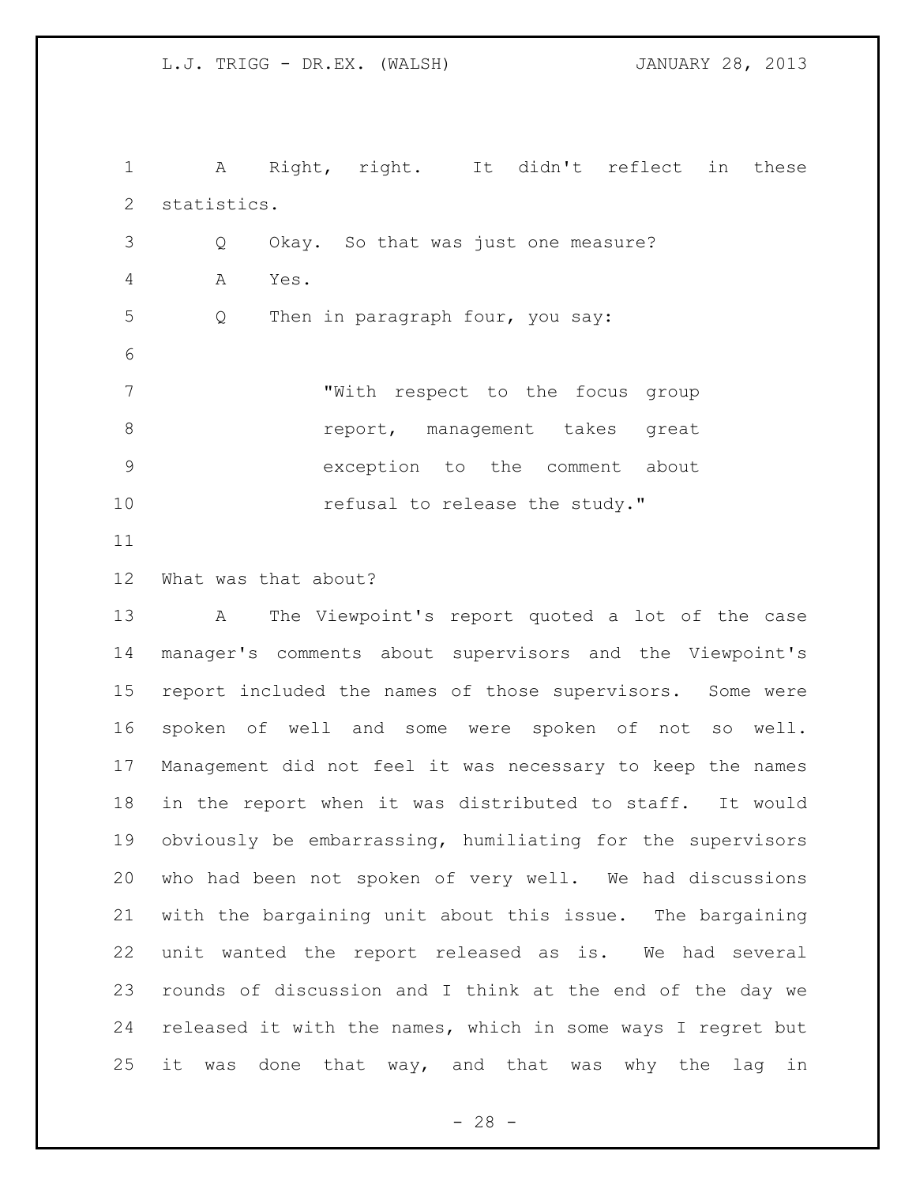A Right, right. It didn't reflect in these statistics.

Q Okay. So that was just one measure?

A Yes.

Q Then in paragraph four, you say:

> "With respect to the focus group report, management takes great exception to the comment about refusal to release the study."

What was that about?

A The Viewpoint's report quoted a lot of the case manager's comments about supervisors and the Viewpoint's report included the names of those supervisors. Some were spoken of well and some were spoken of not so well. Management did not feel it was necessary to keep the names in the report when it was distributed to staff. It would obviously be embarrassing, humiliating for the supervisors who had been not spoken of very well. We had discussions with the bargaining unit about this issue. The bargaining unit wanted the report released as is. We had several rounds of discussion and I think at the end of the day we released it with the names, which in some ways I regret but it was done that way, and that was why the lag in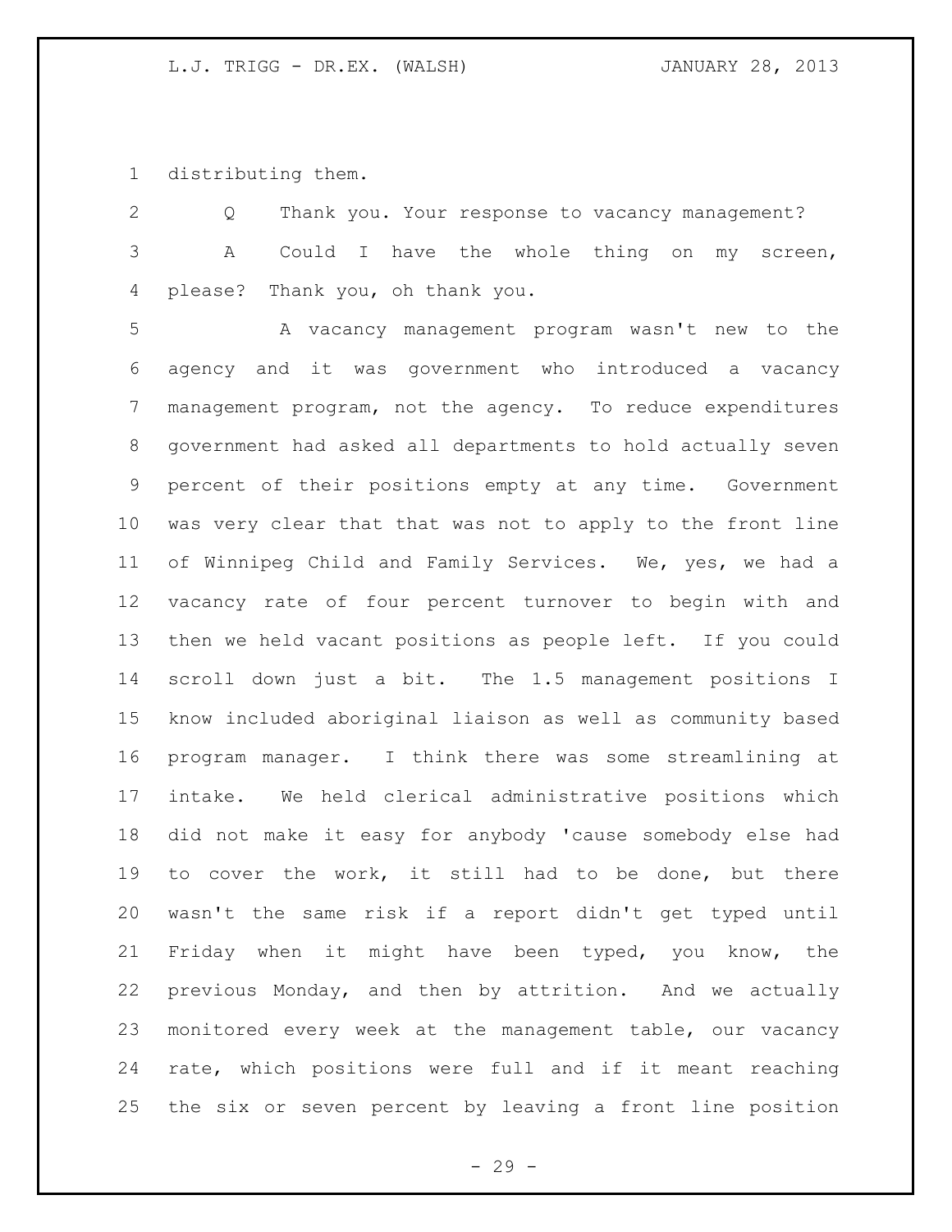distributing them.

Q Thank you. Your response to vacancy management?

A Could I have the whole thing on my screen, please? Thank you, oh thank you.

A vacancy management program wasn't new to the agency and it was government who introduced a vacancy management program, not the agency. To reduce expenditures government had asked all departments to hold actually seven percent of their positions empty at any time. Government was very clear that that was not to apply to the front line of Winnipeg Child and Family Services. We, yes, we had a vacancy rate of four percent turnover to begin with and then we held vacant positions as people left. If you could scroll down just a bit. The 1.5 management positions I know included aboriginal liaison as well as community based program manager. I think there was some streamlining at intake. We held clerical administrative positions which did not make it easy for anybody 'cause somebody else had to cover the work, it still had to be done, but there wasn't the same risk if a report didn't get typed until Friday when it might have been typed, you know, the previous Monday, and then by attrition. And we actually monitored every week at the management table, our vacancy rate, which positions were full and if it meant reaching the six or seven percent by leaving a front line position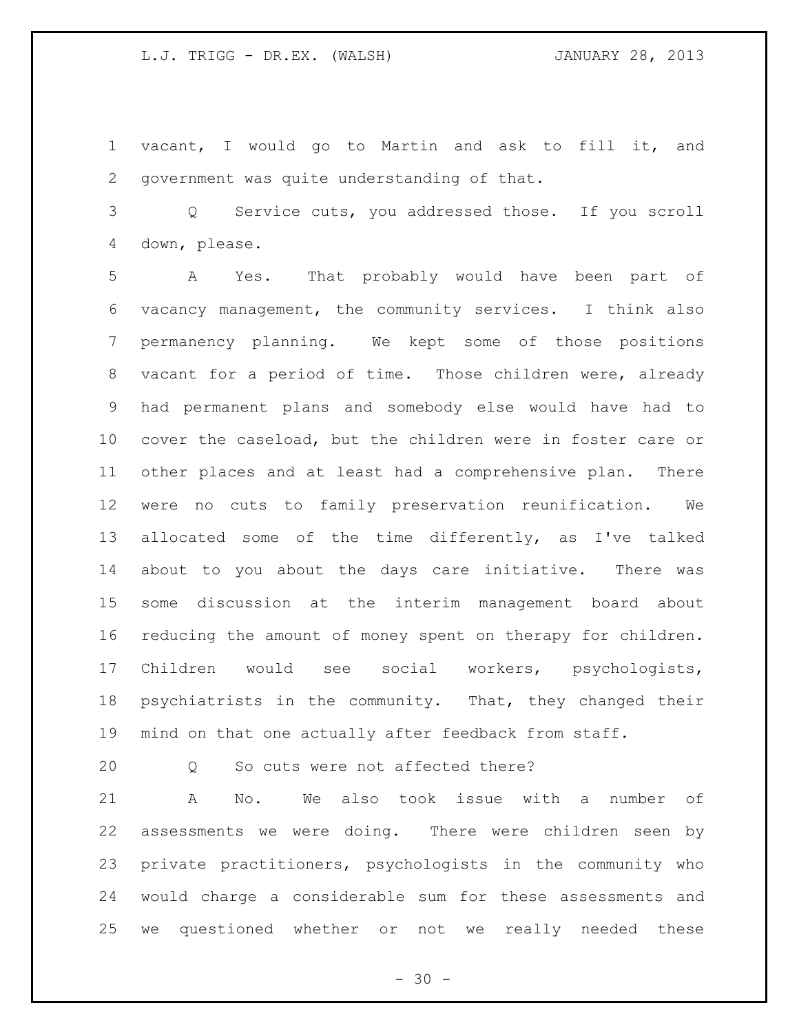vacant, I would go to Martin and ask to fill it, and government was quite understanding of that.

Q Service cuts, you addressed those. If you scroll down, please.

A Yes. That probably would have been part of vacancy management, the community services. I think also permanency planning. We kept some of those positions vacant for a period of time. Those children were, already had permanent plans and somebody else would have had to cover the caseload, but the children were in foster care or other places and at least had a comprehensive plan. There were no cuts to family preservation reunification. We allocated some of the time differently, as I've talked about to you about the days care initiative. There was some discussion at the interim management board about reducing the amount of money spent on therapy for children. Children would see social workers, psychologists, psychiatrists in the community. That, they changed their mind on that one actually after feedback from staff.

Q So cuts were not affected there?

A No. We also took issue with a number of assessments we were doing. There were children seen by private practitioners, psychologists in the community who would charge a considerable sum for these assessments and we questioned whether or not we really needed these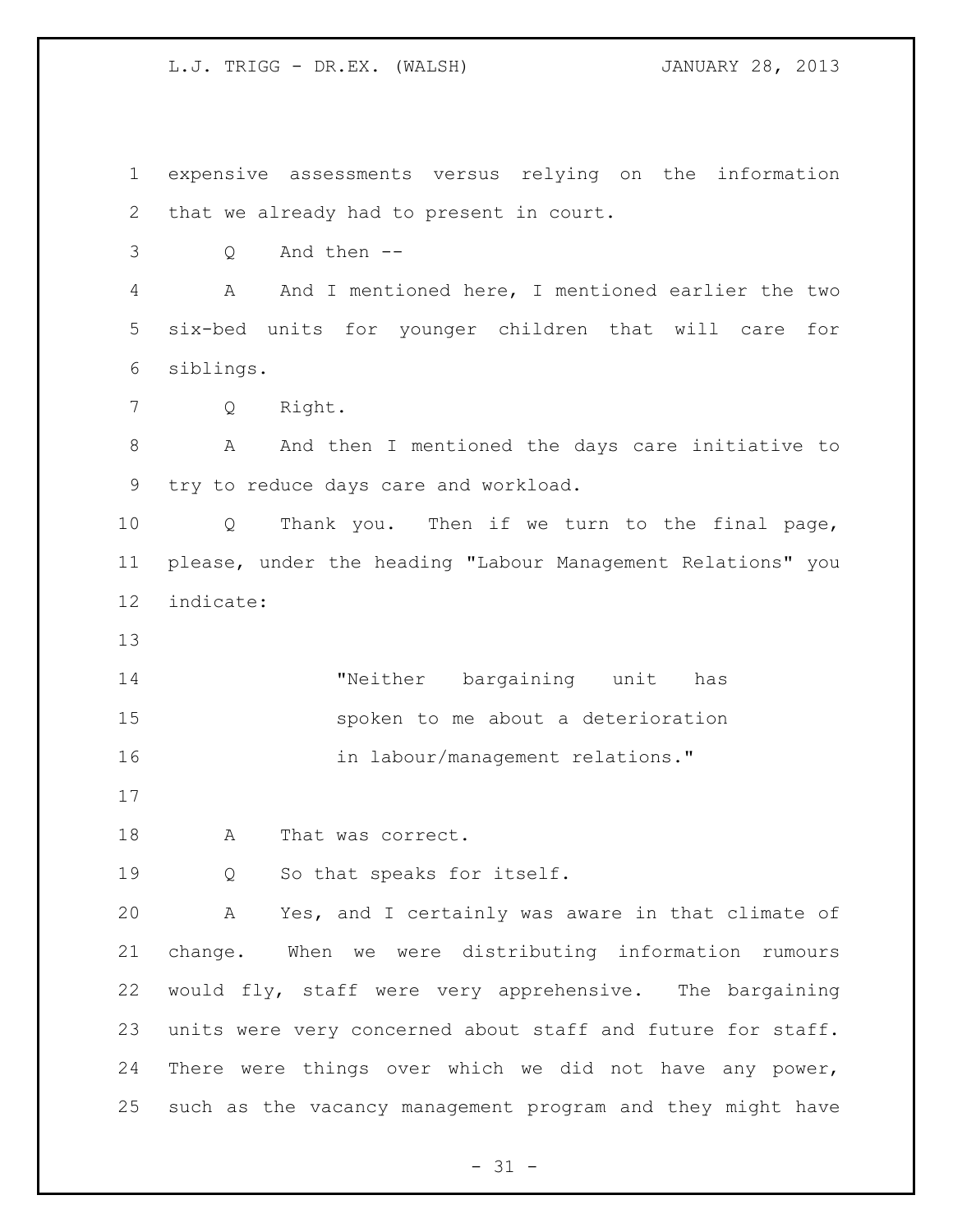expensive assessments versus relying on the information that we already had to present in court.

Q And then --

A And I mentioned here, I mentioned earlier the two six-bed units for younger children that will care for siblings.

Q Right.

A And then I mentioned the days care initiative to try to reduce days care and workload.

Q Thank you. Then if we turn to the final page, please, under the heading "Labour Management Relations" you indicate:

> "Neither bargaining unit has spoken to me about a deterioration in labour/management relations."

A That was correct.

Q So that speaks for itself.

A Yes, and I certainly was aware in that climate of change. When we were distributing information rumours would fly, staff were very apprehensive. The bargaining units were very concerned about staff and future for staff. There were things over which we did not have any power, such as the vacancy management program and they might have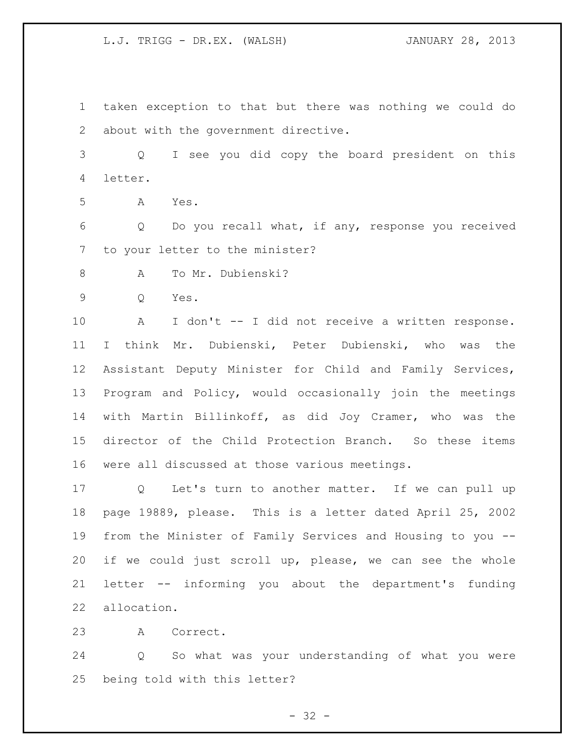taken exception to that but there was nothing we could do about with the government directive.

Q I see you did copy the board president on this letter.

A Yes.

Q Do you recall what, if any, response you received to your letter to the minister?

A To Mr. Dubienski?

Q Yes.

A I don't -- I did not receive a written response. I think Mr. Dubienski, Peter Dubienski, who was the Assistant Deputy Minister for Child and Family Services, Program and Policy, would occasionally join the meetings with Martin Billinkoff, as did Joy Cramer, who was the director of the Child Protection Branch. So these items were all discussed at those various meetings.

Q Let's turn to another matter. If we can pull up page 19889, please. This is a letter dated April 25, 2002 from the Minister of Family Services and Housing to you -- if we could just scroll up, please, we can see the whole letter -- informing you about the department's funding allocation.

A Correct.

Q So what was your understanding of what you were being told with this letter?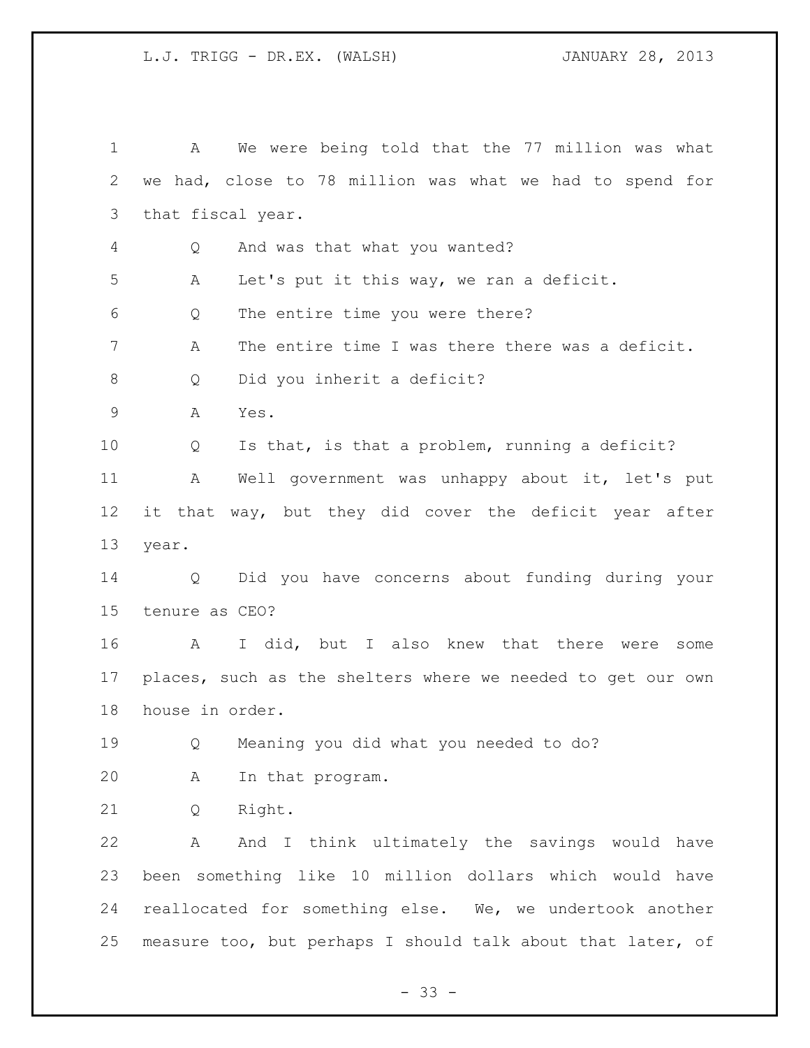A We were being told that the 77 million was what we had, close to 78 million was what we had to spend for that fiscal year.

Q And was that what you wanted?

A Let's put it this way, we ran a deficit.

Q The entire time you were there?

A The entire time I was there there was a deficit.

Q Did you inherit a deficit?

A Yes.

Q Is that, is that a problem, running a deficit?

A Well government was unhappy about it, let's put it that way, but they did cover the deficit year after year.

Q Did you have concerns about funding during your tenure as CEO?

A I did, but I also knew that there were some places, such as the shelters where we needed to get our own house in order.

Q Meaning you did what you needed to do?

A In that program.

Q Right.

A And I think ultimately the savings would have been something like 10 million dollars which would have reallocated for something else. We, we undertook another measure too, but perhaps I should talk about that later, of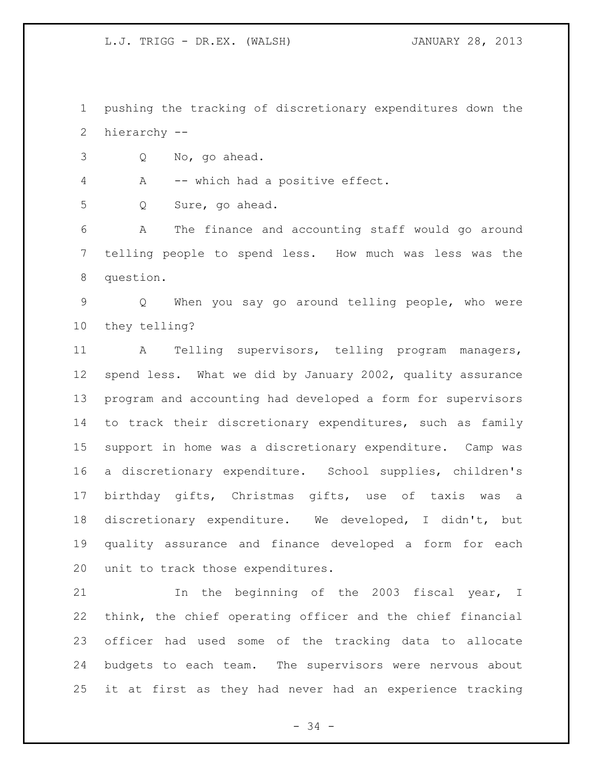pushing the tracking of discretionary expenditures down the hierarchy --

Q No, go ahead.

A -- which had a positive effect.

Q Sure, go ahead.

A The finance and accounting staff would go around telling people to spend less. How much was less was the question.

Q When you say go around telling people, who were they telling?

A Telling supervisors, telling program managers, spend less. What we did by January 2002, quality assurance program and accounting had developed a form for supervisors to track their discretionary expenditures, such as family support in home was a discretionary expenditure. Camp was a discretionary expenditure. School supplies, children's birthday gifts, Christmas gifts, use of taxis was a discretionary expenditure. We developed, I didn't, but quality assurance and finance developed a form for each unit to track those expenditures.

In the beginning of the 2003 fiscal year, I think, the chief operating officer and the chief financial officer had used some of the tracking data to allocate budgets to each team. The supervisors were nervous about it at first as they had never had an experience tracking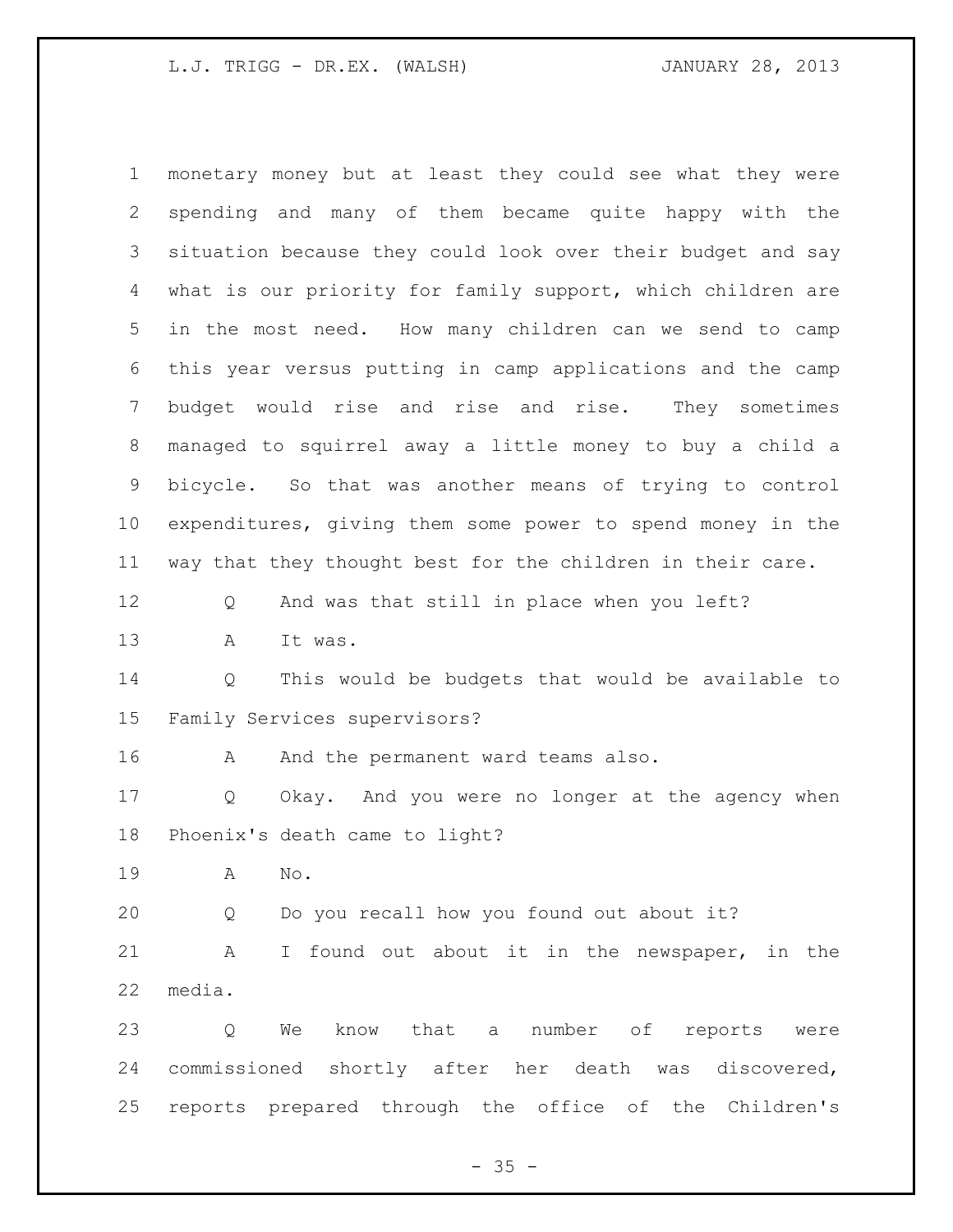monetary money but at least they could see what they were spending and many of them became quite happy with the situation because they could look over their budget and say what is our priority for family support, which children are in the most need. How many children can we send to camp this year versus putting in camp applications and the camp budget would rise and rise and rise. They sometimes managed to squirrel away a little money to buy a child a bicycle. So that was another means of trying to control expenditures, giving them some power to spend money in the way that they thought best for the children in their care.

Q And was that still in place when you left?

A It was.

Q This would be budgets that would be available to Family Services supervisors?

A And the permanent ward teams also.

Q Okay. And you were no longer at the agency when Phoenix's death came to light?

A No.

Q Do you recall how you found out about it?

A I found out about it in the newspaper, in the media.

Q We know that a number of reports were commissioned shortly after her death was discovered, reports prepared through the office of the Children's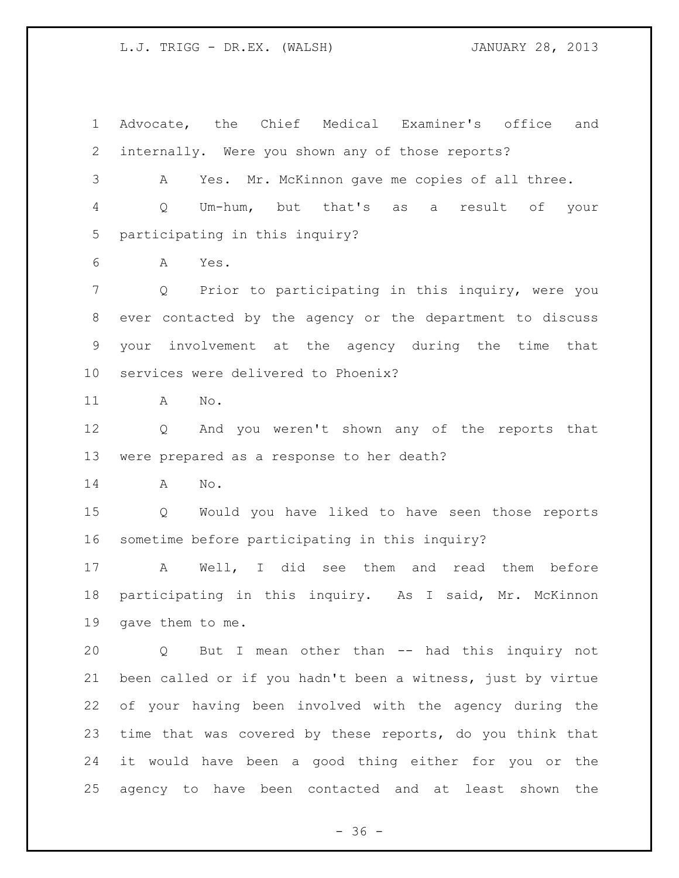Advocate, the Chief Medical Examiner's office and internally. Were you shown any of those reports?

A Yes. Mr. McKinnon gave me copies of all three.

Q Um-hum, but that's as a result of your participating in this inquiry?

A Yes.

Q Prior to participating in this inquiry, were you ever contacted by the agency or the department to discuss your involvement at the agency during the time that services were delivered to Phoenix?

A No.

Q And you weren't shown any of the reports that were prepared as a response to her death?

A No.

Q Would you have liked to have seen those reports sometime before participating in this inquiry?

A Well, I did see them and read them before participating in this inquiry. As I said, Mr. McKinnon gave them to me.

Q But I mean other than -- had this inquiry not been called or if you hadn't been a witness, just by virtue of your having been involved with the agency during the time that was covered by these reports, do you think that it would have been a good thing either for you or the agency to have been contacted and at least shown the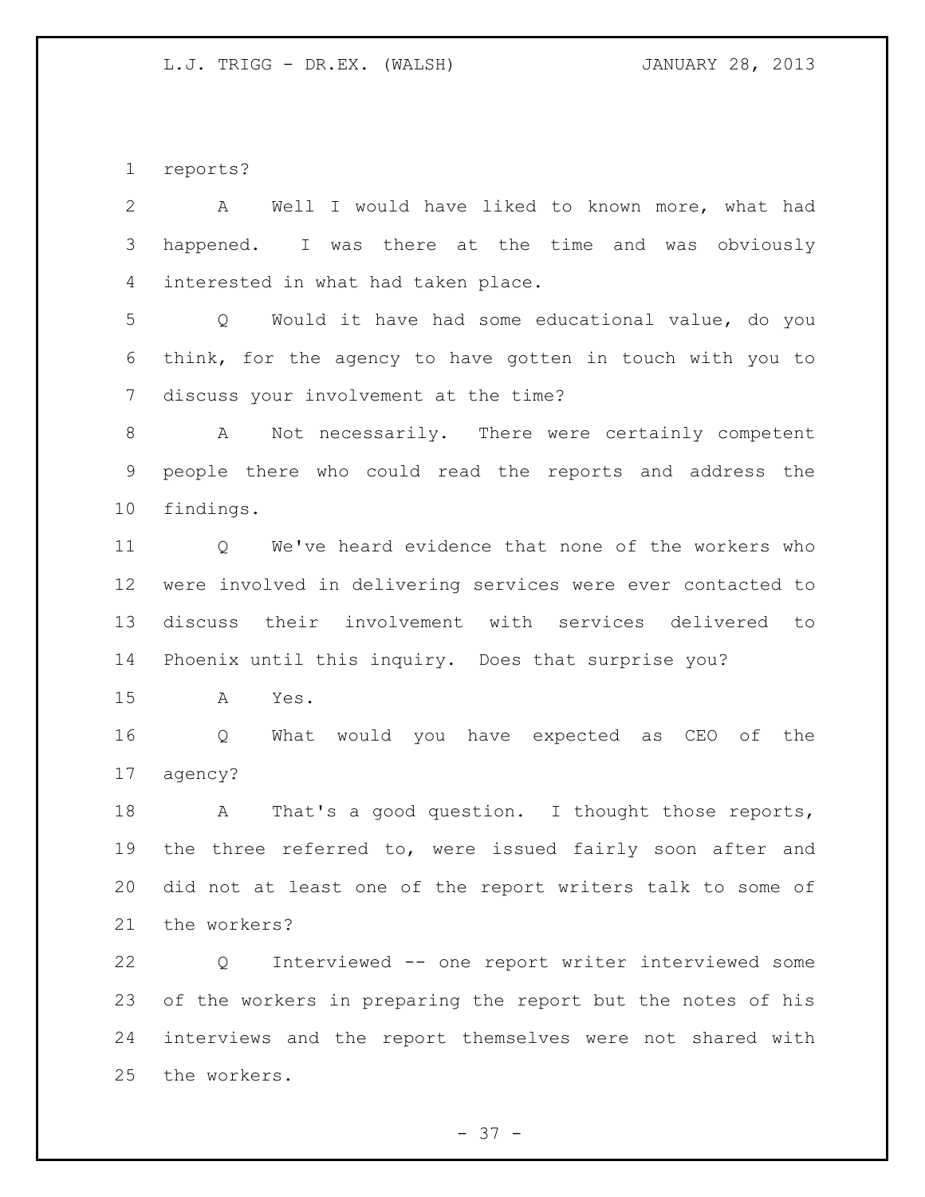reports?

A Well I would have liked to known more, what had happened. I was there at the time and was obviously interested in what had taken place.

Q Would it have had some educational value, do you think, for the agency to have gotten in touch with you to discuss your involvement at the time?

A Not necessarily. There were certainly competent people there who could read the reports and address the findings.

Q We've heard evidence that none of the workers who were involved in delivering services were ever contacted to discuss their involvement with services delivered to Phoenix until this inquiry. Does that surprise you?

A Yes.

Q What would you have expected as CEO of the agency?

A That's a good question. I thought those reports, the three referred to, were issued fairly soon after and did not at least one of the report writers talk to some of the workers?

Q Interviewed -- one report writer interviewed some of the workers in preparing the report but the notes of his interviews and the report themselves were not shared with the workers.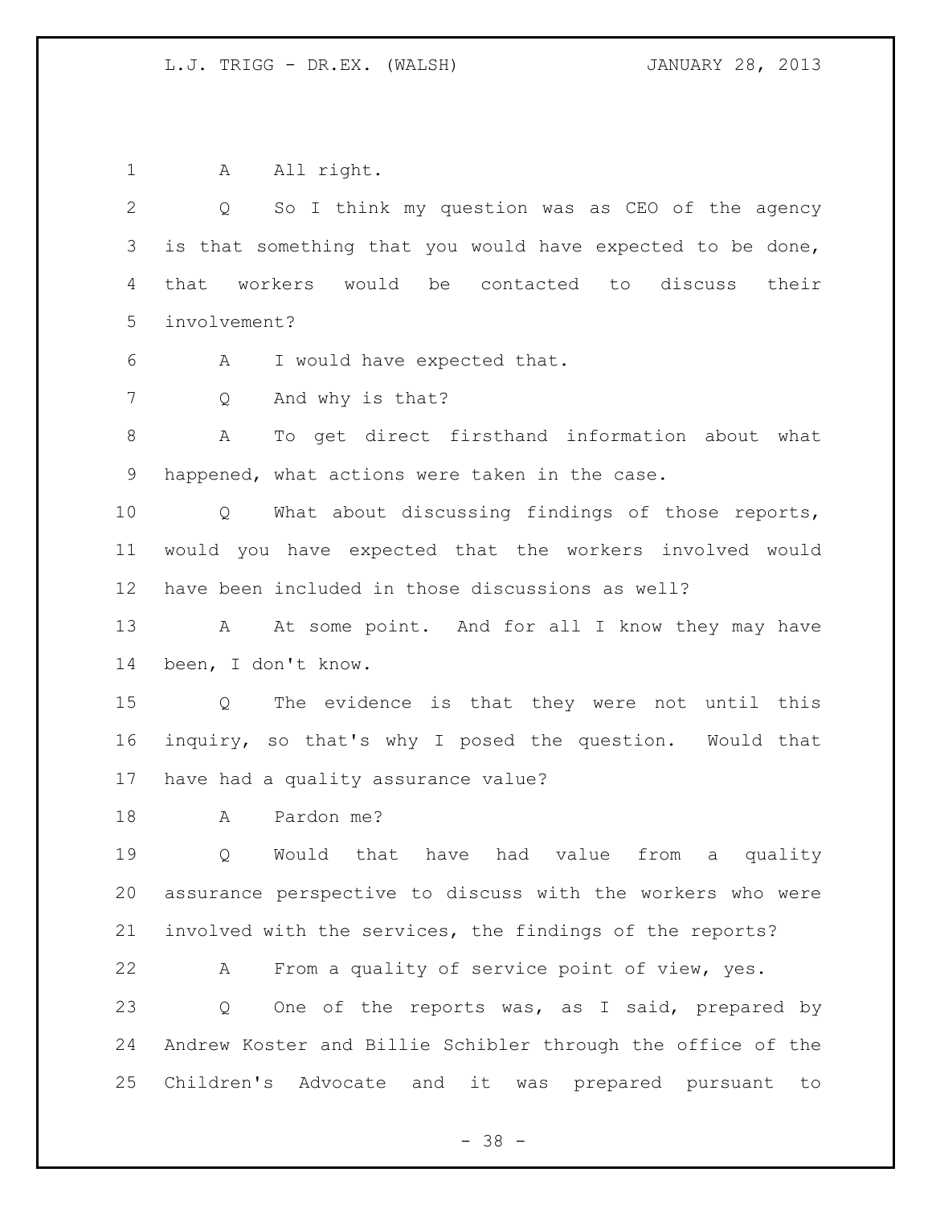A All right.

Q So I think my question was as CEO of the agency is that something that you would have expected to be done, that workers would be contacted to discuss their involvement?

A I would have expected that.

Q And why is that?

A To get direct firsthand information about what happened, what actions were taken in the case.

Q What about discussing findings of those reports, would you have expected that the workers involved would have been included in those discussions as well?

A At some point. And for all I know they may have been, I don't know.

Q The evidence is that they were not until this inquiry, so that's why I posed the question. Would that have had a quality assurance value?

A Pardon me?

Q Would that have had value from a quality assurance perspective to discuss with the workers who were involved with the services, the findings of the reports?

A From a quality of service point of view, yes.

Q One of the reports was, as I said, prepared by Andrew Koster and Billie Schibler through the office of the Children's Advocate and it was prepared pursuant to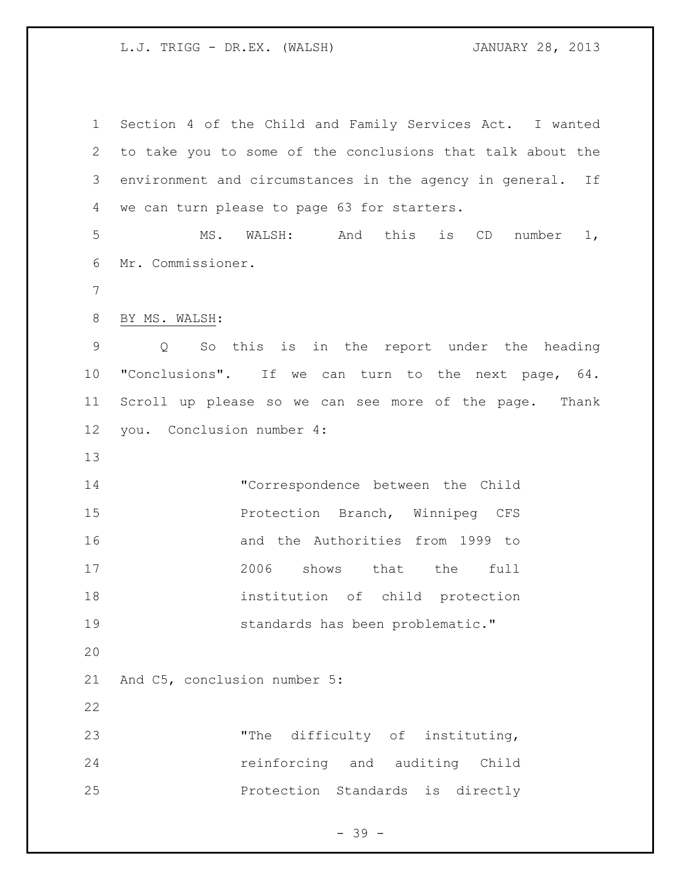Section 4 of the Child and Family Services Act. I wanted to take you to some of the conclusions that talk about the environment and circumstances in the agency in general. If we can turn please to page 63 for starters.

MS. WALSH: And this is CD number 1, Mr. Commissioner.

BY MS. WALSH:

Q So this is in the report under the heading "Conclusions". If we can turn to the next page, 64. Scroll up please so we can see more of the page. Thank you. Conclusion number 4:

> "Correspondence between the Child Protection Branch, Winnipeg CFS and the Authorities from 1999 to 2006 shows that the full institution of child protection standards has been problematic."

And C5, conclusion number 5:

> "The difficulty of instituting, reinforcing and auditing Child Protection Standards is directly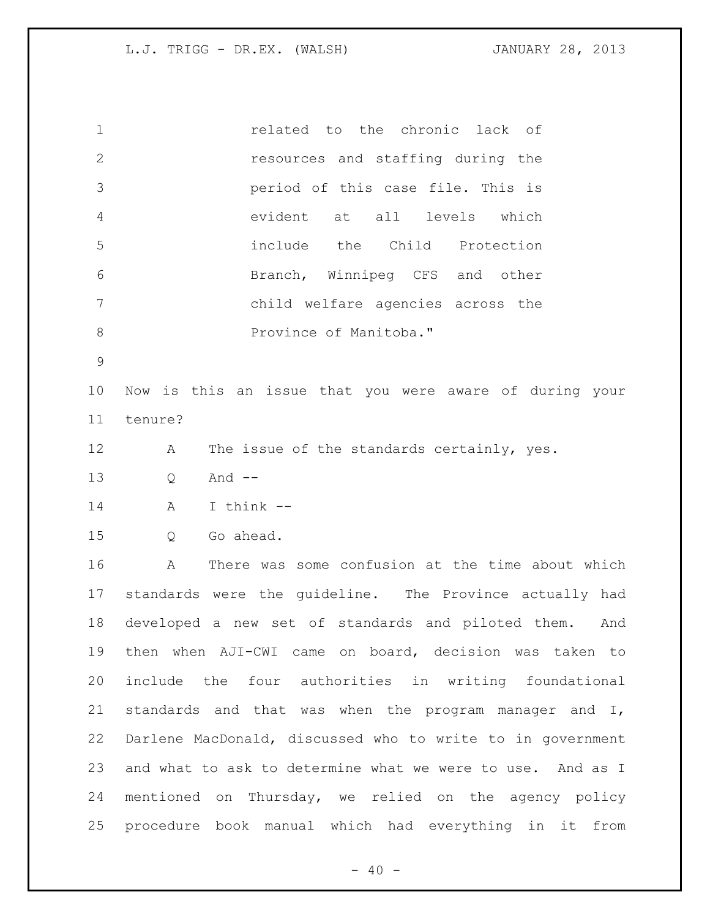related to the chronic lack of resources and staffing during the period of this case file. This is evident at all levels which include the Child Protection Branch, Winnipeg CFS and other child welfare agencies across the Province of Manitoba."

Now is this an issue that you were aware of during your tenure?

A The issue of the standards certainly, yes.

Q And --

A I think --

Q Go ahead.

A There was some confusion at the time about which standards were the guideline. The Province actually had developed a new set of standards and piloted them. And then when AJI-CWI came on board, decision was taken to include the four authorities in writing foundational standards and that was when the program manager and I, Darlene MacDonald, discussed who to write to in government and what to ask to determine what we were to use. And as I mentioned on Thursday, we relied on the agency policy procedure book manual which had everything in it from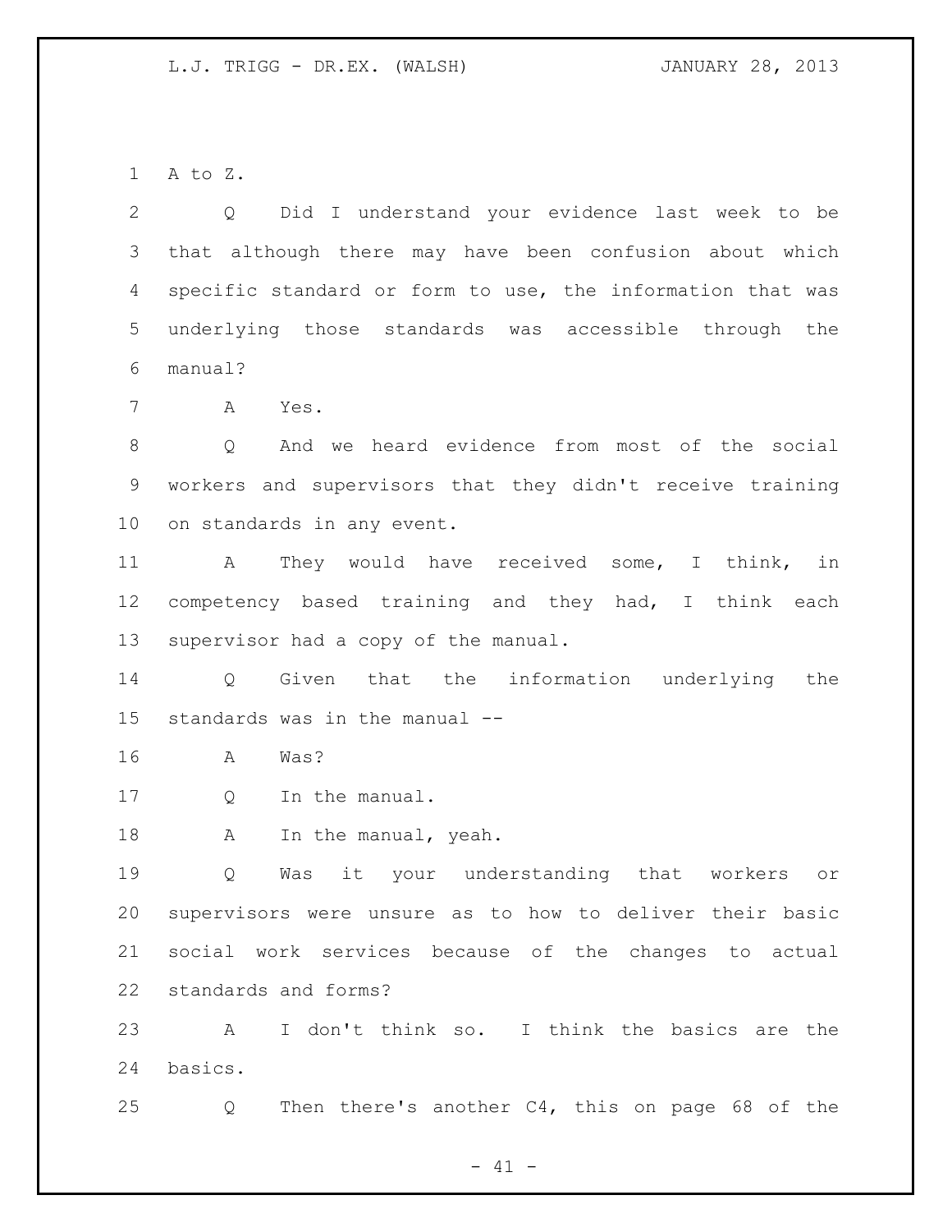A to Z.

Q Did I understand your evidence last week to be that although there may have been confusion about which specific standard or form to use, the information that was underlying those standards was accessible through the manual?

A Yes.

Q And we heard evidence from most of the social workers and supervisors that they didn't receive training on standards in any event.

A They would have received some, I think, in competency based training and they had, I think each supervisor had a copy of the manual.

Q Given that the information underlying the standards was in the manual --

A Was?

Q In the manual.

A In the manual, yeah.

Q Was it your understanding that workers or supervisors were unsure as to how to deliver their basic social work services because of the changes to actual standards and forms?

A I don't think so. I think the basics are the basics.

Q Then there's another C4, this on page 68 of the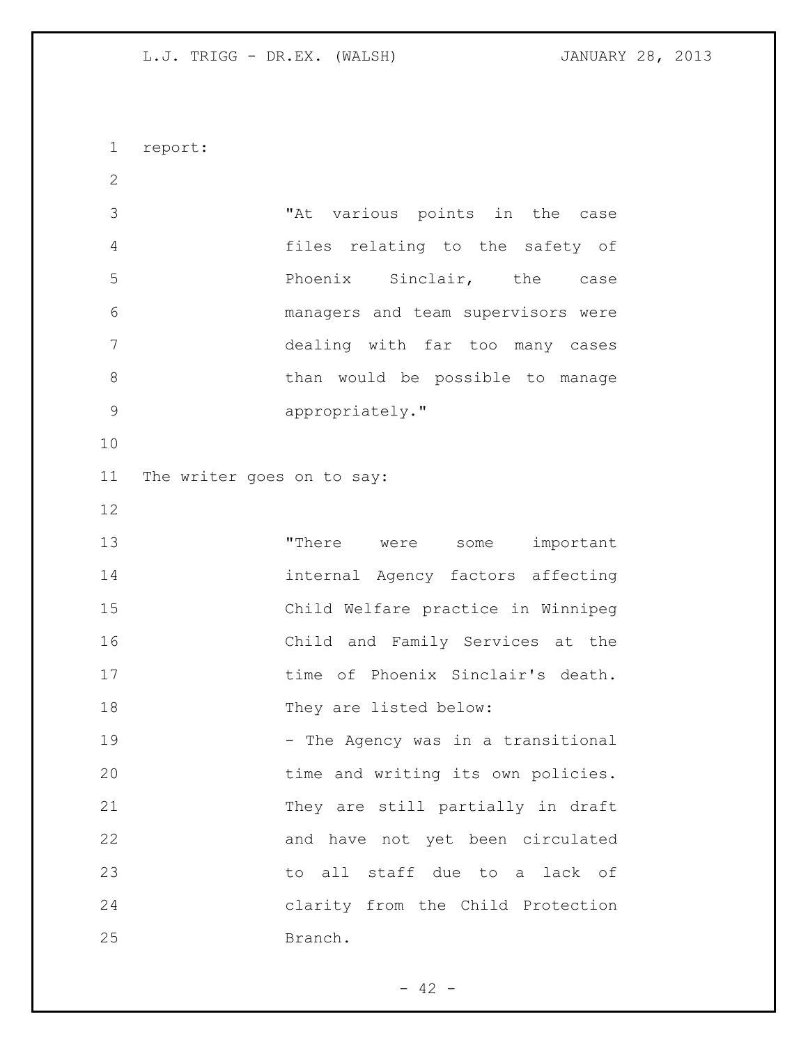report:

> "At various points in the case files relating to the safety of Phoenix Sinclair, the case managers and team supervisors were dealing with far too many cases than would be possible to manage appropriately."

The writer goes on to say:

> "There were some important internal Agency factors affecting Child Welfare practice in Winnipeg Child and Family Services at the time of Phoenix Sinclair's death. They are listed below:
>
> - The Agency was in a transitional time and writing its own policies. They are still partially in draft and have not yet been circulated to all staff due to a lack of clarity from the Child Protection Branch.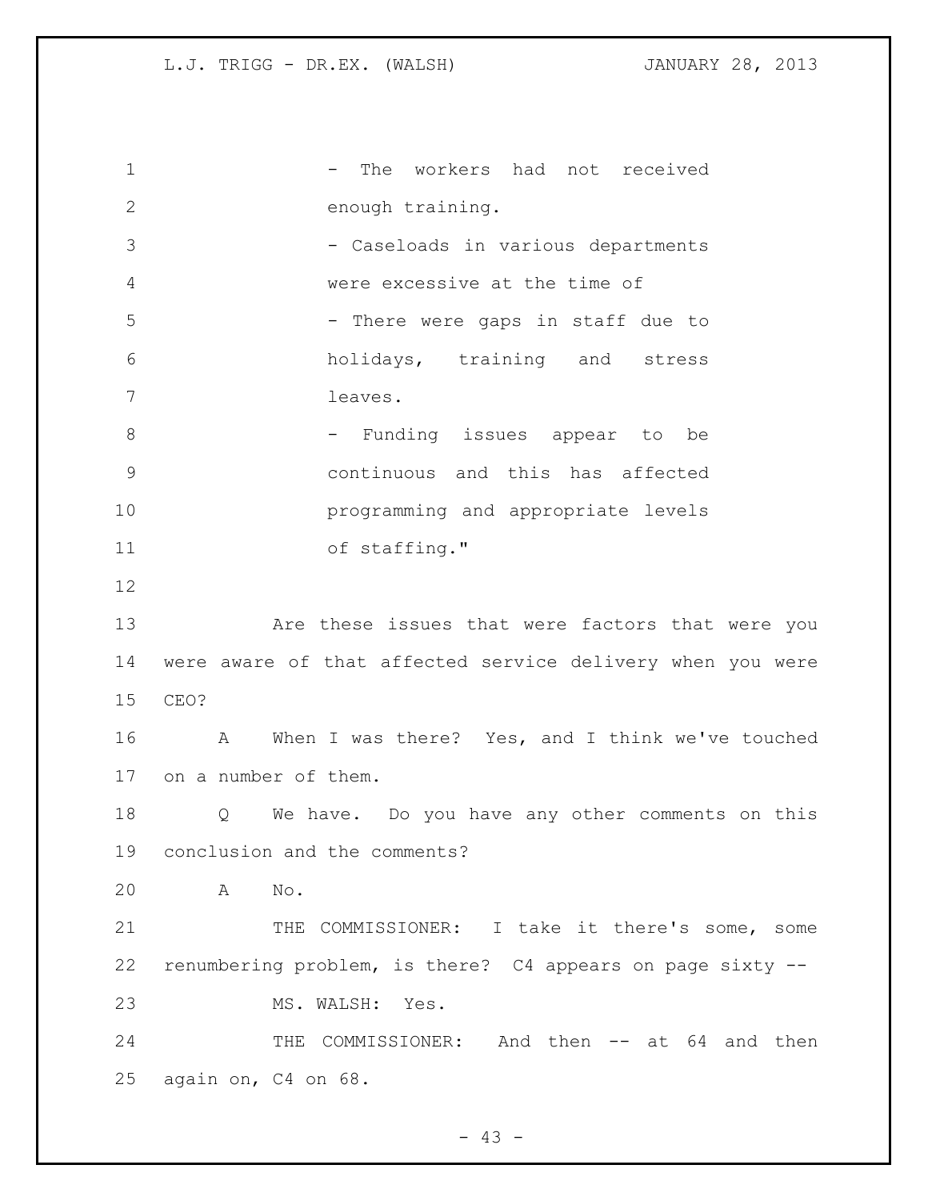- The workers had not received enough training.
- Caseloads in various departments were excessive at the time of
- There were gaps in staff due to holidays, training and stress leaves.
- Funding issues appear to be continuous and this has affected programming and appropriate levels of staffing."

Are these issues that were factors that were you were aware of that affected service delivery when you were CEO?

A When I was there? Yes, and I think we've touched on a number of them.

Q We have. Do you have any other comments on this conclusion and the comments?

A No.

THE COMMISSIONER: I take it there's some, some renumbering problem, is there? C4 appears on page sixty --

MS. WALSH: Yes.

THE COMMISSIONER: And then -- at 64 and then again on, C4 on 68.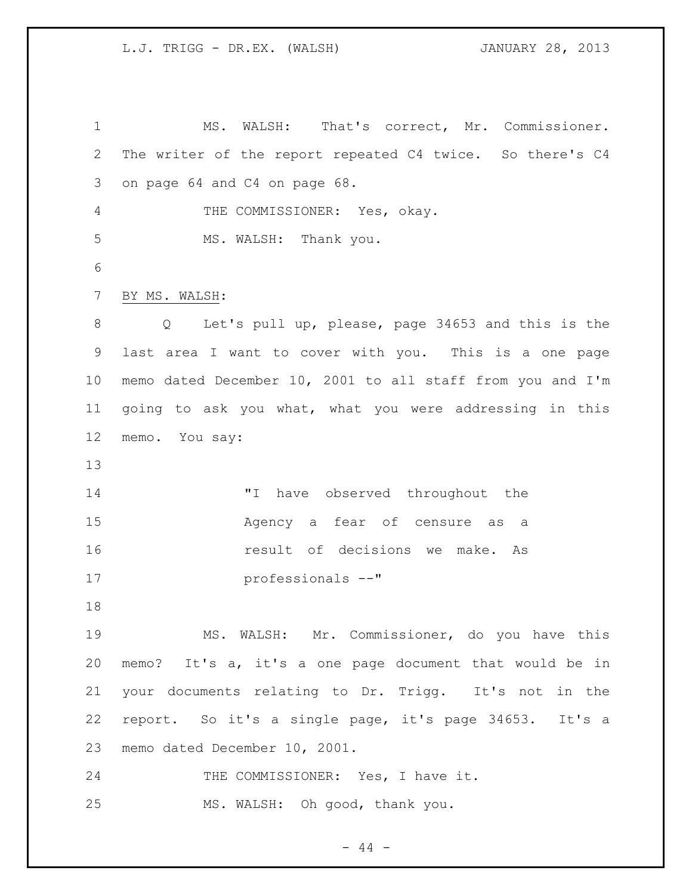MS. WALSH: That's correct, Mr. Commissioner. The writer of the report repeated C4 twice. So there's C4 on page 64 and C4 on page 68.

THE COMMISSIONER: Yes, okay.

MS. WALSH: Thank you.

BY MS. WALSH:

Q Let's pull up, please, page 34653 and this is the last area I want to cover with you. This is a one page memo dated December 10, 2001 to all staff from you and I'm going to ask you what, what you were addressing in this memo. You say:

> "I have observed throughout the Agency a fear of censure as a result of decisions we make. As professionals --"

MS. WALSH: Mr. Commissioner, do you have this memo? It's a, it's a one page document that would be in your documents relating to Dr. Trigg. It's not in the report. So it's a single page, it's page 34653. It's a memo dated December 10, 2001.

THE COMMISSIONER: Yes, I have it.

MS. WALSH: Oh good, thank you.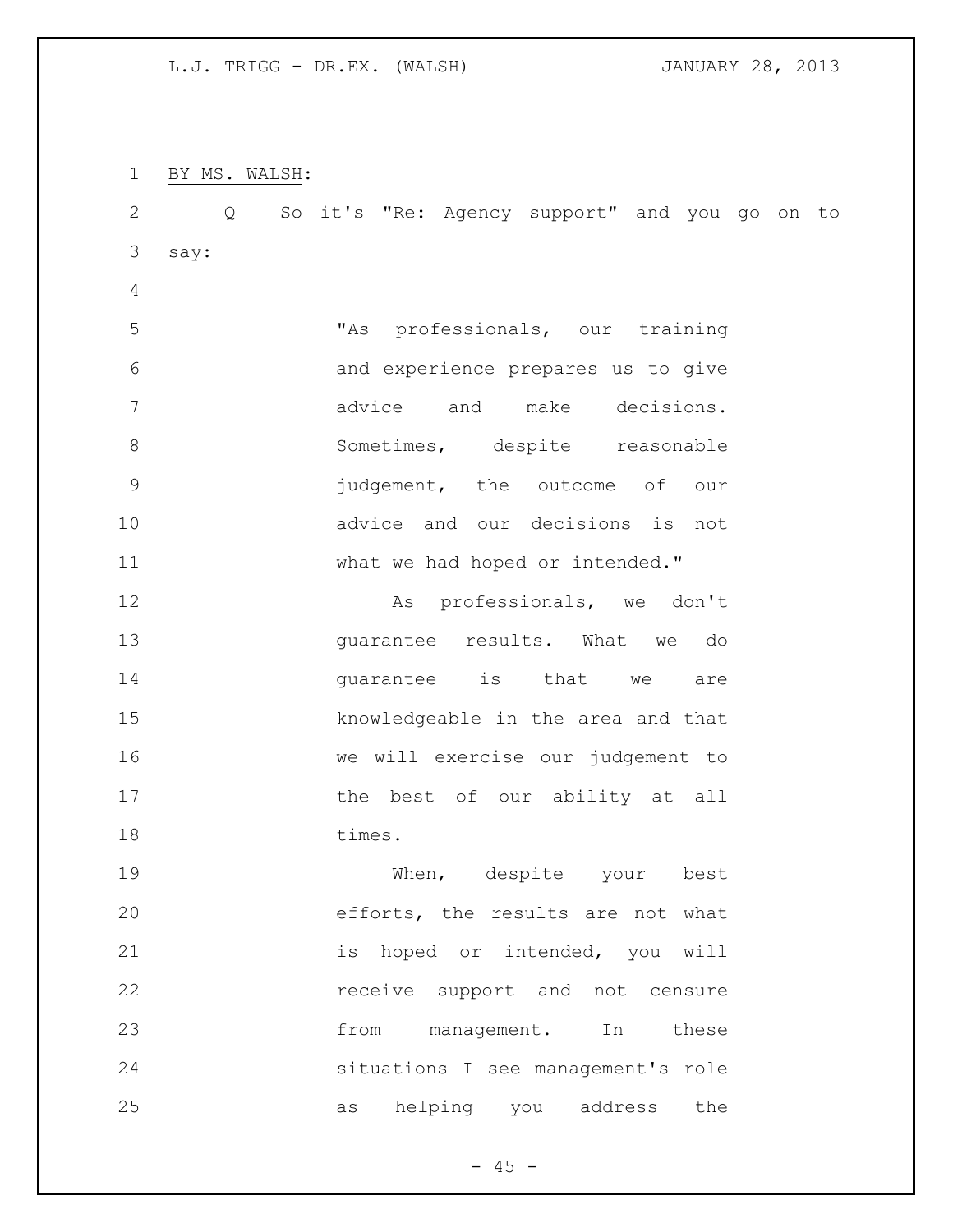BY MS. WALSH:

Q So it's "Re: Agency support" and you go on to say:

> "As professionals, our training and experience prepares us to give advice and make decisions. Sometimes, despite reasonable judgement, the outcome of our advice and our decisions is not what we had hoped or intended."
>
> As professionals, we don't guarantee results. What we do guarantee is that we are knowledgeable in the area and that we will exercise our judgement to the best of our ability at all times.
>
> When, despite your best efforts, the results are not what is hoped or intended, you will receive support and not censure from management. In these situations I see management's role as helping you address the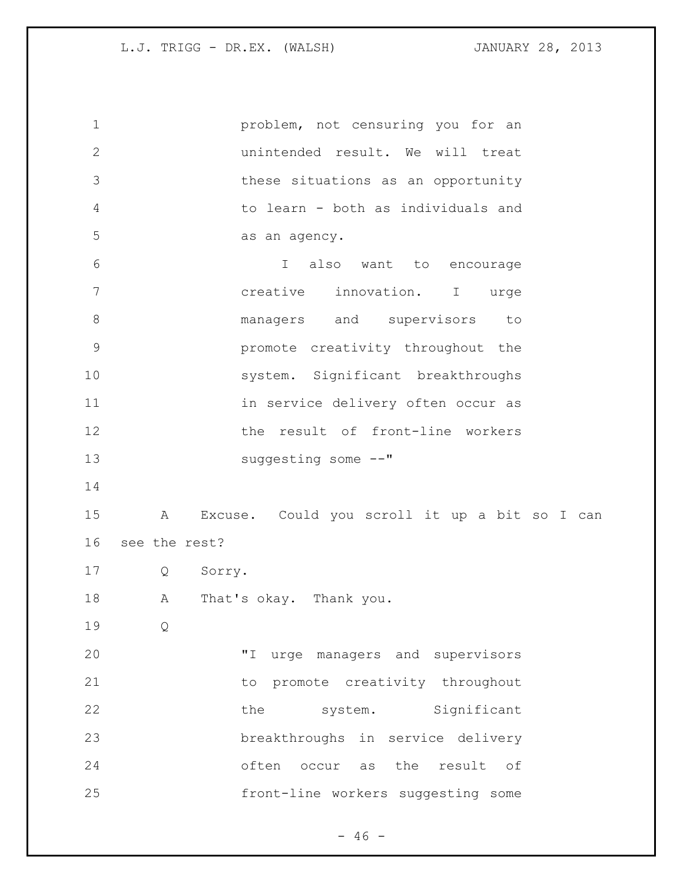problem, not censuring you for an unintended result. We will treat these situations as an opportunity to learn - both as individuals and as an agency.

I also want to encourage creative innovation. I urge managers and supervisors to promote creativity throughout the system. Significant breakthroughs in service delivery often occur as the result of front-line workers suggesting some --"

A Excuse. Could you scroll it up a bit so I can see the rest?

Q Sorry.

A That's okay. Thank you.

Q

"I urge managers and supervisors to promote creativity throughout the system. Significant breakthroughs in service delivery often occur as the result of front-line workers suggesting some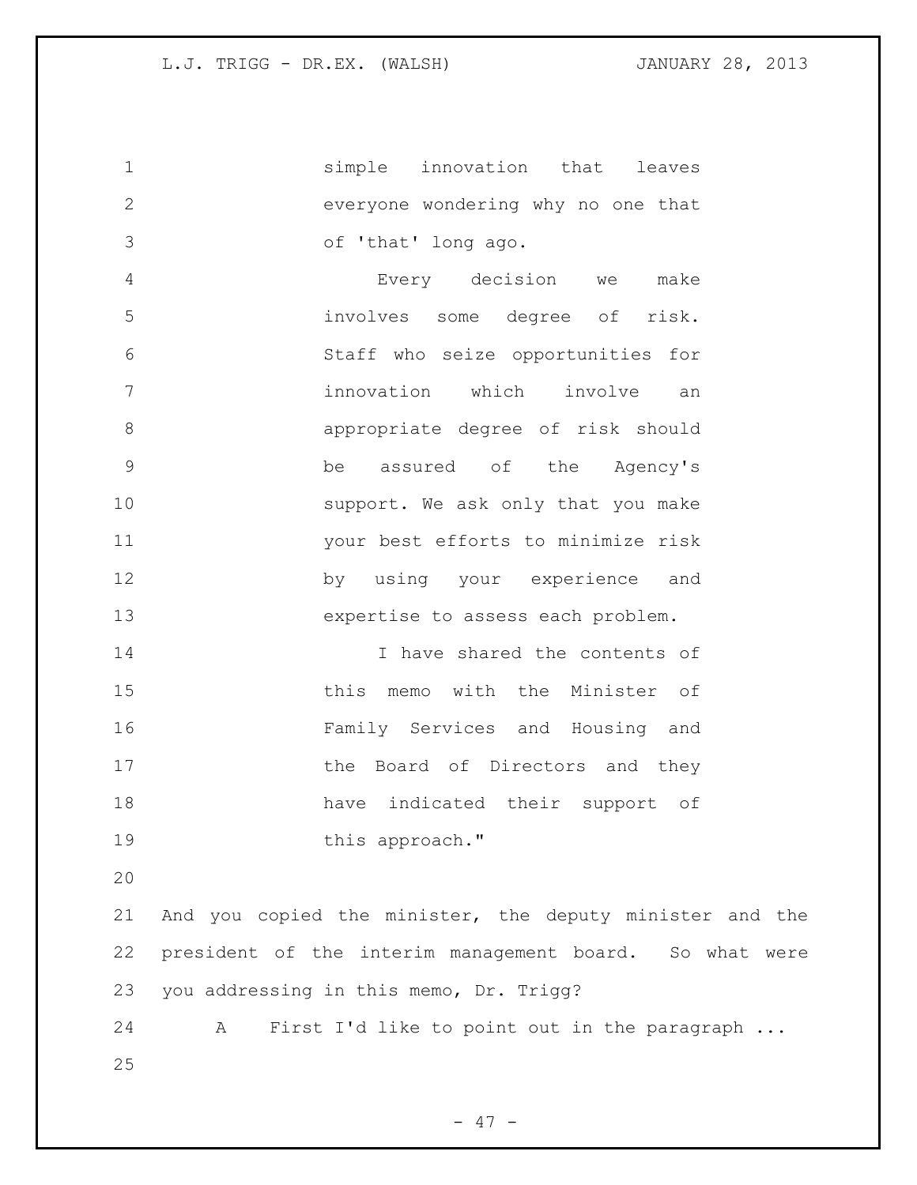simple innovation that leaves everyone wondering why no one that of 'that' long ago.

Every decision we make involves some degree of risk. Staff who seize opportunities for innovation which involve an appropriate degree of risk should be assured of the Agency's support. We ask only that you make your best efforts to minimize risk by using your experience and expertise to assess each problem.

I have shared the contents of this memo with the Minister of Family Services and Housing and the Board of Directors and they have indicated their support of this approach."

And you copied the minister, the deputy minister and the president of the interim management board. So what were you addressing in this memo, Dr. Trigg?

A First I'd like to point out in the paragraph ...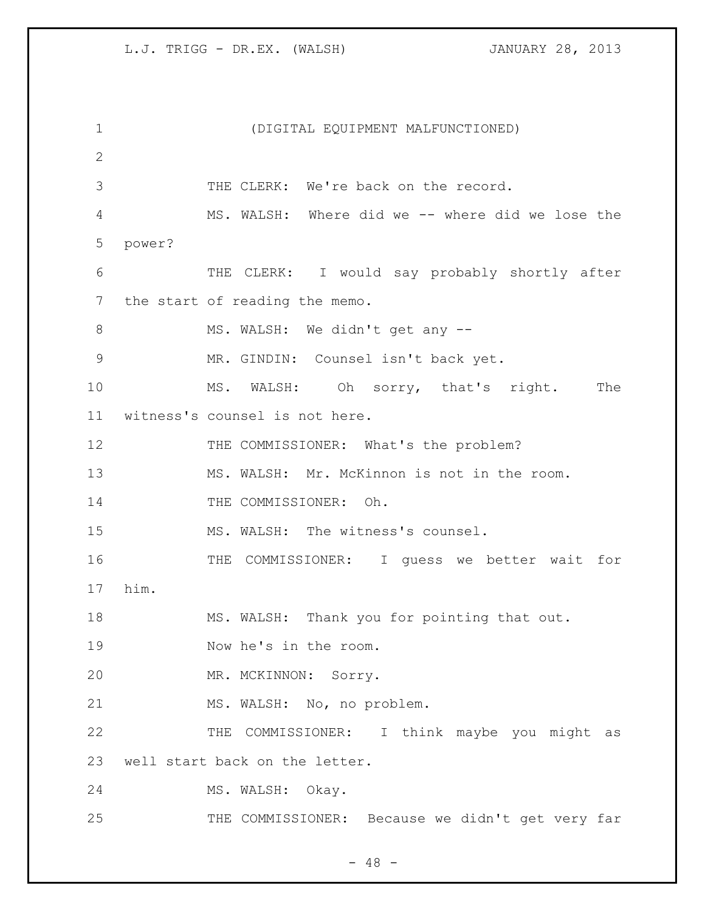(DIGITAL EQUIPMENT MALFUNCTIONED)

THE CLERK: We're back on the record.

MS. WALSH: Where did we -- where did we lose the power?

THE CLERK: I would say probably shortly after the start of reading the memo.

MS. WALSH: We didn't get any --

MR. GINDIN: Counsel isn't back yet.

MS. WALSH: Oh sorry, that's right. The witness's counsel is not here.

THE COMMISSIONER: What's the problem?

MS. WALSH: Mr. McKinnon is not in the room.

THE COMMISSIONER: Oh.

MS. WALSH: The witness's counsel.

THE COMMISSIONER: I guess we better wait for him.

MS. WALSH: Thank you for pointing that out.

Now he's in the room.

MR. MCKINNON: Sorry.

MS. WALSH: No, no problem.

THE COMMISSIONER: I think maybe you might as well start back on the letter.

MS. WALSH: Okay.

THE COMMISSIONER: Because we didn't get very far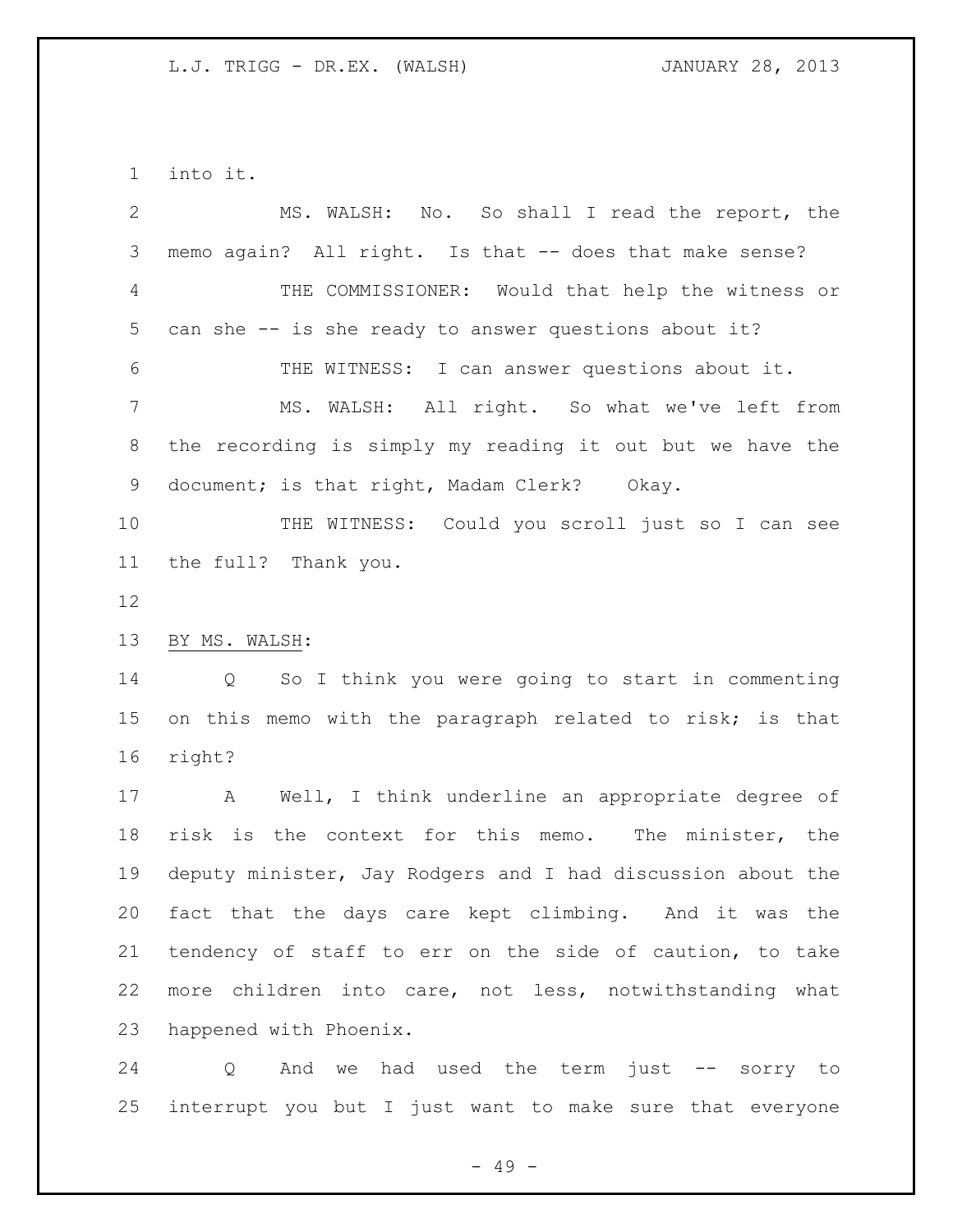into it.

MS. WALSH: No. So shall I read the report, the memo again? All right. Is that -- does that make sense?

THE COMMISSIONER: Would that help the witness or can she -- is she ready to answer questions about it?

THE WITNESS: I can answer questions about it.

MS. WALSH: All right. So what we've left from the recording is simply my reading it out but we have the document; is that right, Madam Clerk? Okay.

THE WITNESS: Could you scroll just so I can see the full? Thank you.

BY MS. WALSH:

Q So I think you were going to start in commenting on this memo with the paragraph related to risk; is that right?

A Well, I think underline an appropriate degree of risk is the context for this memo. The minister, the deputy minister, Jay Rodgers and I had discussion about the fact that the days care kept climbing. And it was the tendency of staff to err on the side of caution, to take more children into care, not less, notwithstanding what happened with Phoenix.

Q And we had used the term just -- sorry to interrupt you but I just want to make sure that everyone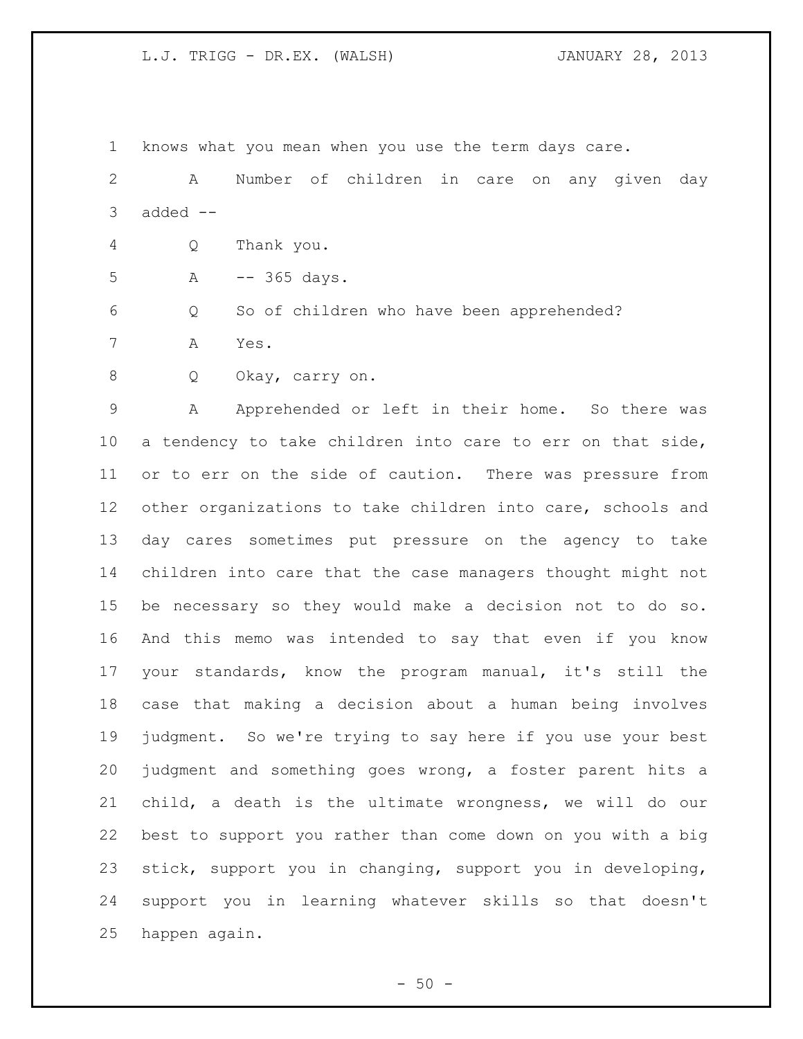knows what you mean when you use the term days care.

A Number of children in care on any given day added --

Q Thank you.

A -- 365 days.

Q So of children who have been apprehended?

A Yes.

Q Okay, carry on.

A Apprehended or left in their home. So there was a tendency to take children into care to err on that side, or to err on the side of caution. There was pressure from other organizations to take children into care, schools and day cares sometimes put pressure on the agency to take children into care that the case managers thought might not be necessary so they would make a decision not to do so. And this memo was intended to say that even if you know your standards, know the program manual, it's still the case that making a decision about a human being involves judgment. So we're trying to say here if you use your best judgment and something goes wrong, a foster parent hits a child, a death is the ultimate wrongness, we will do our best to support you rather than come down on you with a big stick, support you in changing, support you in developing, support you in learning whatever skills so that doesn't happen again.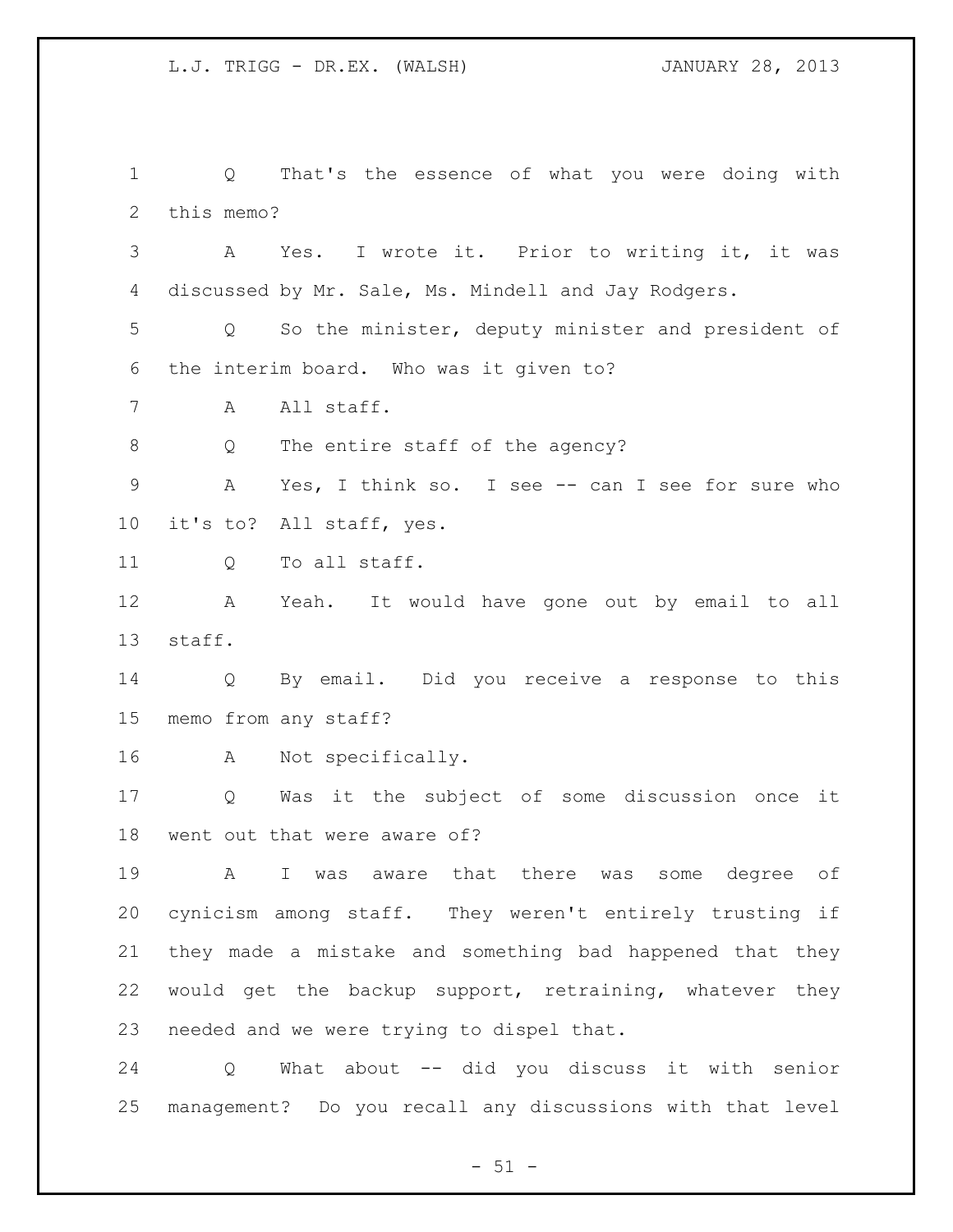Q That's the essence of what you were doing with this memo?

A Yes. I wrote it. Prior to writing it, it was discussed by Mr. Sale, Ms. Mindell and Jay Rodgers.

Q So the minister, deputy minister and president of the interim board. Who was it given to?

A All staff.

Q The entire staff of the agency?

A Yes, I think so. I see -- can I see for sure who it's to? All staff, yes.

Q To all staff.

A Yeah. It would have gone out by email to all staff.

Q By email. Did you receive a response to this memo from any staff?

A Not specifically.

Q Was it the subject of some discussion once it went out that were aware of?

A I was aware that there was some degree of cynicism among staff. They weren't entirely trusting if they made a mistake and something bad happened that they would get the backup support, retraining, whatever they needed and we were trying to dispel that.

Q What about -- did you discuss it with senior management? Do you recall any discussions with that level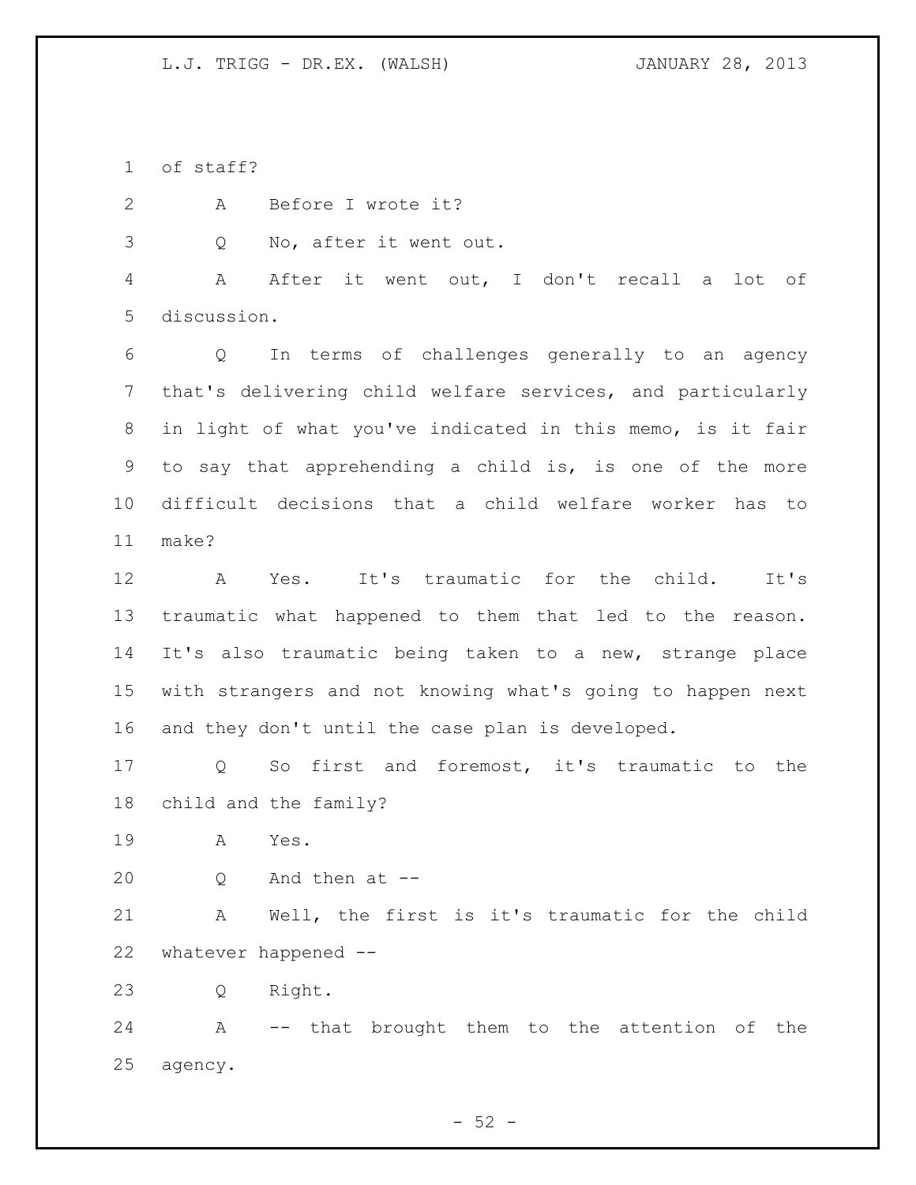of staff?

A Before I wrote it?

Q No, after it went out.

A After it went out, I don't recall a lot of discussion.

Q In terms of challenges generally to an agency that's delivering child welfare services, and particularly in light of what you've indicated in this memo, is it fair to say that apprehending a child is, is one of the more difficult decisions that a child welfare worker has to make?

A Yes. It's traumatic for the child. It's traumatic what happened to them that led to the reason. It's also traumatic being taken to a new, strange place with strangers and not knowing what's going to happen next and they don't until the case plan is developed.

Q So first and foremost, it's traumatic to the child and the family?

A Yes.

Q And then at --

A Well, the first is it's traumatic for the child whatever happened --

Q Right.

A -- that brought them to the attention of the agency.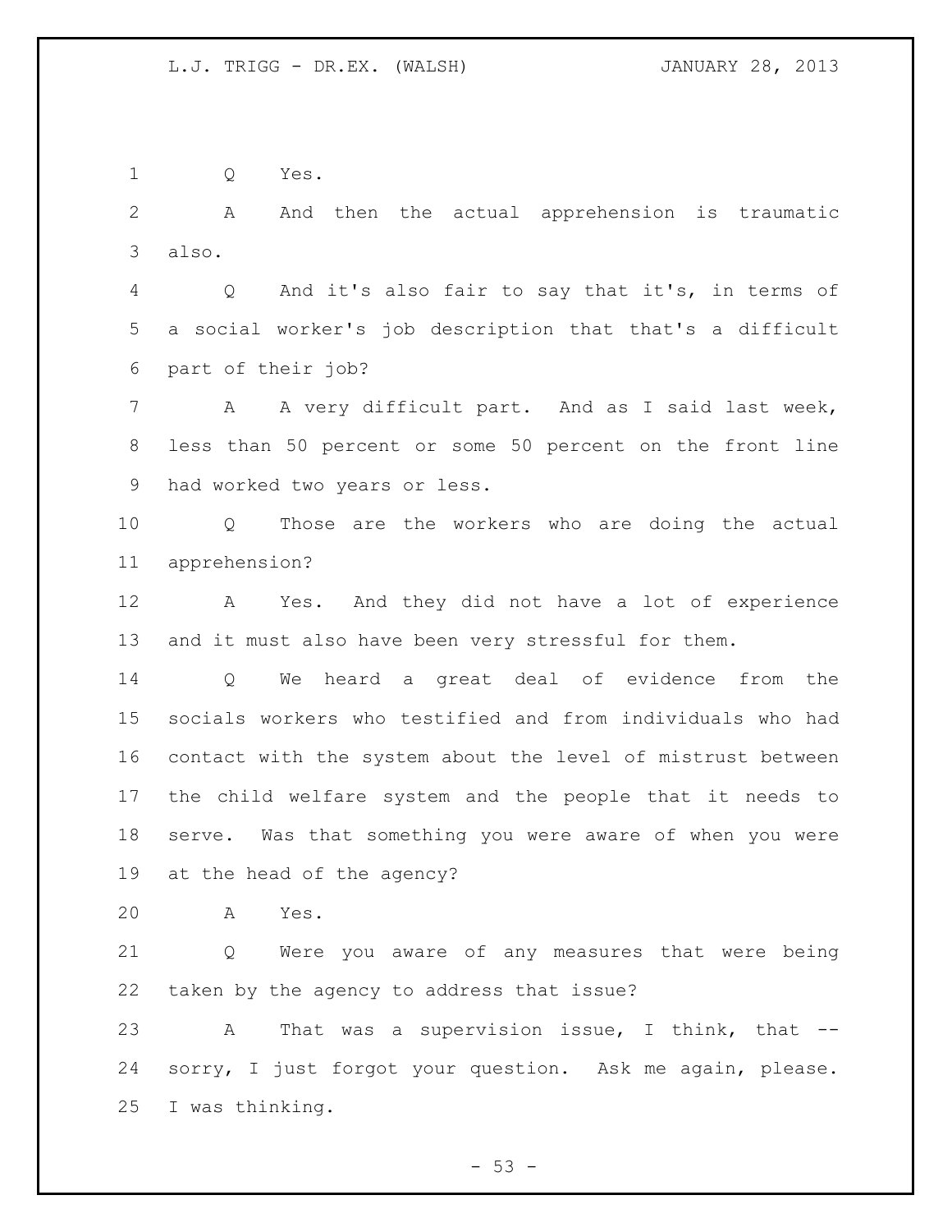Q Yes.

A And then the actual apprehension is traumatic also.

Q And it's also fair to say that it's, in terms of a social worker's job description that that's a difficult part of their job?

A A very difficult part. And as I said last week, less than 50 percent or some 50 percent on the front line had worked two years or less.

Q Those are the workers who are doing the actual apprehension?

A Yes. And they did not have a lot of experience and it must also have been very stressful for them.

Q We heard a great deal of evidence from the socials workers who testified and from individuals who had contact with the system about the level of mistrust between the child welfare system and the people that it needs to serve. Was that something you were aware of when you were at the head of the agency?

A Yes.

Q Were you aware of any measures that were being taken by the agency to address that issue?

A That was a supervision issue, I think, that -- sorry, I just forgot your question. Ask me again, please. I was thinking.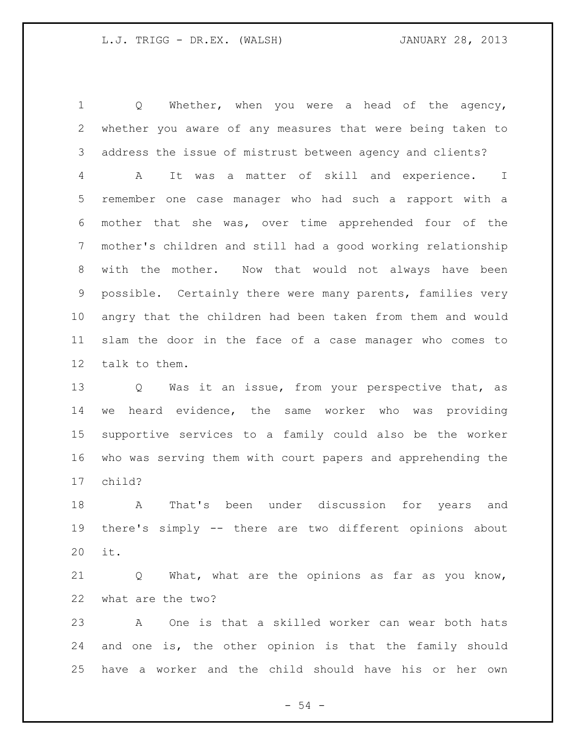Q Whether, when you were a head of the agency, whether you aware of any measures that were being taken to address the issue of mistrust between agency and clients?

A It was a matter of skill and experience. I remember one case manager who had such a rapport with a mother that she was, over time apprehended four of the mother's children and still had a good working relationship with the mother. Now that would not always have been possible. Certainly there were many parents, families very angry that the children had been taken from them and would slam the door in the face of a case manager who comes to talk to them.

Q Was it an issue, from your perspective that, as we heard evidence, the same worker who was providing supportive services to a family could also be the worker who was serving them with court papers and apprehending the child?

A That's been under discussion for years and there's simply -- there are two different opinions about it.

Q What, what are the opinions as far as you know, what are the two?

A One is that a skilled worker can wear both hats and one is, the other opinion is that the family should have a worker and the child should have his or her own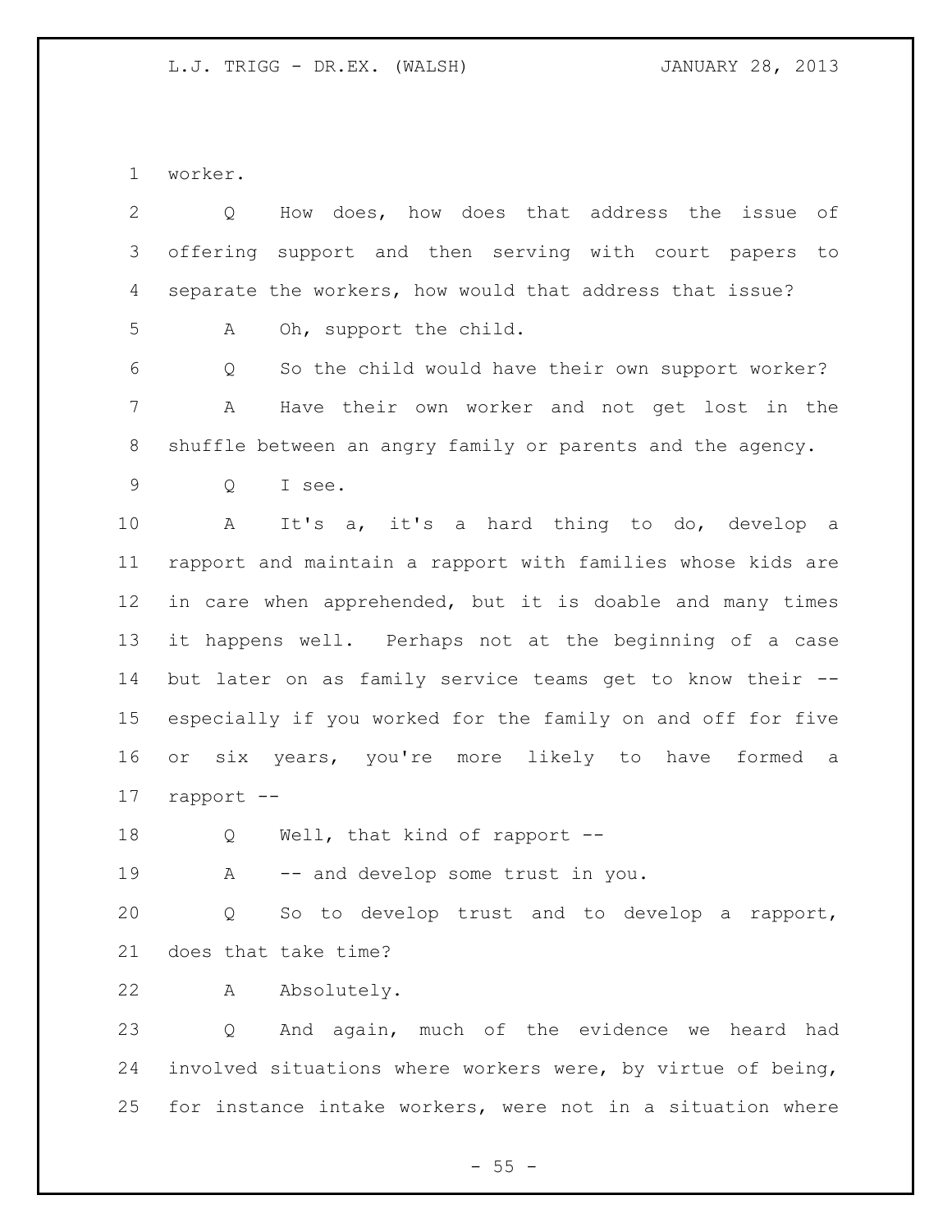worker.

Q How does, how does that address the issue of offering support and then serving with court papers to separate the workers, how would that address that issue?

A Oh, support the child.

Q So the child would have their own support worker?

A Have their own worker and not get lost in the shuffle between an angry family or parents and the agency.

Q I see.

A It's a, it's a hard thing to do, develop a rapport and maintain a rapport with families whose kids are in care when apprehended, but it is doable and many times it happens well. Perhaps not at the beginning of a case but later on as family service teams get to know their -- especially if you worked for the family on and off for five or six years, you're more likely to have formed a rapport --

Q Well, that kind of rapport --

A -- and develop some trust in you.

Q So to develop trust and to develop a rapport, does that take time?

A Absolutely.

Q And again, much of the evidence we heard had involved situations where workers were, by virtue of being, for instance intake workers, were not in a situation where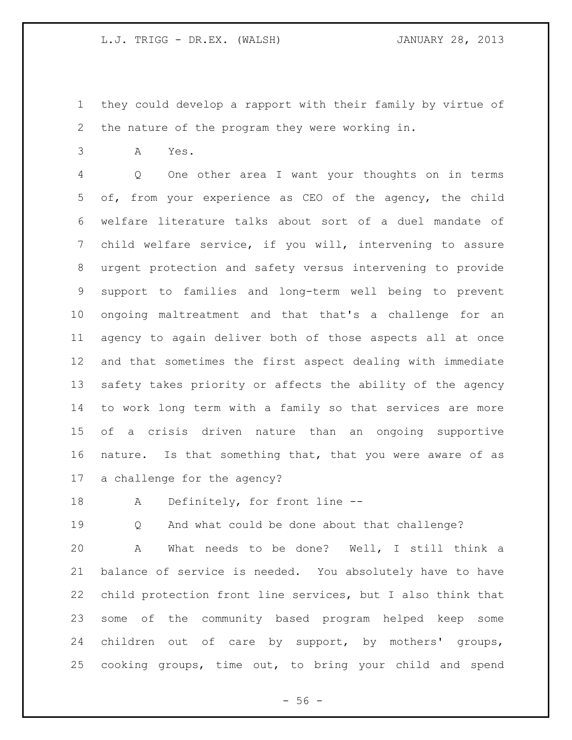they could develop a rapport with their family by virtue of the nature of the program they were working in.

A Yes.

Q One other area I want your thoughts on in terms of, from your experience as CEO of the agency, the child welfare literature talks about sort of a duel mandate of child welfare service, if you will, intervening to assure urgent protection and safety versus intervening to provide support to families and long-term well being to prevent ongoing maltreatment and that that's a challenge for an agency to again deliver both of those aspects all at once and that sometimes the first aspect dealing with immediate safety takes priority or affects the ability of the agency to work long term with a family so that services are more of a crisis driven nature than an ongoing supportive nature. Is that something that, that you were aware of as a challenge for the agency?

A Definitely, for front line --

Q And what could be done about that challenge?

A What needs to be done? Well, I still think a balance of service is needed. You absolutely have to have child protection front line services, but I also think that some of the community based program helped keep some children out of care by support, by mothers' groups, cooking groups, time out, to bring your child and spend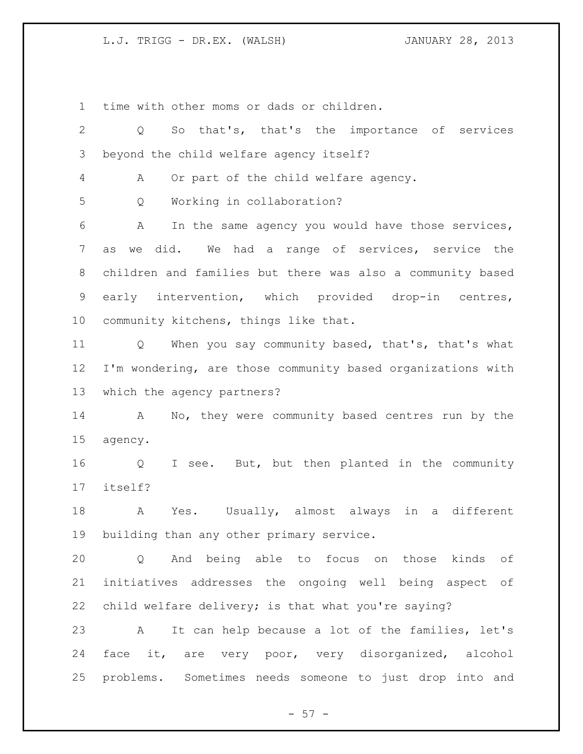time with other moms or dads or children.

Q So that's, that's the importance of services beyond the child welfare agency itself?

A Or part of the child welfare agency.

Q Working in collaboration?

A In the same agency you would have those services, as we did. We had a range of services, service the children and families but there was also a community based early intervention, which provided drop-in centres, community kitchens, things like that.

Q When you say community based, that's, that's what I'm wondering, are those community based organizations with which the agency partners?

A No, they were community based centres run by the agency.

Q I see. But, but then planted in the community itself?

A Yes. Usually, almost always in a different building than any other primary service.

Q And being able to focus on those kinds of initiatives addresses the ongoing well being aspect of child welfare delivery; is that what you're saying?

A It can help because a lot of the families, let's face it, are very poor, very disorganized, alcohol problems. Sometimes needs someone to just drop into and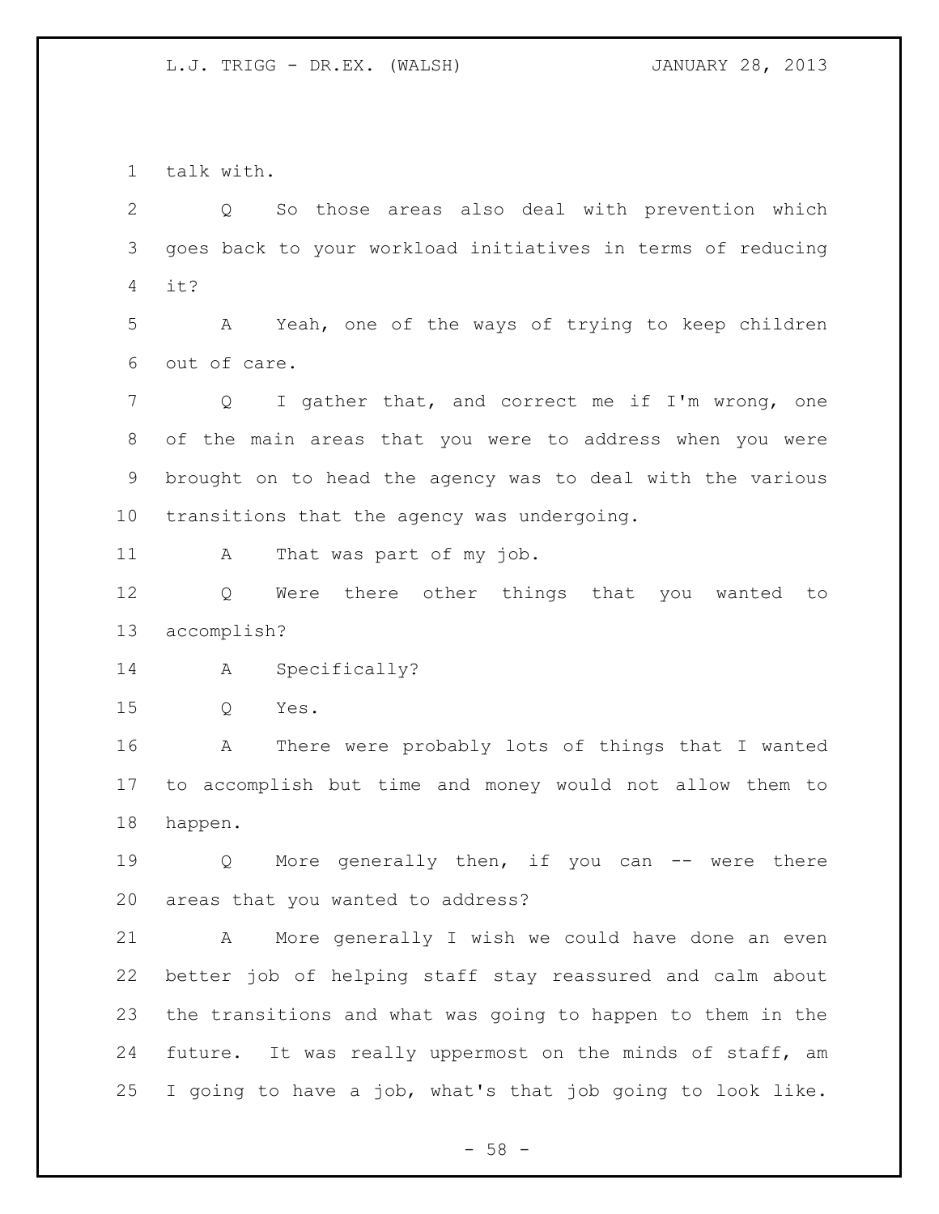talk with.

Q So those areas also deal with prevention which goes back to your workload initiatives in terms of reducing it?

A Yeah, one of the ways of trying to keep children out of care.

Q I gather that, and correct me if I'm wrong, one of the main areas that you were to address when you were brought on to head the agency was to deal with the various transitions that the agency was undergoing.

A That was part of my job.

Q Were there other things that you wanted to accomplish?

A Specifically?

Q Yes.

A There were probably lots of things that I wanted to accomplish but time and money would not allow them to happen.

Q More generally then, if you can -- were there areas that you wanted to address?

A More generally I wish we could have done an even better job of helping staff stay reassured and calm about the transitions and what was going to happen to them in the future. It was really uppermost on the minds of staff, am I going to have a job, what's that job going to look like.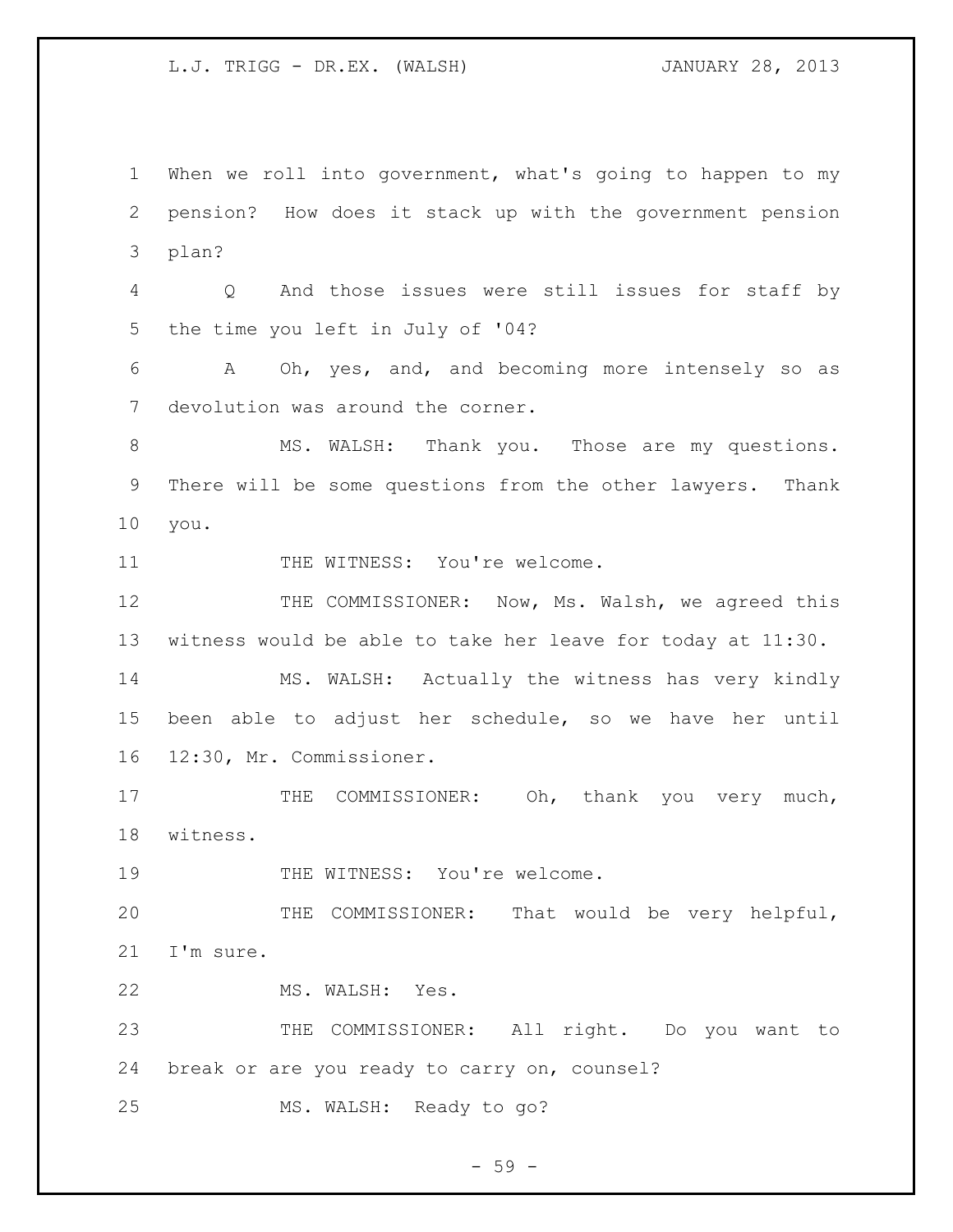When we roll into government, what's going to happen to my pension? How does it stack up with the government pension plan?

Q And those issues were still issues for staff by the time you left in July of '04?

A Oh, yes, and, and becoming more intensely so as devolution was around the corner.

MS. WALSH: Thank you. Those are my questions. There will be some questions from the other lawyers. Thank you.

THE WITNESS: You're welcome.

THE COMMISSIONER: Now, Ms. Walsh, we agreed this witness would be able to take her leave for today at 11:30.

MS. WALSH: Actually the witness has very kindly been able to adjust her schedule, so we have her until 12:30, Mr. Commissioner.

THE COMMISSIONER: Oh, thank you very much, witness.

THE WITNESS: You're welcome.

THE COMMISSIONER: That would be very helpful, I'm sure.

MS. WALSH: Yes.

THE COMMISSIONER: All right. Do you want to break or are you ready to carry on, counsel?

MS. WALSH: Ready to go?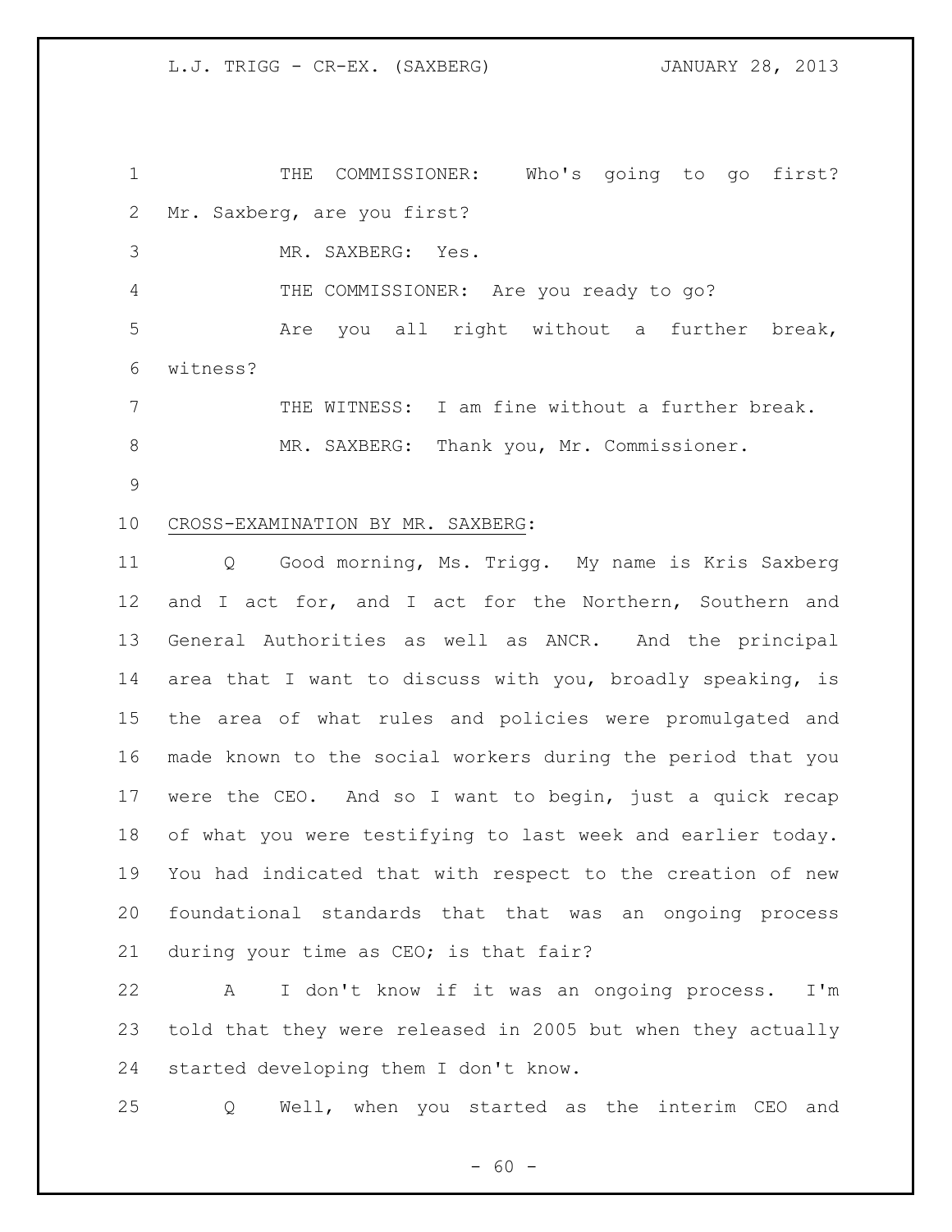THE COMMISSIONER: Who's going to go first? Mr. Saxberg, are you first?

MR. SAXBERG: Yes.

THE COMMISSIONER: Are you ready to go?

Are you all right without a further break, witness?

THE WITNESS: I am fine without a further break.

MR. SAXBERG: Thank you, Mr. Commissioner.

CROSS-EXAMINATION BY MR. SAXBERG:

Q Good morning, Ms. Trigg. My name is Kris Saxberg and I act for, and I act for the Northern, Southern and General Authorities as well as ANCR. And the principal area that I want to discuss with you, broadly speaking, is the area of what rules and policies were promulgated and made known to the social workers during the period that you were the CEO. And so I want to begin, just a quick recap of what you were testifying to last week and earlier today. You had indicated that with respect to the creation of new foundational standards that that was an ongoing process during your time as CEO; is that fair?

A I don't know if it was an ongoing process. I'm told that they were released in 2005 but when they actually started developing them I don't know.

Q Well, when you started as the interim CEO and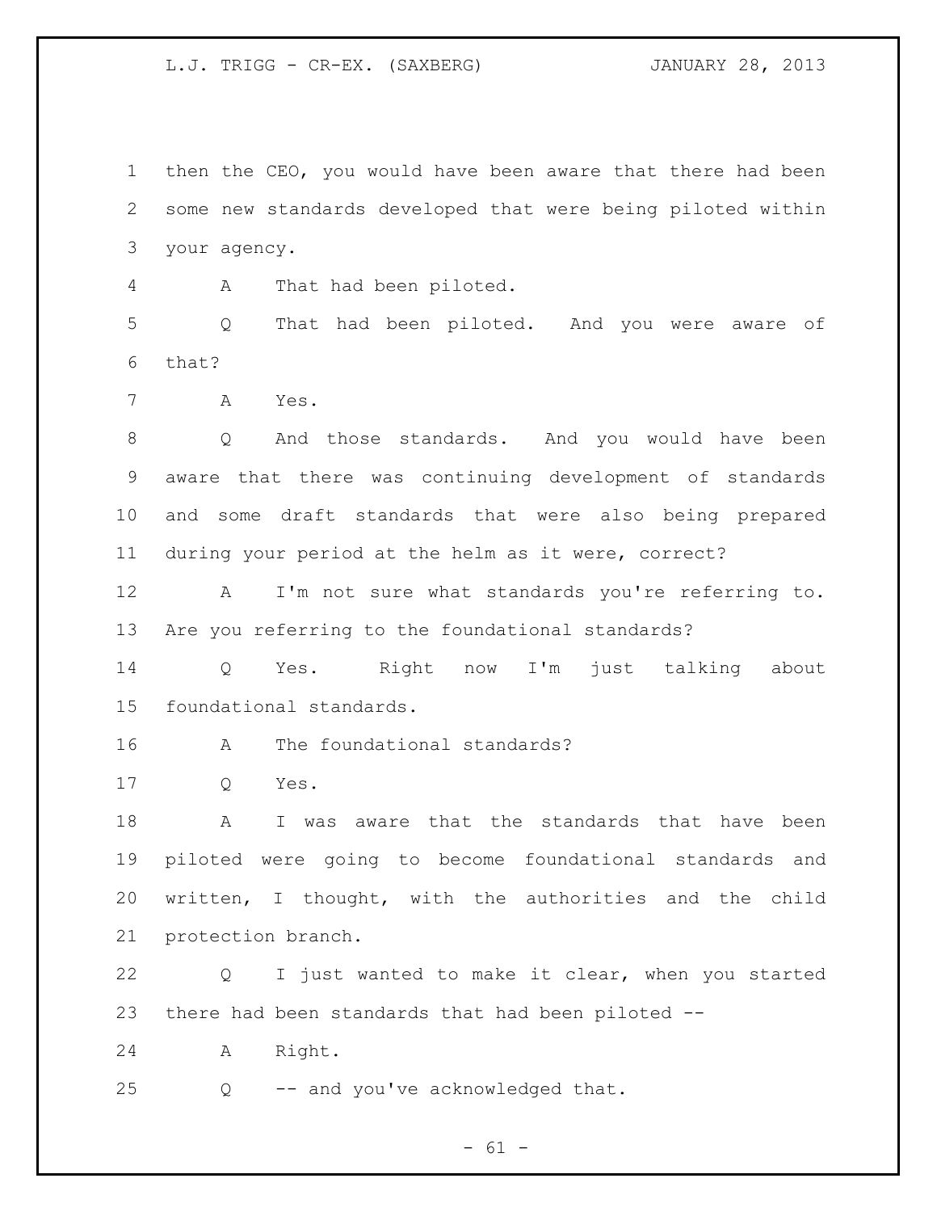then the CEO, you would have been aware that there had been some new standards developed that were being piloted within your agency.

A That had been piloted.

Q That had been piloted. And you were aware of that?

A Yes.

Q And those standards. And you would have been aware that there was continuing development of standards and some draft standards that were also being prepared during your period at the helm as it were, correct?

A I'm not sure what standards you're referring to. Are you referring to the foundational standards?

Q Yes. Right now I'm just talking about foundational standards.

A The foundational standards?

Q Yes.

A I was aware that the standards that have been piloted were going to become foundational standards and written, I thought, with the authorities and the child protection branch.

Q I just wanted to make it clear, when you started there had been standards that had been piloted --

A Right.

Q -- and you've acknowledged that.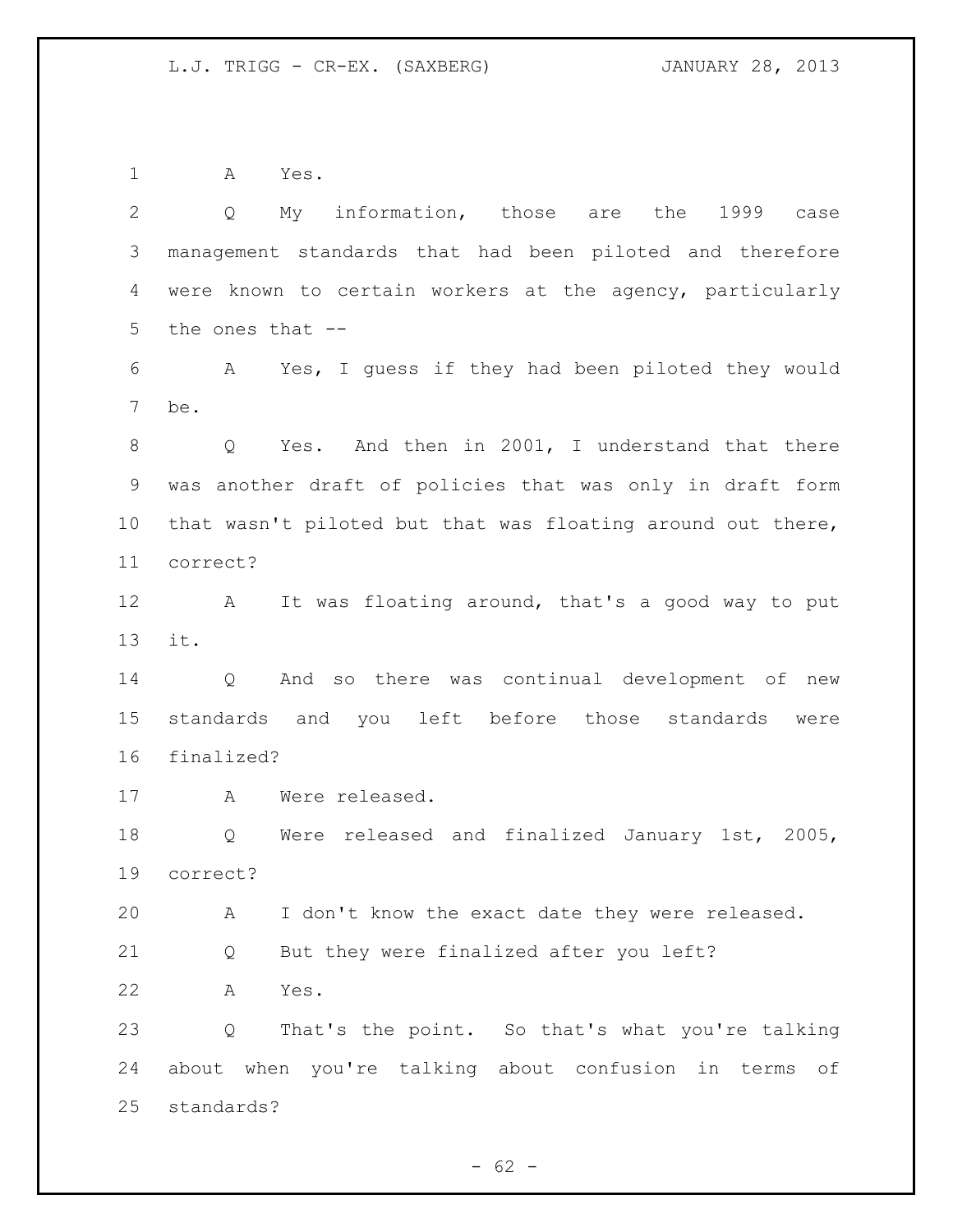A Yes.

Q My information, those are the 1999 case management standards that had been piloted and therefore were known to certain workers at the agency, particularly the ones that --

A Yes, I guess if they had been piloted they would be.

Q Yes. And then in 2001, I understand that there was another draft of policies that was only in draft form that wasn't piloted but that was floating around out there, correct?

A It was floating around, that's a good way to put it.

Q And so there was continual development of new standards and you left before those standards were finalized?

A Were released.

Q Were released and finalized January 1st, 2005, correct?

A I don't know the exact date they were released.

Q But they were finalized after you left?

A Yes.

Q That's the point. So that's what you're talking about when you're talking about confusion in terms of standards?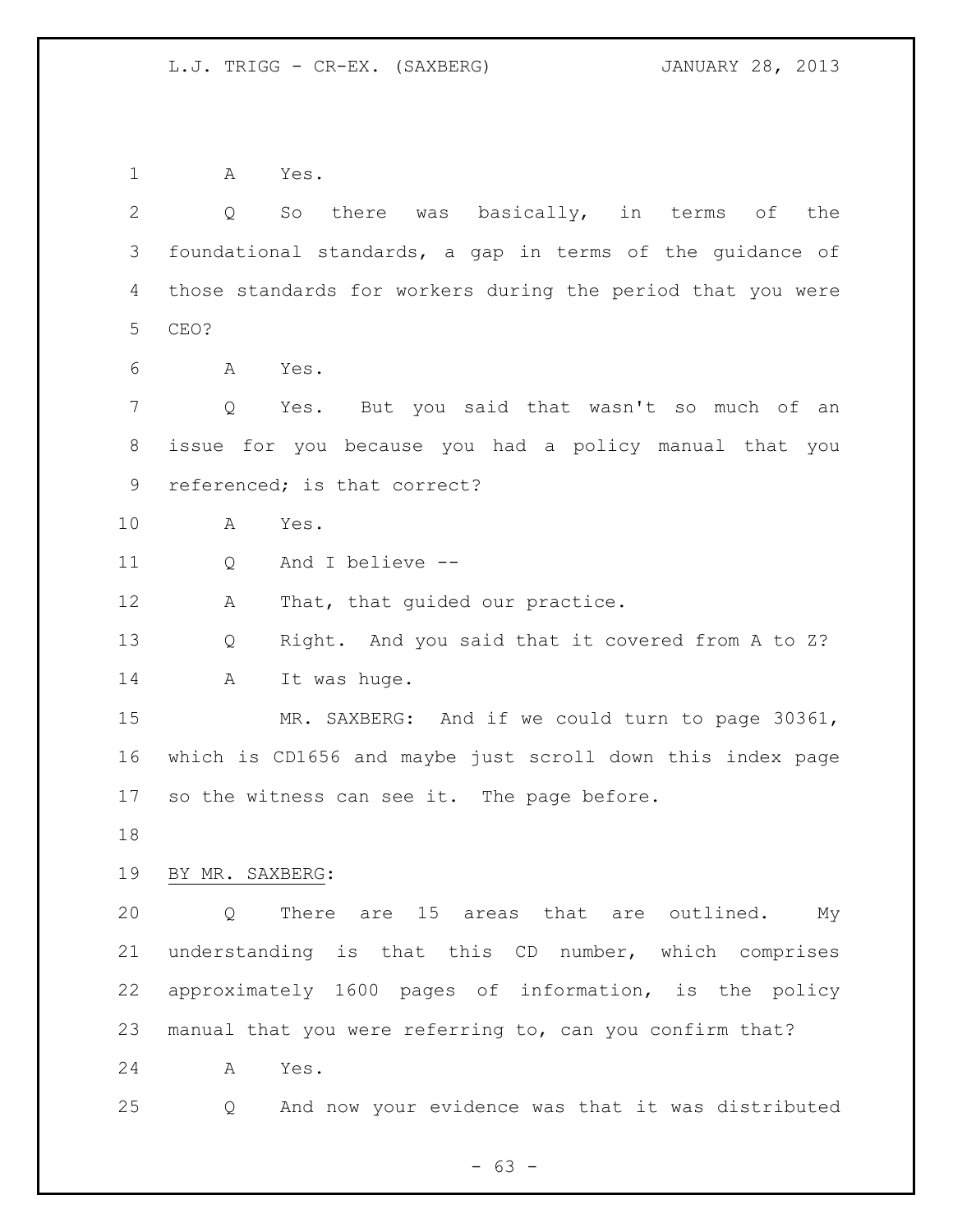A Yes.

Q So there was basically, in terms of the foundational standards, a gap in terms of the guidance of those standards for workers during the period that you were CEO?

A Yes.

Q Yes. But you said that wasn't so much of an issue for you because you had a policy manual that you referenced; is that correct?

A Yes.

Q And I believe --

A That, that guided our practice.

Q Right. And you said that it covered from A to Z?

A It was huge.

MR. SAXBERG: And if we could turn to page 30361, which is CD1656 and maybe just scroll down this index page so the witness can see it. The page before.

BY MR. SAXBERG:

Q There are 15 areas that are outlined. My understanding is that this CD number, which comprises approximately 1600 pages of information, is the policy manual that you were referring to, can you confirm that?

A Yes.

Q And now your evidence was that it was distributed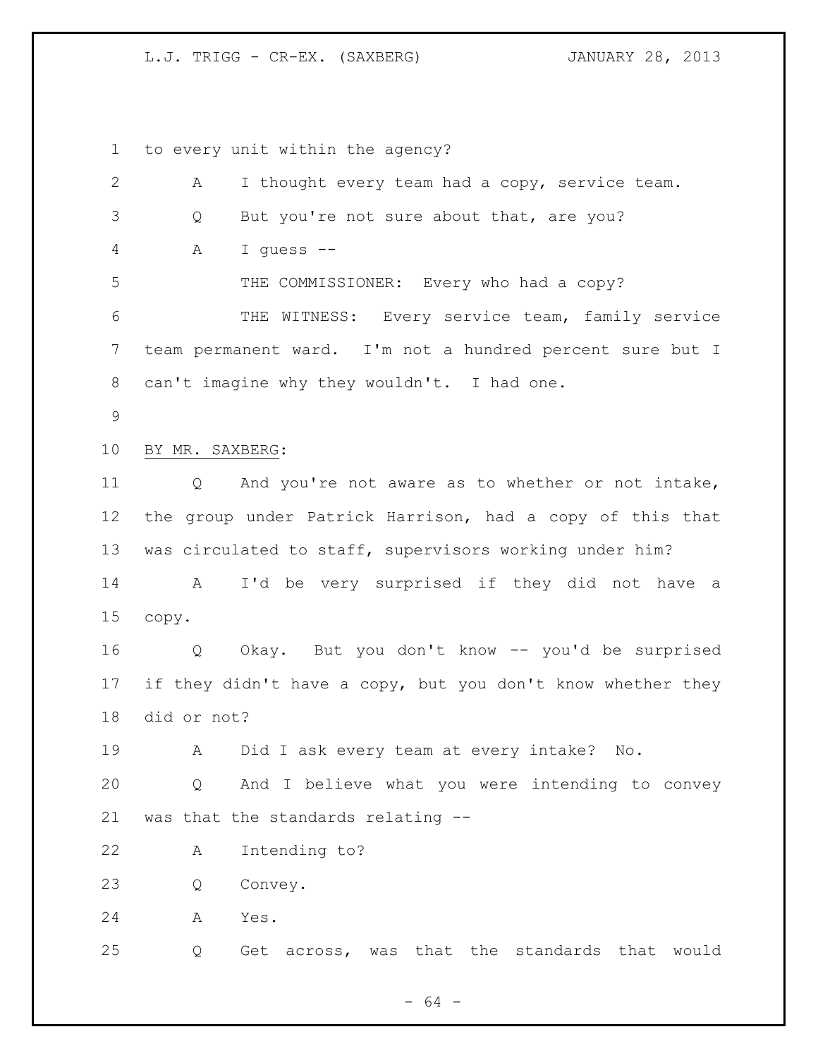to every unit within the agency?

A I thought every team had a copy, service team.

Q But you're not sure about that, are you?

A I guess --

THE COMMISSIONER: Every who had a copy?

THE WITNESS: Every service team, family service team permanent ward. I'm not a hundred percent sure but I can't imagine why they wouldn't. I had one.

BY MR. SAXBERG:

Q And you're not aware as to whether or not intake, the group under Patrick Harrison, had a copy of this that was circulated to staff, supervisors working under him?

A I'd be very surprised if they did not have a copy.

Q Okay. But you don't know -- you'd be surprised if they didn't have a copy, but you don't know whether they did or not?

A Did I ask every team at every intake? No.

Q And I believe what you were intending to convey was that the standards relating --

A Intending to?

Q Convey.

A Yes.

Q Get across, was that the standards that would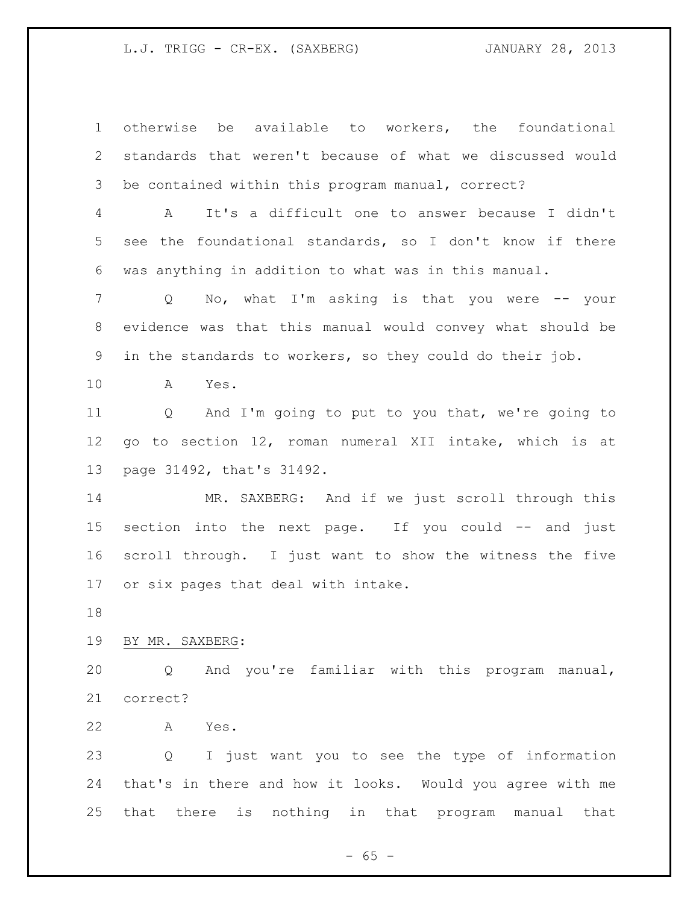otherwise be available to workers, the foundational standards that weren't because of what we discussed would be contained within this program manual, correct?

A It's a difficult one to answer because I didn't see the foundational standards, so I don't know if there was anything in addition to what was in this manual.

Q No, what I'm asking is that you were -- your evidence was that this manual would convey what should be in the standards to workers, so they could do their job.

A Yes.

Q And I'm going to put to you that, we're going to go to section 12, roman numeral XII intake, which is at page 31492, that's 31492.

MR. SAXBERG: And if we just scroll through this section into the next page. If you could -- and just scroll through. I just want to show the witness the five or six pages that deal with intake.

BY MR. SAXBERG:

Q And you're familiar with this program manual, correct?

A Yes.

Q I just want you to see the type of information that's in there and how it looks. Would you agree with me that there is nothing in that program manual that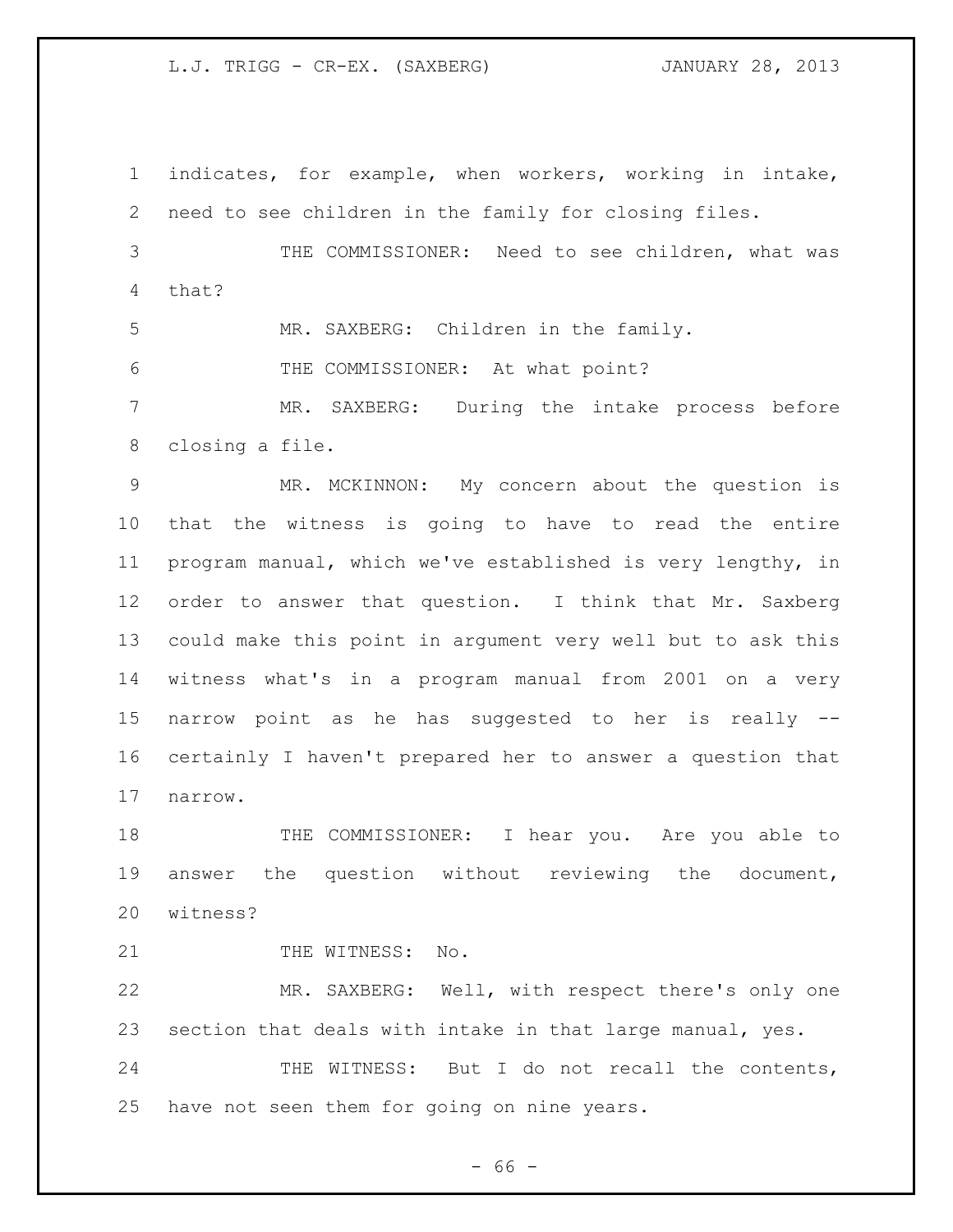indicates, for example, when workers, working in intake, need to see children in the family for closing files.

THE COMMISSIONER: Need to see children, what was that?

MR. SAXBERG: Children in the family.

THE COMMISSIONER: At what point?

MR. SAXBERG: During the intake process before closing a file.

MR. MCKINNON: My concern about the question is that the witness is going to have to read the entire program manual, which we've established is very lengthy, in order to answer that question. I think that Mr. Saxberg could make this point in argument very well but to ask this witness what's in a program manual from 2001 on a very narrow point as he has suggested to her is really -- certainly I haven't prepared her to answer a question that narrow.

THE COMMISSIONER: I hear you. Are you able to answer the question without reviewing the document, witness?

THE WITNESS: No.

MR. SAXBERG: Well, with respect there's only one section that deals with intake in that large manual, yes.

THE WITNESS: But I do not recall the contents, have not seen them for going on nine years.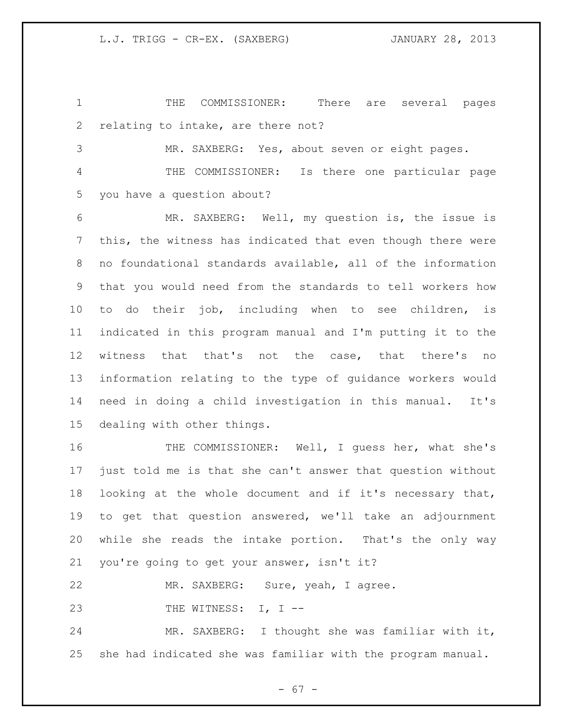THE COMMISSIONER: There are several pages relating to intake, are there not?

MR. SAXBERG: Yes, about seven or eight pages.

THE COMMISSIONER: Is there one particular page you have a question about?

MR. SAXBERG: Well, my question is, the issue is this, the witness has indicated that even though there were no foundational standards available, all of the information that you would need from the standards to tell workers how to do their job, including when to see children, is indicated in this program manual and I'm putting it to the witness that that's not the case, that there's no information relating to the type of guidance workers would need in doing a child investigation in this manual. It's dealing with other things.

THE COMMISSIONER: Well, I guess her, what she's just told me is that she can't answer that question without looking at the whole document and if it's necessary that, to get that question answered, we'll take an adjournment while she reads the intake portion. That's the only way you're going to get your answer, isn't it?

MR. SAXBERG: Sure, yeah, I agree.

THE WITNESS: I, I --

MR. SAXBERG: I thought she was familiar with it, she had indicated she was familiar with the program manual.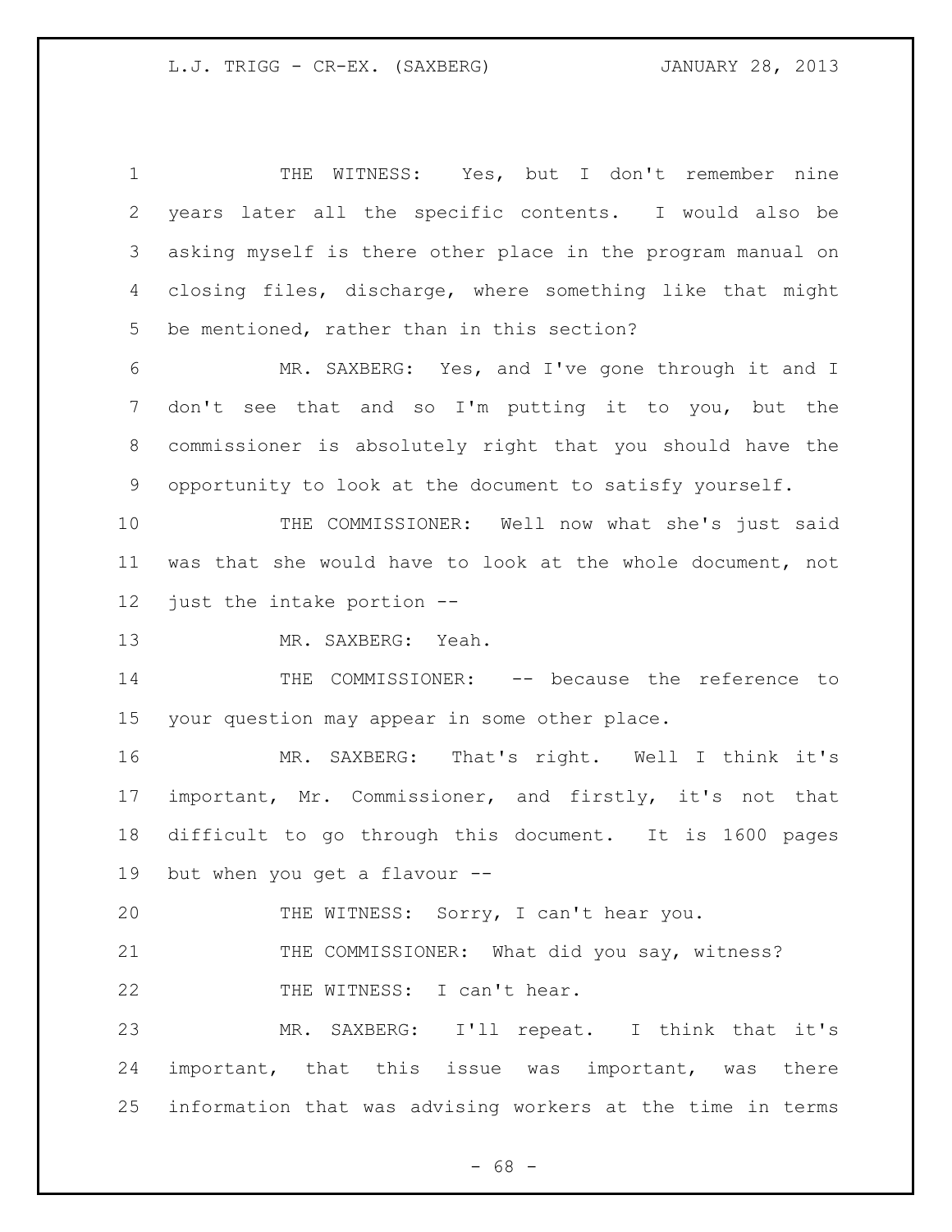THE WITNESS: Yes, but I don't remember nine years later all the specific contents. I would also be asking myself is there other place in the program manual on closing files, discharge, where something like that might be mentioned, rather than in this section?

MR. SAXBERG: Yes, and I've gone through it and I don't see that and so I'm putting it to you, but the commissioner is absolutely right that you should have the opportunity to look at the document to satisfy yourself.

THE COMMISSIONER: Well now what she's just said was that she would have to look at the whole document, not just the intake portion --

MR. SAXBERG: Yeah.

THE COMMISSIONER: -- because the reference to your question may appear in some other place.

MR. SAXBERG: That's right. Well I think it's important, Mr. Commissioner, and firstly, it's not that difficult to go through this document. It is 1600 pages but when you get a flavour --

THE WITNESS: Sorry, I can't hear you.

THE COMMISSIONER: What did you say, witness?

THE WITNESS: I can't hear.

MR. SAXBERG: I'll repeat. I think that it's important, that this issue was important, was there information that was advising workers at the time in terms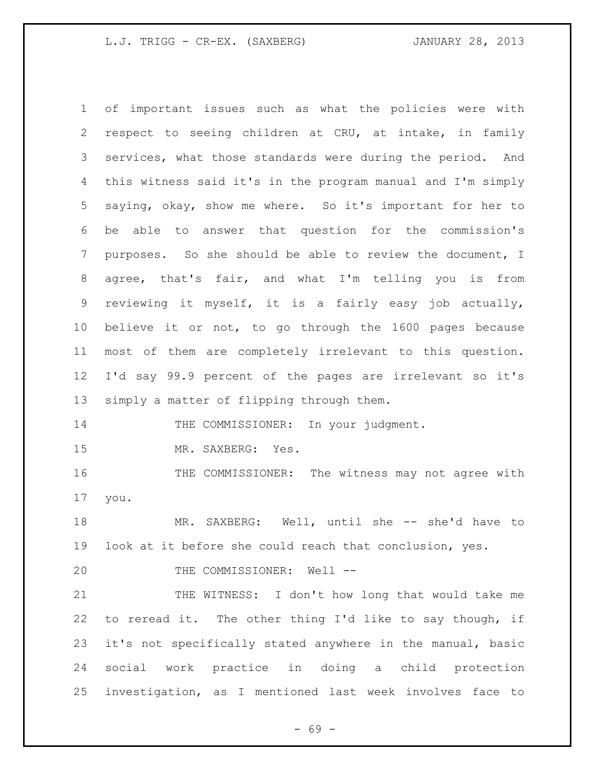of important issues such as what the policies were with respect to seeing children at CRU, at intake, in family services, what those standards were during the period. And this witness said it's in the program manual and I'm simply saying, okay, show me where. So it's important for her to be able to answer that question for the commission's purposes. So she should be able to review the document, I agree, that's fair, and what I'm telling you is from reviewing it myself, it is a fairly easy job actually, believe it or not, to go through the 1600 pages because most of them are completely irrelevant to this question. I'd say 99.9 percent of the pages are irrelevant so it's simply a matter of flipping through them.

THE COMMISSIONER: In your judgment.

MR. SAXBERG: Yes.

THE COMMISSIONER: The witness may not agree with you.

MR. SAXBERG: Well, until she -- she'd have to look at it before she could reach that conclusion, yes.

THE COMMISSIONER: Well --

THE WITNESS: I don't how long that would take me to reread it. The other thing I'd like to say though, if it's not specifically stated anywhere in the manual, basic social work practice in doing a child protection investigation, as I mentioned last week involves face to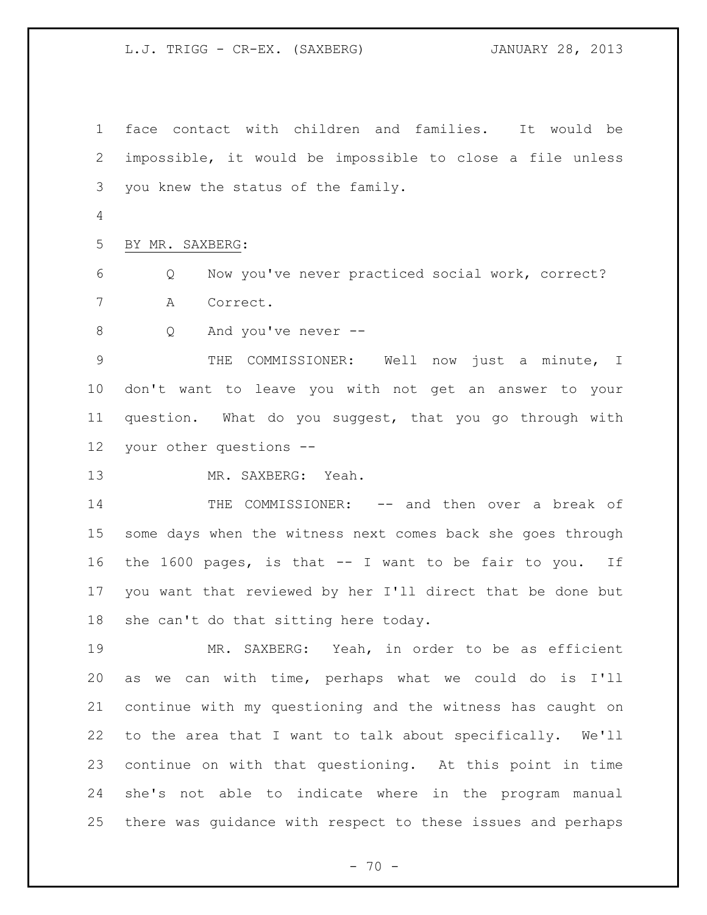face contact with children and families. It would be impossible, it would be impossible to close a file unless you knew the status of the family.

BY MR. SAXBERG:

Q Now you've never practiced social work, correct?

A Correct.

Q And you've never --

THE COMMISSIONER: Well now just a minute, I don't want to leave you with not get an answer to your question. What do you suggest, that you go through with your other questions --

MR. SAXBERG: Yeah.

THE COMMISSIONER: -- and then over a break of some days when the witness next comes back she goes through the 1600 pages, is that -- I want to be fair to you. If you want that reviewed by her I'll direct that be done but she can't do that sitting here today.

MR. SAXBERG: Yeah, in order to be as efficient as we can with time, perhaps what we could do is I'll continue with my questioning and the witness has caught on to the area that I want to talk about specifically. We'll continue on with that questioning. At this point in time she's not able to indicate where in the program manual there was guidance with respect to these issues and perhaps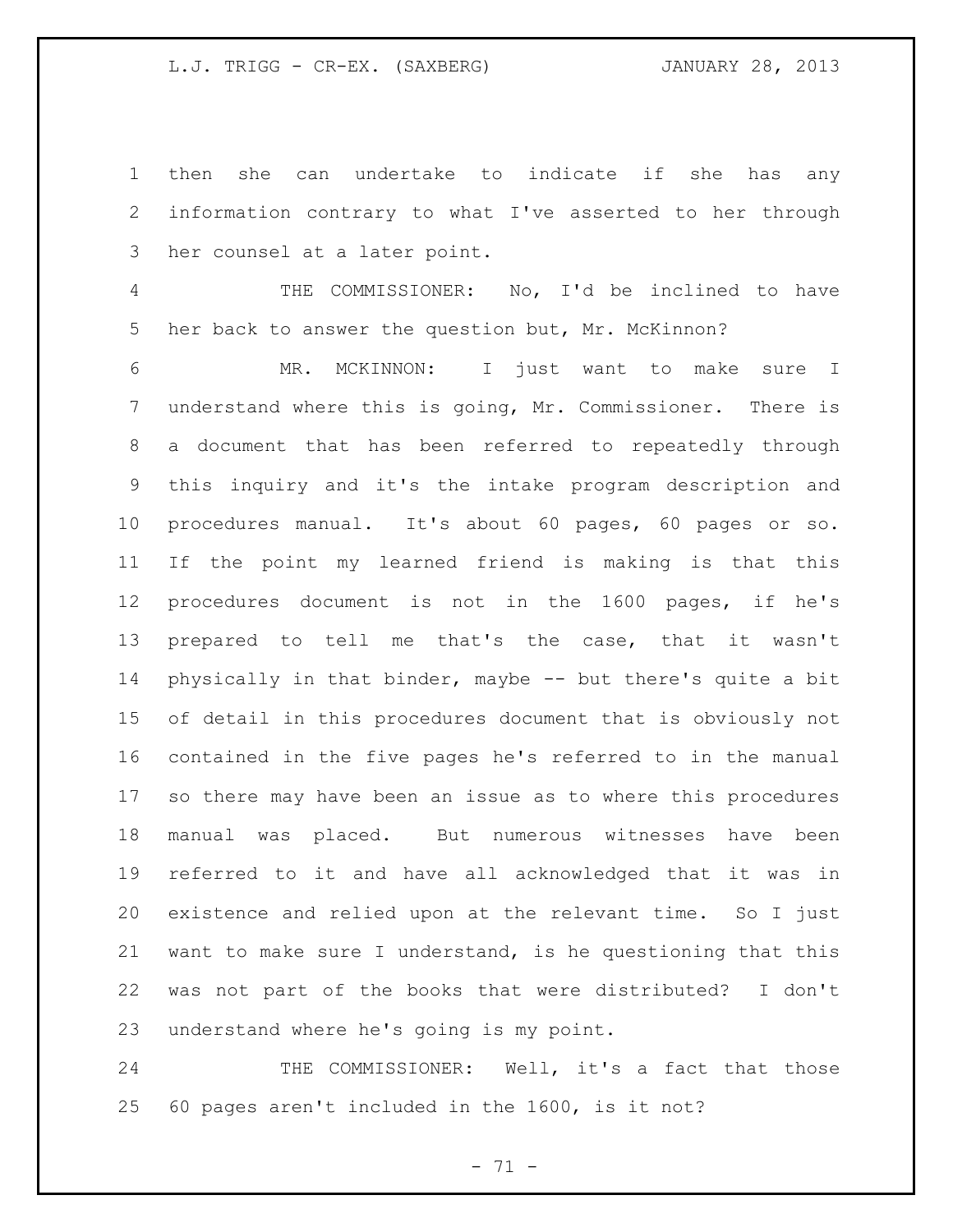then she can undertake to indicate if she has any information contrary to what I've asserted to her through her counsel at a later point.

THE COMMISSIONER: No, I'd be inclined to have her back to answer the question but, Mr. McKinnon?

MR. MCKINNON: I just want to make sure I understand where this is going, Mr. Commissioner. There is a document that has been referred to repeatedly through this inquiry and it's the intake program description and procedures manual. It's about 60 pages, 60 pages or so. If the point my learned friend is making is that this procedures document is not in the 1600 pages, if he's prepared to tell me that's the case, that it wasn't physically in that binder, maybe -- but there's quite a bit of detail in this procedures document that is obviously not contained in the five pages he's referred to in the manual so there may have been an issue as to where this procedures manual was placed. But numerous witnesses have been referred to it and have all acknowledged that it was in existence and relied upon at the relevant time. So I just want to make sure I understand, is he questioning that this was not part of the books that were distributed? I don't understand where he's going is my point.

THE COMMISSIONER: Well, it's a fact that those 60 pages aren't included in the 1600, is it not?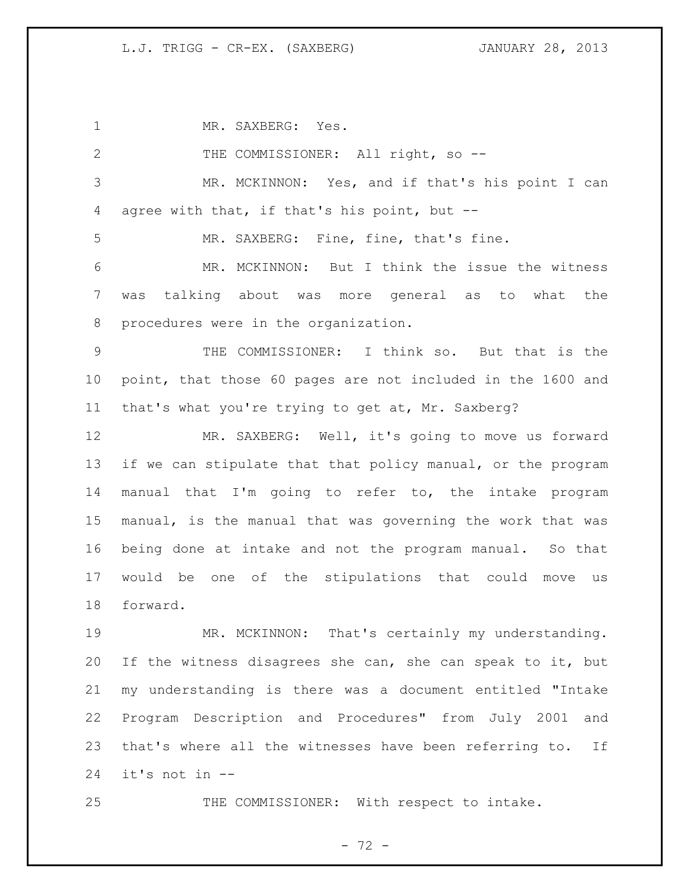MR. SAXBERG: Yes.

THE COMMISSIONER: All right, so --

MR. MCKINNON: Yes, and if that's his point I can agree with that, if that's his point, but --

MR. SAXBERG: Fine, fine, that's fine.

MR. MCKINNON: But I think the issue the witness was talking about was more general as to what the procedures were in the organization.

THE COMMISSIONER: I think so. But that is the point, that those 60 pages are not included in the 1600 and that's what you're trying to get at, Mr. Saxberg?

MR. SAXBERG: Well, it's going to move us forward if we can stipulate that that policy manual, or the program manual that I'm going to refer to, the intake program manual, is the manual that was governing the work that was being done at intake and not the program manual. So that would be one of the stipulations that could move us forward.

MR. MCKINNON: That's certainly my understanding. If the witness disagrees she can, she can speak to it, but my understanding is there was a document entitled "Intake Program Description and Procedures" from July 2001 and that's where all the witnesses have been referring to. If it's not in --

THE COMMISSIONER: With respect to intake.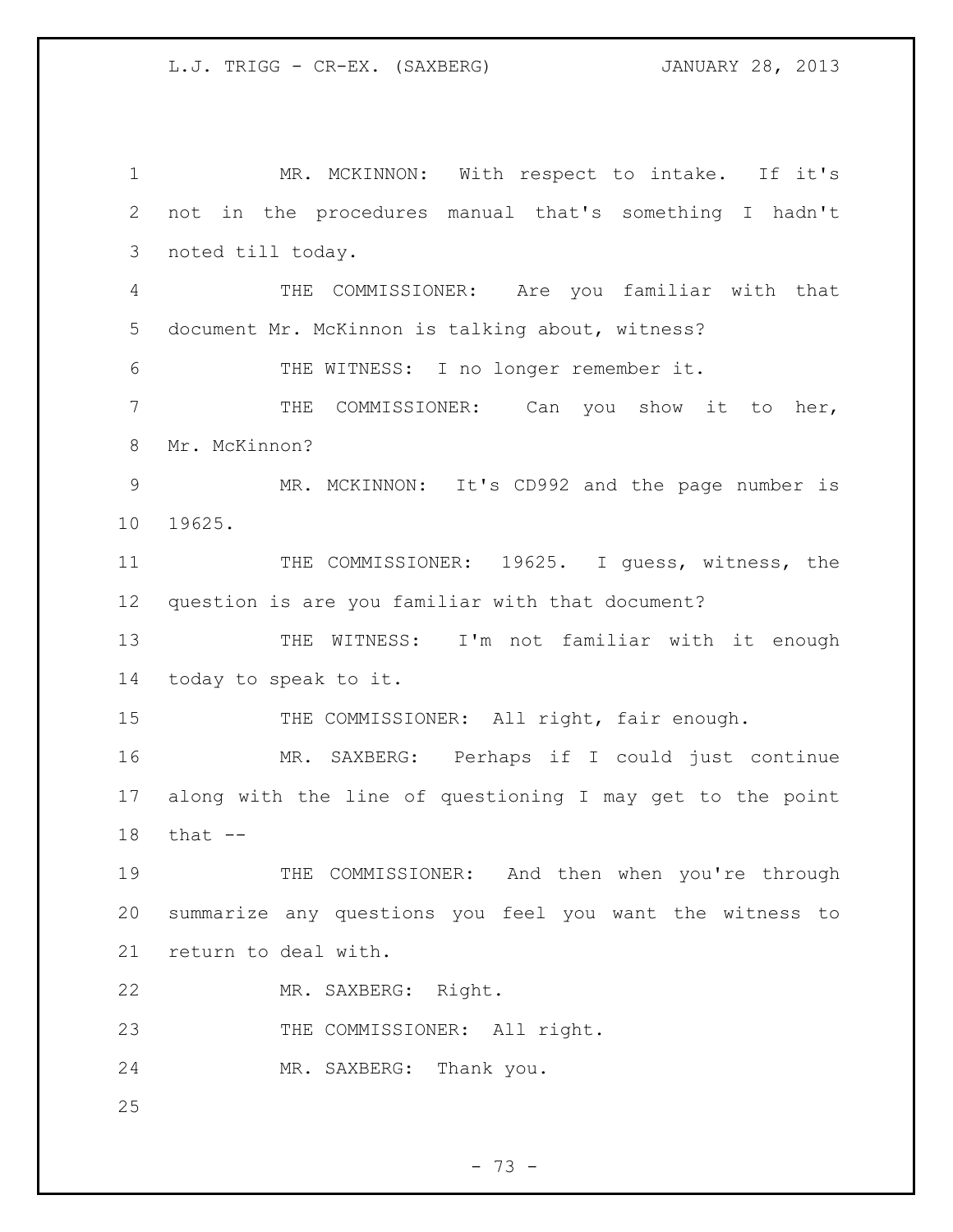MR. MCKINNON: With respect to intake. If it's not in the procedures manual that's something I hadn't noted till today.

THE COMMISSIONER: Are you familiar with that document Mr. McKinnon is talking about, witness?

THE WITNESS: I no longer remember it.

THE COMMISSIONER: Can you show it to her, Mr. McKinnon?

MR. MCKINNON: It's CD992 and the page number is 19625.

THE COMMISSIONER: 19625. I guess, witness, the question is are you familiar with that document?

THE WITNESS: I'm not familiar with it enough today to speak to it.

THE COMMISSIONER: All right, fair enough.

MR. SAXBERG: Perhaps if I could just continue along with the line of questioning I may get to the point that --

THE COMMISSIONER: And then when you're through summarize any questions you feel you want the witness to return to deal with.

MR. SAXBERG: Right.

THE COMMISSIONER: All right.

MR. SAXBERG: Thank you.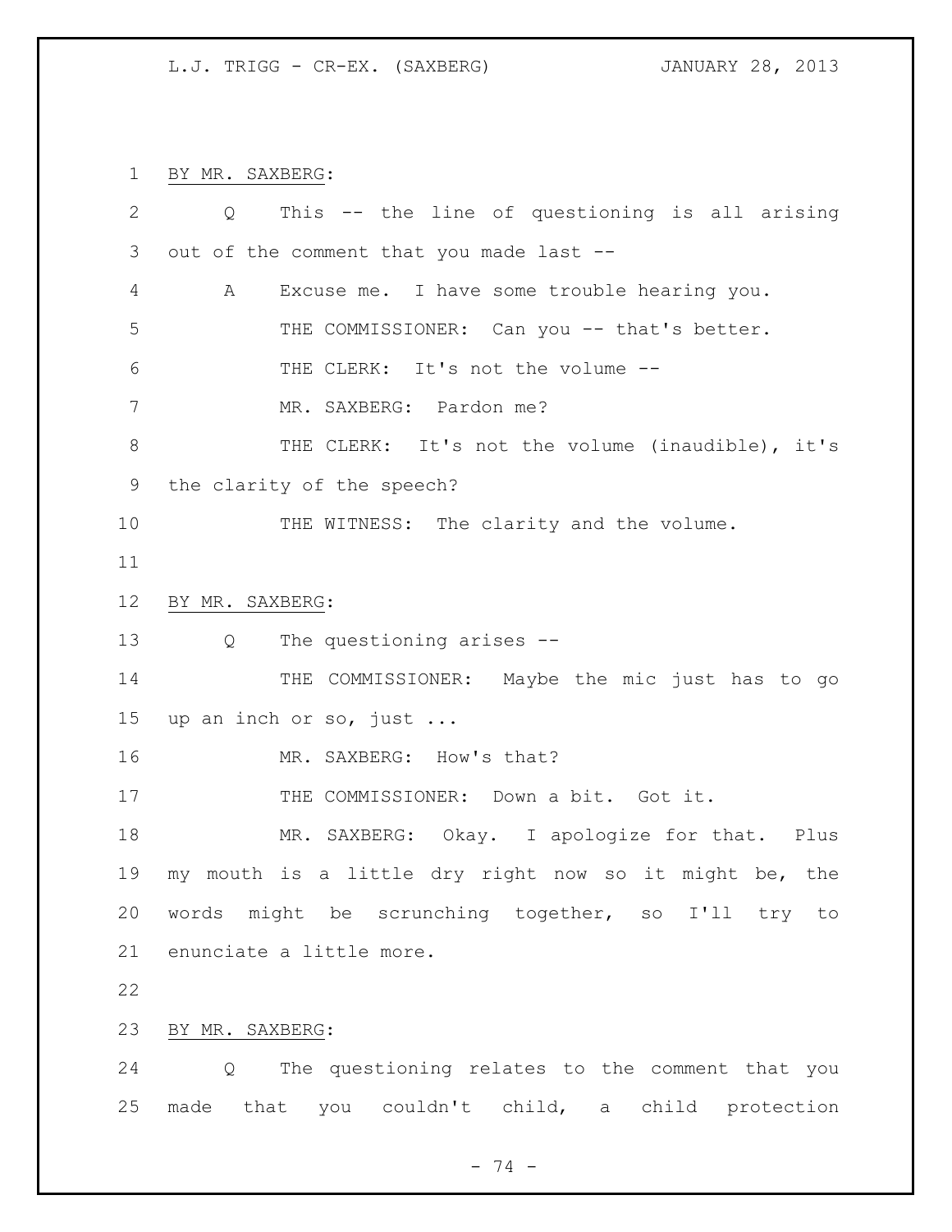BY MR. SAXBERG:

Q This -- the line of questioning is all arising out of the comment that you made last --

A Excuse me. I have some trouble hearing you.

THE COMMISSIONER: Can you -- that's better.

THE CLERK: It's not the volume --

MR. SAXBERG: Pardon me?

THE CLERK: It's not the volume (inaudible), it's the clarity of the speech?

THE WITNESS: The clarity and the volume.

BY MR. SAXBERG:

Q The questioning arises --

THE COMMISSIONER: Maybe the mic just has to go up an inch or so, just ...

MR. SAXBERG: How's that?

THE COMMISSIONER: Down a bit. Got it.

MR. SAXBERG: Okay. I apologize for that. Plus my mouth is a little dry right now so it might be, the words might be scrunching together, so I'll try to enunciate a little more.

BY MR. SAXBERG:

Q The questioning relates to the comment that you made that you couldn't child, a child protection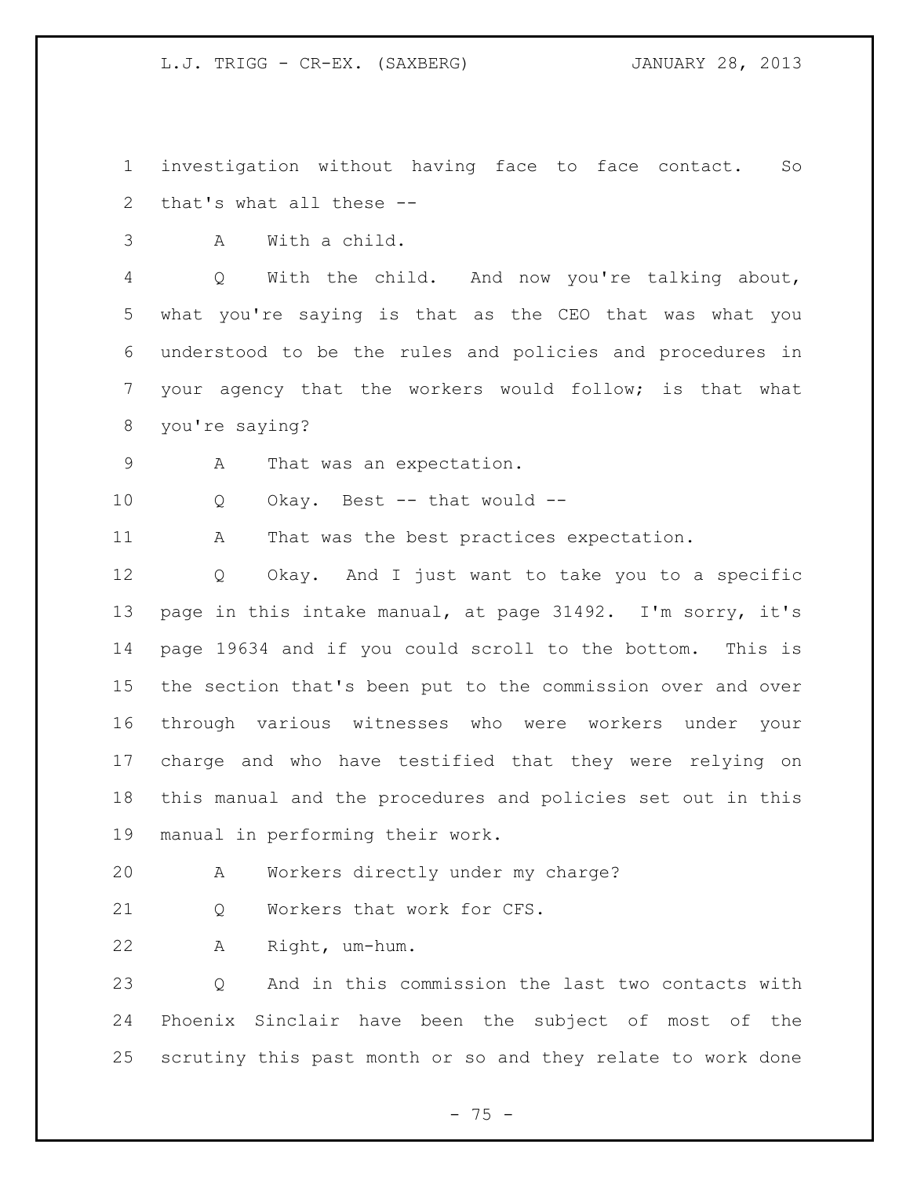investigation without having face to face contact. So that's what all these --

A With a child.

Q With the child. And now you're talking about, what you're saying is that as the CEO that was what you understood to be the rules and policies and procedures in your agency that the workers would follow; is that what you're saying?

A That was an expectation.

Q Okay. Best -- that would --

A That was the best practices expectation.

Q Okay. And I just want to take you to a specific page in this intake manual, at page 31492. I'm sorry, it's page 19634 and if you could scroll to the bottom. This is the section that's been put to the commission over and over through various witnesses who were workers under your charge and who have testified that they were relying on this manual and the procedures and policies set out in this manual in performing their work.

A Workers directly under my charge?

Q Workers that work for CFS.

A Right, um-hum.

Q And in this commission the last two contacts with Phoenix Sinclair have been the subject of most of the scrutiny this past month or so and they relate to work done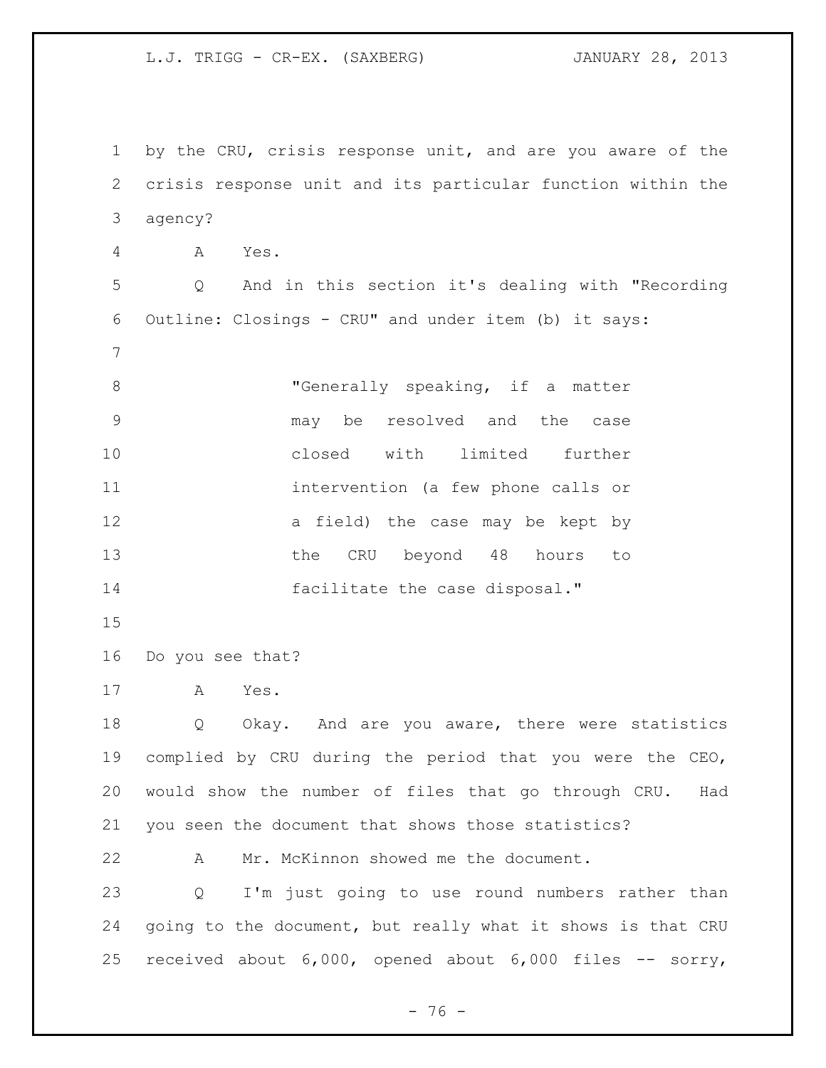by the CRU, crisis response unit, and are you aware of the crisis response unit and its particular function within the agency?

A Yes.

Q And in this section it's dealing with "Recording Outline: Closings - CRU" and under item (b) it says:

> "Generally speaking, if a matter may be resolved and the case closed with limited further intervention (a few phone calls or a field) the case may be kept by the CRU beyond 48 hours to facilitate the case disposal."

Do you see that?

A Yes.

Q Okay. And are you aware, there were statistics complied by CRU during the period that you were the CEO, would show the number of files that go through CRU. Had you seen the document that shows those statistics?

A Mr. McKinnon showed me the document.

Q I'm just going to use round numbers rather than going to the document, but really what it shows is that CRU received about 6,000, opened about 6,000 files -- sorry,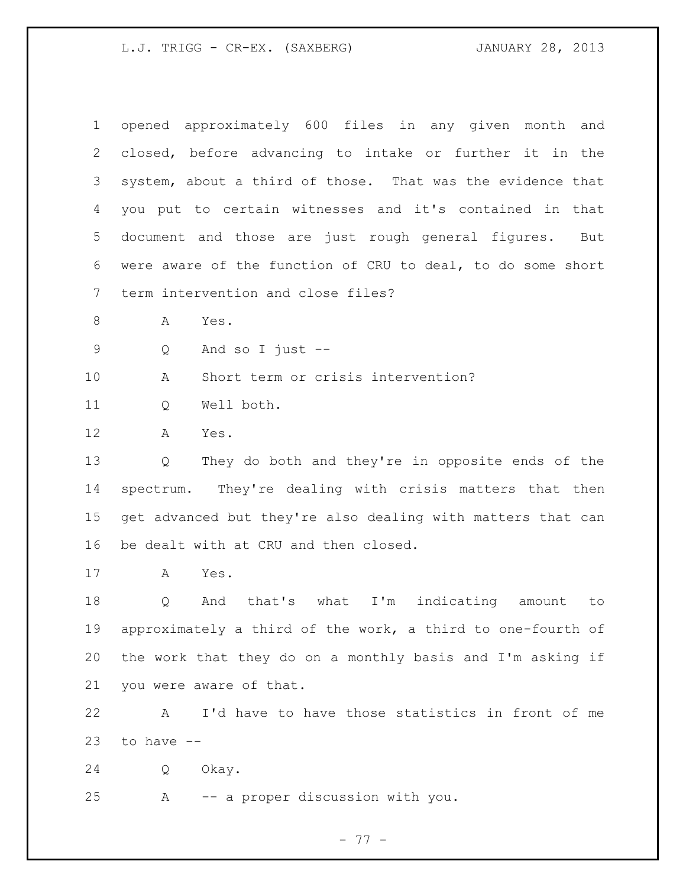opened approximately 600 files in any given month and closed, before advancing to intake or further it in the system, about a third of those. That was the evidence that you put to certain witnesses and it's contained in that document and those are just rough general figures. But were aware of the function of CRU to deal, to do some short term intervention and close files?

A Yes.

Q And so I just --

A Short term or crisis intervention?

Q Well both.

A Yes.

Q They do both and they're in opposite ends of the spectrum. They're dealing with crisis matters that then get advanced but they're also dealing with matters that can be dealt with at CRU and then closed.

A Yes.

Q And that's what I'm indicating amount to approximately a third of the work, a third to one-fourth of the work that they do on a monthly basis and I'm asking if you were aware of that.

A I'd have to have those statistics in front of me to have --

Q Okay.

A -- a proper discussion with you.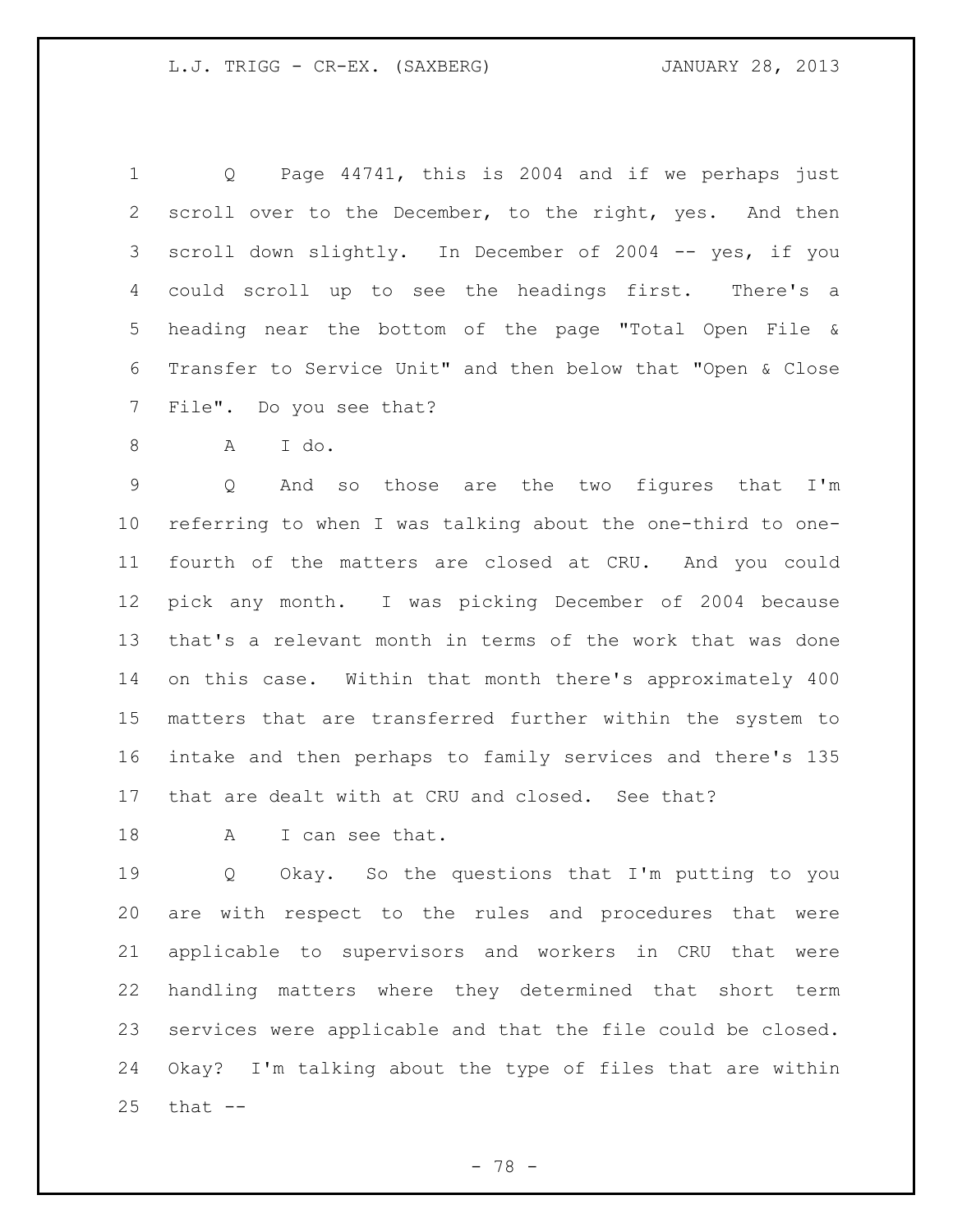Q Page 44741, this is 2004 and if we perhaps just scroll over to the December, to the right, yes. And then scroll down slightly. In December of 2004 -- yes, if you could scroll up to see the headings first. There's a heading near the bottom of the page "Total Open File & Transfer to Service Unit" and then below that "Open & Close File". Do you see that?

A I do.

Q And so those are the two figures that I'm referring to when I was talking about the one-third to one-fourth of the matters are closed at CRU. And you could pick any month. I was picking December of 2004 because that's a relevant month in terms of the work that was done on this case. Within that month there's approximately 400 matters that are transferred further within the system to intake and then perhaps to family services and there's 135 that are dealt with at CRU and closed. See that?

A I can see that.

Q Okay. So the questions that I'm putting to you are with respect to the rules and procedures that were applicable to supervisors and workers in CRU that were handling matters where they determined that short term services were applicable and that the file could be closed. Okay? I'm talking about the type of files that are within that --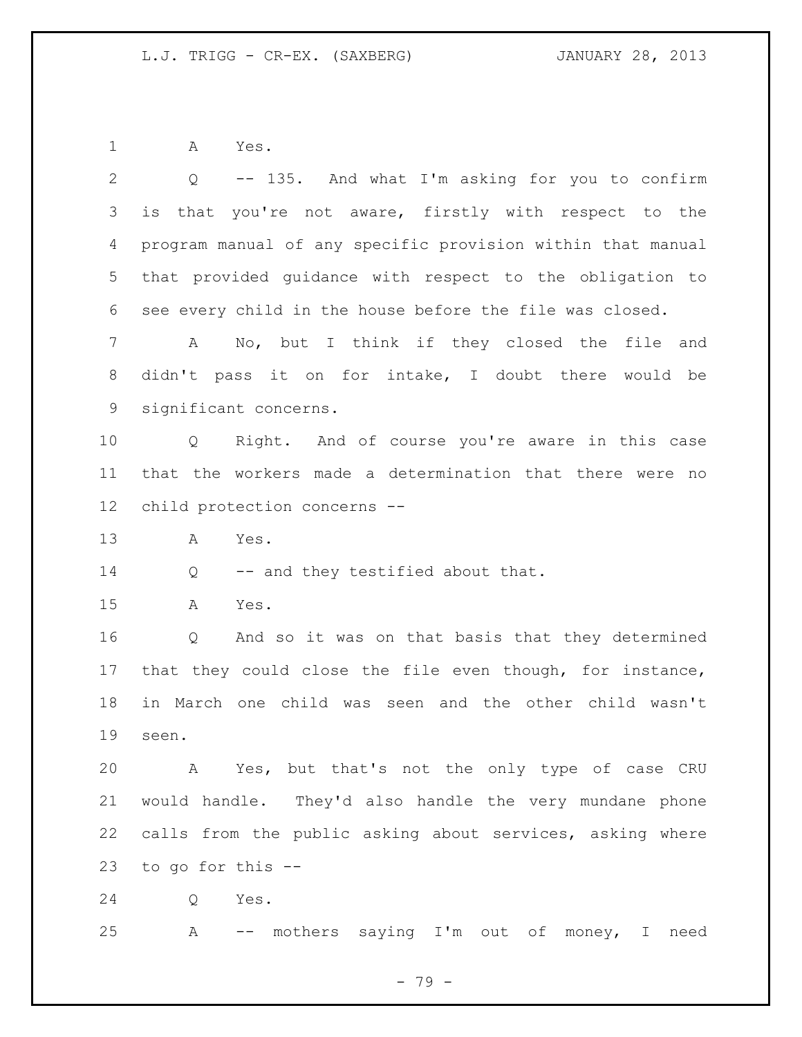A Yes.

Q -- 135. And what I'm asking for you to confirm is that you're not aware, firstly with respect to the program manual of any specific provision within that manual that provided guidance with respect to the obligation to see every child in the house before the file was closed.

A No, but I think if they closed the file and didn't pass it on for intake, I doubt there would be significant concerns.

Q Right. And of course you're aware in this case that the workers made a determination that there were no child protection concerns --

A Yes.

Q -- and they testified about that.

A Yes.

Q And so it was on that basis that they determined that they could close the file even though, for instance, in March one child was seen and the other child wasn't seen.

A Yes, but that's not the only type of case CRU would handle. They'd also handle the very mundane phone calls from the public asking about services, asking where to go for this --

Q Yes.

A -- mothers saying I'm out of money, I need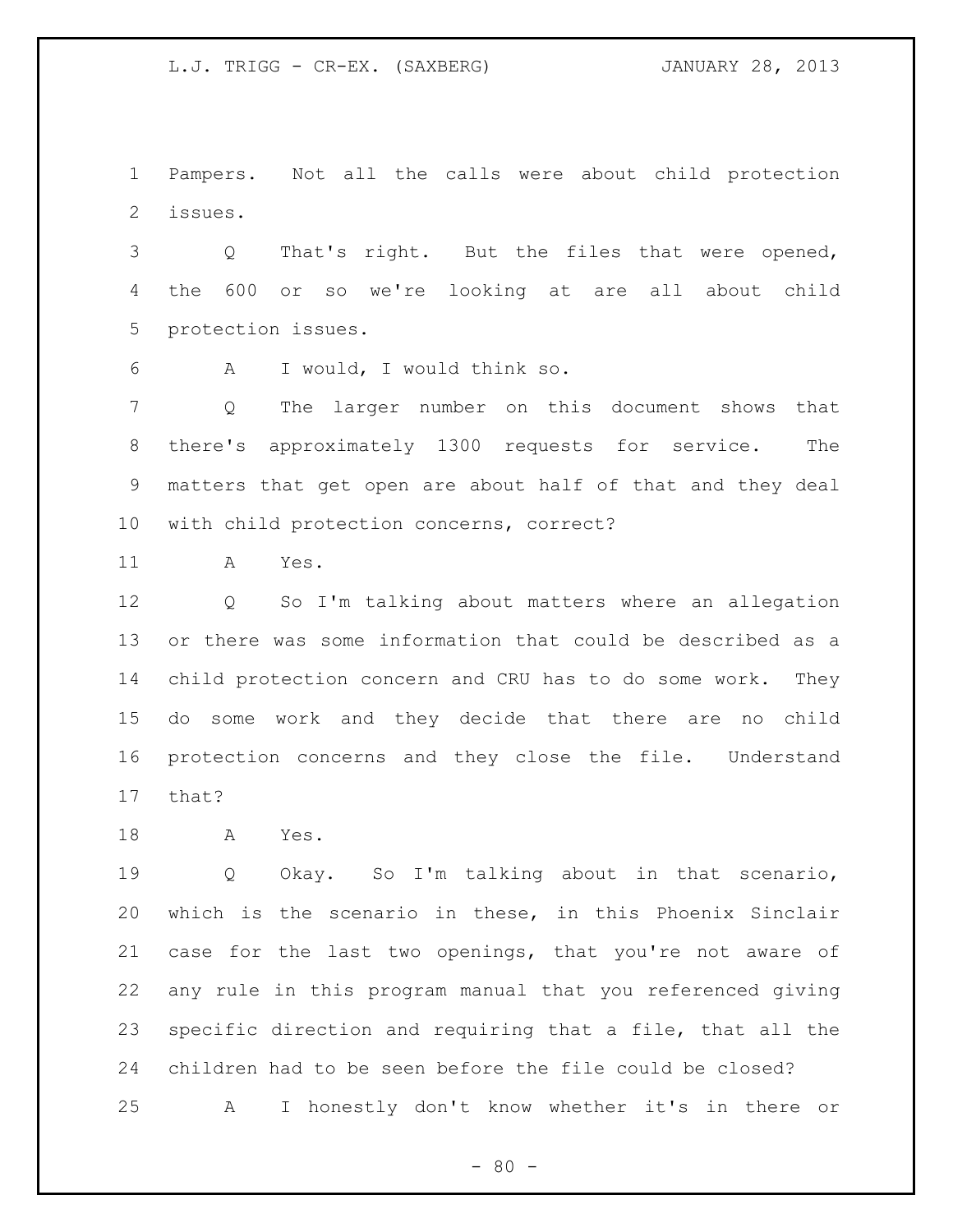Pampers. Not all the calls were about child protection issues.

Q That's right. But the files that were opened, the 600 or so we're looking at are all about child protection issues.

A I would, I would think so.

Q The larger number on this document shows that there's approximately 1300 requests for service. The matters that get open are about half of that and they deal with child protection concerns, correct?

A Yes.

Q So I'm talking about matters where an allegation or there was some information that could be described as a child protection concern and CRU has to do some work. They do some work and they decide that there are no child protection concerns and they close the file. Understand that?

A Yes.

Q Okay. So I'm talking about in that scenario, which is the scenario in these, in this Phoenix Sinclair case for the last two openings, that you're not aware of any rule in this program manual that you referenced giving specific direction and requiring that a file, that all the children had to be seen before the file could be closed?

A I honestly don't know whether it's in there or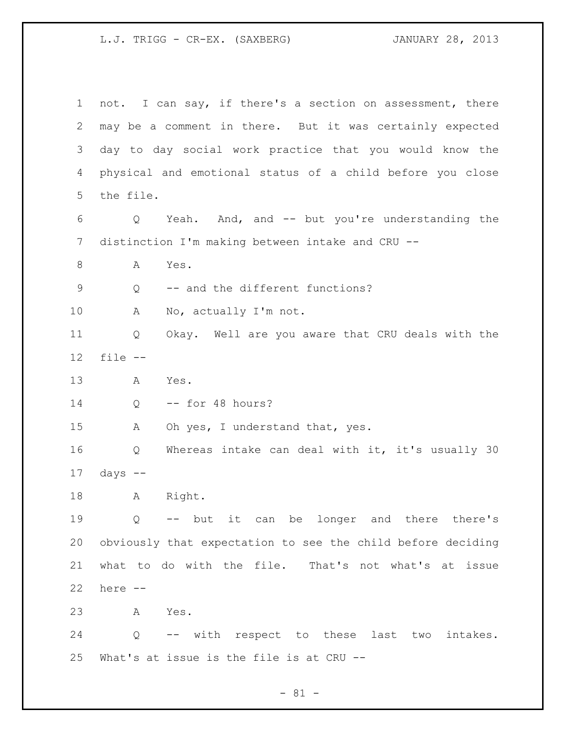not. I can say, if there's a section on assessment, there may be a comment in there. But it was certainly expected day to day social work practice that you would know the physical and emotional status of a child before you close the file.

Q Yeah. And, and -- but you're understanding the distinction I'm making between intake and CRU --

A Yes.

Q -- and the different functions?

A No, actually I'm not.

Q Okay. Well are you aware that CRU deals with the file --

A Yes.

Q -- for 48 hours?

A Oh yes, I understand that, yes.

Q Whereas intake can deal with it, it's usually 30 days --

A Right.

Q -- but it can be longer and there there's obviously that expectation to see the child before deciding what to do with the file. That's not what's at issue here --

A Yes.

Q -- with respect to these last two intakes. What's at issue is the file is at CRU --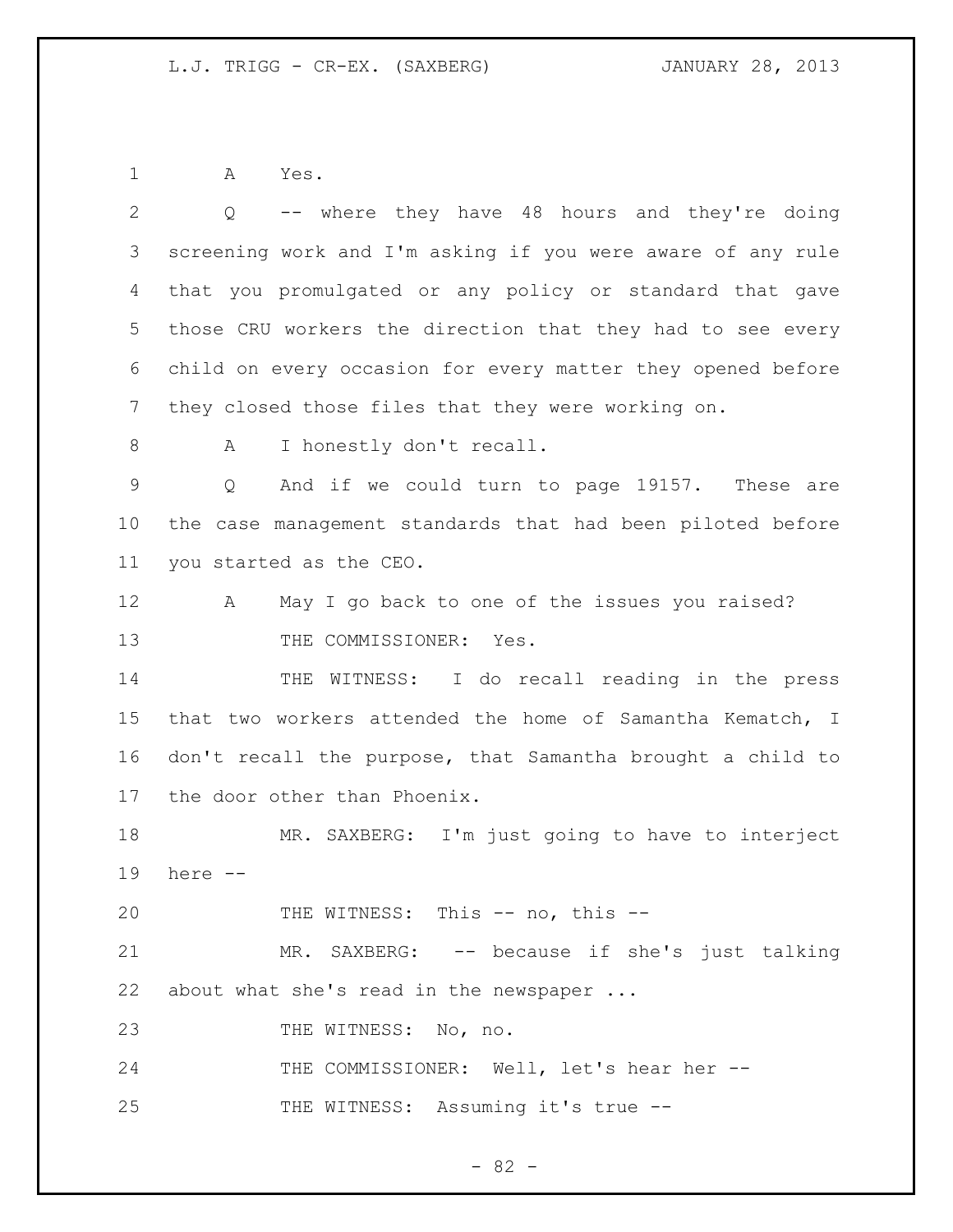A Yes.

Q -- where they have 48 hours and they're doing screening work and I'm asking if you were aware of any rule that you promulgated or any policy or standard that gave those CRU workers the direction that they had to see every child on every occasion for every matter they opened before they closed those files that they were working on.

A I honestly don't recall.

Q And if we could turn to page 19157. These are the case management standards that had been piloted before you started as the CEO.

A May I go back to one of the issues you raised?

THE COMMISSIONER: Yes.

THE WITNESS: I do recall reading in the press that two workers attended the home of Samantha Kematch, I don't recall the purpose, that Samantha brought a child to the door other than Phoenix.

MR. SAXBERG: I'm just going to have to interject here --

THE WITNESS: This -- no, this --

MR. SAXBERG: -- because if she's just talking about what she's read in the newspaper ...

THE WITNESS: No, no.

THE COMMISSIONER: Well, let's hear her --

THE WITNESS: Assuming it's true --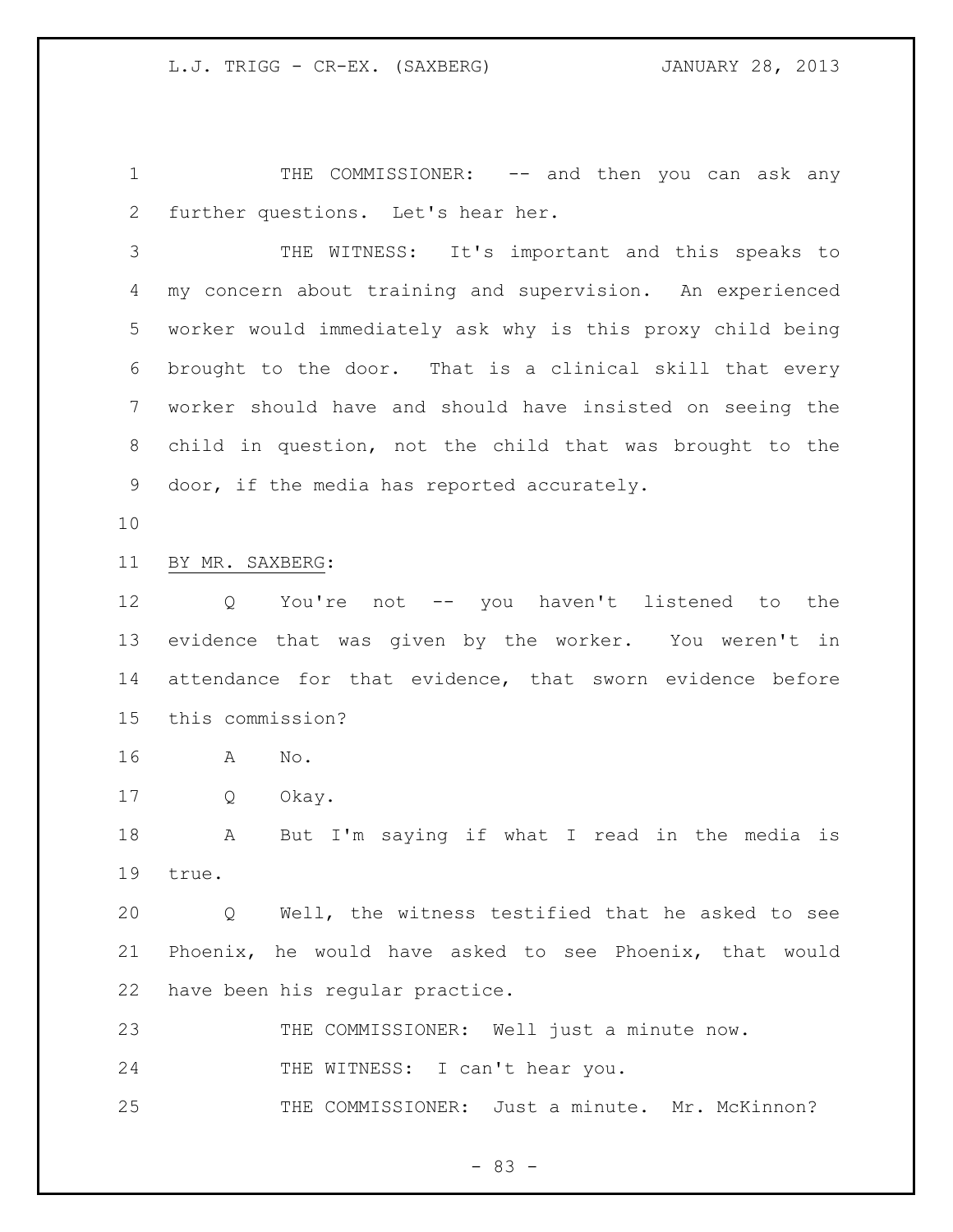THE COMMISSIONER: -- and then you can ask any further questions. Let's hear her.

THE WITNESS: It's important and this speaks to my concern about training and supervision. An experienced worker would immediately ask why is this proxy child being brought to the door. That is a clinical skill that every worker should have and should have insisted on seeing the child in question, not the child that was brought to the door, if the media has reported accurately.

BY MR. SAXBERG:

Q You're not -- you haven't listened to the evidence that was given by the worker. You weren't in attendance for that evidence, that sworn evidence before this commission?

A No.

Q Okay.

A But I'm saying if what I read in the media is true.

Q Well, the witness testified that he asked to see Phoenix, he would have asked to see Phoenix, that would have been his regular practice.

THE COMMISSIONER: Well just a minute now.

THE WITNESS: I can't hear you.

THE COMMISSIONER: Just a minute. Mr. McKinnon?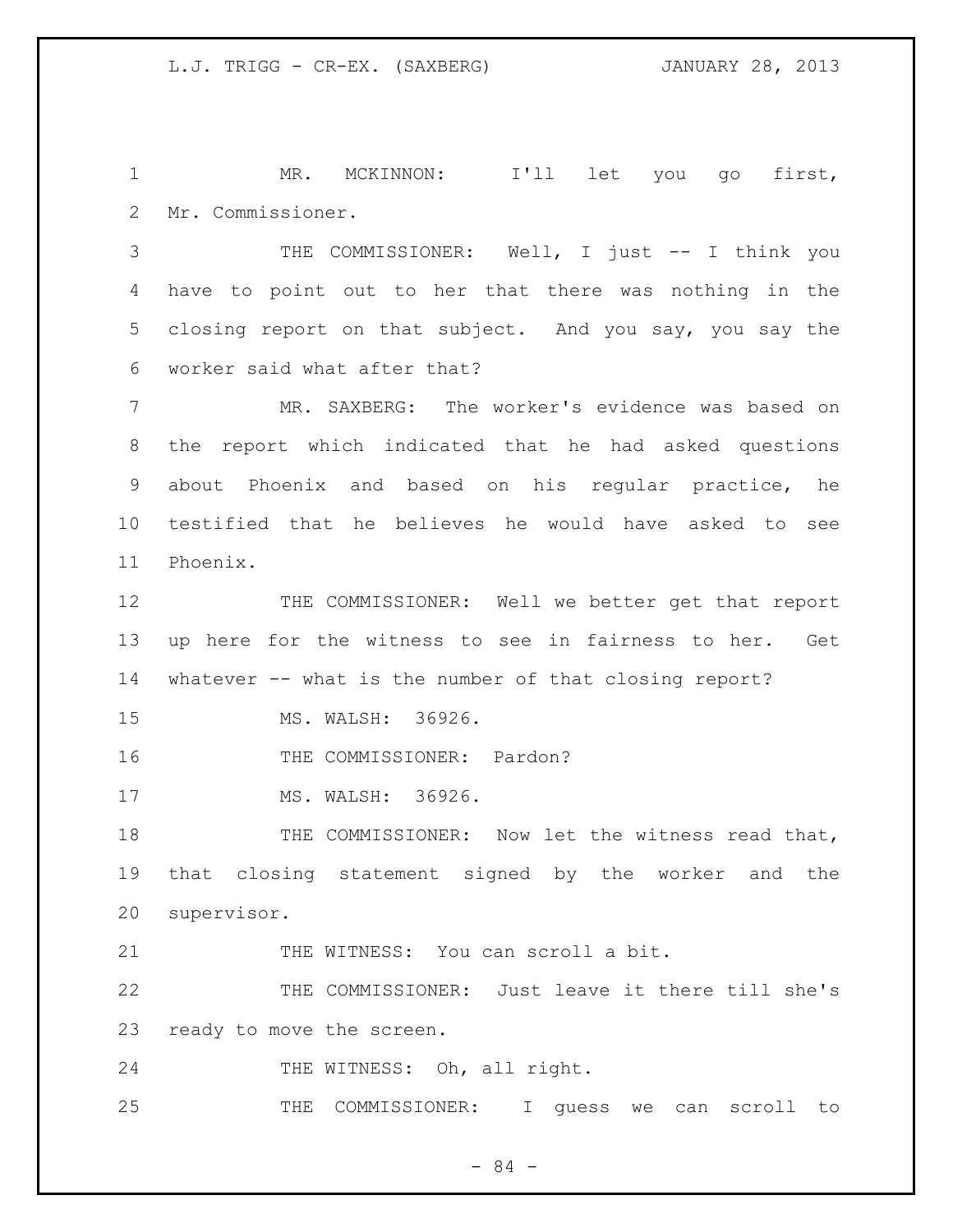MR. MCKINNON: I'll let you go first, Mr. Commissioner.

THE COMMISSIONER: Well, I just -- I think you have to point out to her that there was nothing in the closing report on that subject. And you say, you say the worker said what after that?

MR. SAXBERG: The worker's evidence was based on the report which indicated that he had asked questions about Phoenix and based on his regular practice, he testified that he believes he would have asked to see Phoenix.

THE COMMISSIONER: Well we better get that report up here for the witness to see in fairness to her. Get whatever -- what is the number of that closing report?

MS. WALSH: 36926.

THE COMMISSIONER: Pardon?

MS. WALSH: 36926.

THE COMMISSIONER: Now let the witness read that, that closing statement signed by the worker and the supervisor.

THE WITNESS: You can scroll a bit.

THE COMMISSIONER: Just leave it there till she's ready to move the screen.

THE WITNESS: Oh, all right.

THE COMMISSIONER: I guess we can scroll to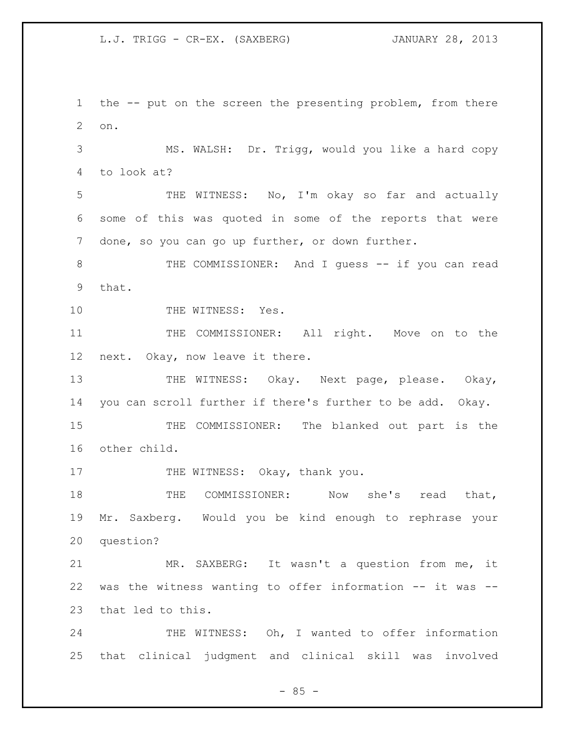the -- put on the screen the presenting problem, from there on.

MS. WALSH: Dr. Trigg, would you like a hard copy to look at?

THE WITNESS: No, I'm okay so far and actually some of this was quoted in some of the reports that were done, so you can go up further, or down further.

THE COMMISSIONER: And I guess -- if you can read that.

THE WITNESS: Yes.

THE COMMISSIONER: All right. Move on to the next. Okay, now leave it there.

THE WITNESS: Okay. Next page, please. Okay, you can scroll further if there's further to be add. Okay.

THE COMMISSIONER: The blanked out part is the other child.

THE WITNESS: Okay, thank you.

THE COMMISSIONER: Now she's read that, Mr. Saxberg. Would you be kind enough to rephrase your question?

MR. SAXBERG: It wasn't a question from me, it was the witness wanting to offer information -- it was -- that led to this.

THE WITNESS: Oh, I wanted to offer information that clinical judgment and clinical skill was involved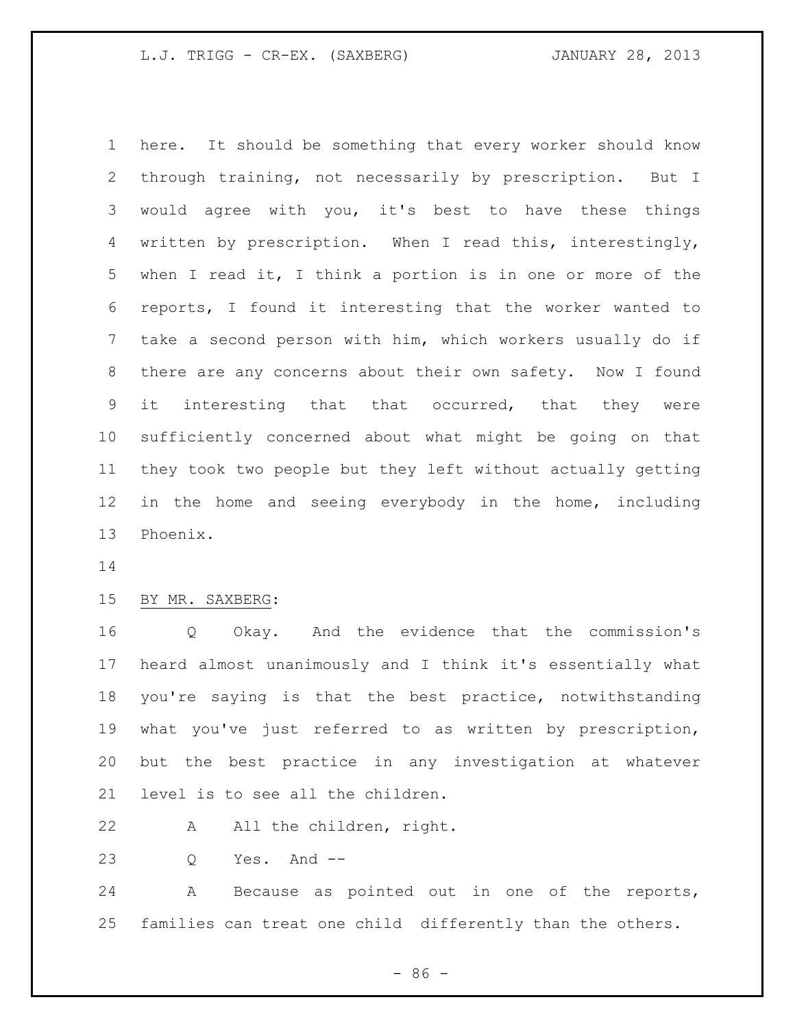here. It should be something that every worker should know through training, not necessarily by prescription. But I would agree with you, it's best to have these things written by prescription. When I read this, interestingly, when I read it, I think a portion is in one or more of the reports, I found it interesting that the worker wanted to take a second person with him, which workers usually do if there are any concerns about their own safety. Now I found it interesting that that occurred, that they were sufficiently concerned about what might be going on that they took two people but they left without actually getting in the home and seeing everybody in the home, including Phoenix.

BY MR. SAXBERG:

Q Okay. And the evidence that the commission's heard almost unanimously and I think it's essentially what you're saying is that the best practice, notwithstanding what you've just referred to as written by prescription, but the best practice in any investigation at whatever level is to see all the children.

A All the children, right.

Q Yes. And --

A Because as pointed out in one of the reports, families can treat one child differently than the others.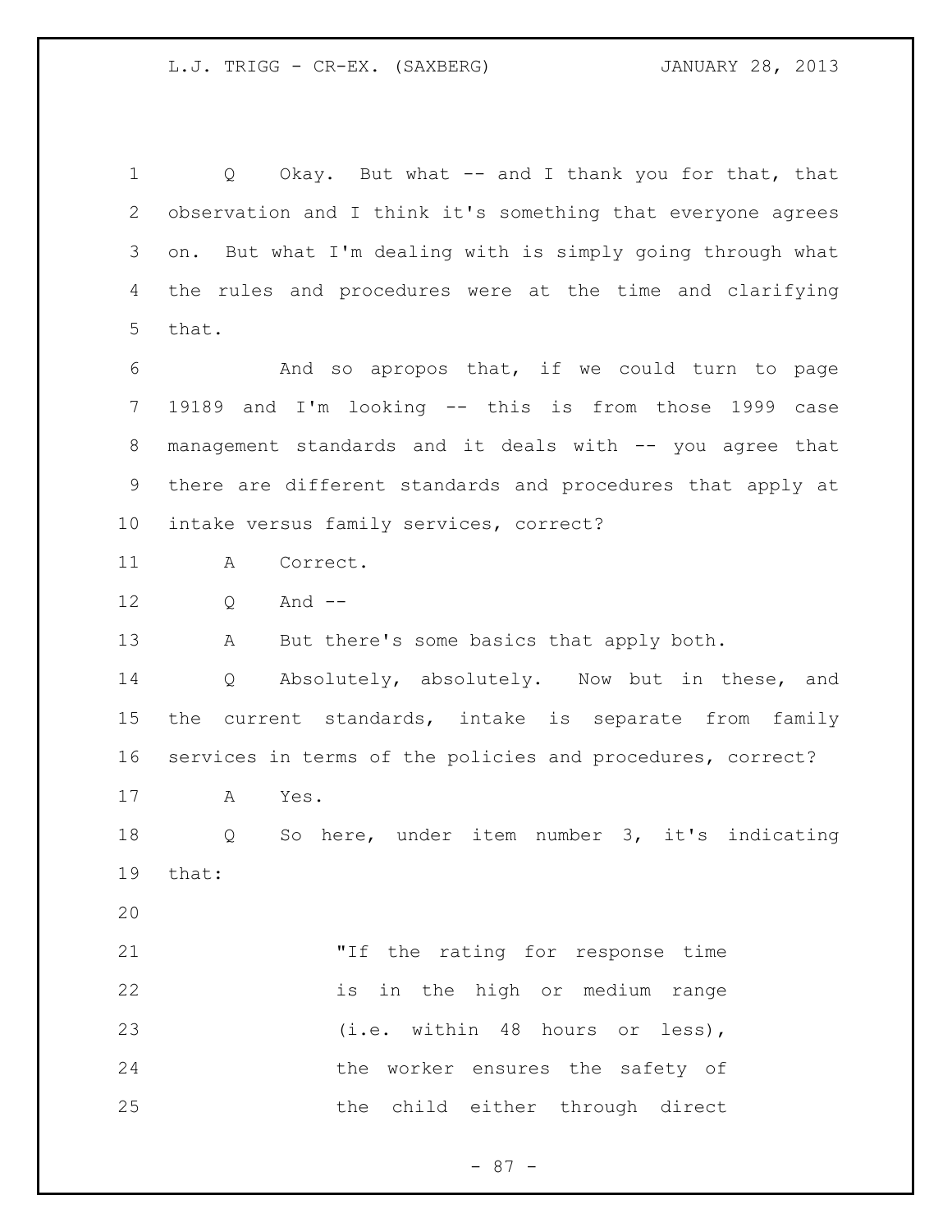Q Okay. But what -- and I thank you for that, that observation and I think it's something that everyone agrees on. But what I'm dealing with is simply going through what the rules and procedures were at the time and clarifying that.

And so apropos that, if we could turn to page 19189 and I'm looking -- this is from those 1999 case management standards and it deals with -- you agree that there are different standards and procedures that apply at intake versus family services, correct?

A Correct.

Q And --

A But there's some basics that apply both.

Q Absolutely, absolutely. Now but in these, and the current standards, intake is separate from family services in terms of the policies and procedures, correct?

A Yes.

Q So here, under item number 3, it's indicating that:

> "If the rating for response time is in the high or medium range (i.e. within 48 hours or less), the worker ensures the safety of the child either through direct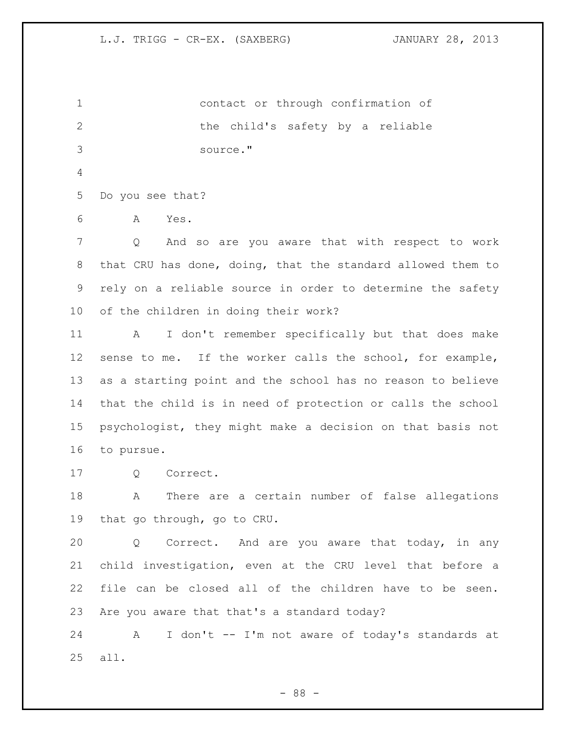contact or through confirmation of the child's safety by a reliable source."

Do you see that?

A Yes.

Q And so are you aware that with respect to work that CRU has done, doing, that the standard allowed them to rely on a reliable source in order to determine the safety of the children in doing their work?

A I don't remember specifically but that does make sense to me. If the worker calls the school, for example, as a starting point and the school has no reason to believe that the child is in need of protection or calls the school psychologist, they might make a decision on that basis not to pursue.

Q Correct.

A There are a certain number of false allegations that go through, go to CRU.

Q Correct. And are you aware that today, in any child investigation, even at the CRU level that before a file can be closed all of the children have to be seen. Are you aware that that's a standard today?

A I don't -- I'm not aware of today's standards at all.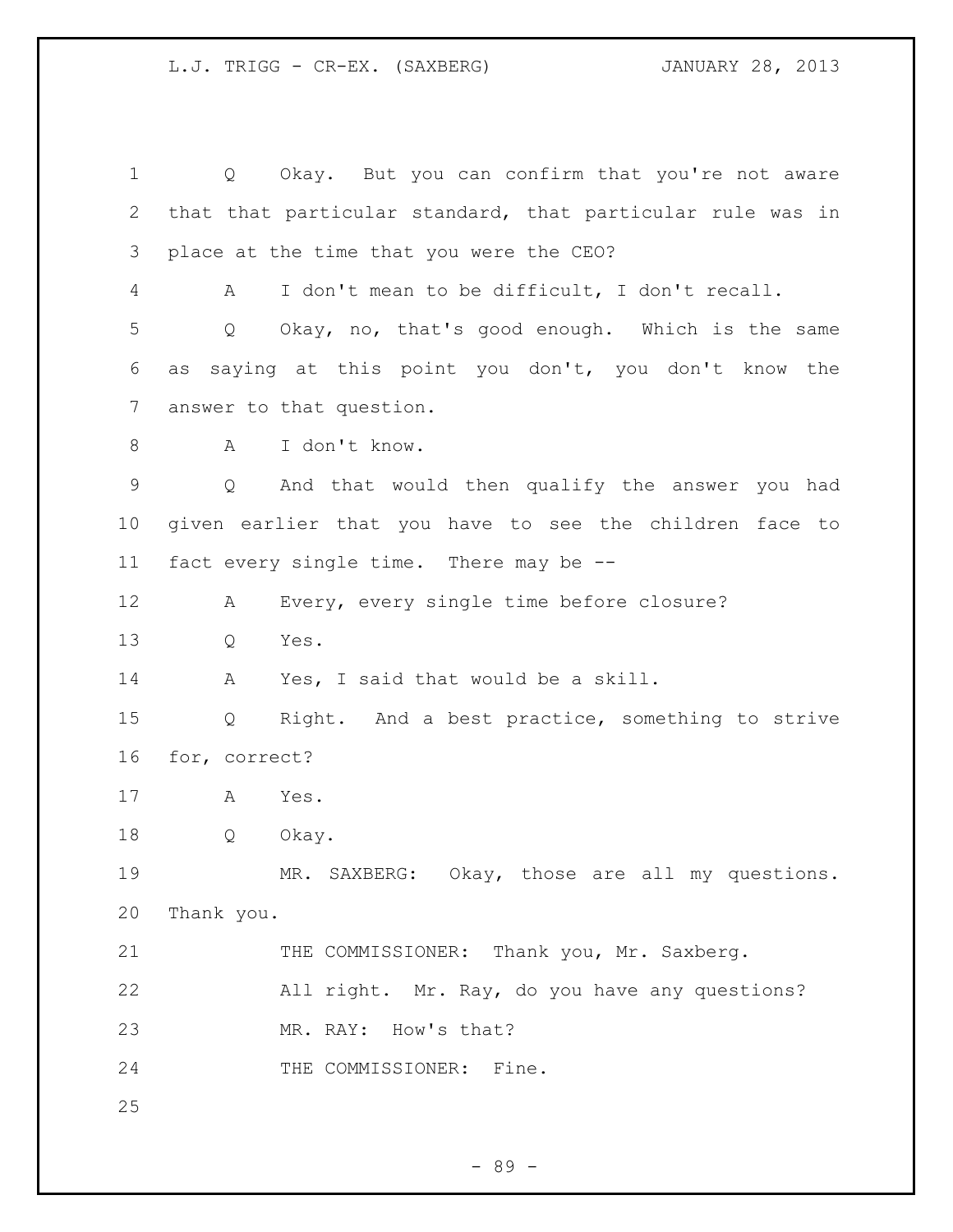Q Okay. But you can confirm that you're not aware that that particular standard, that particular rule was in place at the time that you were the CEO?

A I don't mean to be difficult, I don't recall.

Q Okay, no, that's good enough. Which is the same as saying at this point you don't, you don't know the answer to that question.

A I don't know.

Q And that would then qualify the answer you had given earlier that you have to see the children face to fact every single time. There may be --

A Every, every single time before closure?

Q Yes.

A Yes, I said that would be a skill.

Q Right. And a best practice, something to strive for, correct?

A Yes.

Q Okay.

MR. SAXBERG: Okay, those are all my questions. Thank you.

THE COMMISSIONER: Thank you, Mr. Saxberg.

All right. Mr. Ray, do you have any questions?

MR. RAY: How's that?

THE COMMISSIONER: Fine.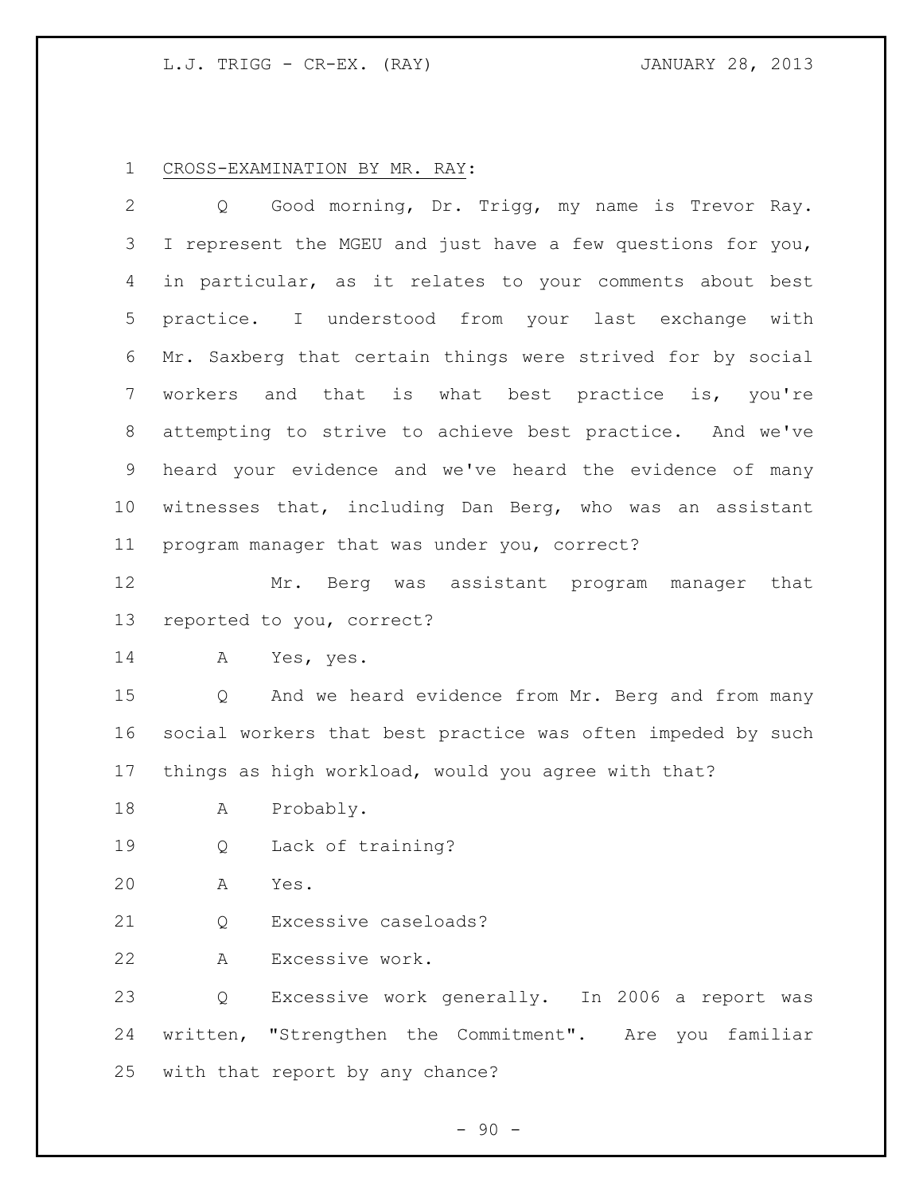CROSS-EXAMINATION BY MR. RAY:

Q Good morning, Dr. Trigg, my name is Trevor Ray. I represent the MGEU and just have a few questions for you, in particular, as it relates to your comments about best practice. I understood from your last exchange with Mr. Saxberg that certain things were strived for by social workers and that is what best practice is, you're attempting to strive to achieve best practice. And we've heard your evidence and we've heard the evidence of many witnesses that, including Dan Berg, who was an assistant program manager that was under you, correct?

Mr. Berg was assistant program manager that reported to you, correct?

A Yes, yes.

Q And we heard evidence from Mr. Berg and from many social workers that best practice was often impeded by such things as high workload, would you agree with that?

A Probably.

Q Lack of training?

A Yes.

Q Excessive caseloads?

A Excessive work.

Q Excessive work generally. In 2006 a report was written, "Strengthen the Commitment". Are you familiar with that report by any chance?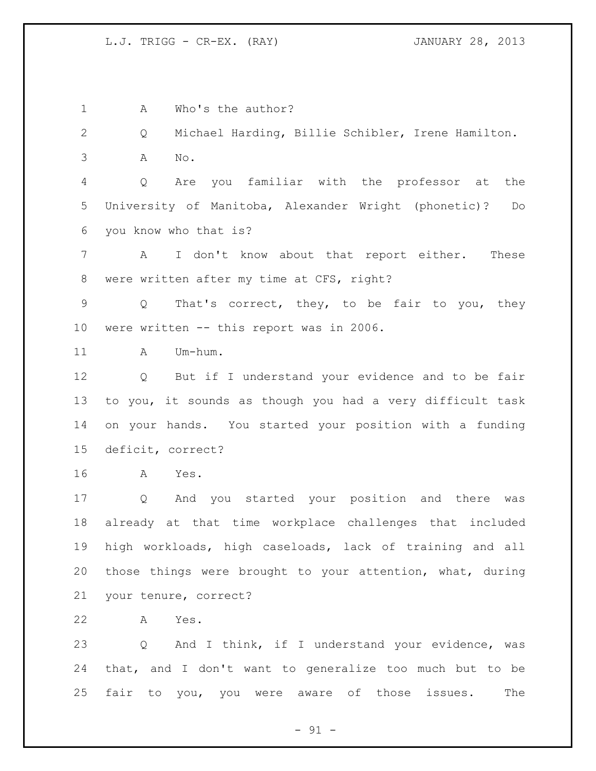A Who's the author?

Q Michael Harding, Billie Schibler, Irene Hamilton.

A No.

Q Are you familiar with the professor at the University of Manitoba, Alexander Wright (phonetic)? Do you know who that is?

A I don't know about that report either. These were written after my time at CFS, right?

Q That's correct, they, to be fair to you, they were written -- this report was in 2006.

A Um-hum.

Q But if I understand your evidence and to be fair to you, it sounds as though you had a very difficult task on your hands. You started your position with a funding deficit, correct?

A Yes.

Q And you started your position and there was already at that time workplace challenges that included high workloads, high caseloads, lack of training and all those things were brought to your attention, what, during your tenure, correct?

A Yes.

Q And I think, if I understand your evidence, was that, and I don't want to generalize too much but to be fair to you, you were aware of those issues. The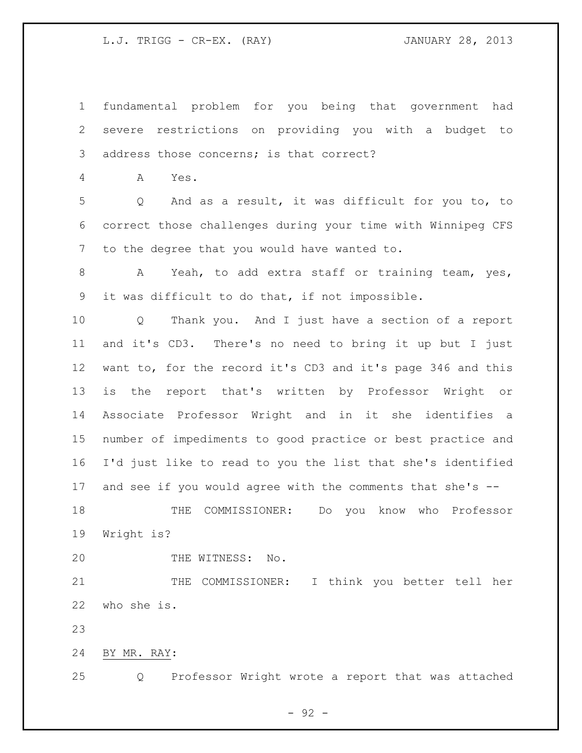fundamental problem for you being that government had severe restrictions on providing you with a budget to address those concerns; is that correct?

A Yes.

Q And as a result, it was difficult for you to, to correct those challenges during your time with Winnipeg CFS to the degree that you would have wanted to.

A Yeah, to add extra staff or training team, yes, it was difficult to do that, if not impossible.

Q Thank you. And I just have a section of a report and it's CD3. There's no need to bring it up but I just want to, for the record it's CD3 and it's page 346 and this is the report that's written by Professor Wright or Associate Professor Wright and in it she identifies a number of impediments to good practice or best practice and I'd just like to read to you the list that she's identified and see if you would agree with the comments that she's --

THE COMMISSIONER: Do you know who Professor Wright is?

THE WITNESS: No.

THE COMMISSIONER: I think you better tell her who she is.

BY MR. RAY:

Q Professor Wright wrote a report that was attached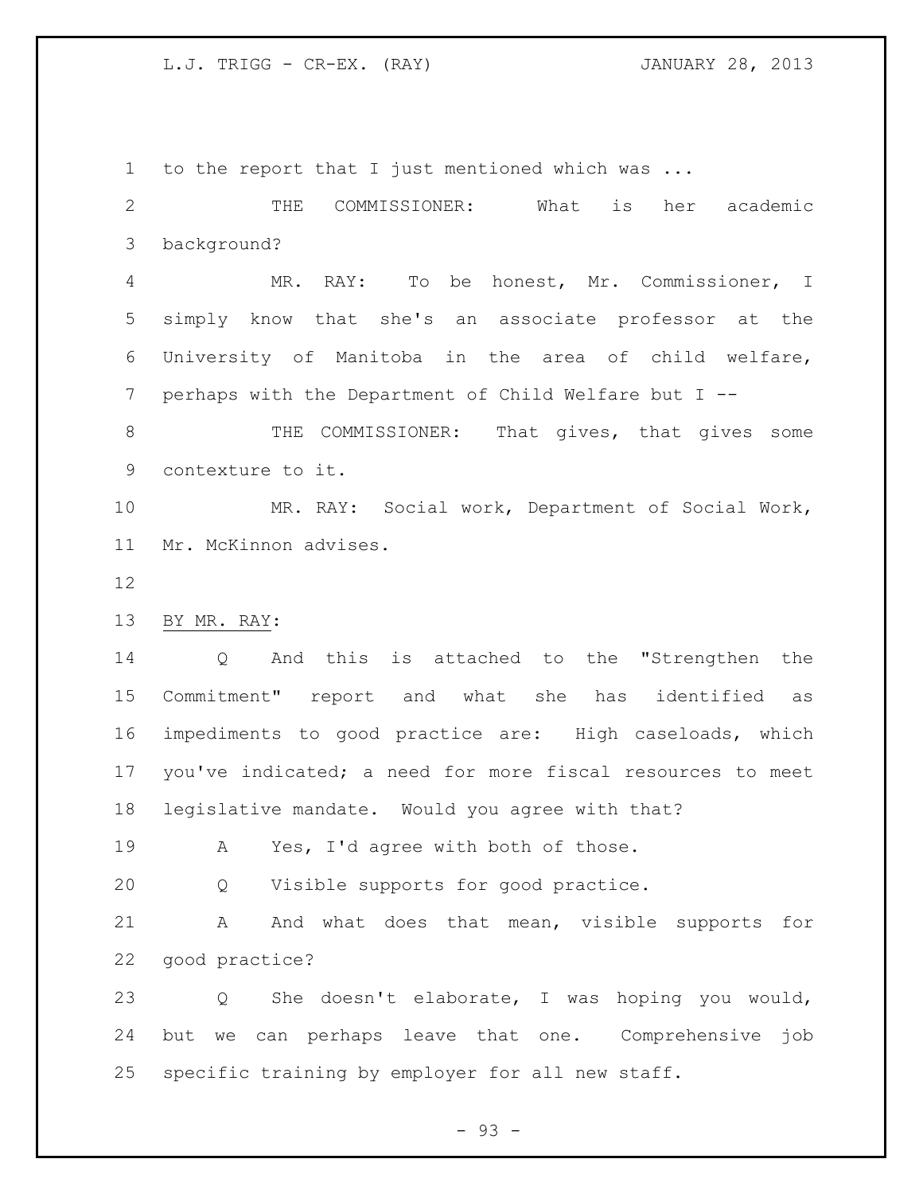to the report that I just mentioned which was ...

THE COMMISSIONER: What is her academic background?

MR. RAY: To be honest, Mr. Commissioner, I simply know that she's an associate professor at the University of Manitoba in the area of child welfare, perhaps with the Department of Child Welfare but I --

THE COMMISSIONER: That gives, that gives some contexture to it.

MR. RAY: Social work, Department of Social Work, Mr. McKinnon advises.

BY MR. RAY:

Q And this is attached to the "Strengthen the Commitment" report and what she has identified as impediments to good practice are: High caseloads, which you've indicated; a need for more fiscal resources to meet legislative mandate. Would you agree with that?

A Yes, I'd agree with both of those.

Q Visible supports for good practice.

A And what does that mean, visible supports for good practice?

Q She doesn't elaborate, I was hoping you would, but we can perhaps leave that one. Comprehensive job specific training by employer for all new staff.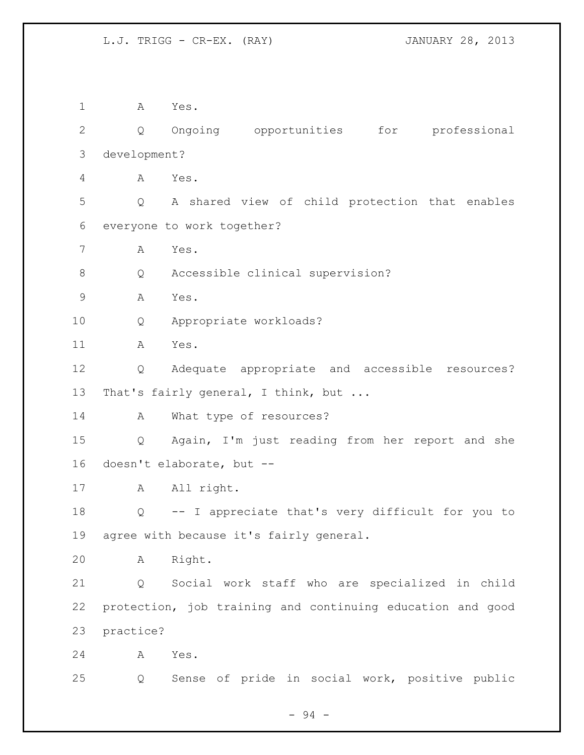A Yes.

Q Ongoing opportunities for professional development?

A Yes.

Q A shared view of child protection that enables everyone to work together?

A Yes.

Q Accessible clinical supervision?

A Yes.

Q Appropriate workloads?

A Yes.

Q Adequate appropriate and accessible resources? That's fairly general, I think, but ...

A What type of resources?

Q Again, I'm just reading from her report and she doesn't elaborate, but --

A All right.

Q -- I appreciate that's very difficult for you to agree with because it's fairly general.

A Right.

Q Social work staff who are specialized in child protection, job training and continuing education and good practice?

A Yes.

Q Sense of pride in social work, positive public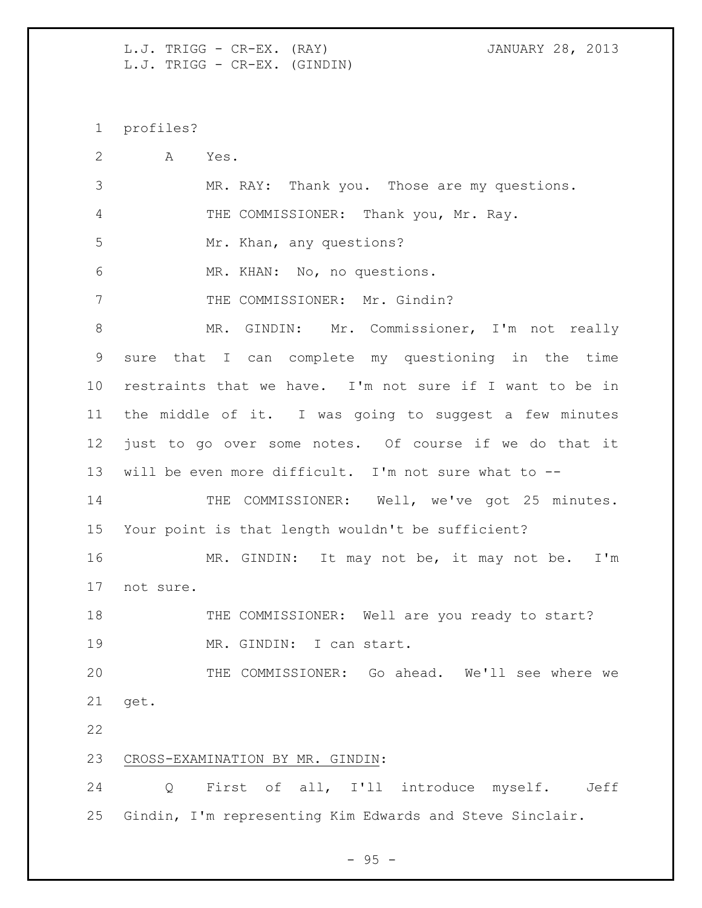profiles?

A Yes.

MR. RAY: Thank you. Those are my questions.

THE COMMISSIONER: Thank you, Mr. Ray.

Mr. Khan, any questions?

MR. KHAN: No, no questions.

THE COMMISSIONER: Mr. Gindin?

MR. GINDIN: Mr. Commissioner, I'm not really sure that I can complete my questioning in the time restraints that we have. I'm not sure if I want to be in the middle of it. I was going to suggest a few minutes just to go over some notes. Of course if we do that it will be even more difficult. I'm not sure what to --

THE COMMISSIONER: Well, we've got 25 minutes. Your point is that length wouldn't be sufficient?

MR. GINDIN: It may not be, it may not be. I'm not sure.

THE COMMISSIONER: Well are you ready to start?

MR. GINDIN: I can start.

THE COMMISSIONER: Go ahead. We'll see where we get.

CROSS-EXAMINATION BY MR. GINDIN:

Q First of all, I'll introduce myself. Jeff Gindin, I'm representing Kim Edwards and Steve Sinclair.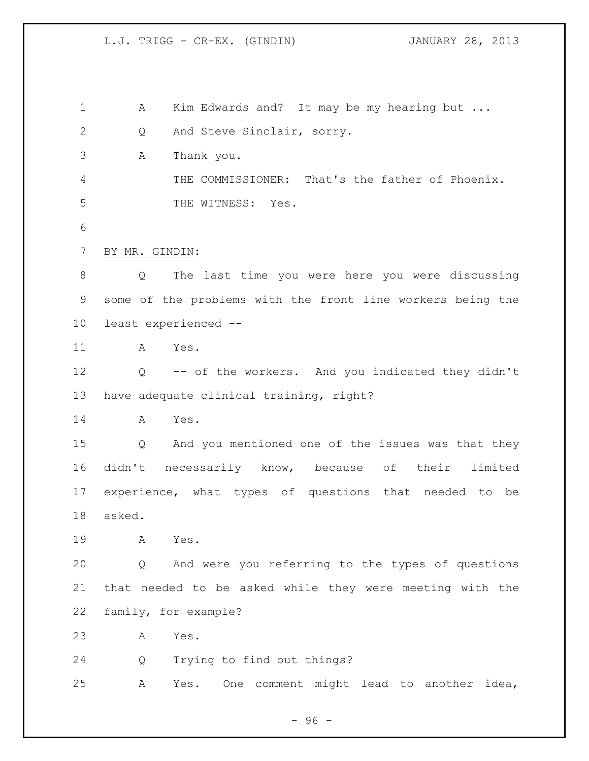A Kim Edwards and? It may be my hearing but ...

Q And Steve Sinclair, sorry.

A Thank you.

THE COMMISSIONER: That's the father of Phoenix.

THE WITNESS: Yes.

BY MR. GINDIN:

Q The last time you were here you were discussing some of the problems with the front line workers being the least experienced --

A Yes.

Q -- of the workers. And you indicated they didn't have adequate clinical training, right?

A Yes.

Q And you mentioned one of the issues was that they didn't necessarily know, because of their limited experience, what types of questions that needed to be asked.

A Yes.

Q And were you referring to the types of questions that needed to be asked while they were meeting with the family, for example?

A Yes.

Q Trying to find out things?

A Yes. One comment might lead to another idea,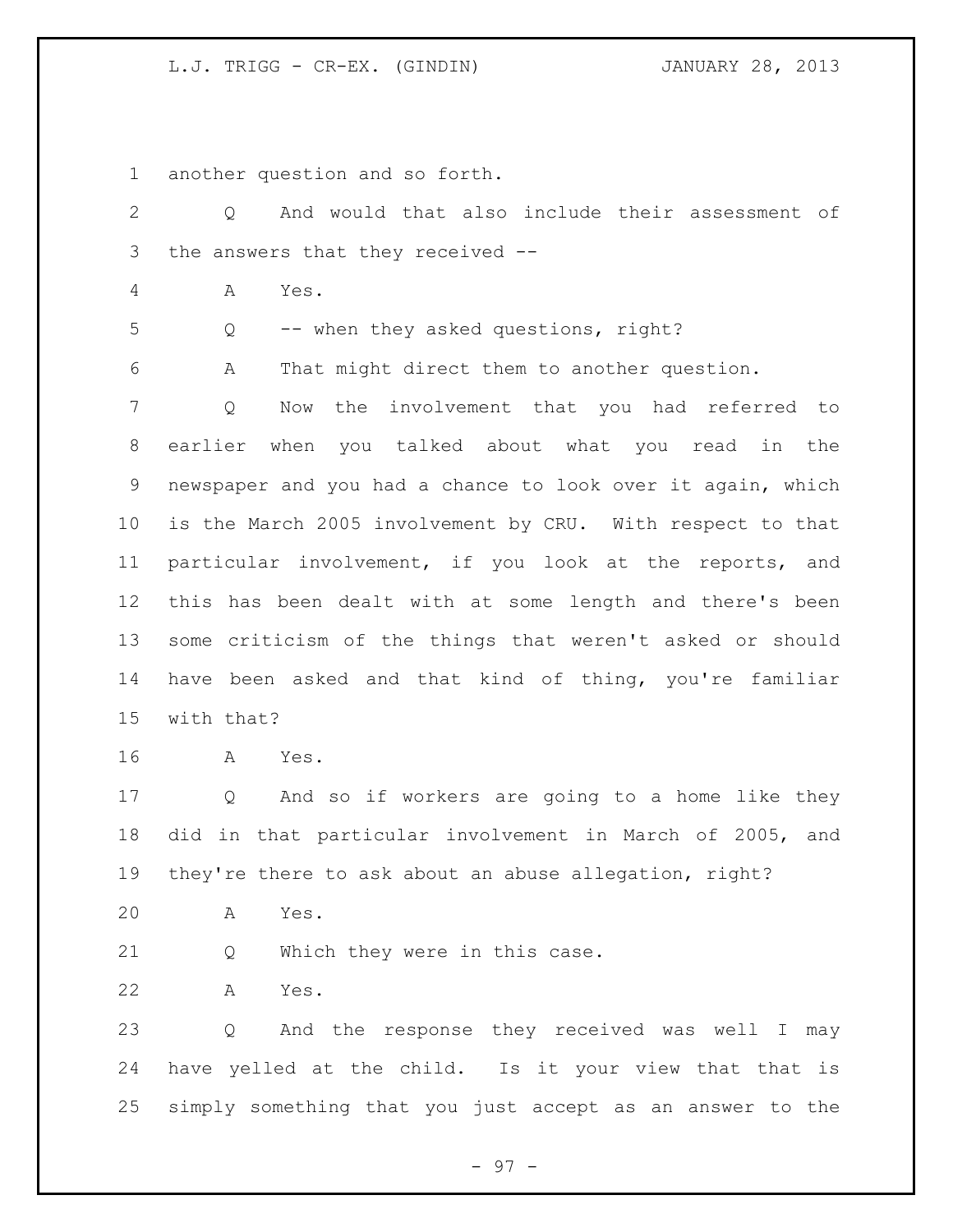another question and so forth.

Q And would that also include their assessment of the answers that they received --

A Yes.

Q -- when they asked questions, right?

A That might direct them to another question.

Q Now the involvement that you had referred to earlier when you talked about what you read in the newspaper and you had a chance to look over it again, which is the March 2005 involvement by CRU. With respect to that particular involvement, if you look at the reports, and this has been dealt with at some length and there's been some criticism of the things that weren't asked or should have been asked and that kind of thing, you're familiar with that?

A Yes.

Q And so if workers are going to a home like they did in that particular involvement in March of 2005, and they're there to ask about an abuse allegation, right?

A Yes.

Q Which they were in this case.

A Yes.

Q And the response they received was well I may have yelled at the child. Is it your view that that is simply something that you just accept as an answer to the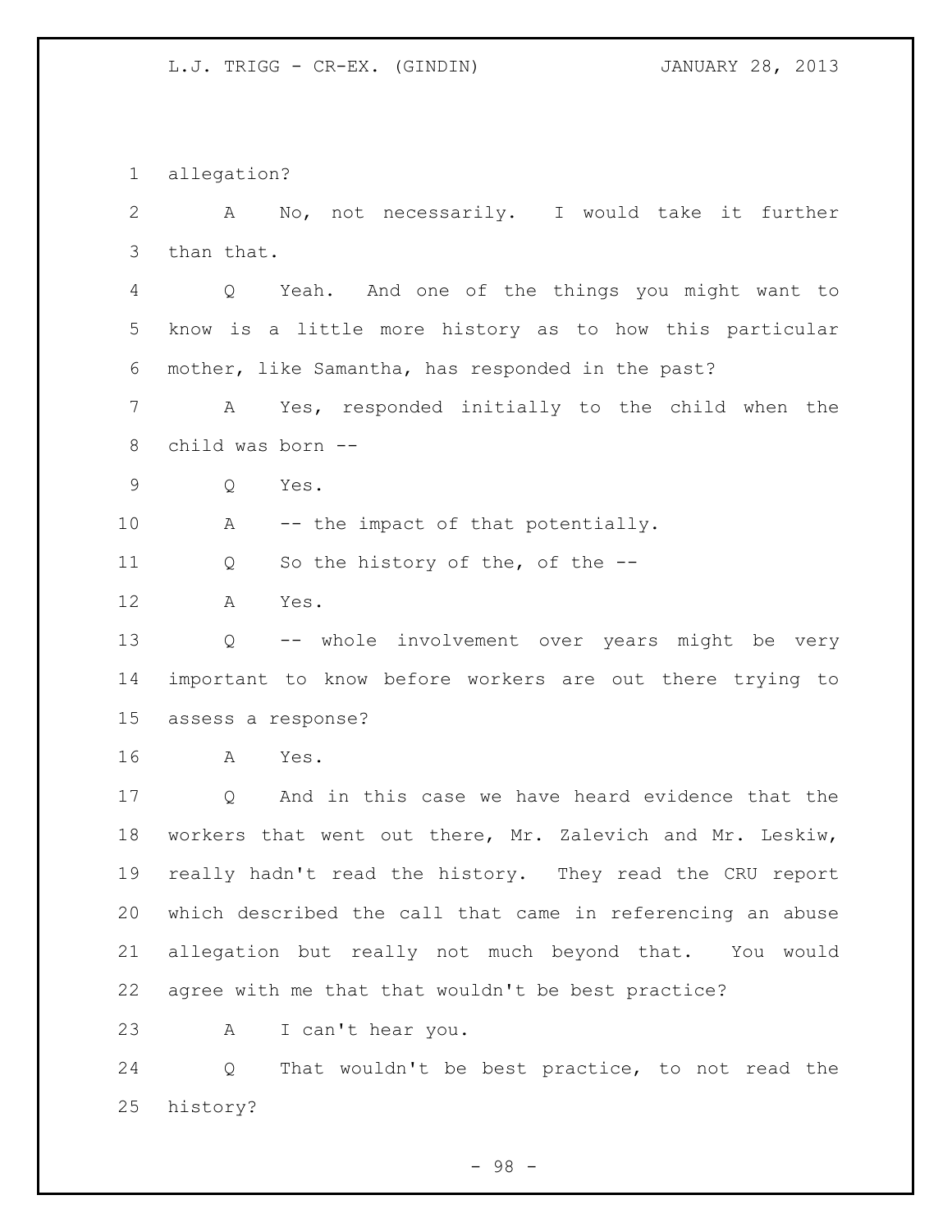allegation?

A No, not necessarily. I would take it further than that.

Q Yeah. And one of the things you might want to know is a little more history as to how this particular mother, like Samantha, has responded in the past?

A Yes, responded initially to the child when the child was born --

Q Yes.

A -- the impact of that potentially.

Q So the history of the, of the --

A Yes.

Q -- whole involvement over years might be very important to know before workers are out there trying to assess a response?

A Yes.

Q And in this case we have heard evidence that the workers that went out there, Mr. Zalevich and Mr. Leskiw, really hadn't read the history. They read the CRU report which described the call that came in referencing an abuse allegation but really not much beyond that. You would agree with me that that wouldn't be best practice?

A I can't hear you.

Q That wouldn't be best practice, to not read the history?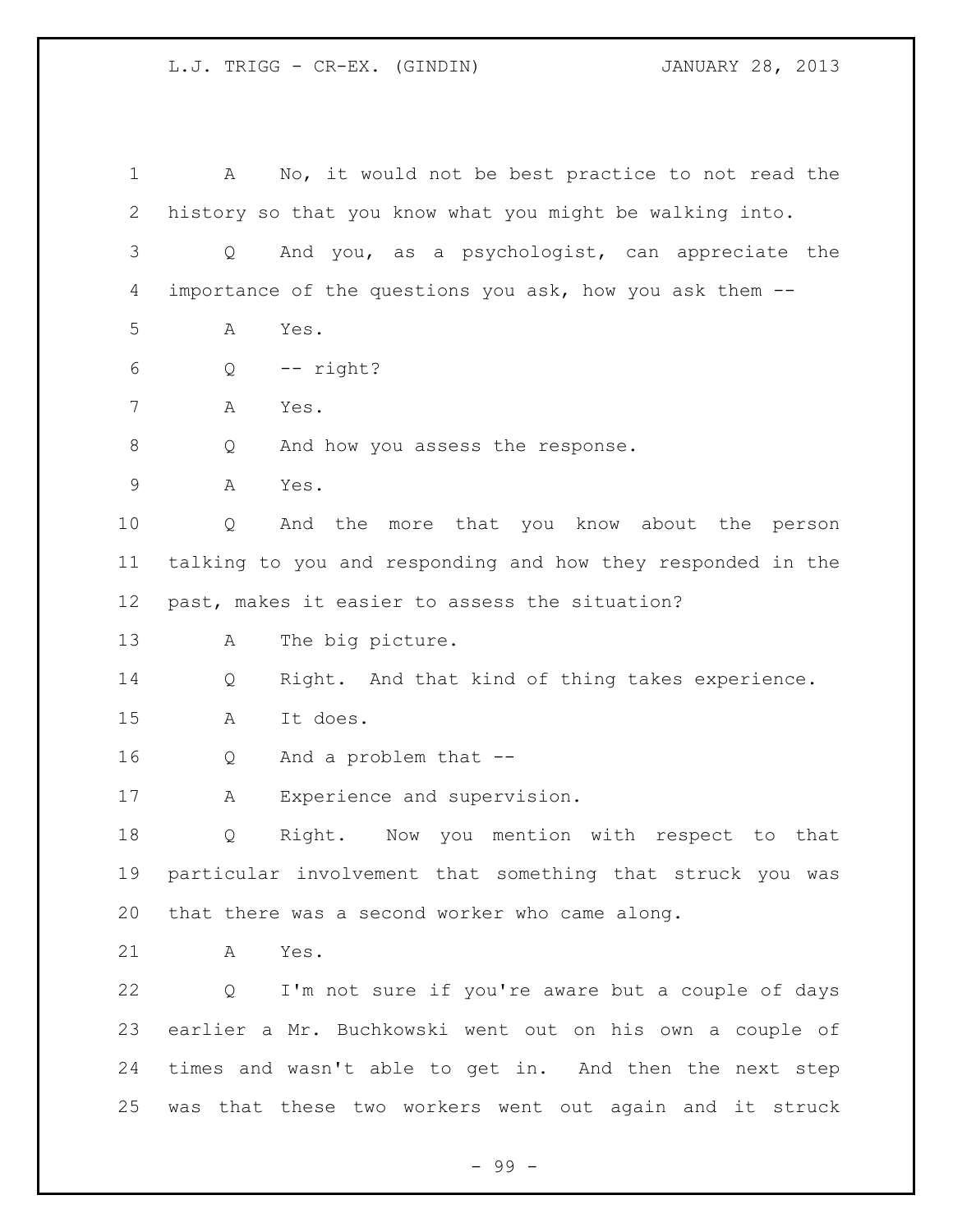A No, it would not be best practice to not read the history so that you know what you might be walking into.

Q And you, as a psychologist, can appreciate the importance of the questions you ask, how you ask them --

A Yes.

Q -- right?

A Yes.

Q And how you assess the response.

A Yes.

Q And the more that you know about the person talking to you and responding and how they responded in the past, makes it easier to assess the situation?

A The big picture.

Q Right. And that kind of thing takes experience.

A It does.

Q And a problem that --

A Experience and supervision.

Q Right. Now you mention with respect to that particular involvement that something that struck you was that there was a second worker who came along.

A Yes.

Q I'm not sure if you're aware but a couple of days earlier a Mr. Buchkowski went out on his own a couple of times and wasn't able to get in. And then the next step was that these two workers went out again and it struck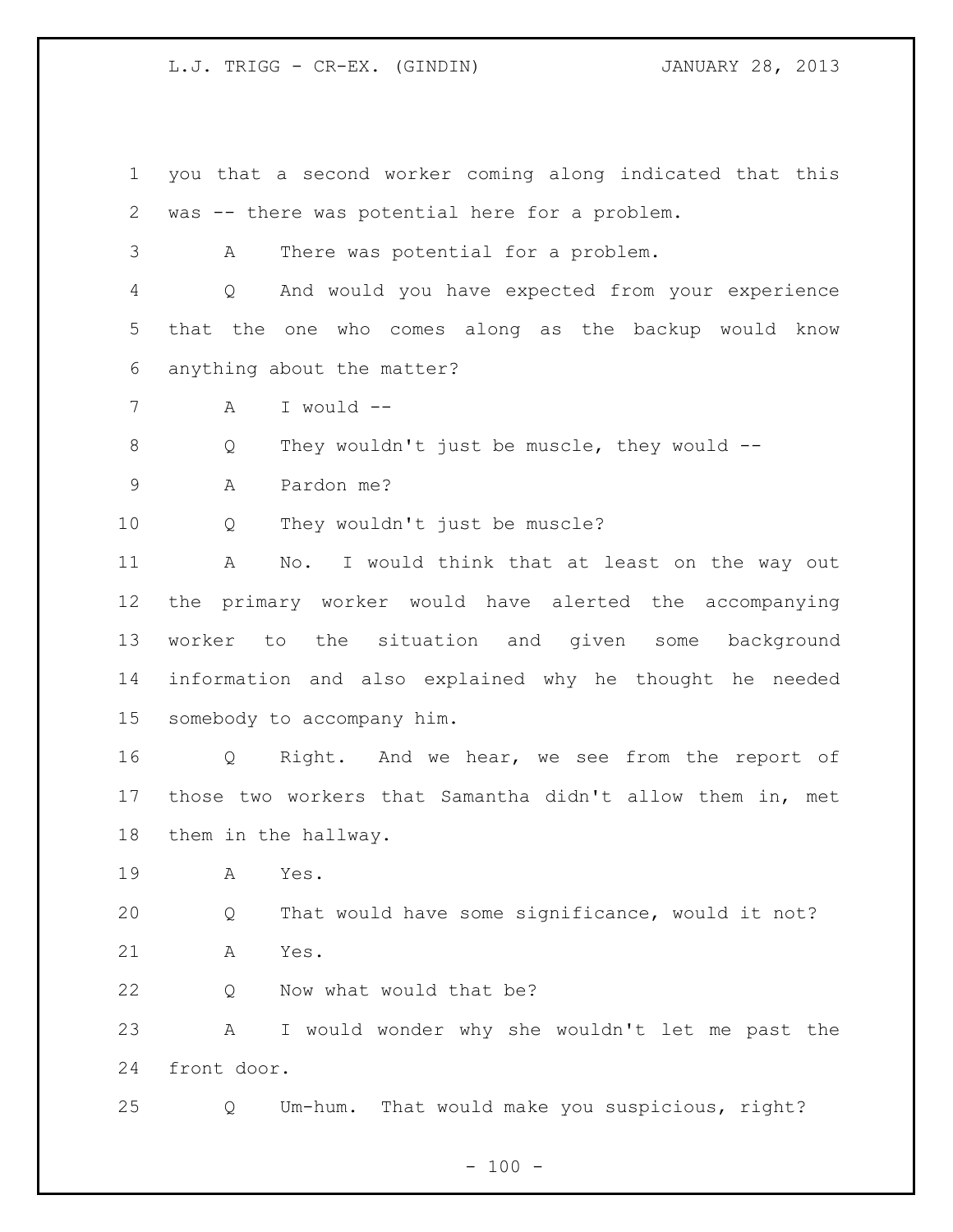1 you that a second worker coming along indicated that this
2 was -- there was potential here for a problem.

3 A There was potential for a problem.

4 Q And would you have expected from your experience
5 that the one who comes along as the backup would know
6 anything about the matter?

7 A I would --

8 Q They wouldn't just be muscle, they would --

9 A Pardon me?

10 Q They wouldn't just be muscle?

11 A No. I would think that at least on the way out
12 the primary worker would have alerted the accompanying
13 worker to the situation and given some background
14 information and also explained why he thought he needed
15 somebody to accompany him.

16 Q Right. And we hear, we see from the report of
17 those two workers that Samantha didn't allow them in, met
18 them in the hallway.

19 A Yes.

20 Q That would have some significance, would it not?

21 A Yes.

22 Q Now what would that be?

23 A I would wonder why she wouldn't let me past the
24 front door.

25 Q Um-hum. That would make you suspicious, right?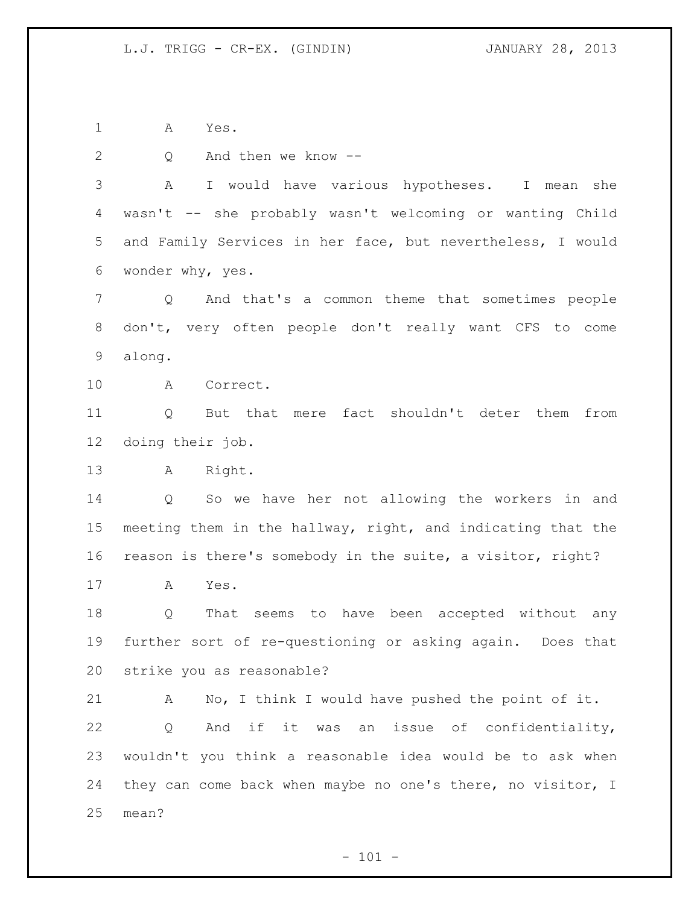A Yes.

Q And then we know --

A I would have various hypotheses. I mean she wasn't -- she probably wasn't welcoming or wanting Child and Family Services in her face, but nevertheless, I would wonder why, yes.

Q And that's a common theme that sometimes people don't, very often people don't really want CFS to come along.

A Correct.

Q But that mere fact shouldn't deter them from doing their job.

A Right.

Q So we have her not allowing the workers in and meeting them in the hallway, right, and indicating that the reason is there's somebody in the suite, a visitor, right?

A Yes.

Q That seems to have been accepted without any further sort of re-questioning or asking again. Does that strike you as reasonable?

A No, I think I would have pushed the point of it.

Q And if it was an issue of confidentiality, wouldn't you think a reasonable idea would be to ask when they can come back when maybe no one's there, no visitor, I mean?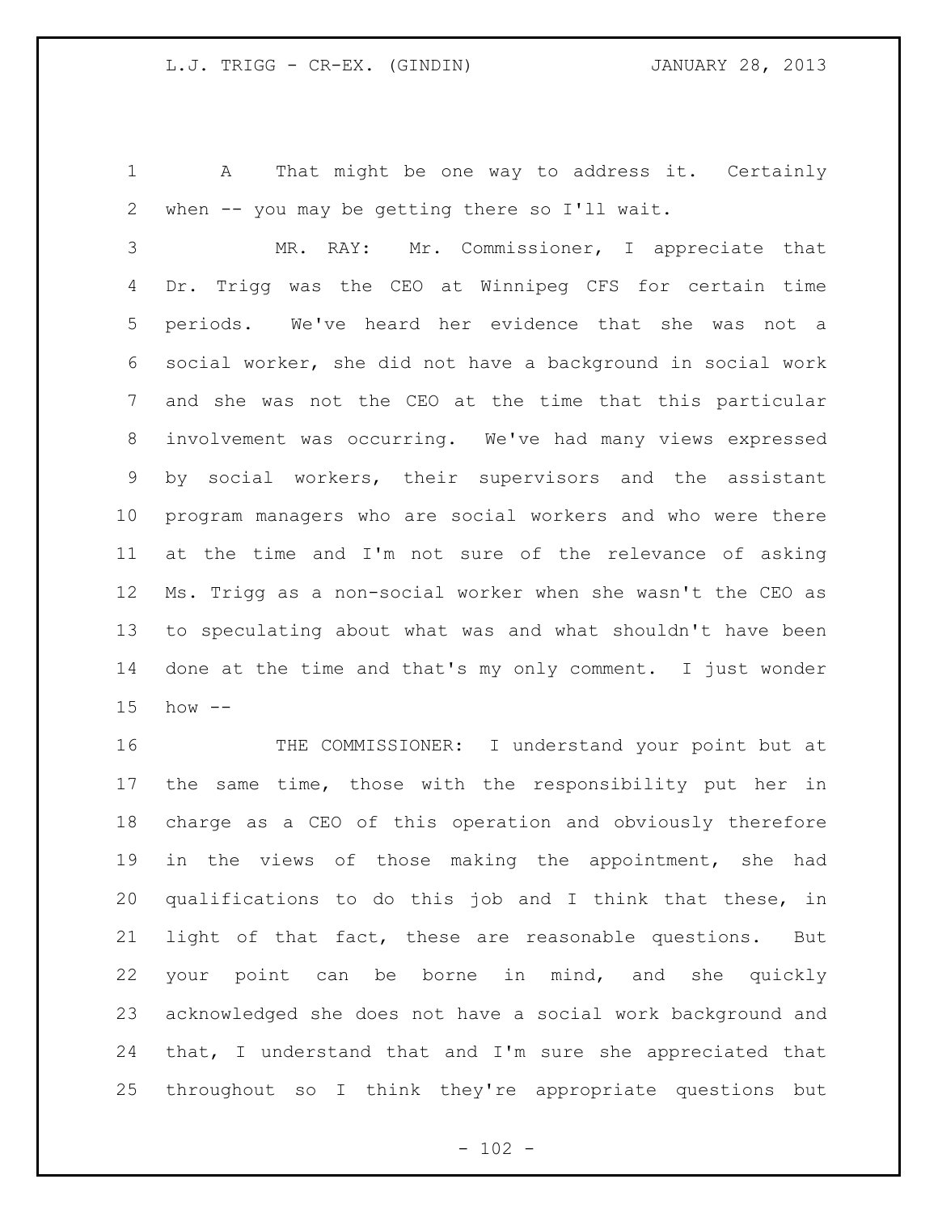A That might be one way to address it. Certainly when -- you may be getting there so I'll wait.

MR. RAY: Mr. Commissioner, I appreciate that Dr. Trigg was the CEO at Winnipeg CFS for certain time periods. We've heard her evidence that she was not a social worker, she did not have a background in social work and she was not the CEO at the time that this particular involvement was occurring. We've had many views expressed by social workers, their supervisors and the assistant program managers who are social workers and who were there at the time and I'm not sure of the relevance of asking Ms. Trigg as a non-social worker when she wasn't the CEO as to speculating about what was and what shouldn't have been done at the time and that's my only comment. I just wonder how --

THE COMMISSIONER: I understand your point but at the same time, those with the responsibility put her in charge as a CEO of this operation and obviously therefore in the views of those making the appointment, she had qualifications to do this job and I think that these, in light of that fact, these are reasonable questions. But your point can be borne in mind, and she quickly acknowledged she does not have a social work background and that, I understand that and I'm sure she appreciated that throughout so I think they're appropriate questions but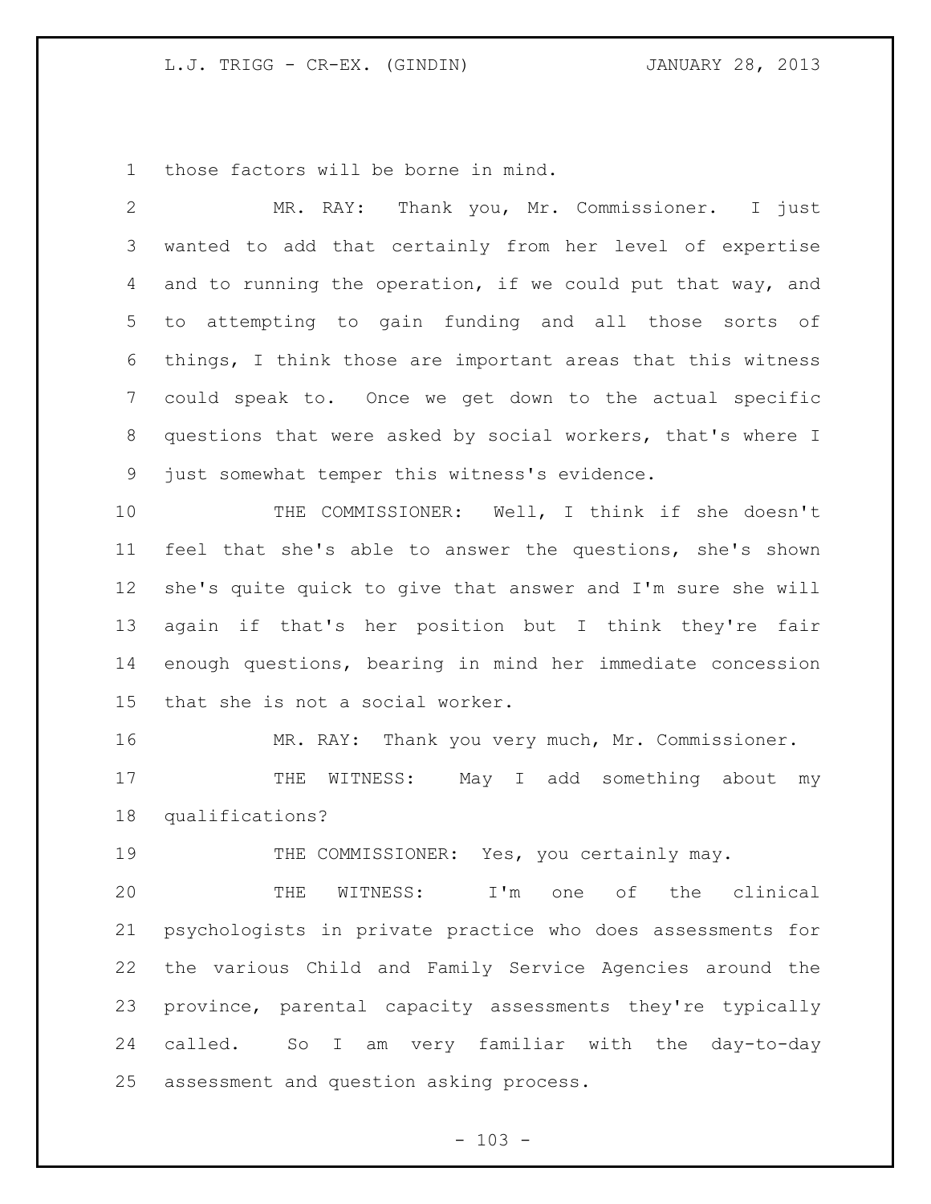those factors will be borne in mind.

MR. RAY: Thank you, Mr. Commissioner. I just wanted to add that certainly from her level of expertise and to running the operation, if we could put that way, and to attempting to gain funding and all those sorts of things, I think those are important areas that this witness could speak to. Once we get down to the actual specific questions that were asked by social workers, that's where I just somewhat temper this witness's evidence.

THE COMMISSIONER: Well, I think if she doesn't feel that she's able to answer the questions, she's shown she's quite quick to give that answer and I'm sure she will again if that's her position but I think they're fair enough questions, bearing in mind her immediate concession that she is not a social worker.

MR. RAY: Thank you very much, Mr. Commissioner.

THE WITNESS: May I add something about my qualifications?

THE COMMISSIONER: Yes, you certainly may.

THE WITNESS: I'm one of the clinical psychologists in private practice who does assessments for the various Child and Family Service Agencies around the province, parental capacity assessments they're typically called. So I am very familiar with the day-to-day assessment and question asking process.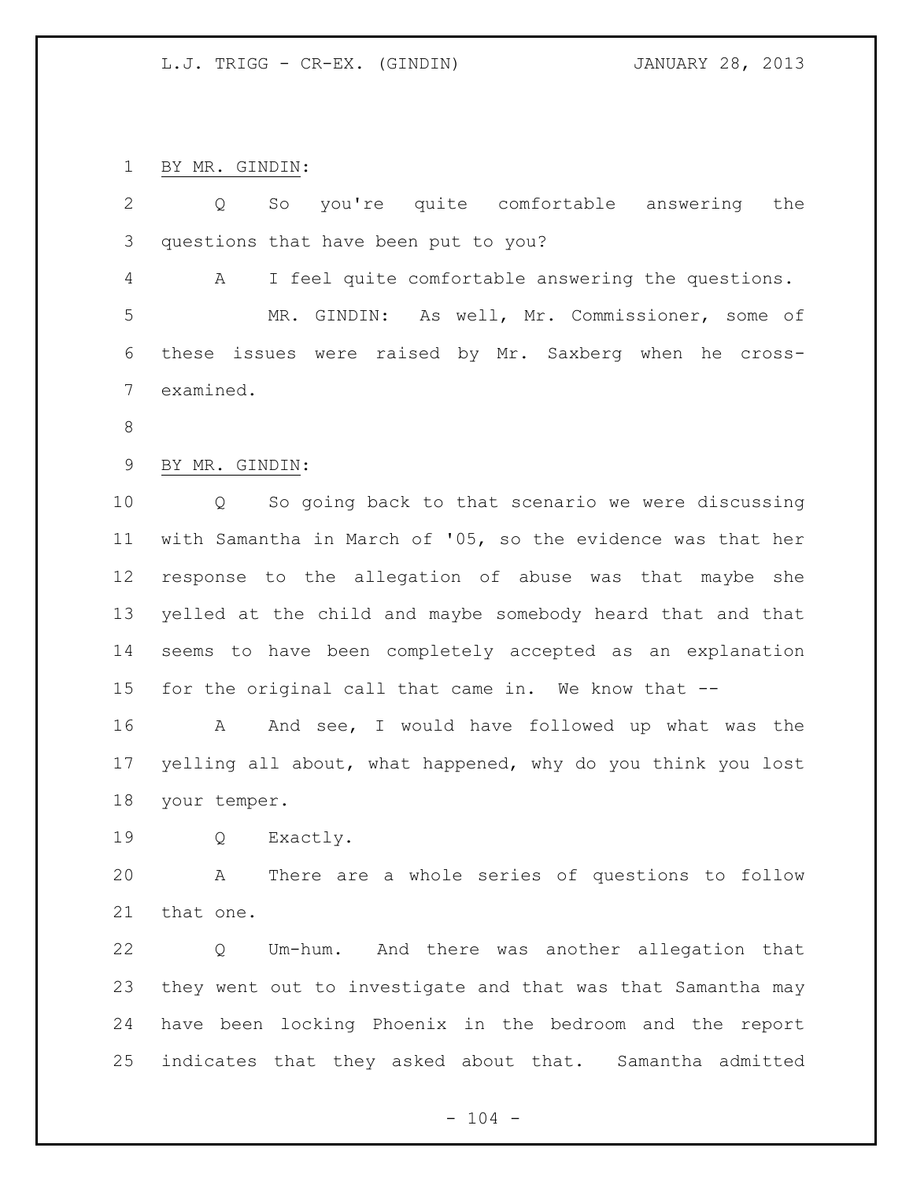BY MR. GINDIN:

Q So you're quite comfortable answering the questions that have been put to you?

A I feel quite comfortable answering the questions.

MR. GINDIN: As well, Mr. Commissioner, some of these issues were raised by Mr. Saxberg when he cross-examined.

BY MR. GINDIN:

Q So going back to that scenario we were discussing with Samantha in March of '05, so the evidence was that her response to the allegation of abuse was that maybe she yelled at the child and maybe somebody heard that and that seems to have been completely accepted as an explanation for the original call that came in. We know that --

A And see, I would have followed up what was the yelling all about, what happened, why do you think you lost your temper.

Q Exactly.

A There are a whole series of questions to follow that one.

Q Um-hum. And there was another allegation that they went out to investigate and that was that Samantha may have been locking Phoenix in the bedroom and the report indicates that they asked about that. Samantha admitted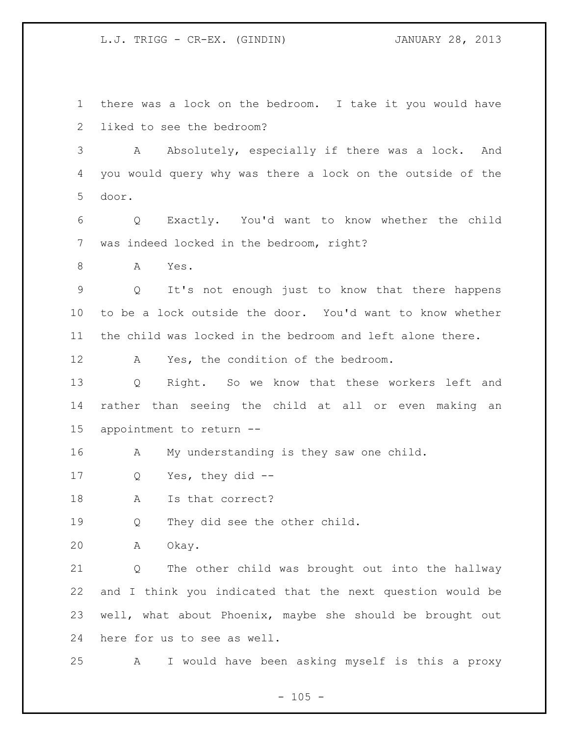there was a lock on the bedroom. I take it you would have liked to see the bedroom?

A Absolutely, especially if there was a lock. And you would query why was there a lock on the outside of the door.

Q Exactly. You'd want to know whether the child was indeed locked in the bedroom, right?

A Yes.

Q It's not enough just to know that there happens to be a lock outside the door. You'd want to know whether the child was locked in the bedroom and left alone there.

A Yes, the condition of the bedroom.

Q Right. So we know that these workers left and rather than seeing the child at all or even making an appointment to return --

A My understanding is they saw one child.

Q Yes, they did --

A Is that correct?

Q They did see the other child.

A Okay.

Q The other child was brought out into the hallway and I think you indicated that the next question would be well, what about Phoenix, maybe she should be brought out here for us to see as well.

A I would have been asking myself is this a proxy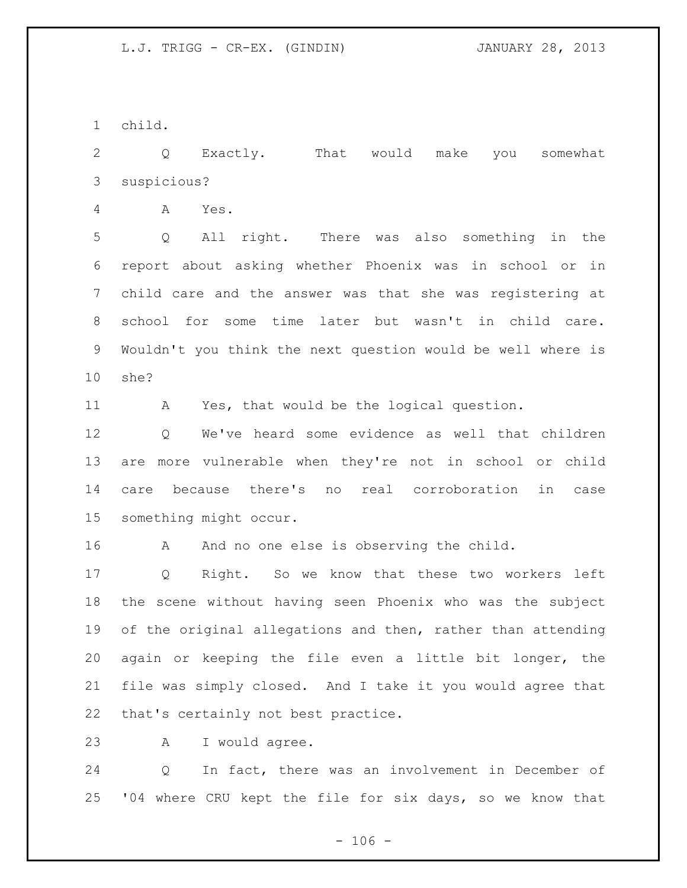child.

Q Exactly. That would make you somewhat suspicious?

A Yes.

Q All right. There was also something in the report about asking whether Phoenix was in school or in child care and the answer was that she was registering at school for some time later but wasn't in child care. Wouldn't you think the next question would be well where is she?

A Yes, that would be the logical question.

Q We've heard some evidence as well that children are more vulnerable when they're not in school or child care because there's no real corroboration in case something might occur.

A And no one else is observing the child.

Q Right. So we know that these two workers left the scene without having seen Phoenix who was the subject of the original allegations and then, rather than attending again or keeping the file even a little bit longer, the file was simply closed. And I take it you would agree that that's certainly not best practice.

A I would agree.

Q In fact, there was an involvement in December of '04 where CRU kept the file for six days, so we know that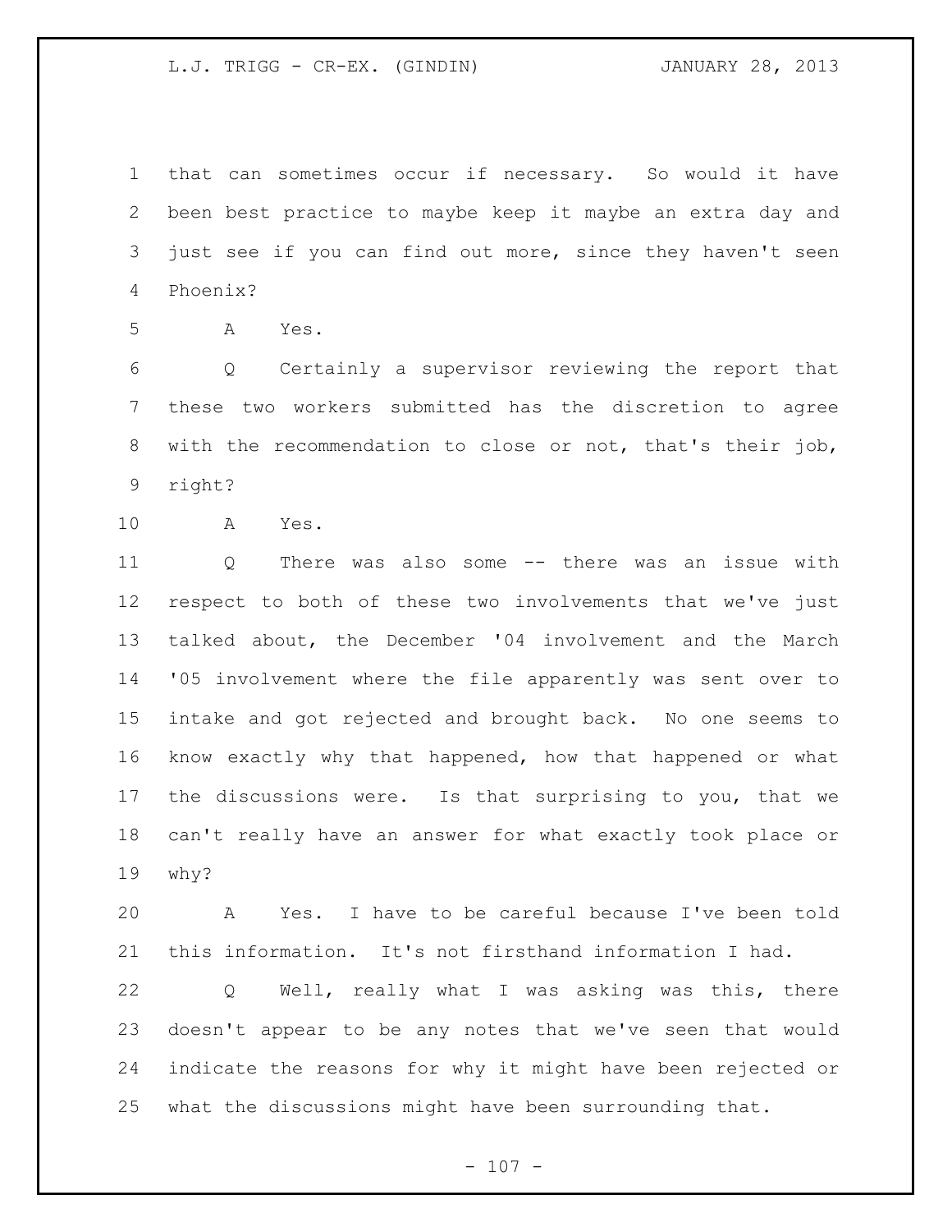that can sometimes occur if necessary. So would it have been best practice to maybe keep it maybe an extra day and just see if you can find out more, since they haven't seen Phoenix?

A Yes.

Q Certainly a supervisor reviewing the report that these two workers submitted has the discretion to agree with the recommendation to close or not, that's their job, right?

A Yes.

Q There was also some -- there was an issue with respect to both of these two involvements that we've just talked about, the December '04 involvement and the March '05 involvement where the file apparently was sent over to intake and got rejected and brought back. No one seems to know exactly why that happened, how that happened or what the discussions were. Is that surprising to you, that we can't really have an answer for what exactly took place or why?

A Yes. I have to be careful because I've been told this information. It's not firsthand information I had.

Q Well, really what I was asking was this, there doesn't appear to be any notes that we've seen that would indicate the reasons for why it might have been rejected or what the discussions might have been surrounding that.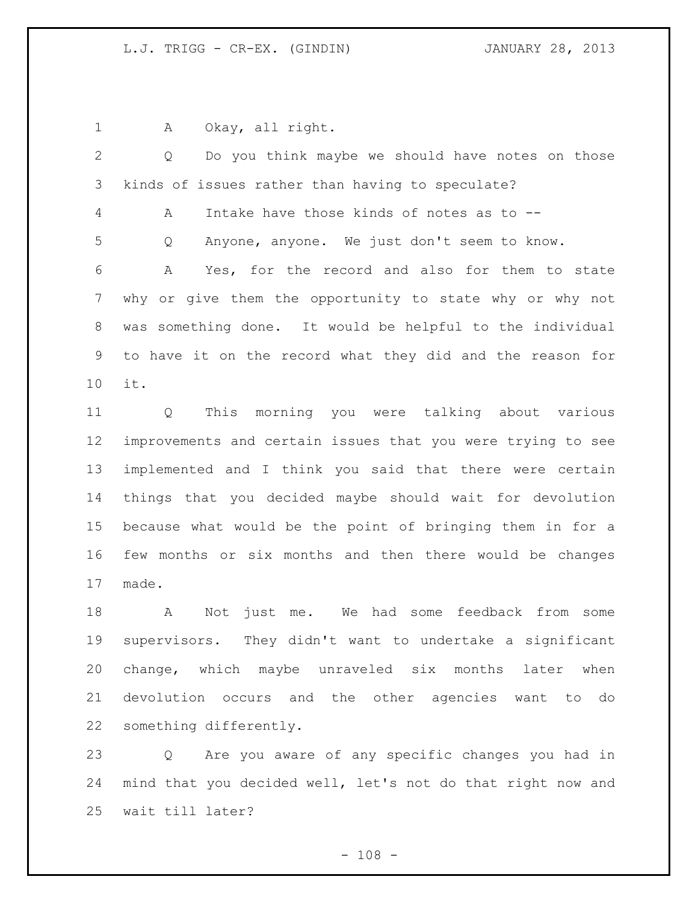A Okay, all right.

Q Do you think maybe we should have notes on those kinds of issues rather than having to speculate?

A Intake have those kinds of notes as to --

Q Anyone, anyone. We just don't seem to know.

A Yes, for the record and also for them to state why or give them the opportunity to state why or why not was something done. It would be helpful to the individual to have it on the record what they did and the reason for it.

Q This morning you were talking about various improvements and certain issues that you were trying to see implemented and I think you said that there were certain things that you decided maybe should wait for devolution because what would be the point of bringing them in for a few months or six months and then there would be changes made.

A Not just me. We had some feedback from some supervisors. They didn't want to undertake a significant change, which maybe unraveled six months later when devolution occurs and the other agencies want to do something differently.

Q Are you aware of any specific changes you had in mind that you decided well, let's not do that right now and wait till later?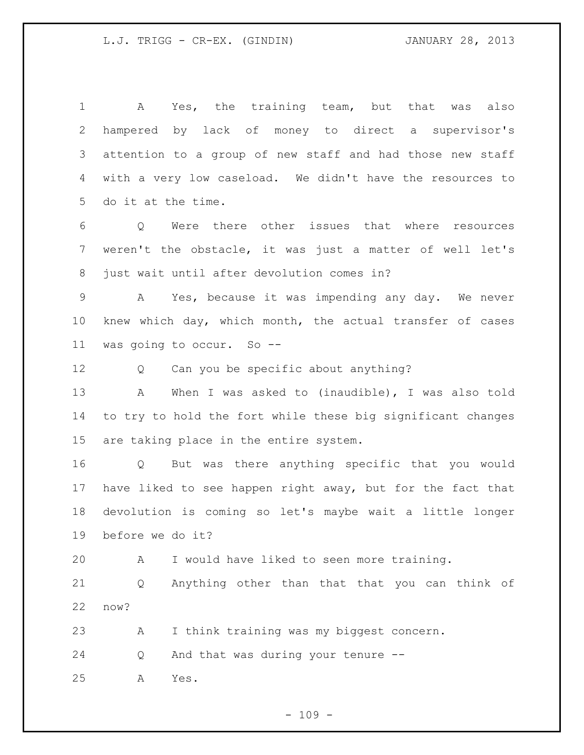A Yes, the training team, but that was also hampered by lack of money to direct a supervisor's attention to a group of new staff and had those new staff with a very low caseload. We didn't have the resources to do it at the time.

Q Were there other issues that where resources weren't the obstacle, it was just a matter of well let's just wait until after devolution comes in?

A Yes, because it was impending any day. We never knew which day, which month, the actual transfer of cases was going to occur. So --

Q Can you be specific about anything?

A When I was asked to (inaudible), I was also told to try to hold the fort while these big significant changes are taking place in the entire system.

Q But was there anything specific that you would have liked to see happen right away, but for the fact that devolution is coming so let's maybe wait a little longer before we do it?

A I would have liked to seen more training.

Q Anything other than that that you can think of now?

A I think training was my biggest concern.

Q And that was during your tenure --

A Yes.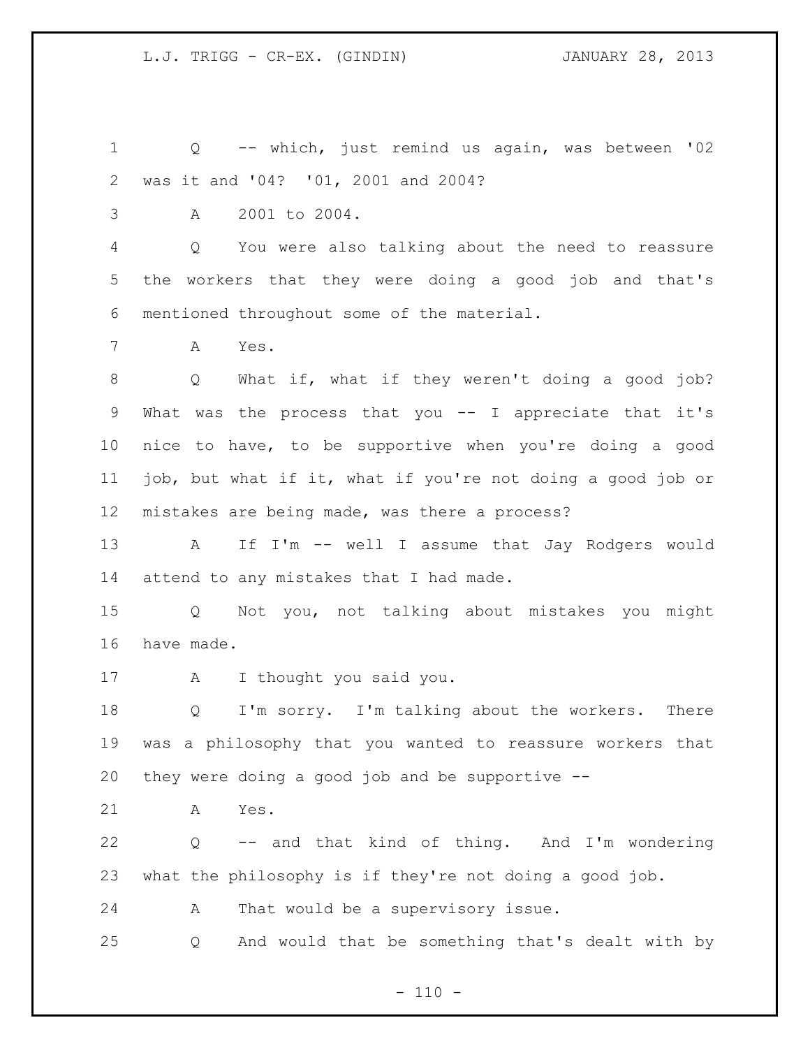Q -- which, just remind us again, was between '02 was it and '04? '01, 2001 and 2004?

A 2001 to 2004.

Q You were also talking about the need to reassure the workers that they were doing a good job and that's mentioned throughout some of the material.

A Yes.

Q What if, what if they weren't doing a good job? What was the process that you -- I appreciate that it's nice to have, to be supportive when you're doing a good job, but what if it, what if you're not doing a good job or mistakes are being made, was there a process?

A If I'm -- well I assume that Jay Rodgers would attend to any mistakes that I had made.

Q Not you, not talking about mistakes you might have made.

A I thought you said you.

Q I'm sorry. I'm talking about the workers. There was a philosophy that you wanted to reassure workers that they were doing a good job and be supportive --

A Yes.

Q -- and that kind of thing. And I'm wondering what the philosophy is if they're not doing a good job.

A That would be a supervisory issue.

Q And would that be something that's dealt with by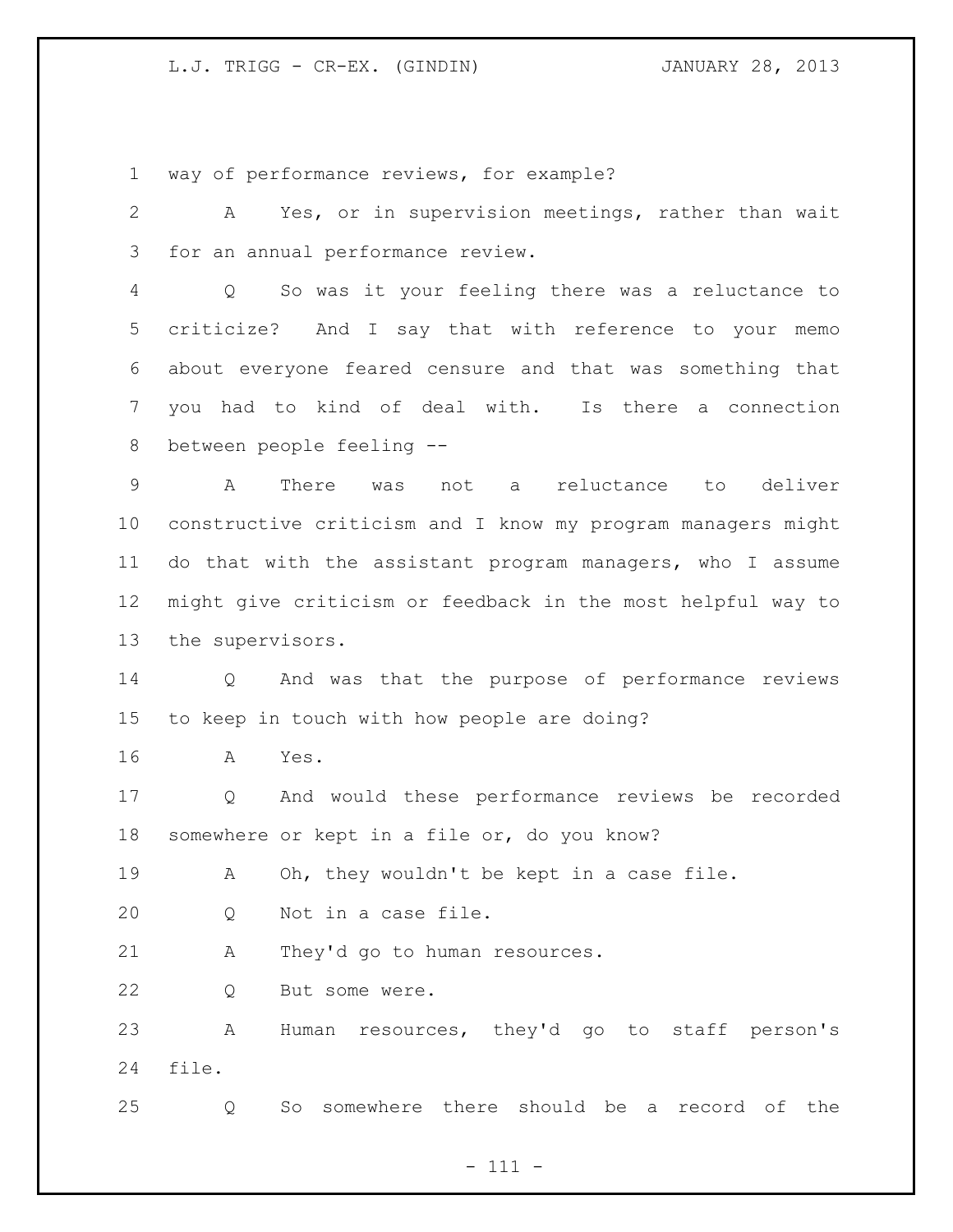way of performance reviews, for example?

A Yes, or in supervision meetings, rather than wait for an annual performance review.

Q So was it your feeling there was a reluctance to criticize? And I say that with reference to your memo about everyone feared censure and that was something that you had to kind of deal with. Is there a connection between people feeling --

A There was not a reluctance to deliver constructive criticism and I know my program managers might do that with the assistant program managers, who I assume might give criticism or feedback in the most helpful way to the supervisors.

Q And was that the purpose of performance reviews to keep in touch with how people are doing?

A Yes.

Q And would these performance reviews be recorded somewhere or kept in a file or, do you know?

A Oh, they wouldn't be kept in a case file.

Q Not in a case file.

A They'd go to human resources.

Q But some were.

A Human resources, they'd go to staff person's file.

Q So somewhere there should be a record of the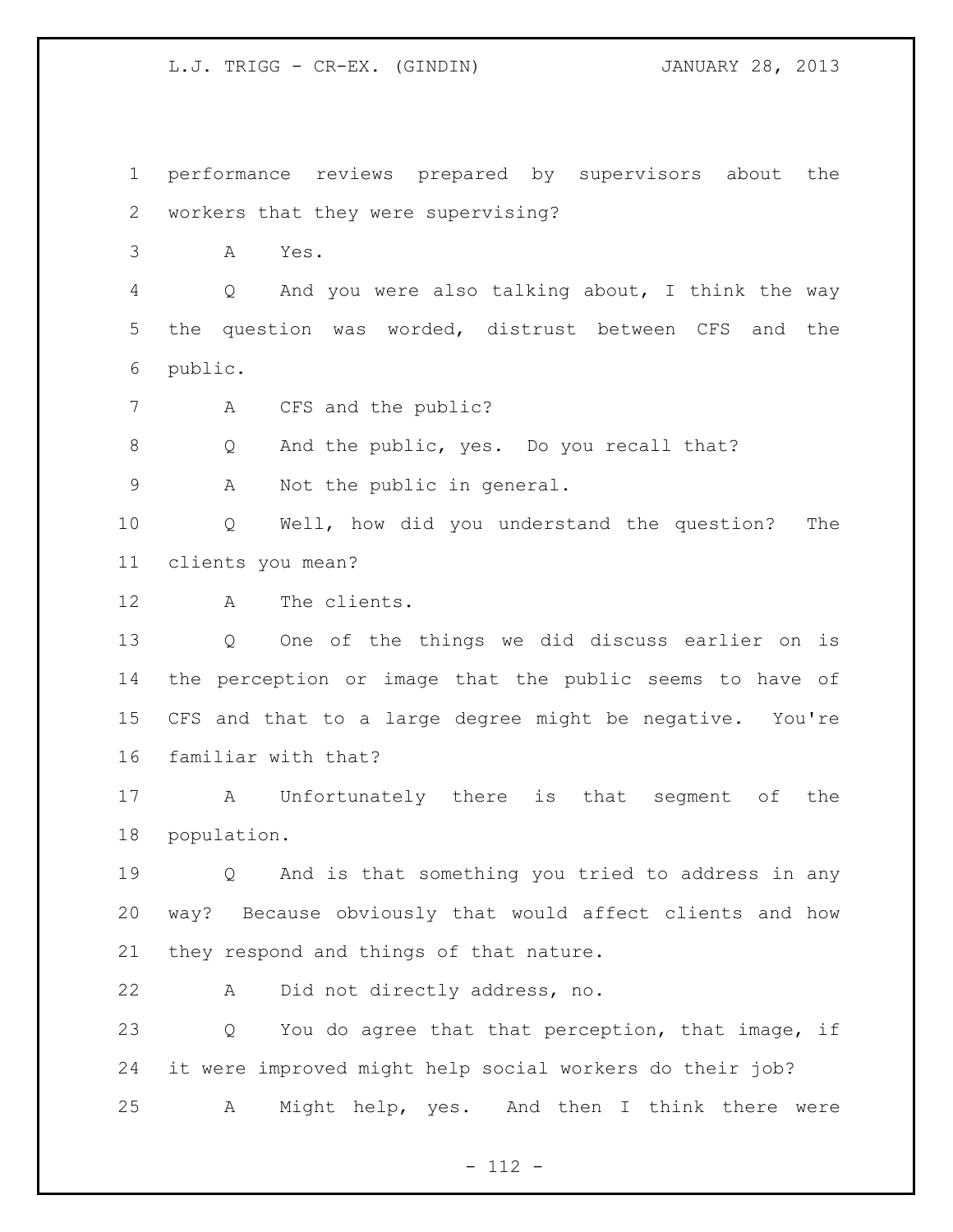performance reviews prepared by supervisors about the workers that they were supervising?

A Yes.

Q And you were also talking about, I think the way the question was worded, distrust between CFS and the public.

A CFS and the public?

Q And the public, yes. Do you recall that?

A Not the public in general.

Q Well, how did you understand the question? The clients you mean?

A The clients.

Q One of the things we did discuss earlier on is the perception or image that the public seems to have of CFS and that to a large degree might be negative. You're familiar with that?

A Unfortunately there is that segment of the population.

Q And is that something you tried to address in any way? Because obviously that would affect clients and how they respond and things of that nature.

A Did not directly address, no.

Q You do agree that that perception, that image, if it were improved might help social workers do their job?

A Might help, yes. And then I think there were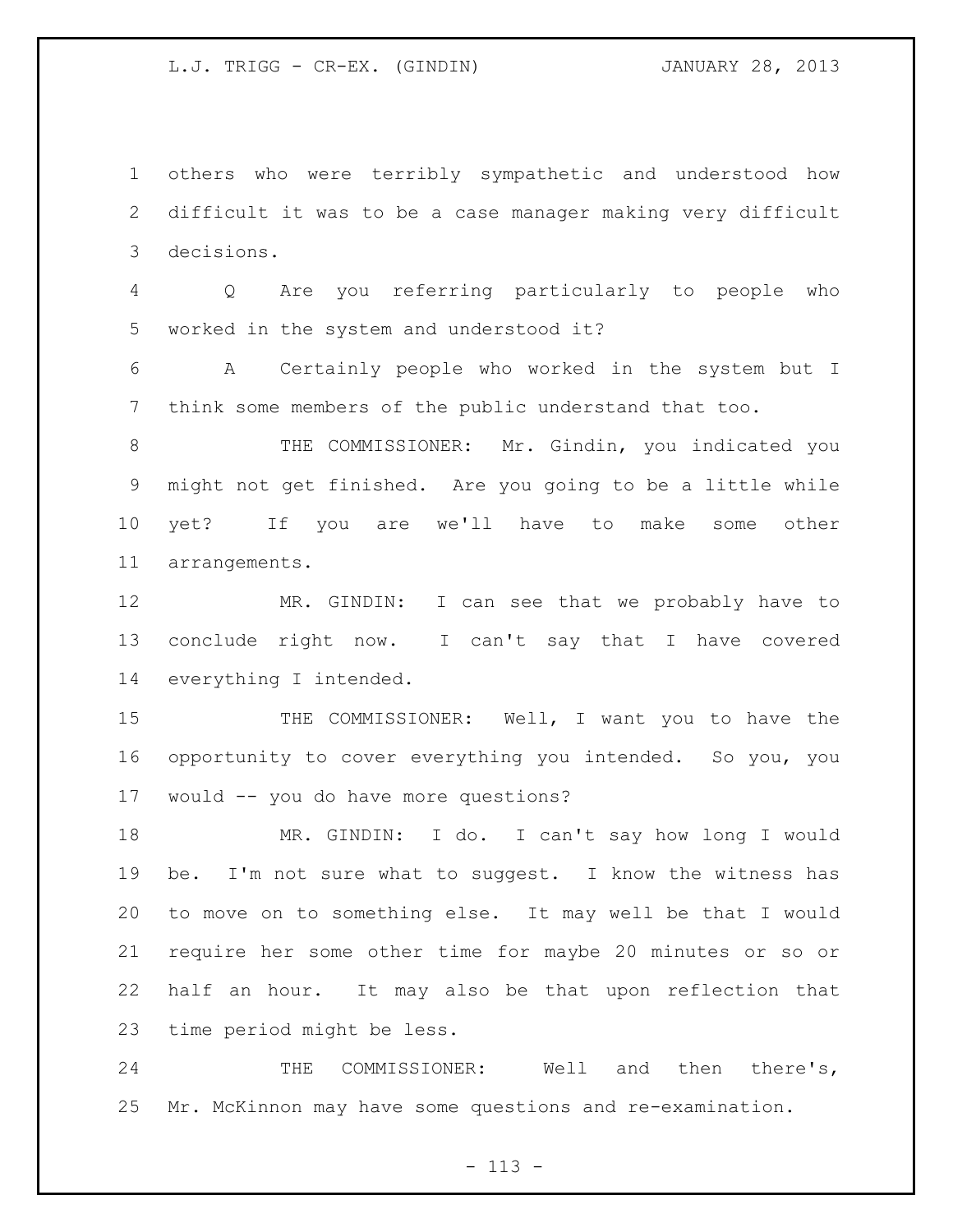others who were terribly sympathetic and understood how difficult it was to be a case manager making very difficult decisions.

Q Are you referring particularly to people who worked in the system and understood it?

A Certainly people who worked in the system but I think some members of the public understand that too.

THE COMMISSIONER: Mr. Gindin, you indicated you might not get finished. Are you going to be a little while yet? If you are we'll have to make some other arrangements.

MR. GINDIN: I can see that we probably have to conclude right now. I can't say that I have covered everything I intended.

THE COMMISSIONER: Well, I want you to have the opportunity to cover everything you intended. So you, you would -- you do have more questions?

MR. GINDIN: I do. I can't say how long I would be. I'm not sure what to suggest. I know the witness has to move on to something else. It may well be that I would require her some other time for maybe 20 minutes or so or half an hour. It may also be that upon reflection that time period might be less.

THE COMMISSIONER: Well and then there's, Mr. McKinnon may have some questions and re-examination.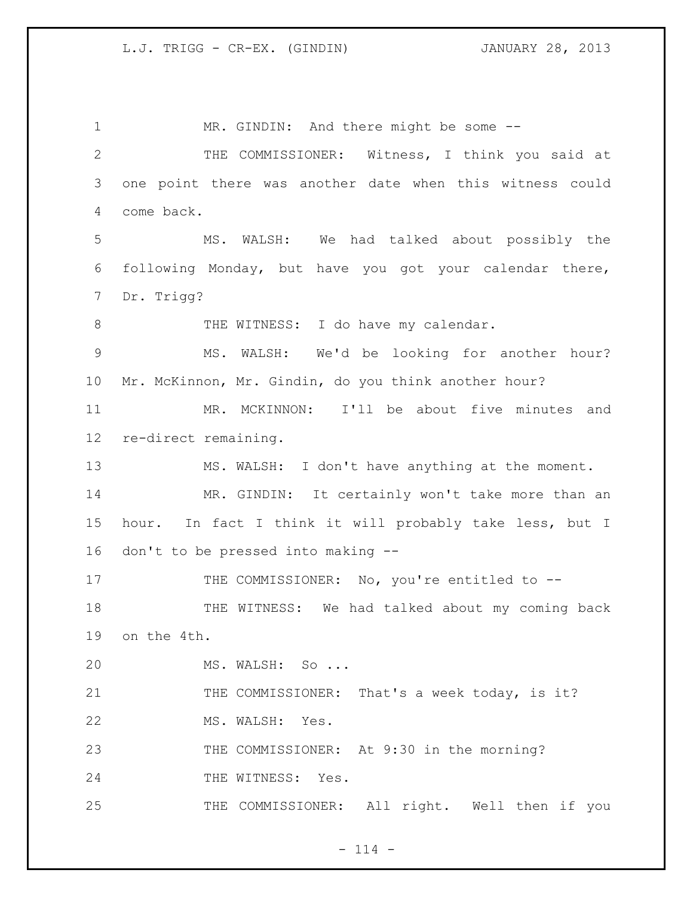MR. GINDIN: And there might be some --

THE COMMISSIONER: Witness, I think you said at one point there was another date when this witness could come back.

MS. WALSH: We had talked about possibly the following Monday, but have you got your calendar there, Dr. Trigg?

THE WITNESS: I do have my calendar.

MS. WALSH: We'd be looking for another hour? Mr. McKinnon, Mr. Gindin, do you think another hour?

MR. MCKINNON: I'll be about five minutes and re-direct remaining.

MS. WALSH: I don't have anything at the moment.

MR. GINDIN: It certainly won't take more than an hour. In fact I think it will probably take less, but I don't to be pressed into making --

THE COMMISSIONER: No, you're entitled to --

THE WITNESS: We had talked about my coming back on the 4th.

MS. WALSH: So ...

THE COMMISSIONER: That's a week today, is it?

MS. WALSH: Yes.

THE COMMISSIONER: At 9:30 in the morning?

THE WITNESS: Yes.

THE COMMISSIONER: All right. Well then if you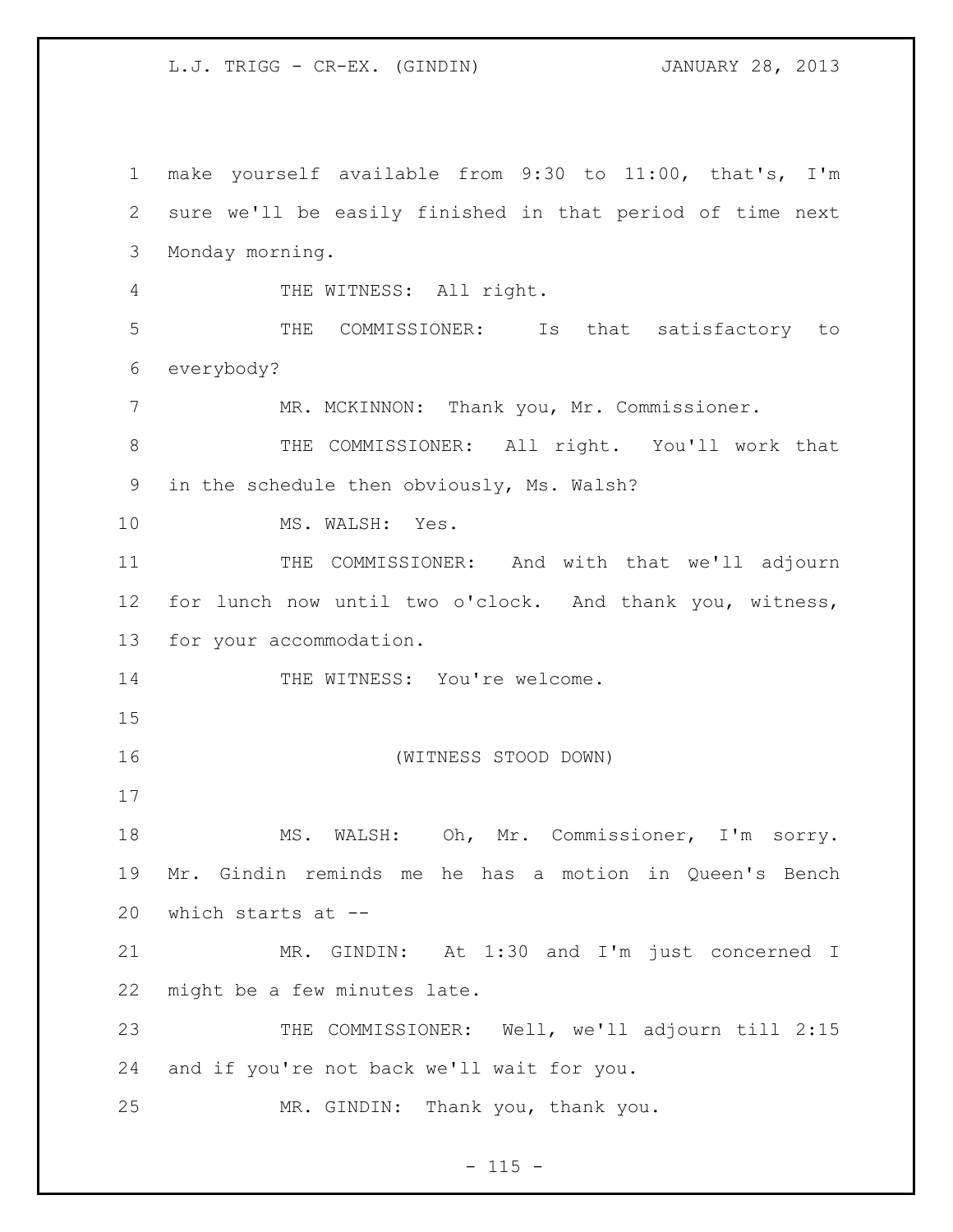make yourself available from 9:30 to 11:00, that's, I'm sure we'll be easily finished in that period of time next Monday morning.

THE WITNESS: All right.

THE COMMISSIONER: Is that satisfactory to everybody?

MR. MCKINNON: Thank you, Mr. Commissioner.

THE COMMISSIONER: All right. You'll work that in the schedule then obviously, Ms. Walsh?

MS. WALSH: Yes.

THE COMMISSIONER: And with that we'll adjourn for lunch now until two o'clock. And thank you, witness, for your accommodation.

THE WITNESS: You're welcome.

(WITNESS STOOD DOWN)

MS. WALSH: Oh, Mr. Commissioner, I'm sorry. Mr. Gindin reminds me he has a motion in Queen's Bench which starts at --

MR. GINDIN: At 1:30 and I'm just concerned I might be a few minutes late.

THE COMMISSIONER: Well, we'll adjourn till 2:15 and if you're not back we'll wait for you.

MR. GINDIN: Thank you, thank you.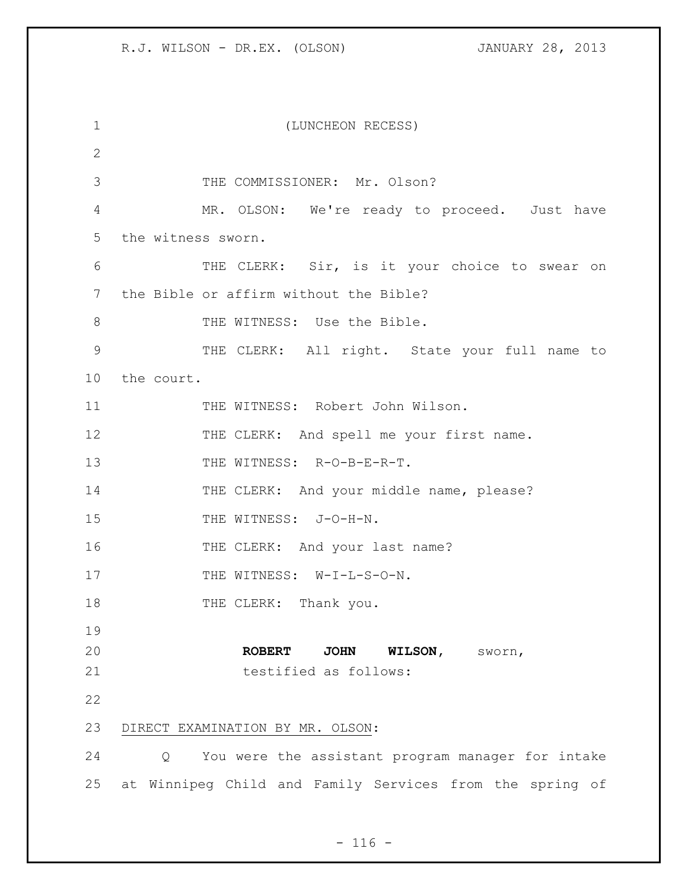(LUNCHEON RECESS)

THE COMMISSIONER: Mr. Olson?

MR. OLSON: We're ready to proceed. Just have the witness sworn.

THE CLERK: Sir, is it your choice to swear on the Bible or affirm without the Bible?

THE WITNESS: Use the Bible.

THE CLERK: All right. State your full name to the court.

THE WITNESS: Robert John Wilson.

THE CLERK: And spell me your first name.

THE WITNESS: R-O-B-E-R-T.

THE CLERK: And your middle name, please?

THE WITNESS: J-O-H-N.

THE CLERK: And your last name?

THE WITNESS: W-I-L-S-O-N.

THE CLERK: Thank you.

**ROBERT JOHN WILSON,** sworn, testified as follows:

DIRECT EXAMINATION BY MR. OLSON:

Q You were the assistant program manager for intake at Winnipeg Child and Family Services from the spring of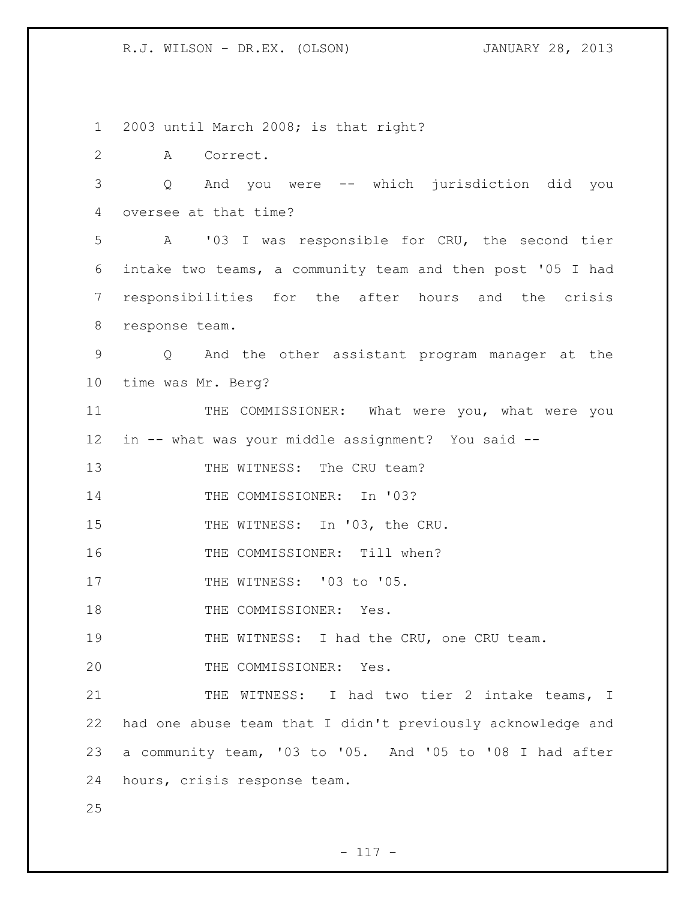2003 until March 2008; is that right?

A Correct.

Q And you were -- which jurisdiction did you oversee at that time?

A '03 I was responsible for CRU, the second tier intake two teams, a community team and then post '05 I had responsibilities for the after hours and the crisis response team.

Q And the other assistant program manager at the time was Mr. Berg?

THE COMMISSIONER: What were you, what were you in -- what was your middle assignment? You said --

THE WITNESS: The CRU team?

THE COMMISSIONER: In '03?

THE WITNESS: In '03, the CRU.

THE COMMISSIONER: Till when?

THE WITNESS: '03 to '05.

THE COMMISSIONER: Yes.

THE WITNESS: I had the CRU, one CRU team.

THE COMMISSIONER: Yes.

THE WITNESS: I had two tier 2 intake teams, I had one abuse team that I didn't previously acknowledge and a community team, '03 to '05. And '05 to '08 I had after hours, crisis response team.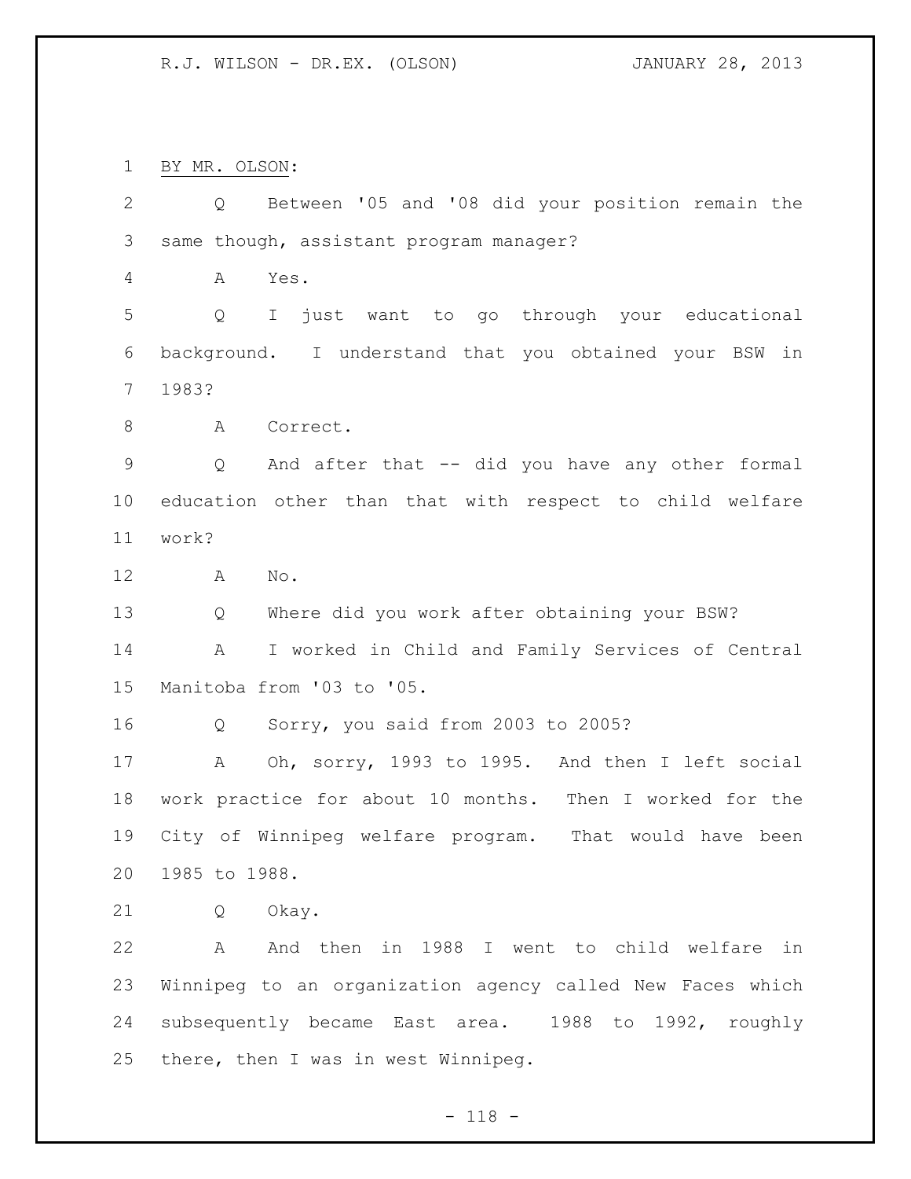BY MR. OLSON:

Q Between '05 and '08 did your position remain the same though, assistant program manager?

A Yes.

Q I just want to go through your educational background. I understand that you obtained your BSW in 1983?

A Correct.

Q And after that -- did you have any other formal education other than that with respect to child welfare work?

A No.

Q Where did you work after obtaining your BSW?

A I worked in Child and Family Services of Central Manitoba from '03 to '05.

Q Sorry, you said from 2003 to 2005?

A Oh, sorry, 1993 to 1995. And then I left social work practice for about 10 months. Then I worked for the City of Winnipeg welfare program. That would have been 1985 to 1988.

Q Okay.

A And then in 1988 I went to child welfare in Winnipeg to an organization agency called New Faces which subsequently became East area. 1988 to 1992, roughly there, then I was in west Winnipeg.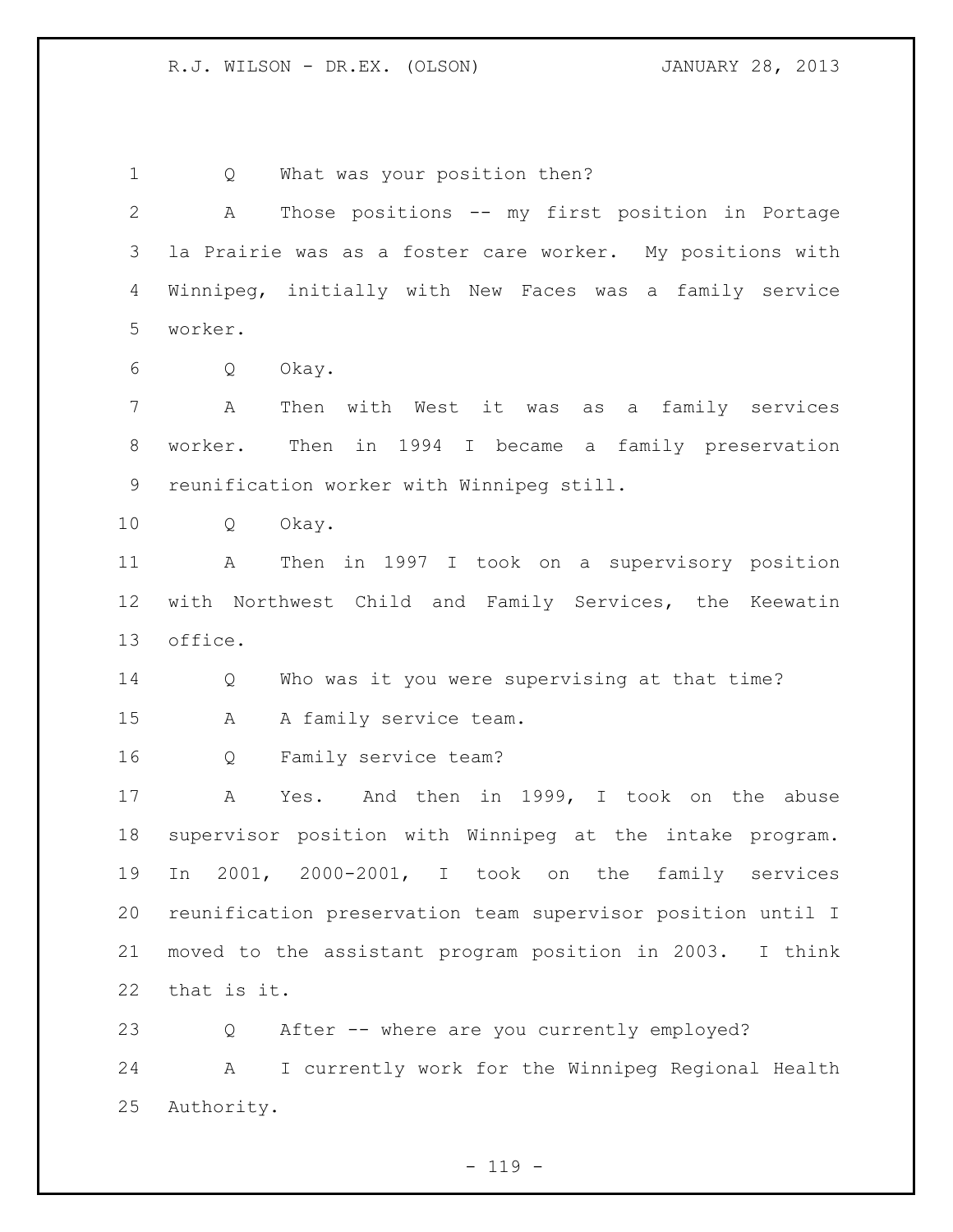Q What was your position then?

A Those positions -- my first position in Portage la Prairie was as a foster care worker. My positions with Winnipeg, initially with New Faces was a family service worker.

Q Okay.

A Then with West it was as a family services worker. Then in 1994 I became a family preservation reunification worker with Winnipeg still.

Q Okay.

A Then in 1997 I took on a supervisory position with Northwest Child and Family Services, the Keewatin office.

Q Who was it you were supervising at that time?

A A family service team.

Q Family service team?

A Yes. And then in 1999, I took on the abuse supervisor position with Winnipeg at the intake program. In 2001, 2000-2001, I took on the family services reunification preservation team supervisor position until I moved to the assistant program position in 2003. I think that is it.

Q After -- where are you currently employed?

A I currently work for the Winnipeg Regional Health Authority.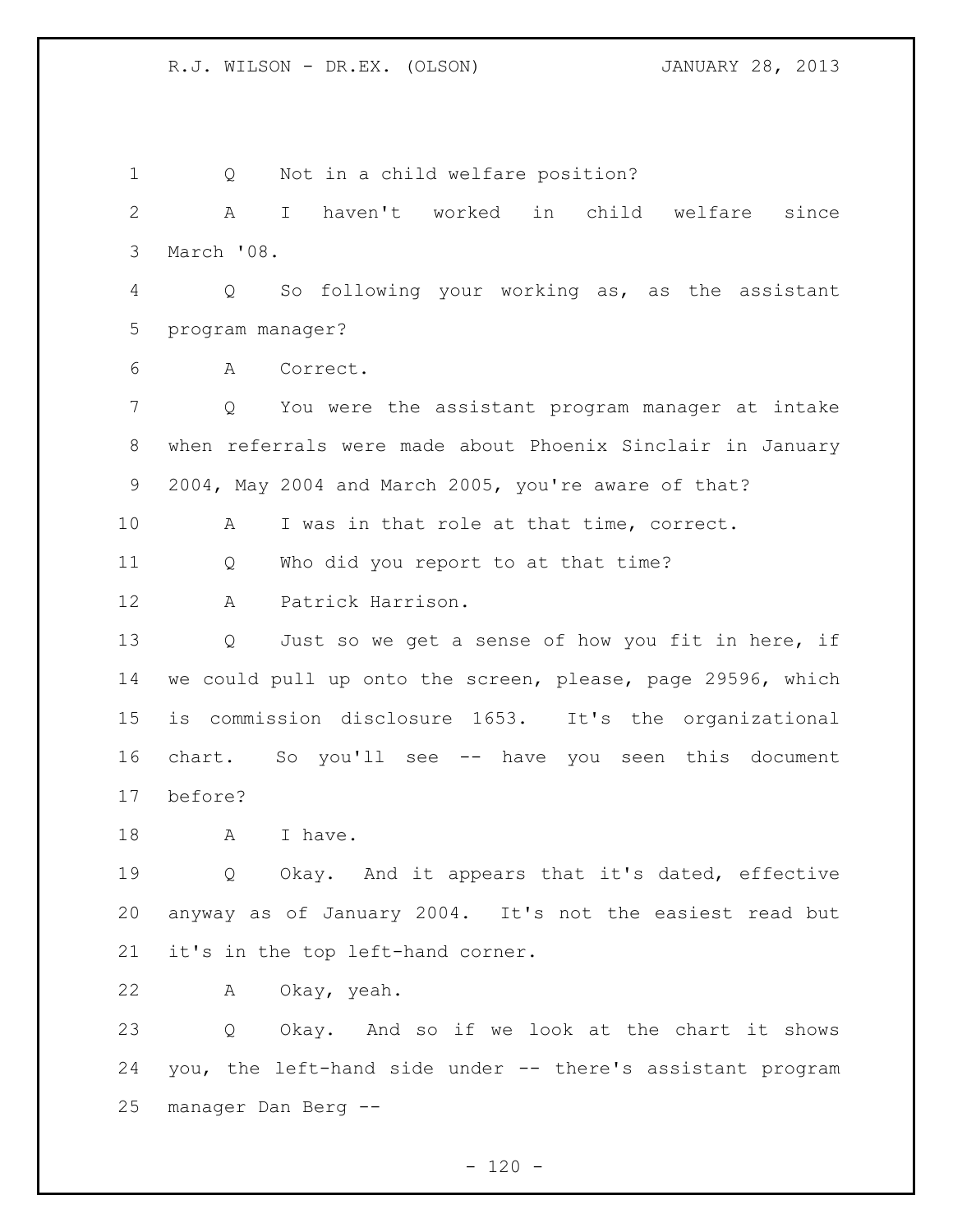Q Not in a child welfare position?

A I haven't worked in child welfare since March '08.

Q So following your working as, as the assistant program manager?

A Correct.

Q You were the assistant program manager at intake when referrals were made about Phoenix Sinclair in January 2004, May 2004 and March 2005, you're aware of that?

A I was in that role at that time, correct.

Q Who did you report to at that time?

A Patrick Harrison.

Q Just so we get a sense of how you fit in here, if we could pull up onto the screen, please, page 29596, which is commission disclosure 1653. It's the organizational chart. So you'll see -- have you seen this document before?

A I have.

Q Okay. And it appears that it's dated, effective anyway as of January 2004. It's not the easiest read but it's in the top left-hand corner.

A Okay, yeah.

Q Okay. And so if we look at the chart it shows you, the left-hand side under -- there's assistant program manager Dan Berg --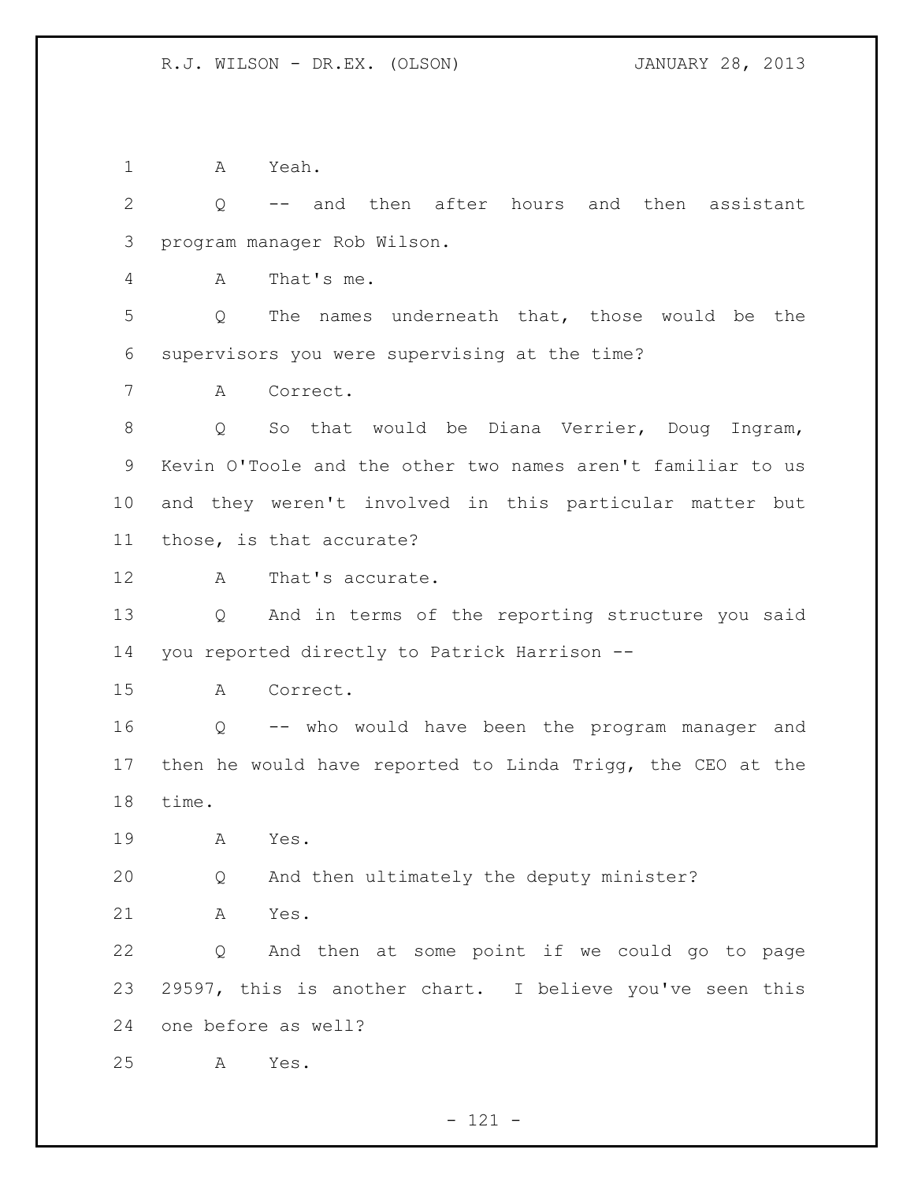A Yeah.

Q -- and then after hours and then assistant program manager Rob Wilson.

A That's me.

Q The names underneath that, those would be the supervisors you were supervising at the time?

A Correct.

Q So that would be Diana Verrier, Doug Ingram, Kevin O'Toole and the other two names aren't familiar to us and they weren't involved in this particular matter but those, is that accurate?

A That's accurate.

Q And in terms of the reporting structure you said you reported directly to Patrick Harrison --

A Correct.

Q -- who would have been the program manager and then he would have reported to Linda Trigg, the CEO at the time.

A Yes.

Q And then ultimately the deputy minister?

A Yes.

Q And then at some point if we could go to page 29597, this is another chart. I believe you've seen this one before as well?

A Yes.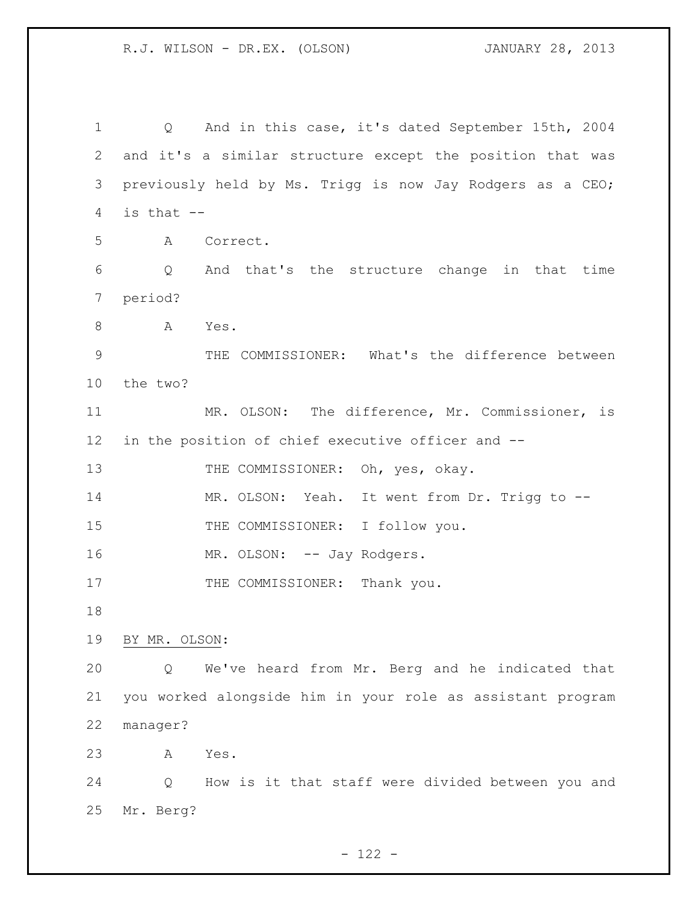Q And in this case, it's dated September 15th, 2004 and it's a similar structure except the position that was previously held by Ms. Trigg is now Jay Rodgers as a CEO; is that --

A Correct.

Q And that's the structure change in that time period?

A Yes.

THE COMMISSIONER: What's the difference between the two?

MR. OLSON: The difference, Mr. Commissioner, is in the position of chief executive officer and --

THE COMMISSIONER: Oh, yes, okay.

MR. OLSON: Yeah. It went from Dr. Trigg to --

THE COMMISSIONER: I follow you.

MR. OLSON: -- Jay Rodgers.

THE COMMISSIONER: Thank you.

BY MR. OLSON:

Q We've heard from Mr. Berg and he indicated that you worked alongside him in your role as assistant program manager?

A Yes.

Q How is it that staff were divided between you and Mr. Berg?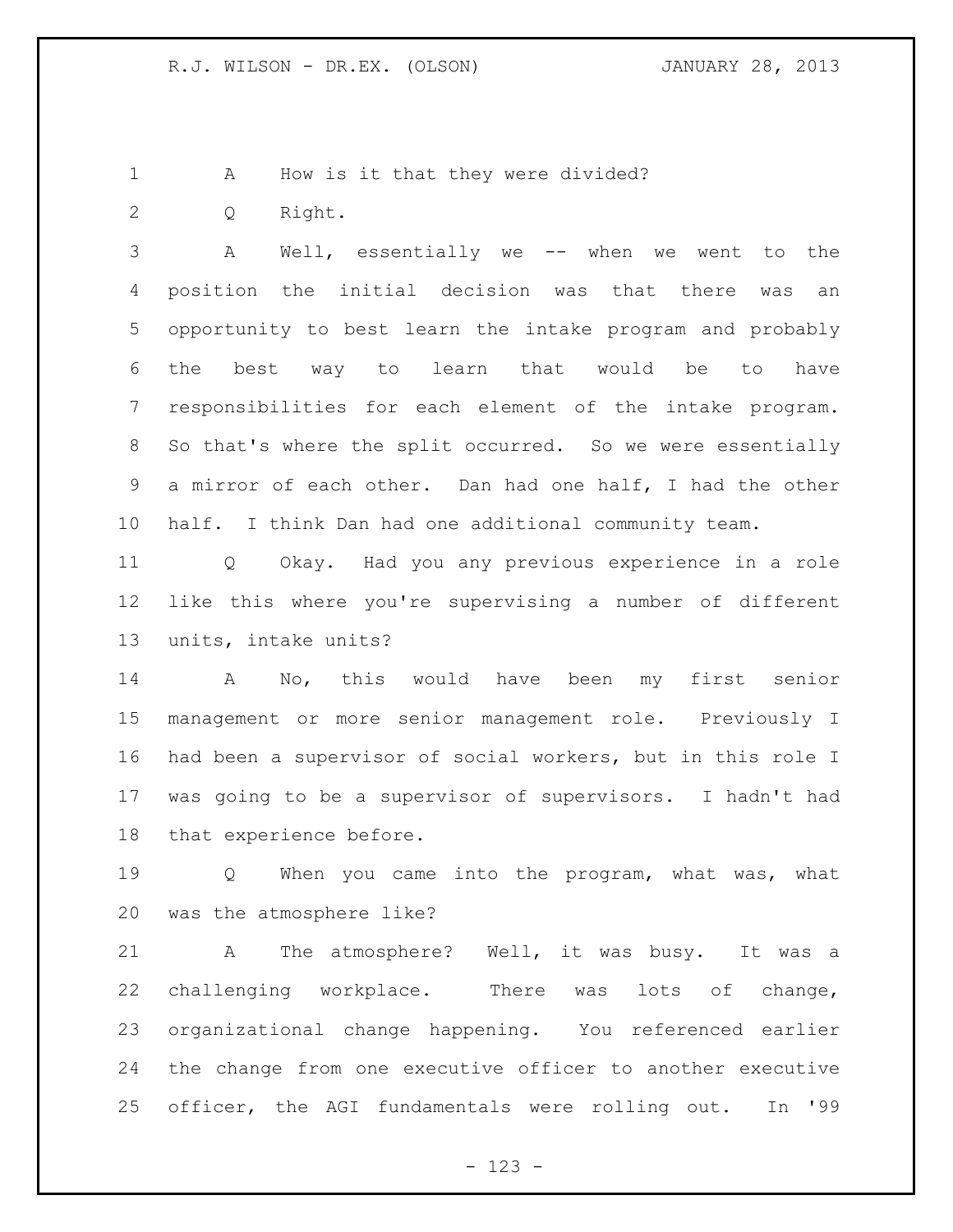A How is it that they were divided?

Q Right.

A Well, essentially we -- when we went to the position the initial decision was that there was an opportunity to best learn the intake program and probably the best way to learn that would be to have responsibilities for each element of the intake program. So that's where the split occurred. So we were essentially a mirror of each other. Dan had one half, I had the other half. I think Dan had one additional community team.

Q Okay. Had you any previous experience in a role like this where you're supervising a number of different units, intake units?

A No, this would have been my first senior management or more senior management role. Previously I had been a supervisor of social workers, but in this role I was going to be a supervisor of supervisors. I hadn't had that experience before.

Q When you came into the program, what was, what was the atmosphere like?

A The atmosphere? Well, it was busy. It was a challenging workplace. There was lots of change, organizational change happening. You referenced earlier the change from one executive officer to another executive officer, the AGI fundamentals were rolling out. In '99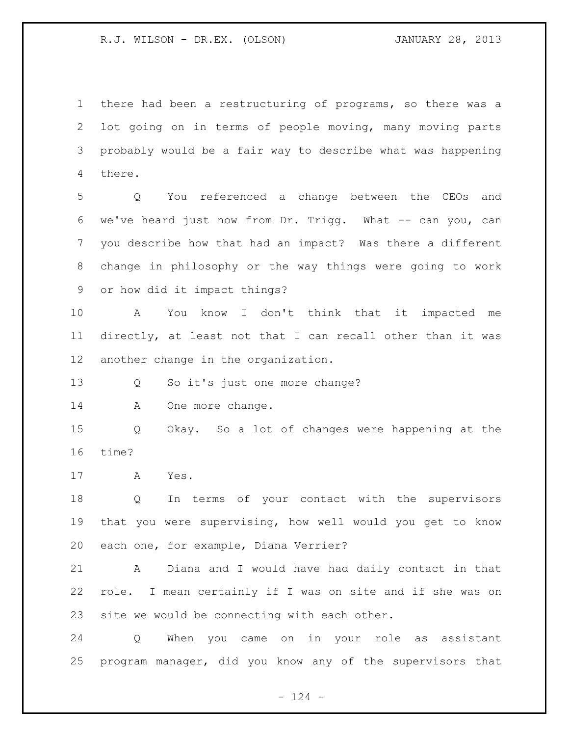there had been a restructuring of programs, so there was a lot going on in terms of people moving, many moving parts probably would be a fair way to describe what was happening there.

Q You referenced a change between the CEOs and we've heard just now from Dr. Trigg. What -- can you, can you describe how that had an impact? Was there a different change in philosophy or the way things were going to work or how did it impact things?

A You know I don't think that it impacted me directly, at least not that I can recall other than it was another change in the organization.

Q So it's just one more change?

A One more change.

Q Okay. So a lot of changes were happening at the time?

A Yes.

Q In terms of your contact with the supervisors that you were supervising, how well would you get to know each one, for example, Diana Verrier?

A Diana and I would have had daily contact in that role. I mean certainly if I was on site and if she was on site we would be connecting with each other.

Q When you came on in your role as assistant program manager, did you know any of the supervisors that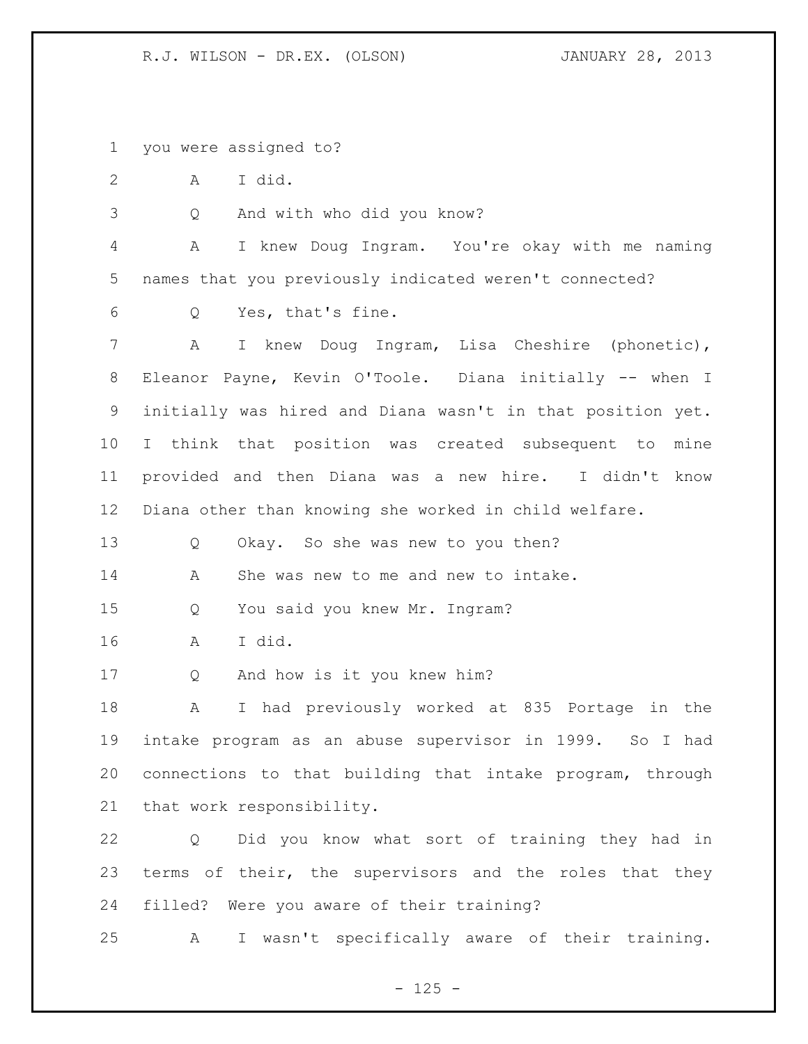you were assigned to?

A I did.

Q And with who did you know?

A I knew Doug Ingram. You're okay with me naming names that you previously indicated weren't connected?

Q Yes, that's fine.

A I knew Doug Ingram, Lisa Cheshire (phonetic), Eleanor Payne, Kevin O'Toole. Diana initially -- when I initially was hired and Diana wasn't in that position yet. I think that position was created subsequent to mine provided and then Diana was a new hire. I didn't know Diana other than knowing she worked in child welfare.

Q Okay. So she was new to you then?

A She was new to me and new to intake.

Q You said you knew Mr. Ingram?

A I did.

Q And how is it you knew him?

A I had previously worked at 835 Portage in the intake program as an abuse supervisor in 1999. So I had connections to that building that intake program, through that work responsibility.

Q Did you know what sort of training they had in terms of their, the supervisors and the roles that they filled? Were you aware of their training?

A I wasn't specifically aware of their training.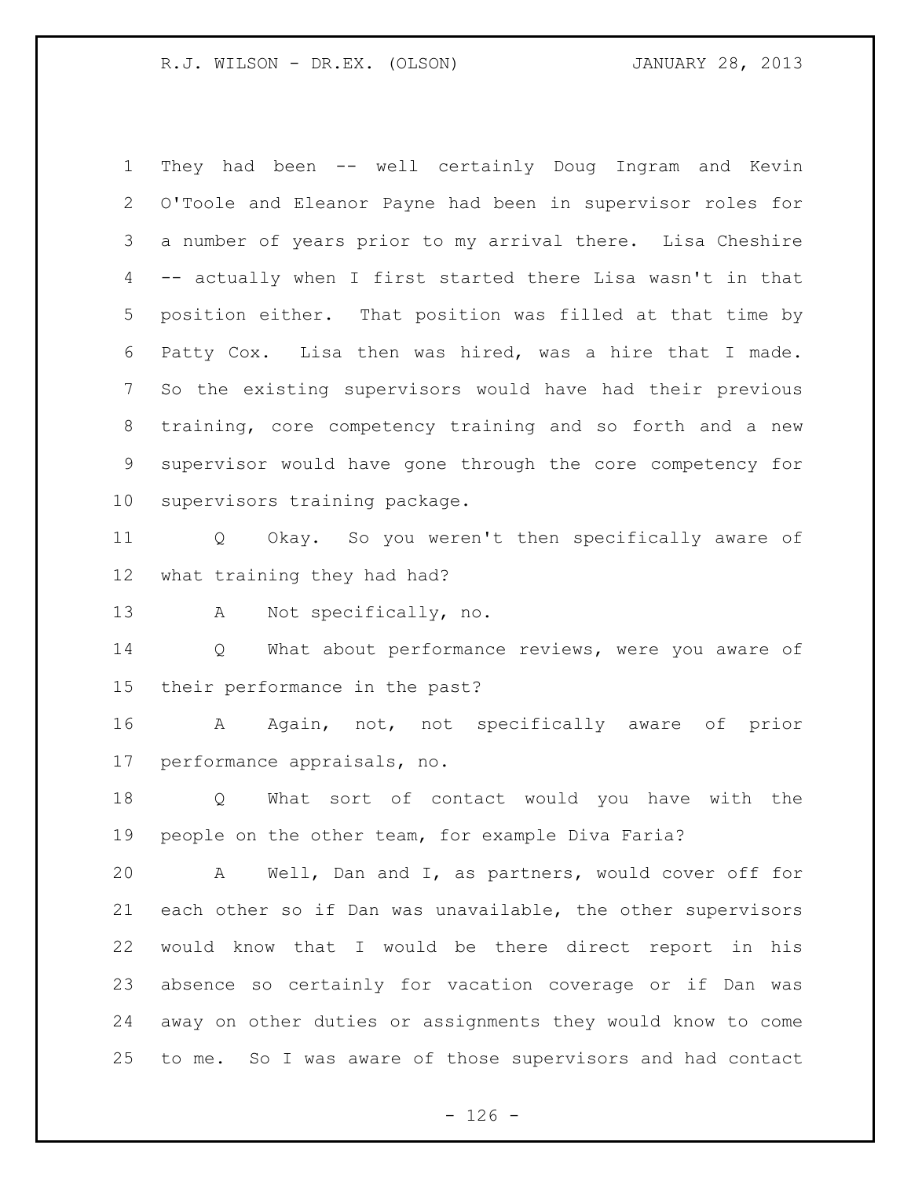They had been -- well certainly Doug Ingram and Kevin O'Toole and Eleanor Payne had been in supervisor roles for a number of years prior to my arrival there. Lisa Cheshire -- actually when I first started there Lisa wasn't in that position either. That position was filled at that time by Patty Cox. Lisa then was hired, was a hire that I made. So the existing supervisors would have had their previous training, core competency training and so forth and a new supervisor would have gone through the core competency for supervisors training package.

Q Okay. So you weren't then specifically aware of what training they had had?

A Not specifically, no.

Q What about performance reviews, were you aware of their performance in the past?

A Again, not, not specifically aware of prior performance appraisals, no.

Q What sort of contact would you have with the people on the other team, for example Diva Faria?

A Well, Dan and I, as partners, would cover off for each other so if Dan was unavailable, the other supervisors would know that I would be there direct report in his absence so certainly for vacation coverage or if Dan was away on other duties or assignments they would know to come to me. So I was aware of those supervisors and had contact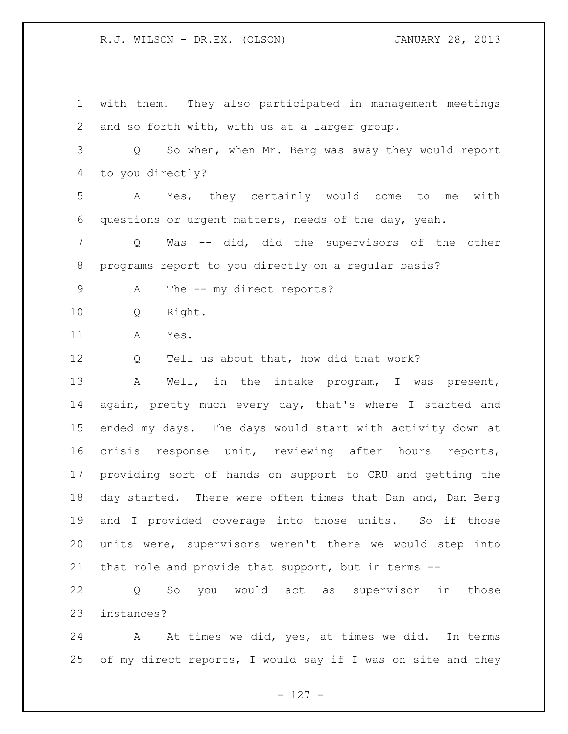with them. They also participated in management meetings and so forth with, with us at a larger group.

Q So when, when Mr. Berg was away they would report to you directly?

A Yes, they certainly would come to me with questions or urgent matters, needs of the day, yeah.

Q Was -- did, did the supervisors of the other programs report to you directly on a regular basis?

A The -- my direct reports?

Q Right.

A Yes.

Q Tell us about that, how did that work?

A Well, in the intake program, I was present, again, pretty much every day, that's where I started and ended my days. The days would start with activity down at crisis response unit, reviewing after hours reports, providing sort of hands on support to CRU and getting the day started. There were often times that Dan and, Dan Berg and I provided coverage into those units. So if those units were, supervisors weren't there we would step into that role and provide that support, but in terms --

Q So you would act as supervisor in those instances?

A At times we did, yes, at times we did. In terms of my direct reports, I would say if I was on site and they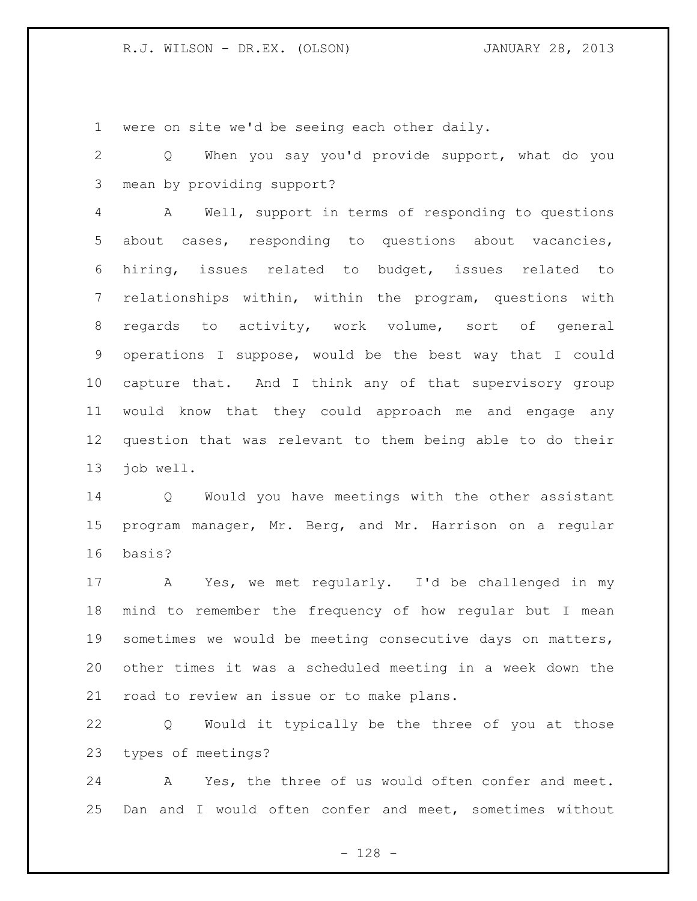were on site we'd be seeing each other daily.

Q When you say you'd provide support, what do you mean by providing support?

A Well, support in terms of responding to questions about cases, responding to questions about vacancies, hiring, issues related to budget, issues related to relationships within, within the program, questions with regards to activity, work volume, sort of general operations I suppose, would be the best way that I could capture that. And I think any of that supervisory group would know that they could approach me and engage any question that was relevant to them being able to do their job well.

Q Would you have meetings with the other assistant program manager, Mr. Berg, and Mr. Harrison on a regular basis?

A Yes, we met regularly. I'd be challenged in my mind to remember the frequency of how regular but I mean sometimes we would be meeting consecutive days on matters, other times it was a scheduled meeting in a week down the road to review an issue or to make plans.

Q Would it typically be the three of you at those types of meetings?

A Yes, the three of us would often confer and meet. Dan and I would often confer and meet, sometimes without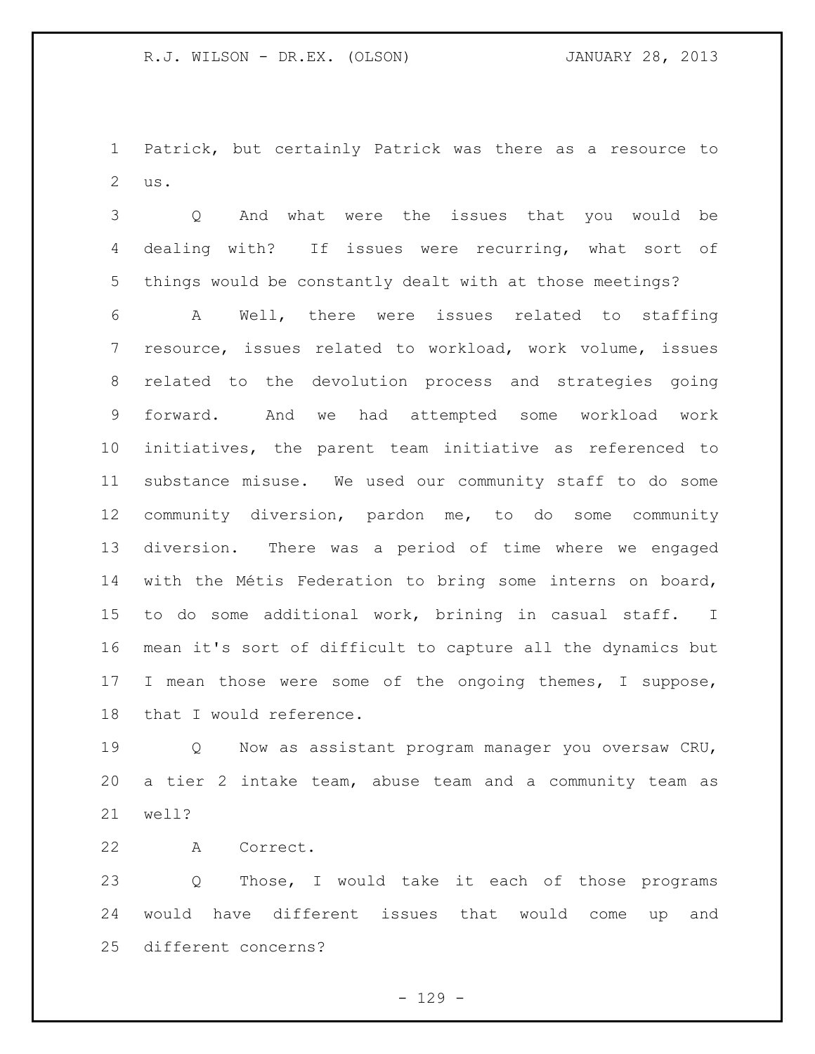Patrick, but certainly Patrick was there as a resource to us.

Q And what were the issues that you would be dealing with? If issues were recurring, what sort of things would be constantly dealt with at those meetings?

A Well, there were issues related to staffing resource, issues related to workload, work volume, issues related to the devolution process and strategies going forward. And we had attempted some workload work initiatives, the parent team initiative as referenced to substance misuse. We used our community staff to do some community diversion, pardon me, to do some community diversion. There was a period of time where we engaged with the Métis Federation to bring some interns on board, to do some additional work, brining in casual staff. I mean it's sort of difficult to capture all the dynamics but I mean those were some of the ongoing themes, I suppose, that I would reference.

Q Now as assistant program manager you oversaw CRU, a tier 2 intake team, abuse team and a community team as well?

A Correct.

Q Those, I would take it each of those programs would have different issues that would come up and different concerns?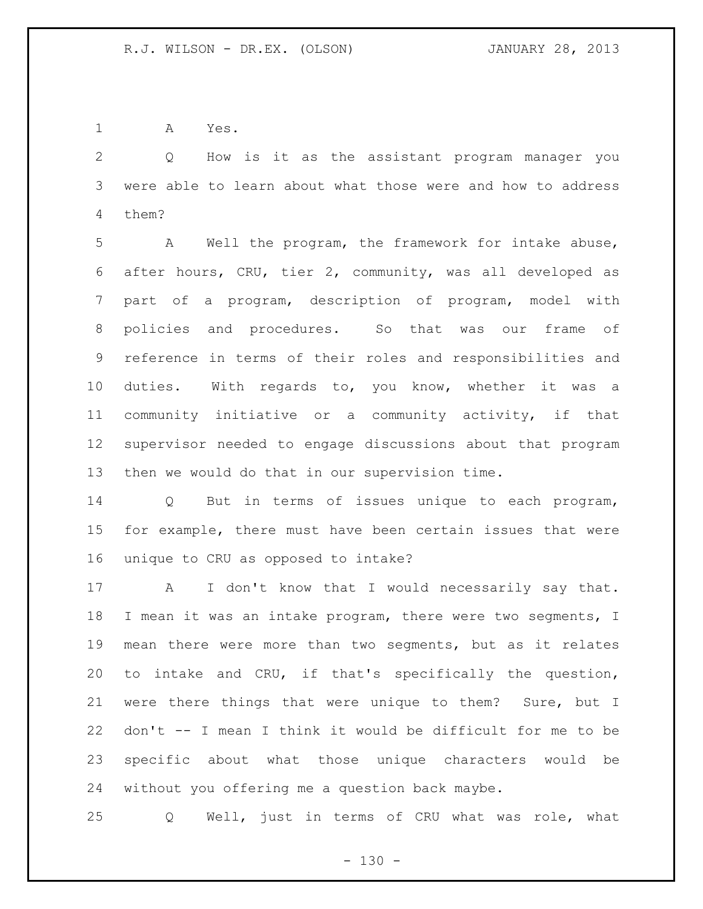1 A Yes.

2 Q How is it as the assistant program manager you
3 were able to learn about what those were and how to address
4 them?

5 A Well the program, the framework for intake abuse,
6 after hours, CRU, tier 2, community, was all developed as
7 part of a program, description of program, model with
8 policies and procedures. So that was our frame of
9 reference in terms of their roles and responsibilities and
10 duties. With regards to, you know, whether it was a
11 community initiative or a community activity, if that
12 supervisor needed to engage discussions about that program
13 then we would do that in our supervision time.

14 Q But in terms of issues unique to each program,
15 for example, there must have been certain issues that were
16 unique to CRU as opposed to intake?

17 A I don't know that I would necessarily say that.
18 I mean it was an intake program, there were two segments, I
19 mean there were more than two segments, but as it relates
20 to intake and CRU, if that's specifically the question,
21 were there things that were unique to them? Sure, but I
22 don't -- I mean I think it would be difficult for me to be
23 specific about what those unique characters would be
24 without you offering me a question back maybe.

25 Q Well, just in terms of CRU what was role, what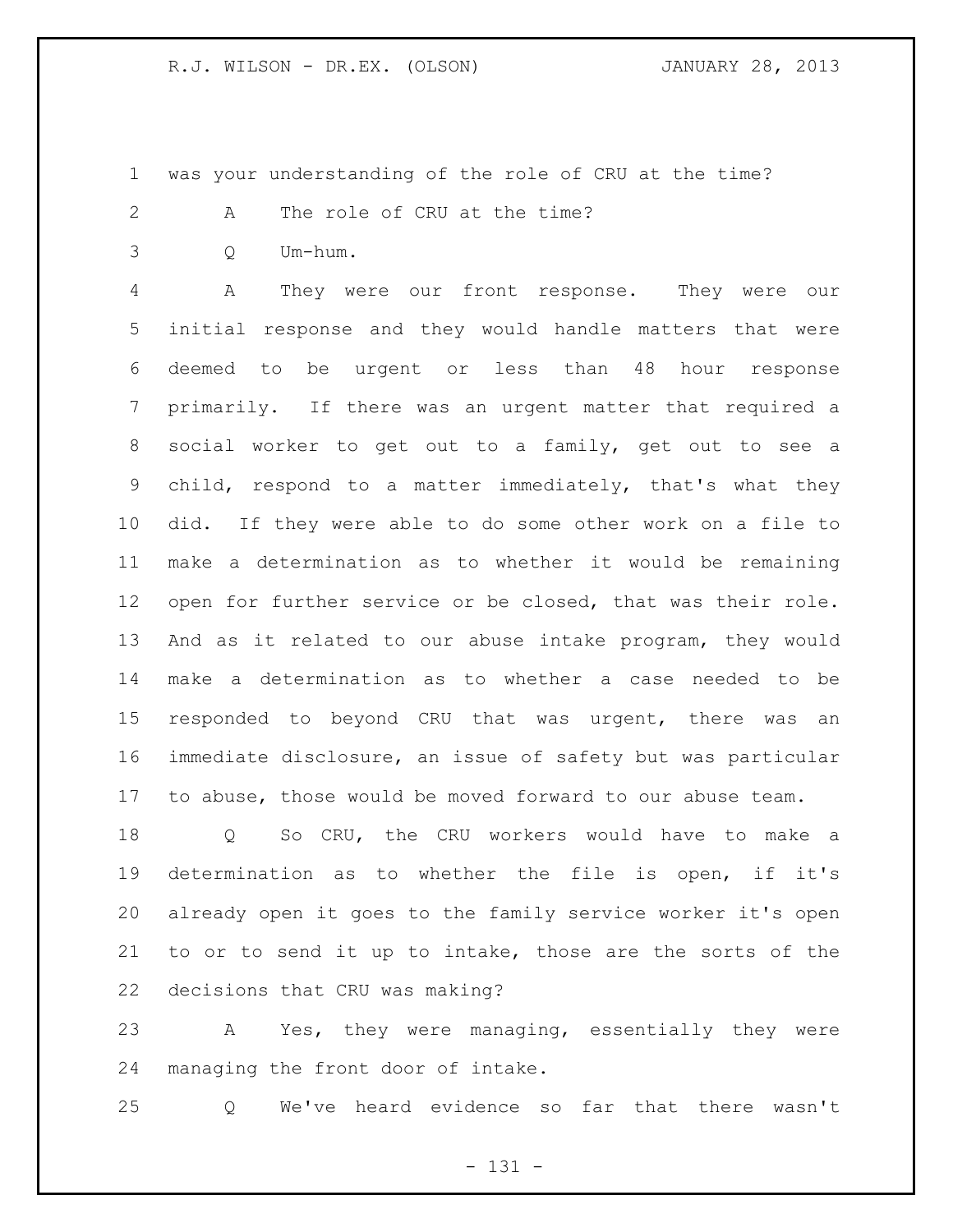was your understanding of the role of CRU at the time?

A The role of CRU at the time?

Q Um-hum.

A They were our front response. They were our initial response and they would handle matters that were deemed to be urgent or less than 48 hour response primarily. If there was an urgent matter that required a social worker to get out to a family, get out to see a child, respond to a matter immediately, that's what they did. If they were able to do some other work on a file to make a determination as to whether it would be remaining open for further service or be closed, that was their role. And as it related to our abuse intake program, they would make a determination as to whether a case needed to be responded to beyond CRU that was urgent, there was an immediate disclosure, an issue of safety but was particular to abuse, those would be moved forward to our abuse team.

Q So CRU, the CRU workers would have to make a determination as to whether the file is open, if it's already open it goes to the family service worker it's open to or to send it up to intake, those are the sorts of the decisions that CRU was making?

A Yes, they were managing, essentially they were managing the front door of intake.

Q We've heard evidence so far that there wasn't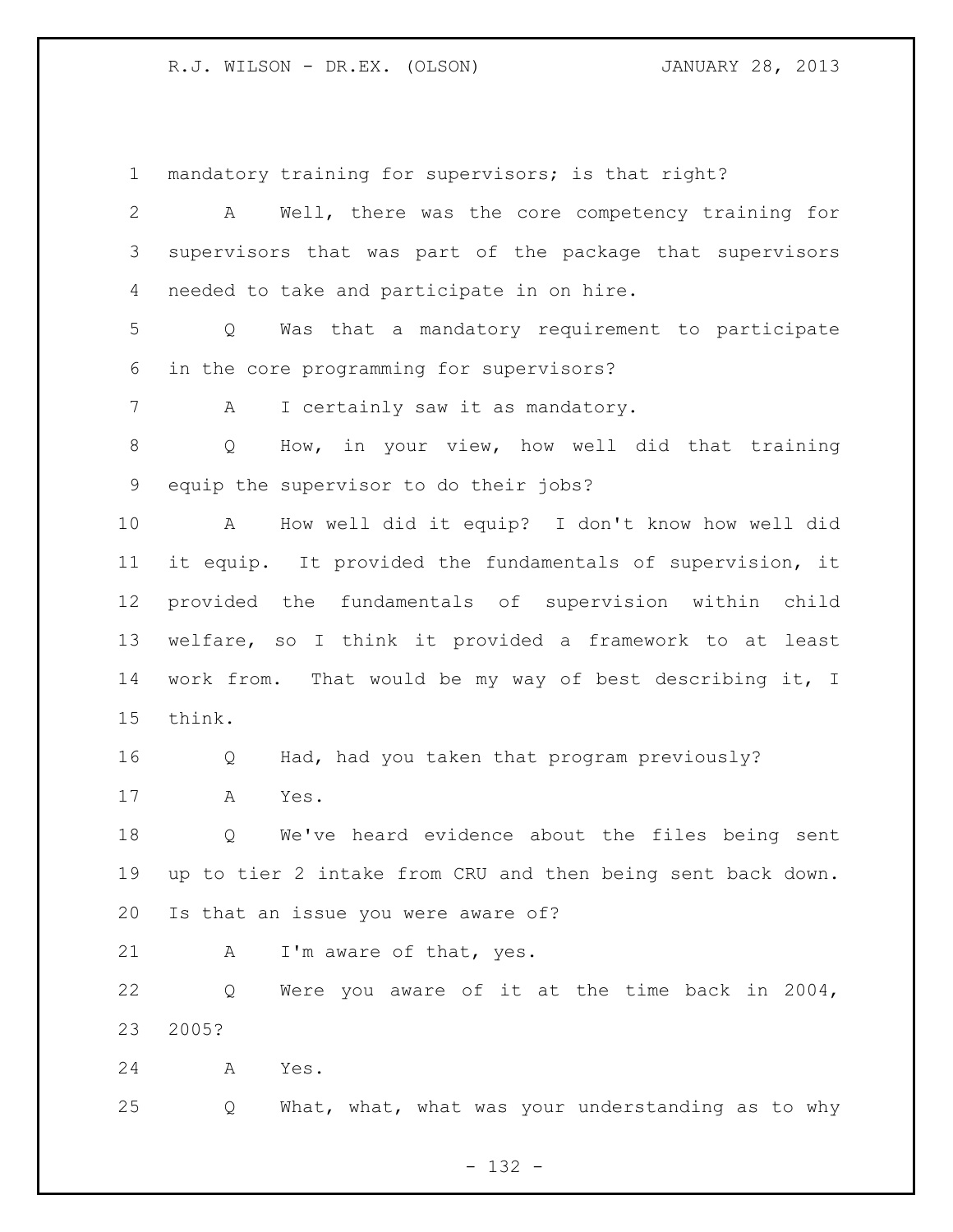mandatory training for supervisors; is that right?

A Well, there was the core competency training for supervisors that was part of the package that supervisors needed to take and participate in on hire.

Q Was that a mandatory requirement to participate in the core programming for supervisors?

A I certainly saw it as mandatory.

Q How, in your view, how well did that training equip the supervisor to do their jobs?

A How well did it equip? I don't know how well did it equip. It provided the fundamentals of supervision, it provided the fundamentals of supervision within child welfare, so I think it provided a framework to at least work from. That would be my way of best describing it, I think.

Q Had, had you taken that program previously?

A Yes.

Q We've heard evidence about the files being sent up to tier 2 intake from CRU and then being sent back down. Is that an issue you were aware of?

A I'm aware of that, yes.

Q Were you aware of it at the time back in 2004, 2005?

A Yes.

Q What, what, what was your understanding as to why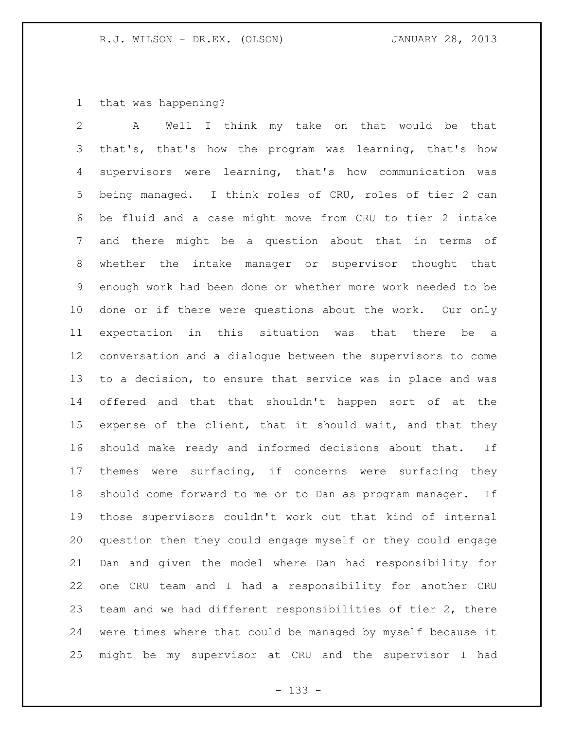that was happening?

A Well I think my take on that would be that that's, that's how the program was learning, that's how supervisors were learning, that's how communication was being managed. I think roles of CRU, roles of tier 2 can be fluid and a case might move from CRU to tier 2 intake and there might be a question about that in terms of whether the intake manager or supervisor thought that enough work had been done or whether more work needed to be done or if there were questions about the work. Our only expectation in this situation was that there be a conversation and a dialogue between the supervisors to come to a decision, to ensure that service was in place and was offered and that that shouldn't happen sort of at the expense of the client, that it should wait, and that they should make ready and informed decisions about that. If themes were surfacing, if concerns were surfacing they should come forward to me or to Dan as program manager. If those supervisors couldn't work out that kind of internal question then they could engage myself or they could engage Dan and given the model where Dan had responsibility for one CRU team and I had a responsibility for another CRU team and we had different responsibilities of tier 2, there were times where that could be managed by myself because it might be my supervisor at CRU and the supervisor I had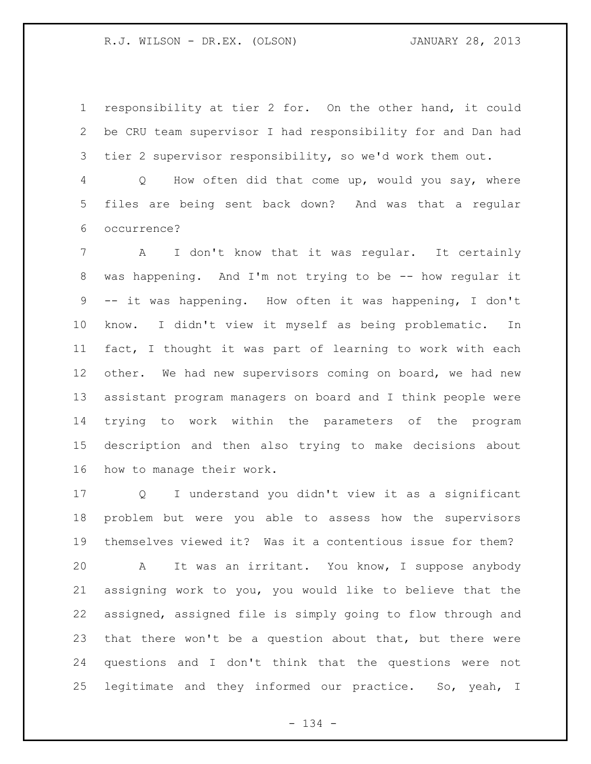responsibility at tier 2 for. On the other hand, it could be CRU team supervisor I had responsibility for and Dan had tier 2 supervisor responsibility, so we'd work them out.

Q How often did that come up, would you say, where files are being sent back down? And was that a regular occurrence?

A I don't know that it was regular. It certainly was happening. And I'm not trying to be -- how regular it -- it was happening. How often it was happening, I don't know. I didn't view it myself as being problematic. In fact, I thought it was part of learning to work with each other. We had new supervisors coming on board, we had new assistant program managers on board and I think people were trying to work within the parameters of the program description and then also trying to make decisions about how to manage their work.

Q I understand you didn't view it as a significant problem but were you able to assess how the supervisors themselves viewed it? Was it a contentious issue for them?

A It was an irritant. You know, I suppose anybody assigning work to you, you would like to believe that the assigned, assigned file is simply going to flow through and that there won't be a question about that, but there were questions and I don't think that the questions were not legitimate and they informed our practice. So, yeah, I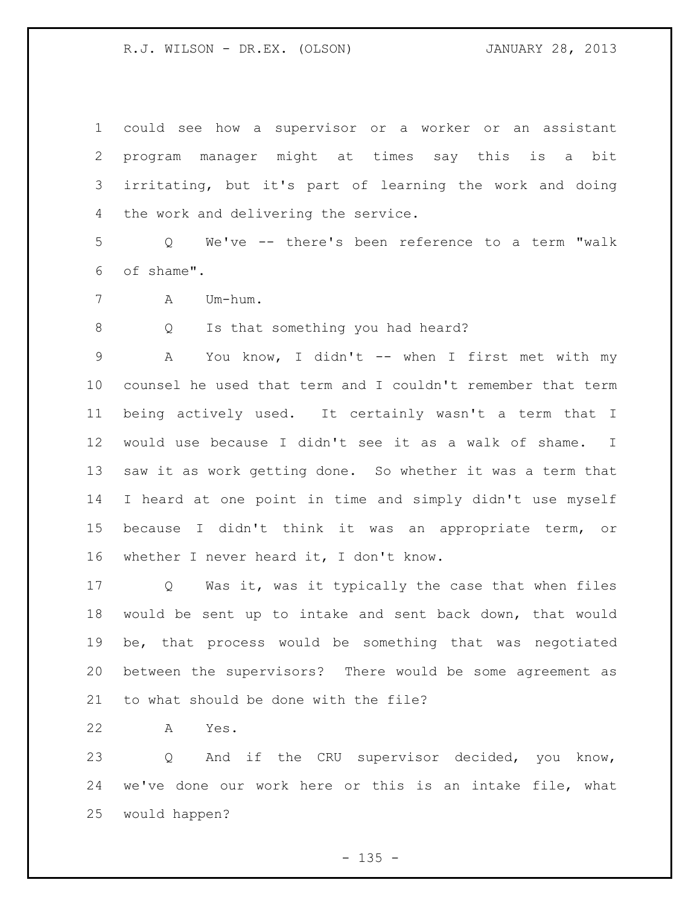could see how a supervisor or a worker or an assistant program manager might at times say this is a bit irritating, but it's part of learning the work and doing the work and delivering the service.

Q We've -- there's been reference to a term "walk of shame".

A Um-hum.

Q Is that something you had heard?

A You know, I didn't -- when I first met with my counsel he used that term and I couldn't remember that term being actively used. It certainly wasn't a term that I would use because I didn't see it as a walk of shame. I saw it as work getting done. So whether it was a term that I heard at one point in time and simply didn't use myself because I didn't think it was an appropriate term, or whether I never heard it, I don't know.

Q Was it, was it typically the case that when files would be sent up to intake and sent back down, that would be, that process would be something that was negotiated between the supervisors? There would be some agreement as to what should be done with the file?

A Yes.

Q And if the CRU supervisor decided, you know, we've done our work here or this is an intake file, what would happen?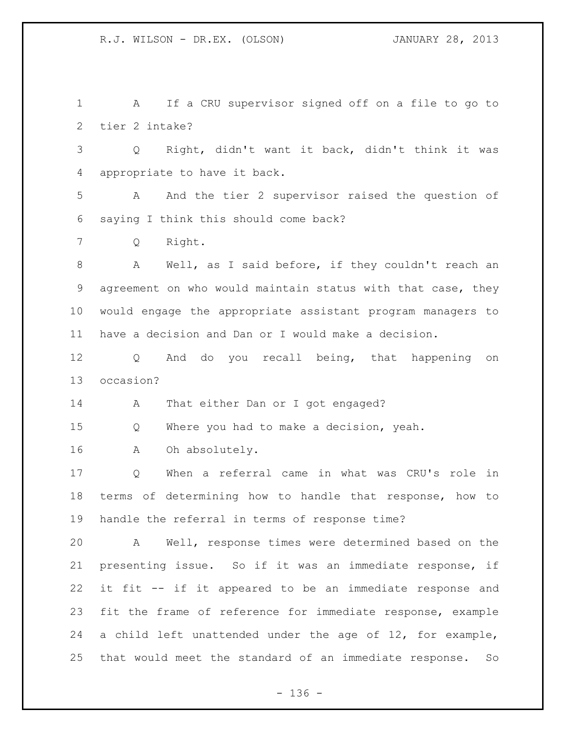A If a CRU supervisor signed off on a file to go to tier 2 intake?

Q Right, didn't want it back, didn't think it was appropriate to have it back.

A And the tier 2 supervisor raised the question of saying I think this should come back?

Q Right.

A Well, as I said before, if they couldn't reach an agreement on who would maintain status with that case, they would engage the appropriate assistant program managers to have a decision and Dan or I would make a decision.

Q And do you recall being, that happening on occasion?

A That either Dan or I got engaged?

Q Where you had to make a decision, yeah.

A Oh absolutely.

Q When a referral came in what was CRU's role in terms of determining how to handle that response, how to handle the referral in terms of response time?

A Well, response times were determined based on the presenting issue. So if it was an immediate response, if it fit -- if it appeared to be an immediate response and fit the frame of reference for immediate response, example a child left unattended under the age of 12, for example, that would meet the standard of an immediate response. So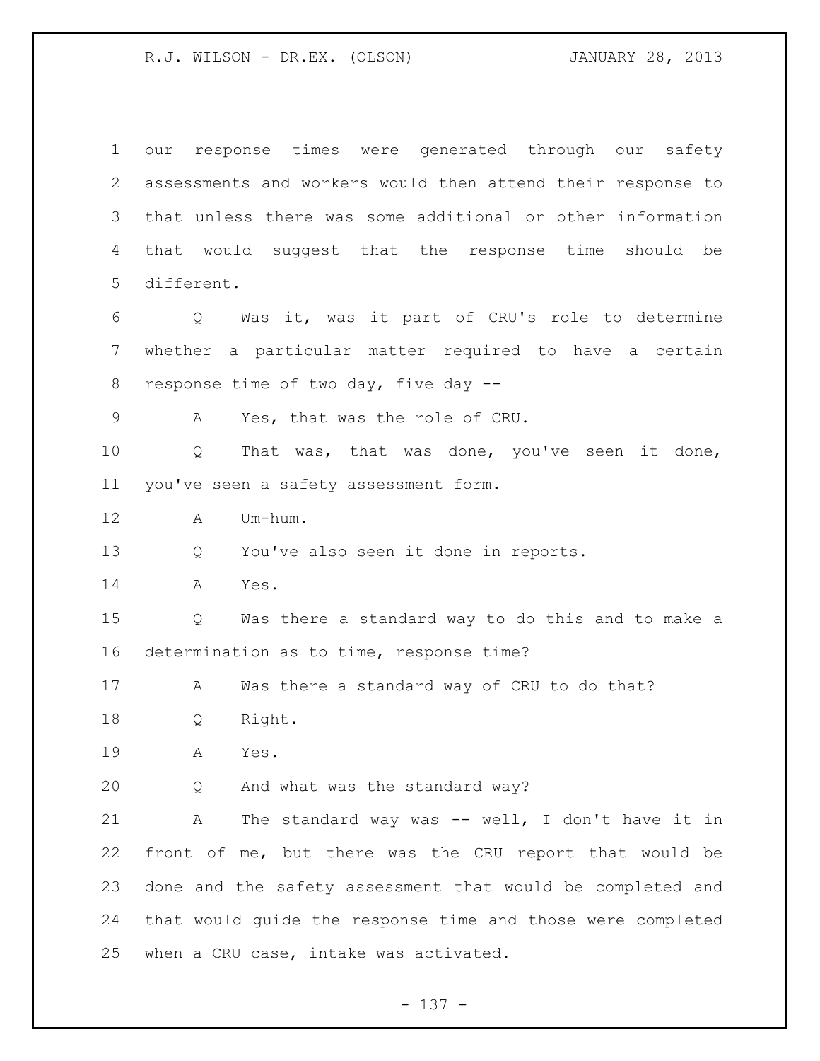our response times were generated through our safety assessments and workers would then attend their response to that unless there was some additional or other information that would suggest that the response time should be different.

Q Was it, was it part of CRU's role to determine whether a particular matter required to have a certain response time of two day, five day --

A Yes, that was the role of CRU.

Q That was, that was done, you've seen it done, you've seen a safety assessment form.

A Um-hum.

Q You've also seen it done in reports.

A Yes.

Q Was there a standard way to do this and to make a determination as to time, response time?

A Was there a standard way of CRU to do that?

Q Right.

A Yes.

Q And what was the standard way?

A The standard way was -- well, I don't have it in front of me, but there was the CRU report that would be done and the safety assessment that would be completed and that would guide the response time and those were completed when a CRU case, intake was activated.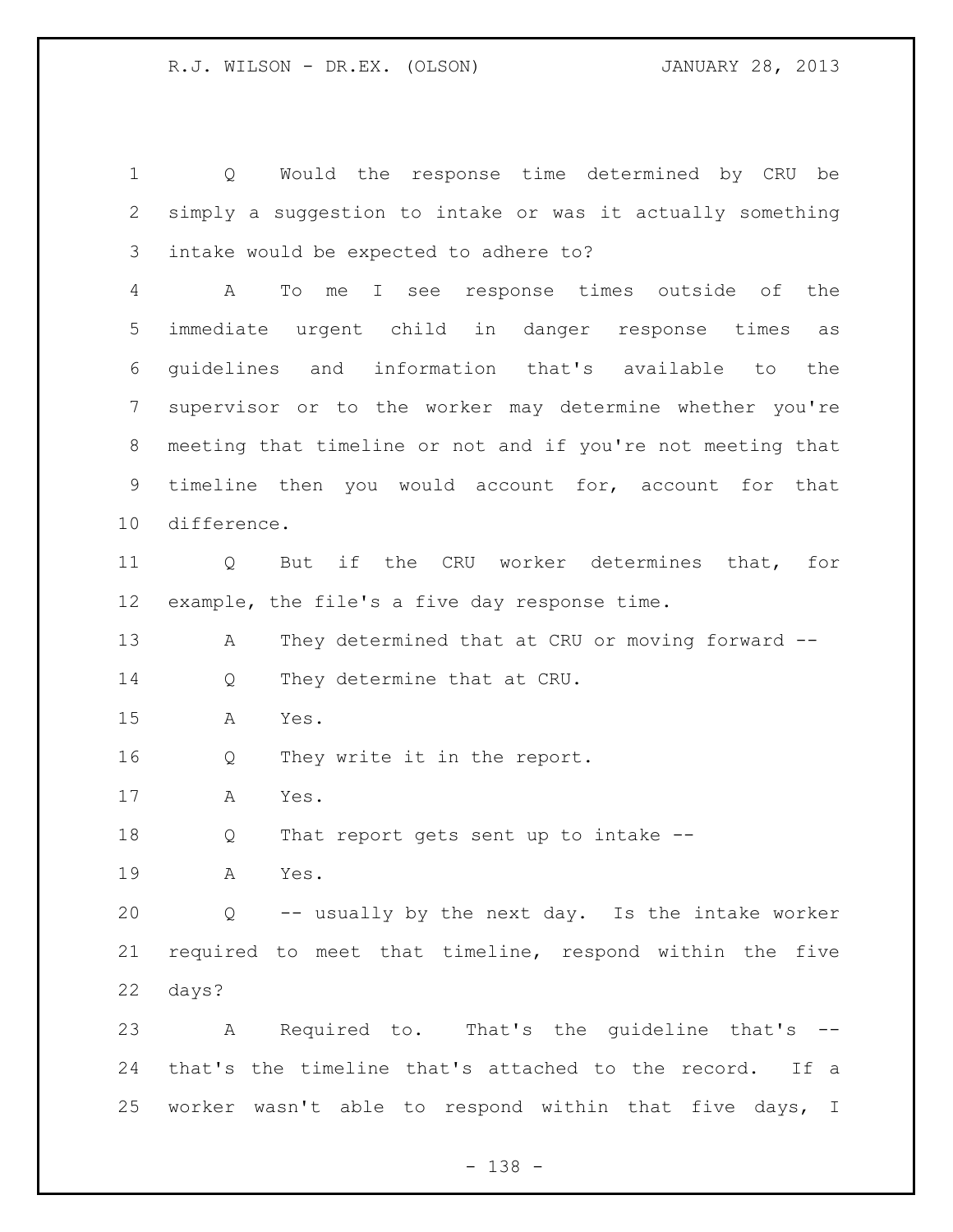Q Would the response time determined by CRU be simply a suggestion to intake or was it actually something intake would be expected to adhere to?

A To me I see response times outside of the immediate urgent child in danger response times as guidelines and information that's available to the supervisor or to the worker may determine whether you're meeting that timeline or not and if you're not meeting that timeline then you would account for, account for that difference.

Q But if the CRU worker determines that, for example, the file's a five day response time.

A They determined that at CRU or moving forward --

Q They determine that at CRU.

A Yes.

Q They write it in the report.

A Yes.

Q That report gets sent up to intake --

A Yes.

Q -- usually by the next day. Is the intake worker required to meet that timeline, respond within the five days?

A Required to. That's the guideline that's -- that's the timeline that's attached to the record. If a worker wasn't able to respond within that five days, I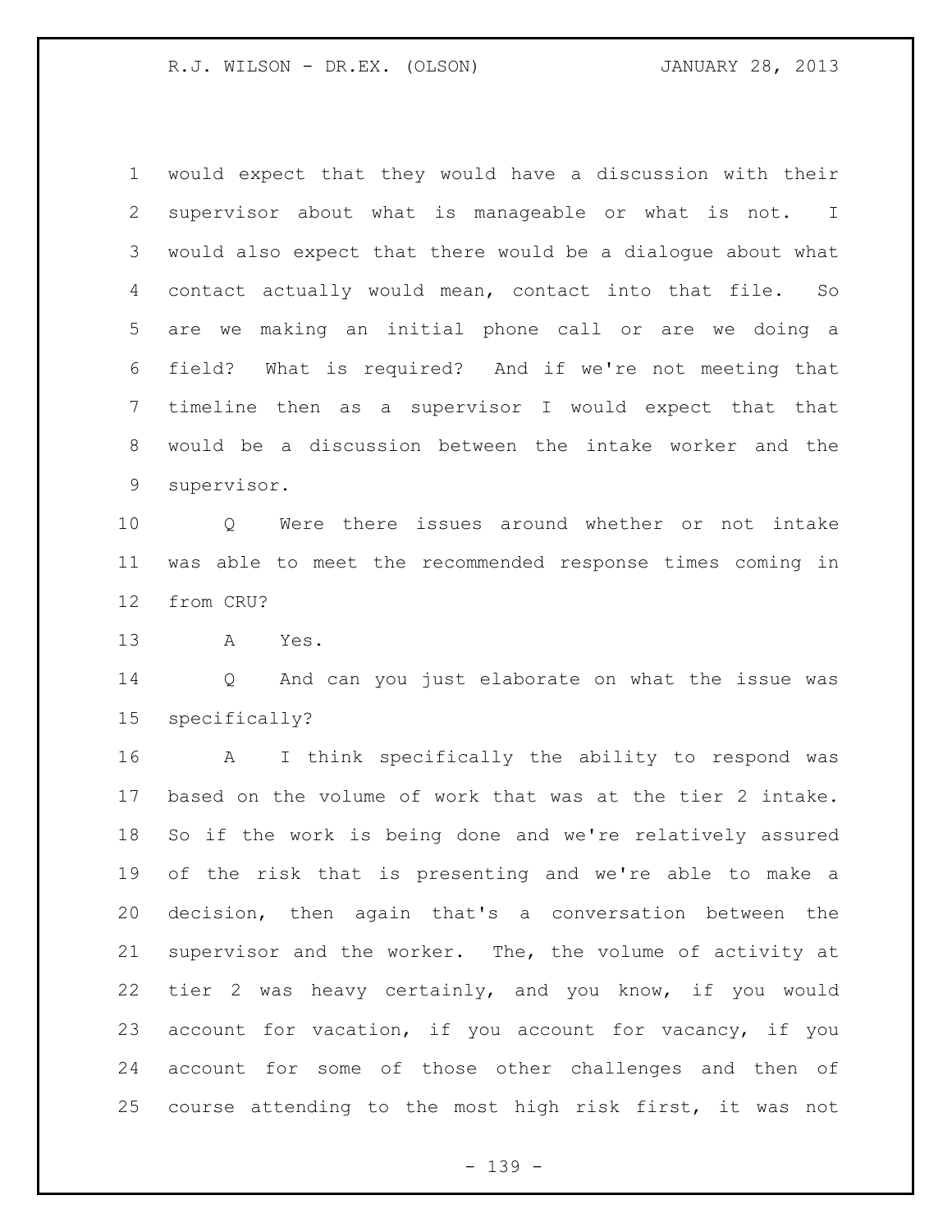would expect that they would have a discussion with their supervisor about what is manageable or what is not. I would also expect that there would be a dialogue about what contact actually would mean, contact into that file. So are we making an initial phone call or are we doing a field? What is required? And if we're not meeting that timeline then as a supervisor I would expect that that would be a discussion between the intake worker and the supervisor.

Q Were there issues around whether or not intake was able to meet the recommended response times coming in from CRU?

A Yes.

Q And can you just elaborate on what the issue was specifically?

A I think specifically the ability to respond was based on the volume of work that was at the tier 2 intake. So if the work is being done and we're relatively assured of the risk that is presenting and we're able to make a decision, then again that's a conversation between the supervisor and the worker. The, the volume of activity at tier 2 was heavy certainly, and you know, if you would account for vacation, if you account for vacancy, if you account for some of those other challenges and then of course attending to the most high risk first, it was not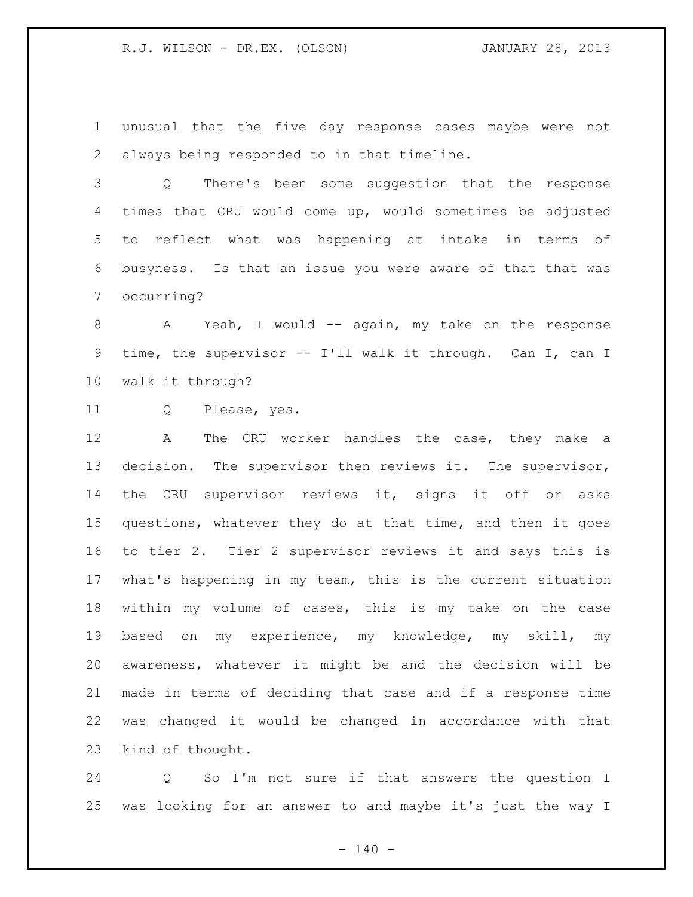unusual that the five day response cases maybe were not always being responded to in that timeline.

Q There's been some suggestion that the response times that CRU would come up, would sometimes be adjusted to reflect what was happening at intake in terms of busyness. Is that an issue you were aware of that that was occurring?

A Yeah, I would -- again, my take on the response time, the supervisor -- I'll walk it through. Can I, can I walk it through?

Q Please, yes.

A The CRU worker handles the case, they make a decision. The supervisor then reviews it. The supervisor, the CRU supervisor reviews it, signs it off or asks questions, whatever they do at that time, and then it goes to tier 2. Tier 2 supervisor reviews it and says this is what's happening in my team, this is the current situation within my volume of cases, this is my take on the case based on my experience, my knowledge, my skill, my awareness, whatever it might be and the decision will be made in terms of deciding that case and if a response time was changed it would be changed in accordance with that kind of thought.

Q So I'm not sure if that answers the question I was looking for an answer to and maybe it's just the way I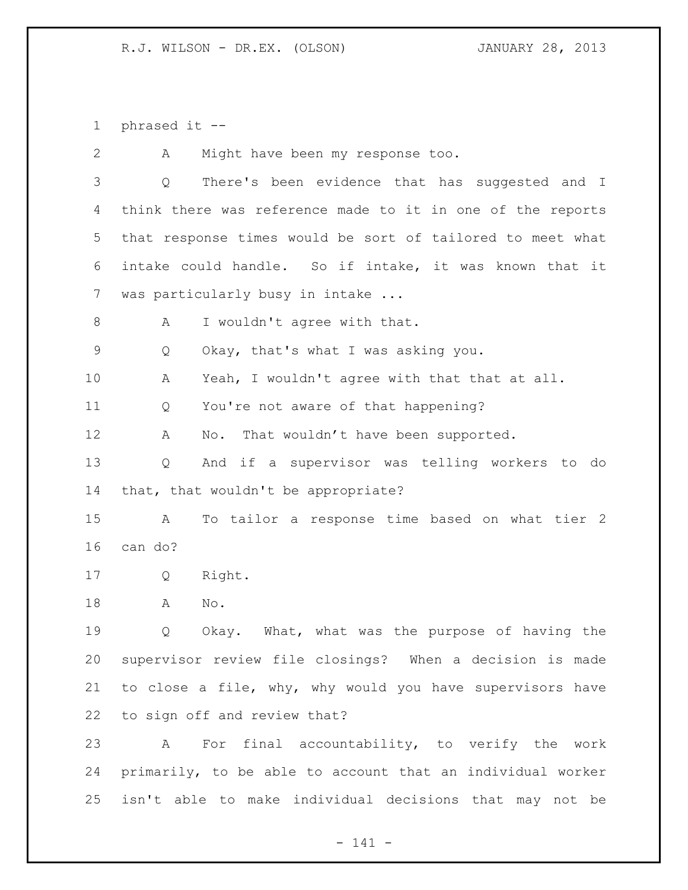phrased it --

A Might have been my response too.

Q There's been evidence that has suggested and I think there was reference made to it in one of the reports that response times would be sort of tailored to meet what intake could handle. So if intake, it was known that it was particularly busy in intake ...

A I wouldn't agree with that.

Q Okay, that's what I was asking you.

A Yeah, I wouldn't agree with that that at all.

Q You're not aware of that happening?

A No. That wouldn't have been supported.

Q And if a supervisor was telling workers to do that, that wouldn't be appropriate?

A To tailor a response time based on what tier 2 can do?

Q Right.

A No.

Q Okay. What, what was the purpose of having the supervisor review file closings? When a decision is made to close a file, why, why would you have supervisors have to sign off and review that?

A For final accountability, to verify the work primarily, to be able to account that an individual worker isn't able to make individual decisions that may not be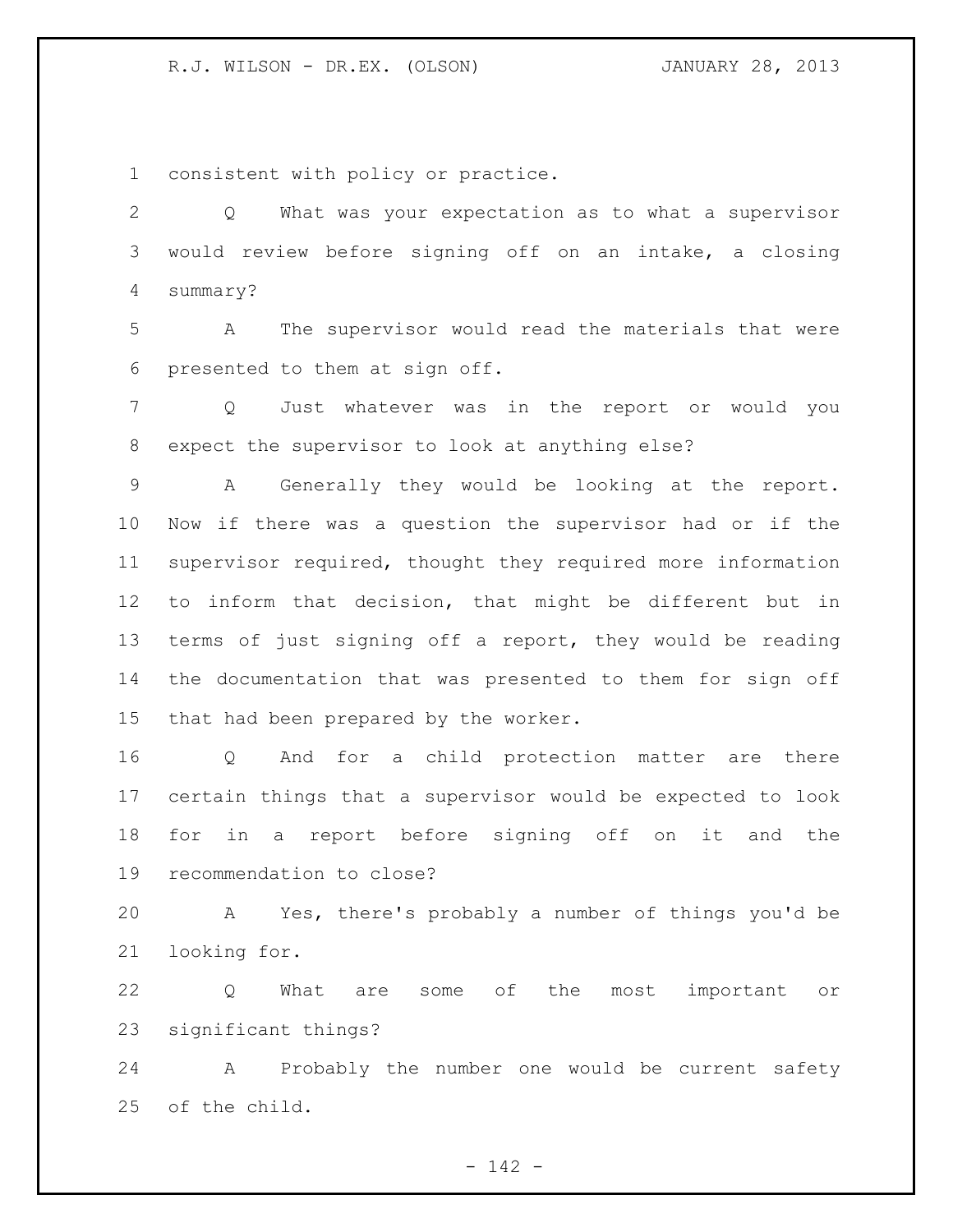consistent with policy or practice.

Q What was your expectation as to what a supervisor would review before signing off on an intake, a closing summary?

A The supervisor would read the materials that were presented to them at sign off.

Q Just whatever was in the report or would you expect the supervisor to look at anything else?

A Generally they would be looking at the report. Now if there was a question the supervisor had or if the supervisor required, thought they required more information to inform that decision, that might be different but in terms of just signing off a report, they would be reading the documentation that was presented to them for sign off that had been prepared by the worker.

Q And for a child protection matter are there certain things that a supervisor would be expected to look for in a report before signing off on it and the recommendation to close?

A Yes, there's probably a number of things you'd be looking for.

Q What are some of the most important or significant things?

A Probably the number one would be current safety of the child.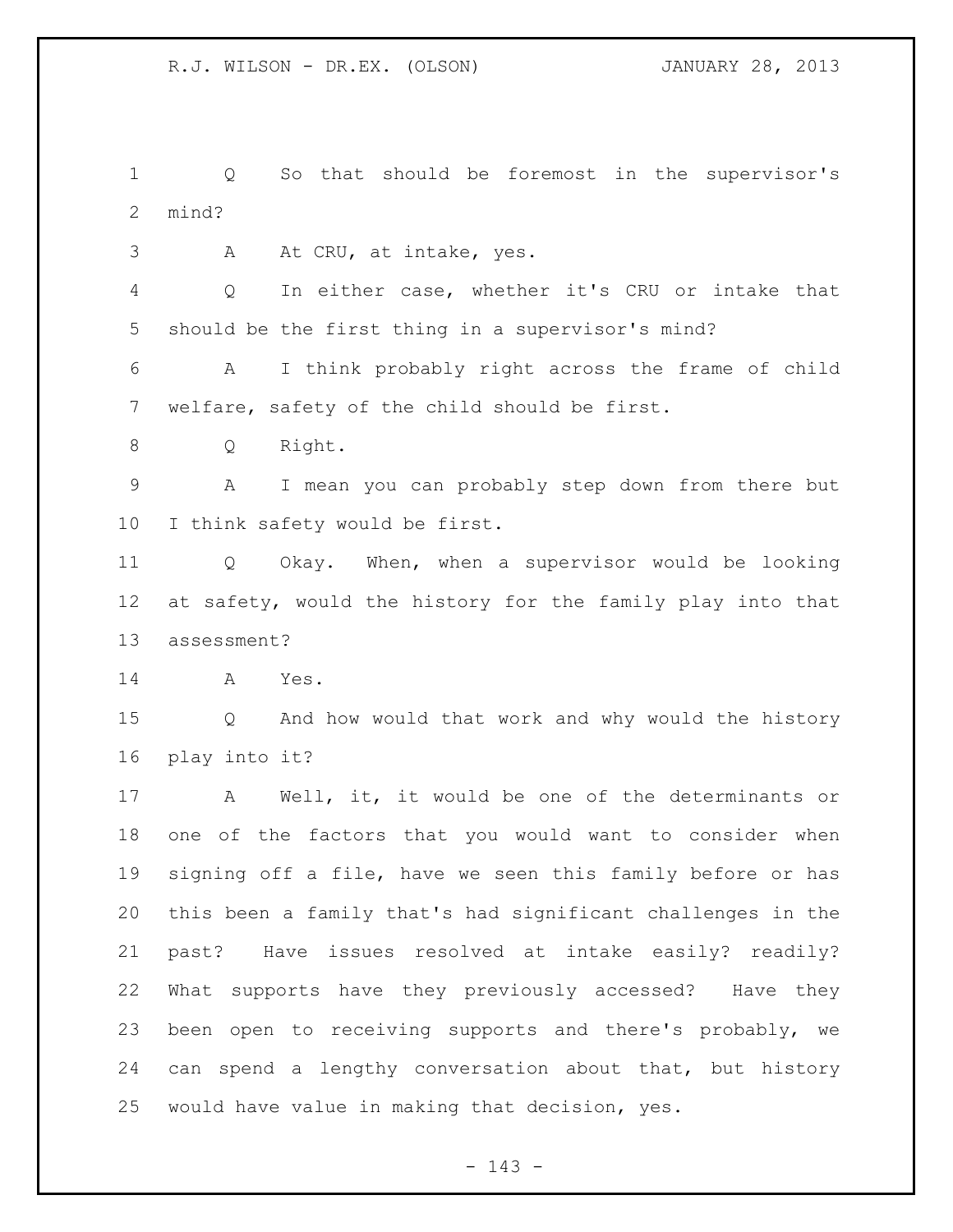Q So that should be foremost in the supervisor's mind?

A At CRU, at intake, yes.

Q In either case, whether it's CRU or intake that should be the first thing in a supervisor's mind?

A I think probably right across the frame of child welfare, safety of the child should be first.

Q Right.

A I mean you can probably step down from there but I think safety would be first.

Q Okay. When, when a supervisor would be looking at safety, would the history for the family play into that assessment?

A Yes.

Q And how would that work and why would the history play into it?

A Well, it, it would be one of the determinants or one of the factors that you would want to consider when signing off a file, have we seen this family before or has this been a family that's had significant challenges in the past? Have issues resolved at intake easily? readily? What supports have they previously accessed? Have they been open to receiving supports and there's probably, we can spend a lengthy conversation about that, but history would have value in making that decision, yes.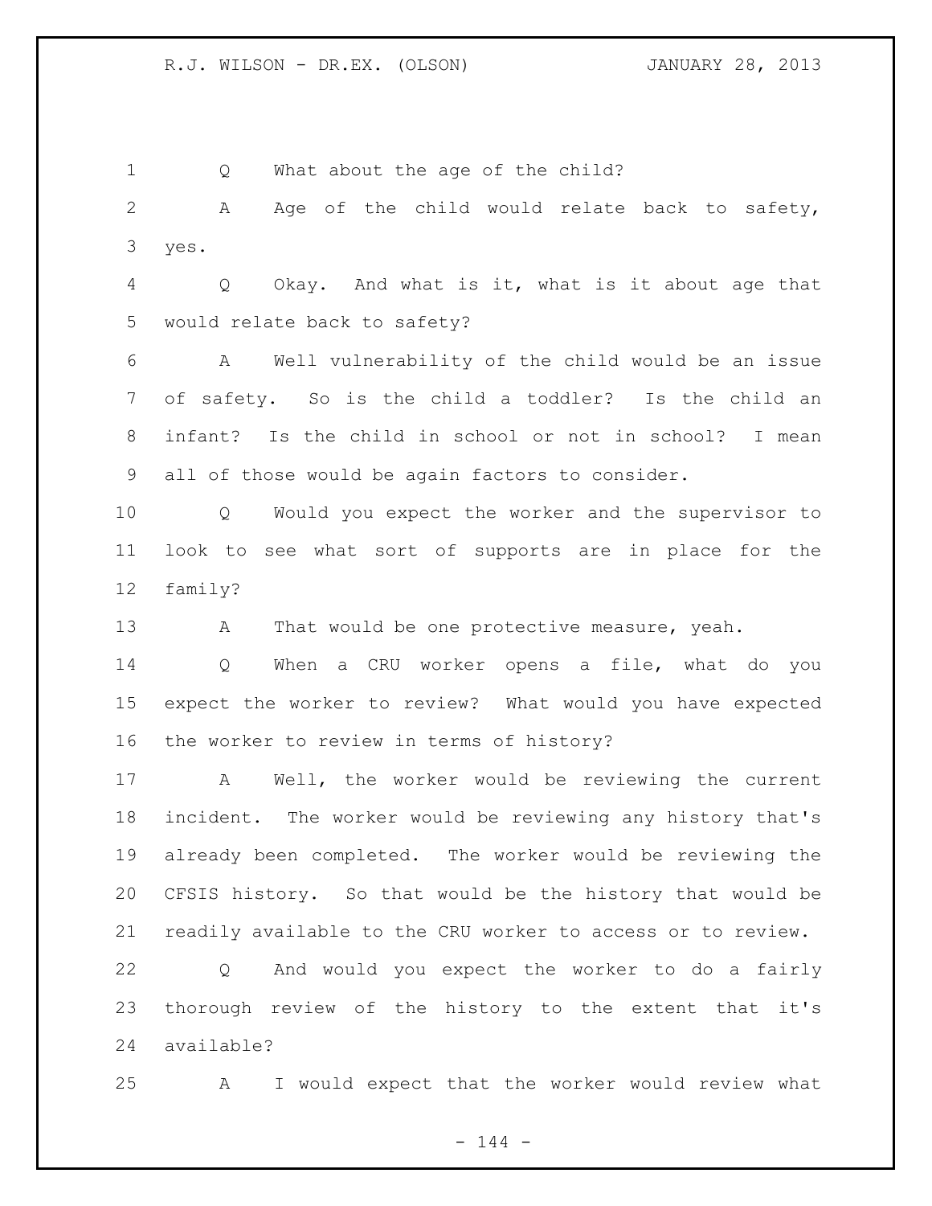Q What about the age of the child?

A Age of the child would relate back to safety, yes.

Q Okay. And what is it, what is it about age that would relate back to safety?

A Well vulnerability of the child would be an issue of safety. So is the child a toddler? Is the child an infant? Is the child in school or not in school? I mean all of those would be again factors to consider.

Q Would you expect the worker and the supervisor to look to see what sort of supports are in place for the family?

A That would be one protective measure, yeah.

Q When a CRU worker opens a file, what do you expect the worker to review? What would you have expected the worker to review in terms of history?

A Well, the worker would be reviewing the current incident. The worker would be reviewing any history that's already been completed. The worker would be reviewing the CFSIS history. So that would be the history that would be readily available to the CRU worker to access or to review.

Q And would you expect the worker to do a fairly thorough review of the history to the extent that it's available?

A I would expect that the worker would review what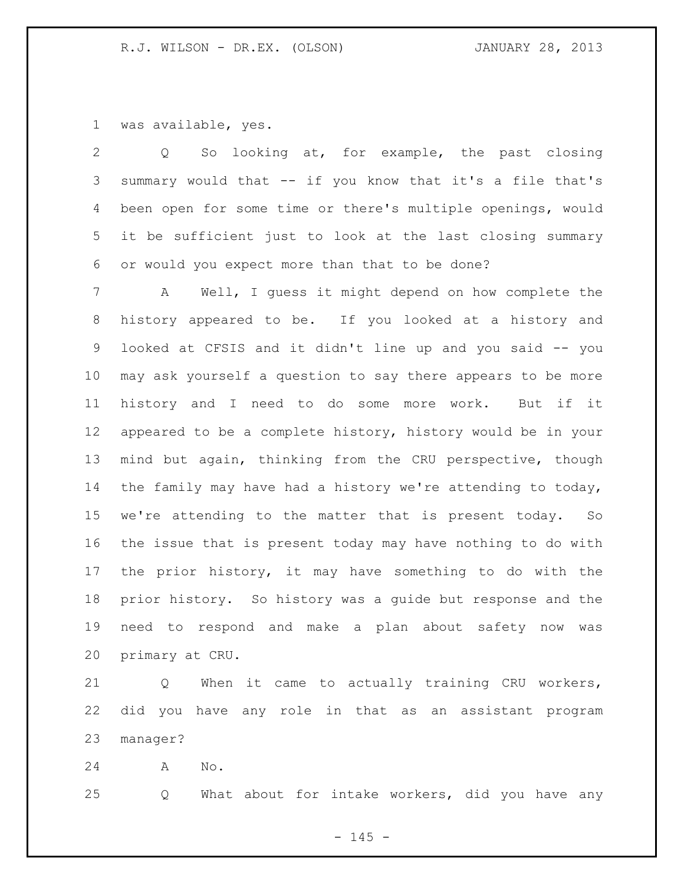was available, yes.

Q So looking at, for example, the past closing summary would that -- if you know that it's a file that's been open for some time or there's multiple openings, would it be sufficient just to look at the last closing summary or would you expect more than that to be done?

A Well, I guess it might depend on how complete the history appeared to be. If you looked at a history and looked at CFSIS and it didn't line up and you said -- you may ask yourself a question to say there appears to be more history and I need to do some more work. But if it appeared to be a complete history, history would be in your mind but again, thinking from the CRU perspective, though the family may have had a history we're attending to today, we're attending to the matter that is present today. So the issue that is present today may have nothing to do with the prior history, it may have something to do with the prior history. So history was a guide but response and the need to respond and make a plan about safety now was primary at CRU.

Q When it came to actually training CRU workers, did you have any role in that as an assistant program manager?

A No.

Q What about for intake workers, did you have any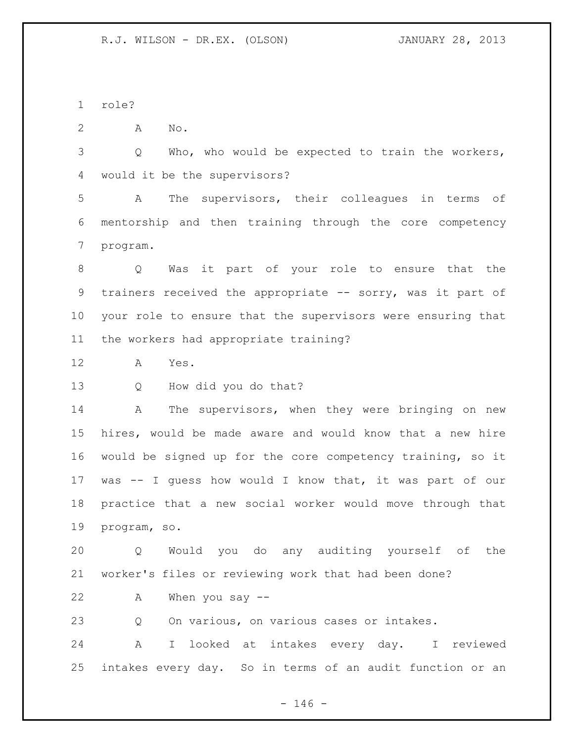role?

A No.

Q Who, who would be expected to train the workers, would it be the supervisors?

A The supervisors, their colleagues in terms of mentorship and then training through the core competency program.

Q Was it part of your role to ensure that the trainers received the appropriate -- sorry, was it part of your role to ensure that the supervisors were ensuring that the workers had appropriate training?

A Yes.

Q How did you do that?

A The supervisors, when they were bringing on new hires, would be made aware and would know that a new hire would be signed up for the core competency training, so it was -- I guess how would I know that, it was part of our practice that a new social worker would move through that program, so.

Q Would you do any auditing yourself of the worker's files or reviewing work that had been done?

A When you say --

Q On various, on various cases or intakes.

A I looked at intakes every day. I reviewed intakes every day. So in terms of an audit function or an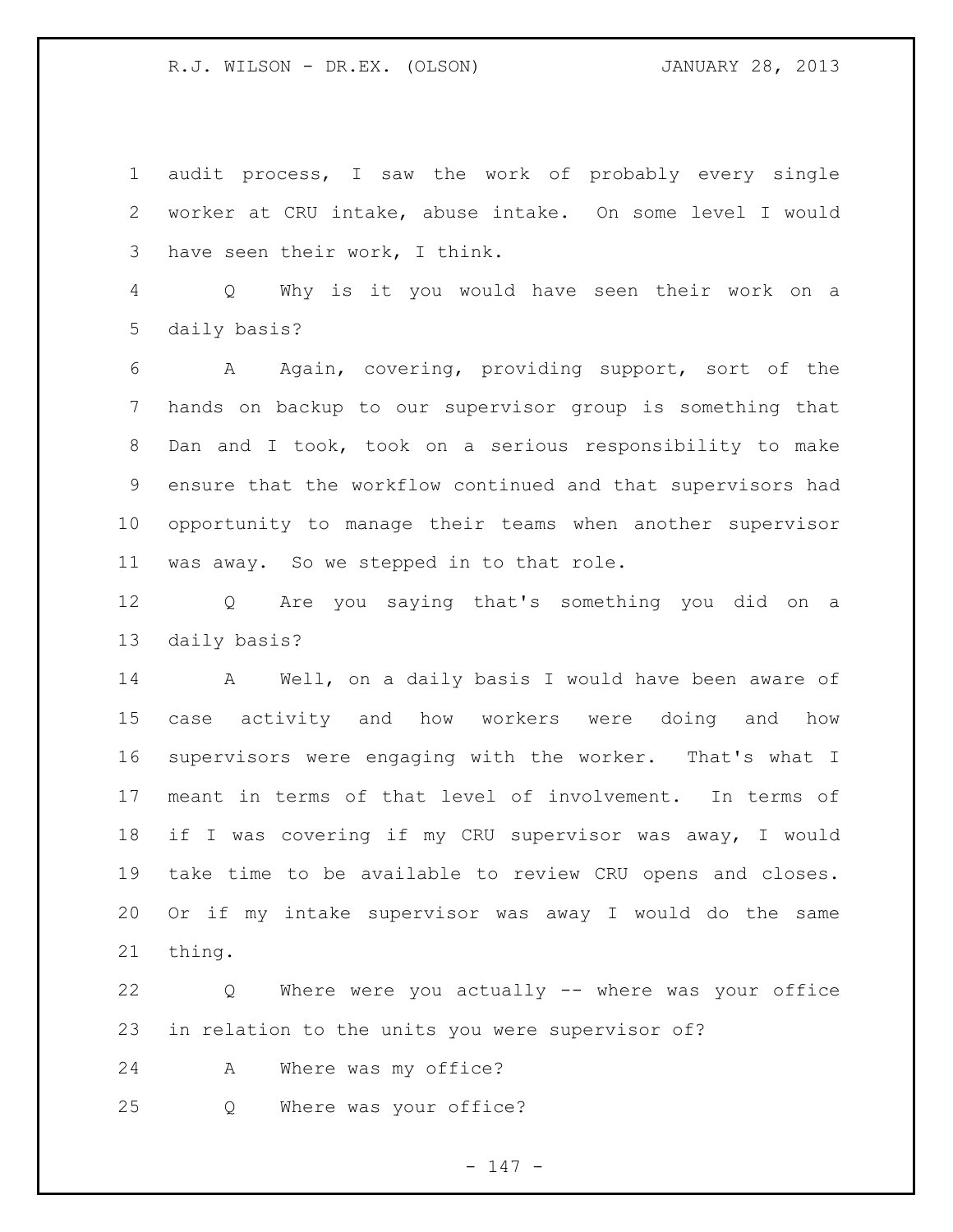audit process, I saw the work of probably every single worker at CRU intake, abuse intake. On some level I would have seen their work, I think.

Q Why is it you would have seen their work on a daily basis?

A Again, covering, providing support, sort of the hands on backup to our supervisor group is something that Dan and I took, took on a serious responsibility to make ensure that the workflow continued and that supervisors had opportunity to manage their teams when another supervisor was away. So we stepped in to that role.

Q Are you saying that's something you did on a daily basis?

A Well, on a daily basis I would have been aware of case activity and how workers were doing and how supervisors were engaging with the worker. That's what I meant in terms of that level of involvement. In terms of if I was covering if my CRU supervisor was away, I would take time to be available to review CRU opens and closes. Or if my intake supervisor was away I would do the same thing.

Q Where were you actually -- where was your office in relation to the units you were supervisor of?

A Where was my office?

Q Where was your office?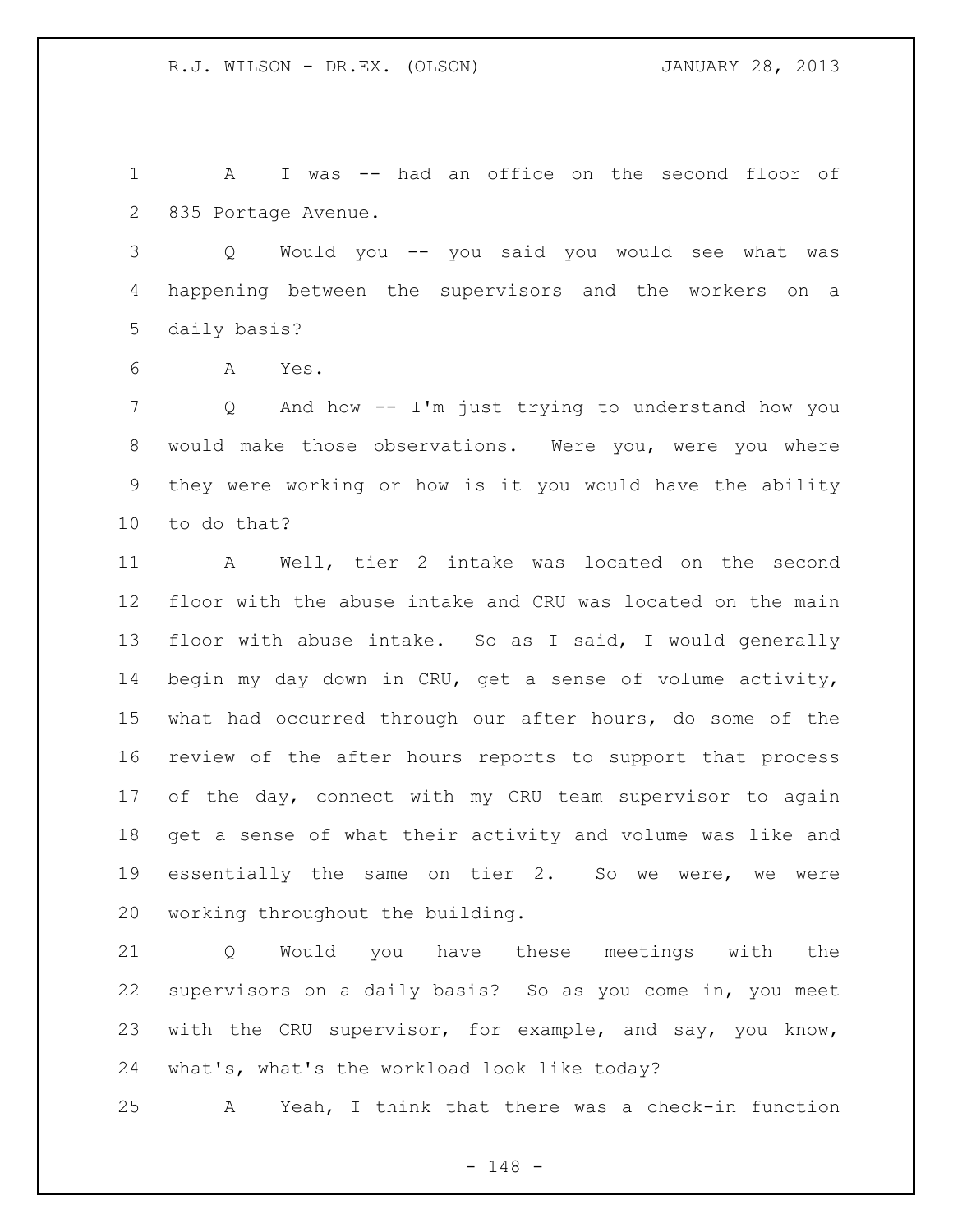A I was -- had an office on the second floor of 835 Portage Avenue.

Q Would you -- you said you would see what was happening between the supervisors and the workers on a daily basis?

A Yes.

Q And how -- I'm just trying to understand how you would make those observations. Were you, were you where they were working or how is it you would have the ability to do that?

A Well, tier 2 intake was located on the second floor with the abuse intake and CRU was located on the main floor with abuse intake. So as I said, I would generally begin my day down in CRU, get a sense of volume activity, what had occurred through our after hours, do some of the review of the after hours reports to support that process of the day, connect with my CRU team supervisor to again get a sense of what their activity and volume was like and essentially the same on tier 2. So we were, we were working throughout the building.

Q Would you have these meetings with the supervisors on a daily basis? So as you come in, you meet with the CRU supervisor, for example, and say, you know, what's, what's the workload look like today?

A Yeah, I think that there was a check-in function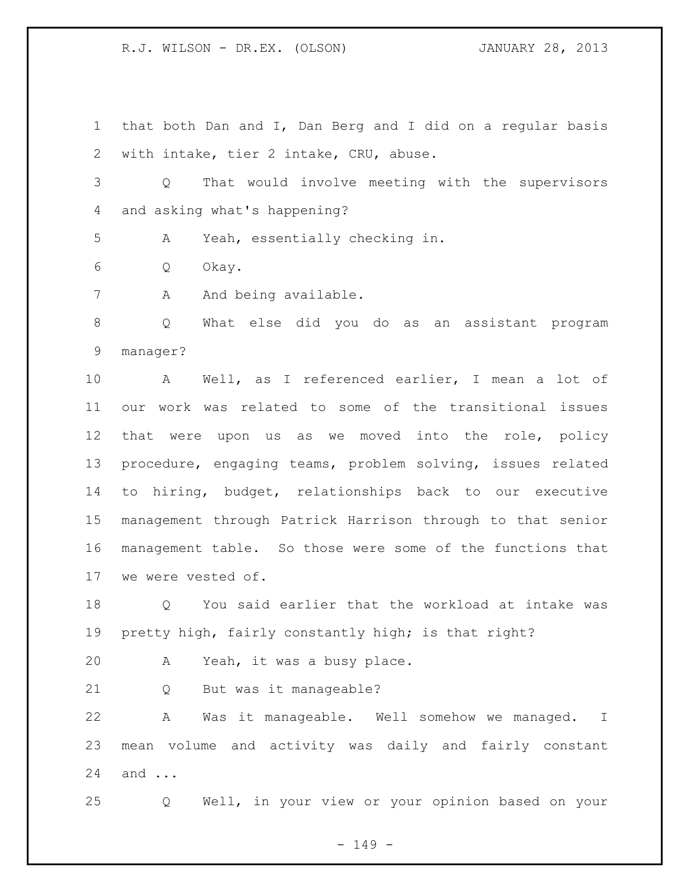that both Dan and I, Dan Berg and I did on a regular basis with intake, tier 2 intake, CRU, abuse.

Q That would involve meeting with the supervisors and asking what's happening?

A Yeah, essentially checking in.

Q Okay.

A And being available.

Q What else did you do as an assistant program manager?

A Well, as I referenced earlier, I mean a lot of our work was related to some of the transitional issues that were upon us as we moved into the role, policy procedure, engaging teams, problem solving, issues related to hiring, budget, relationships back to our executive management through Patrick Harrison through to that senior management table. So those were some of the functions that we were vested of.

Q You said earlier that the workload at intake was pretty high, fairly constantly high; is that right?

A Yeah, it was a busy place.

Q But was it manageable?

A Was it manageable. Well somehow we managed. I mean volume and activity was daily and fairly constant and ...

Q Well, in your view or your opinion based on your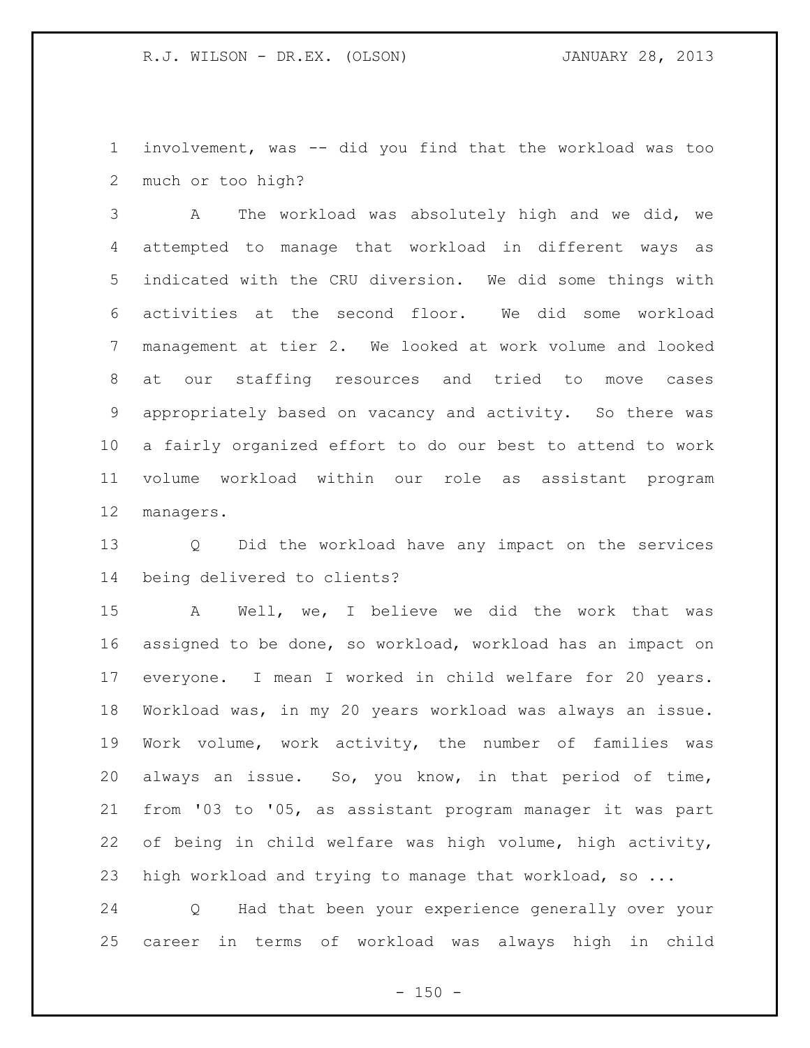involvement, was -- did you find that the workload was too much or too high?

A The workload was absolutely high and we did, we attempted to manage that workload in different ways as indicated with the CRU diversion. We did some things with activities at the second floor. We did some workload management at tier 2. We looked at work volume and looked at our staffing resources and tried to move cases appropriately based on vacancy and activity. So there was a fairly organized effort to do our best to attend to work volume workload within our role as assistant program managers.

Q Did the workload have any impact on the services being delivered to clients?

A Well, we, I believe we did the work that was assigned to be done, so workload, workload has an impact on everyone. I mean I worked in child welfare for 20 years. Workload was, in my 20 years workload was always an issue. Work volume, work activity, the number of families was always an issue. So, you know, in that period of time, from '03 to '05, as assistant program manager it was part of being in child welfare was high volume, high activity, high workload and trying to manage that workload, so ...

Q Had that been your experience generally over your career in terms of workload was always high in child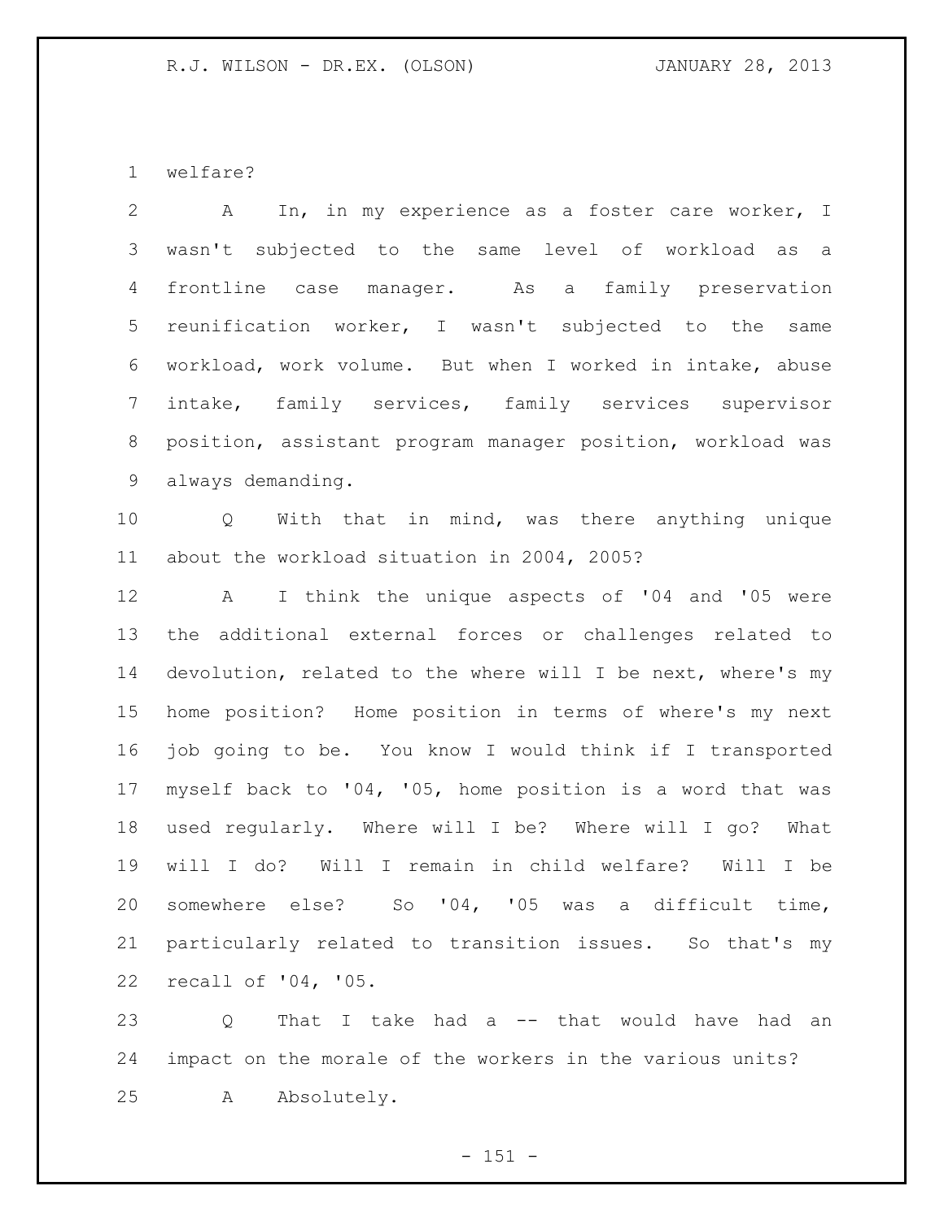welfare?

A In, in my experience as a foster care worker, I wasn't subjected to the same level of workload as a frontline case manager. As a family preservation reunification worker, I wasn't subjected to the same workload, work volume. But when I worked in intake, abuse intake, family services, family services supervisor position, assistant program manager position, workload was always demanding.

Q With that in mind, was there anything unique about the workload situation in 2004, 2005?

A I think the unique aspects of '04 and '05 were the additional external forces or challenges related to devolution, related to the where will I be next, where's my home position? Home position in terms of where's my next job going to be. You know I would think if I transported myself back to '04, '05, home position is a word that was used regularly. Where will I be? Where will I go? What will I do? Will I remain in child welfare? Will I be somewhere else? So '04, '05 was a difficult time, particularly related to transition issues. So that's my recall of '04, '05.

Q That I take had a -- that would have had an impact on the morale of the workers in the various units?

A Absolutely.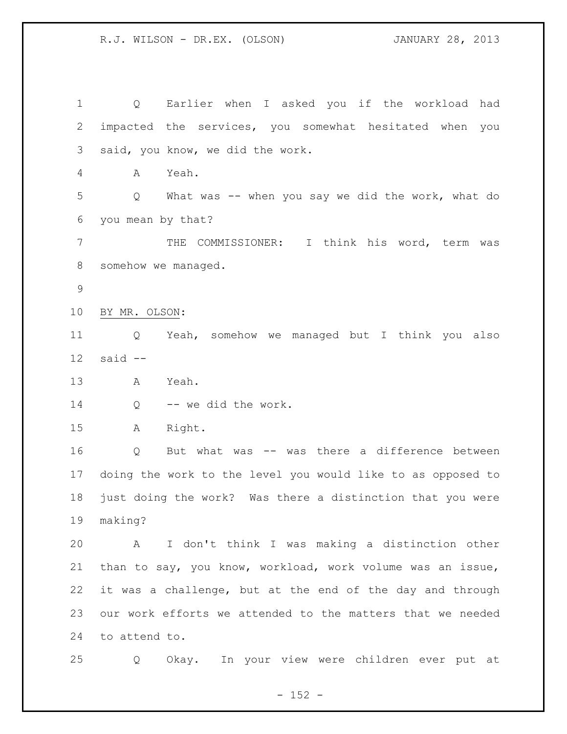Q Earlier when I asked you if the workload had impacted the services, you somewhat hesitated when you said, you know, we did the work.

A Yeah.

Q What was -- when you say we did the work, what do you mean by that?

THE COMMISSIONER: I think his word, term was somehow we managed.

BY MR. OLSON:

Q Yeah, somehow we managed but I think you also said --

A Yeah.

Q -- we did the work.

A Right.

Q But what was -- was there a difference between doing the work to the level you would like to as opposed to just doing the work? Was there a distinction that you were making?

A I don't think I was making a distinction other than to say, you know, workload, work volume was an issue, it was a challenge, but at the end of the day and through our work efforts we attended to the matters that we needed to attend to.

Q Okay. In your view were children ever put at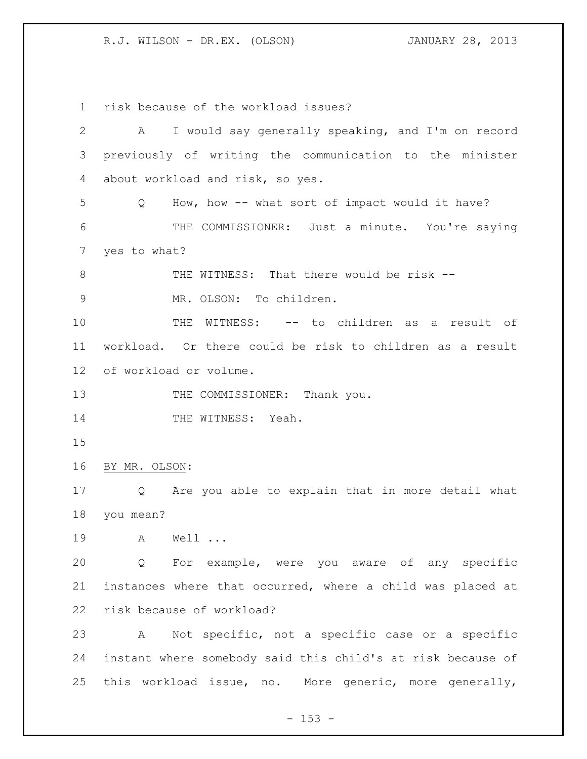risk because of the workload issues?

A I would say generally speaking, and I'm on record previously of writing the communication to the minister about workload and risk, so yes.

Q How, how -- what sort of impact would it have?

THE COMMISSIONER: Just a minute. You're saying yes to what?

THE WITNESS: That there would be risk --

MR. OLSON: To children.

THE WITNESS: -- to children as a result of workload. Or there could be risk to children as a result of workload or volume.

THE COMMISSIONER: Thank you.

THE WITNESS: Yeah.

BY MR. OLSON:

Q Are you able to explain that in more detail what you mean?

A Well ...

Q For example, were you aware of any specific instances where that occurred, where a child was placed at risk because of workload?

A Not specific, not a specific case or a specific instant where somebody said this child's at risk because of this workload issue, no. More generic, more generally,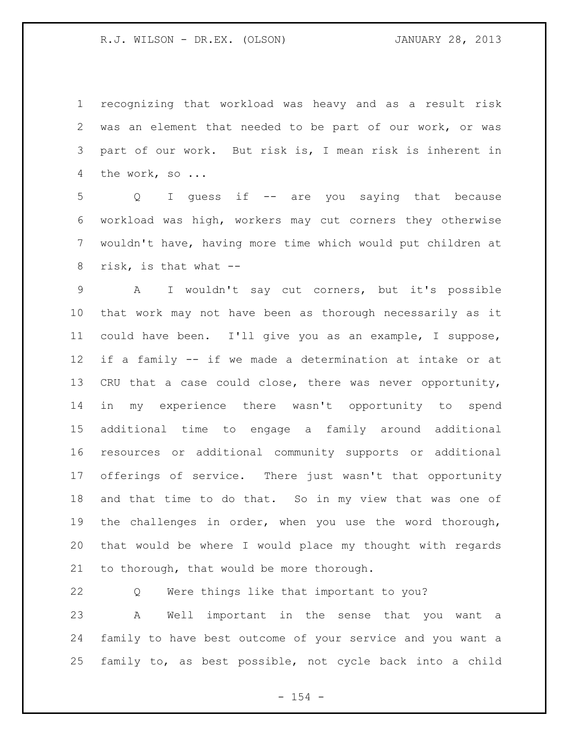recognizing that workload was heavy and as a result risk was an element that needed to be part of our work, or was part of our work. But risk is, I mean risk is inherent in the work, so ...

Q I guess if -- are you saying that because workload was high, workers may cut corners they otherwise wouldn't have, having more time which would put children at risk, is that what --

A I wouldn't say cut corners, but it's possible that work may not have been as thorough necessarily as it could have been. I'll give you as an example, I suppose, if a family -- if we made a determination at intake or at CRU that a case could close, there was never opportunity, in my experience there wasn't opportunity to spend additional time to engage a family around additional resources or additional community supports or additional offerings of service. There just wasn't that opportunity and that time to do that. So in my view that was one of the challenges in order, when you use the word thorough, that would be where I would place my thought with regards to thorough, that would be more thorough.

Q Were things like that important to you?

A Well important in the sense that you want a family to have best outcome of your service and you want a family to, as best possible, not cycle back into a child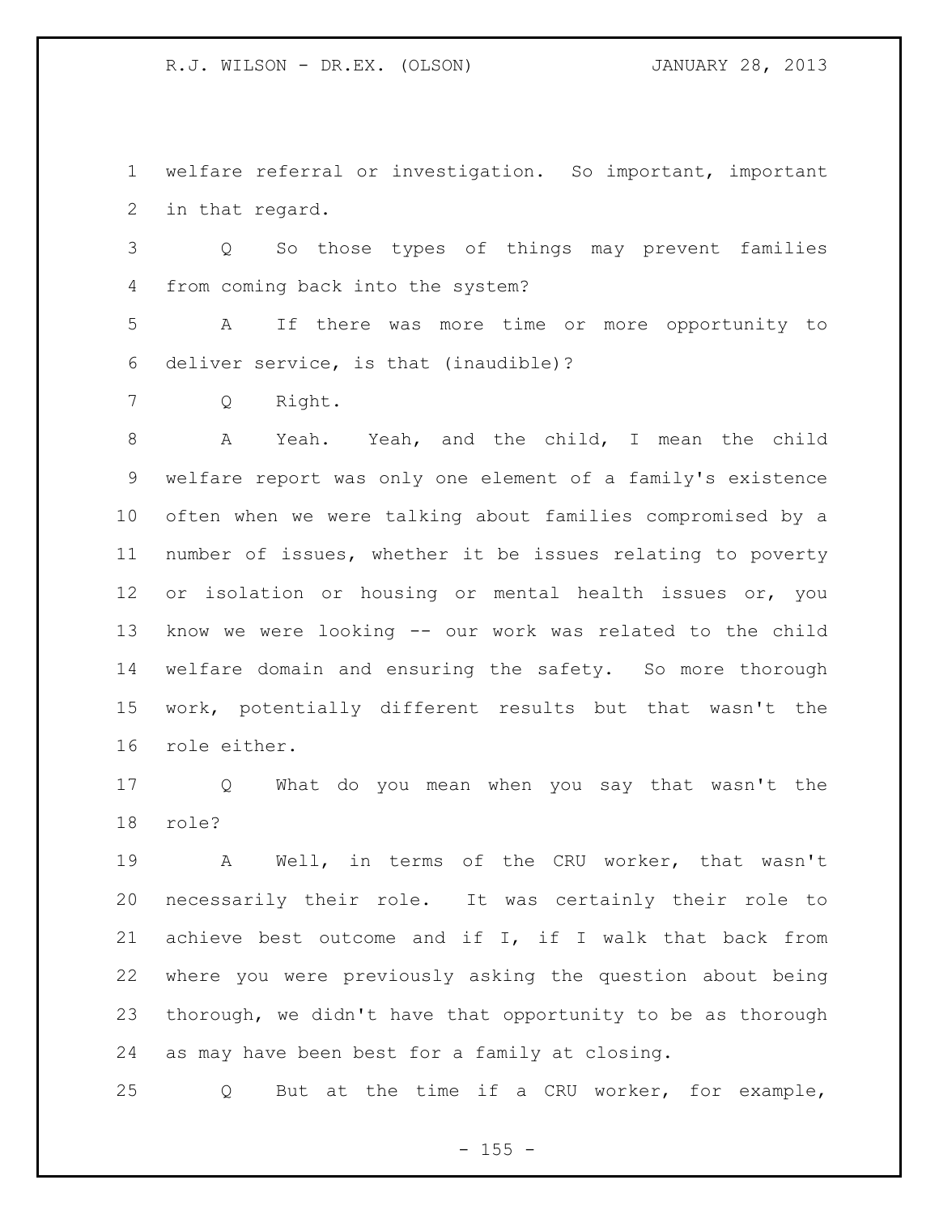welfare referral or investigation. So important, important in that regard.

Q So those types of things may prevent families from coming back into the system?

A If there was more time or more opportunity to deliver service, is that (inaudible)?

Q Right.

A Yeah. Yeah, and the child, I mean the child welfare report was only one element of a family's existence often when we were talking about families compromised by a number of issues, whether it be issues relating to poverty or isolation or housing or mental health issues or, you know we were looking -- our work was related to the child welfare domain and ensuring the safety. So more thorough work, potentially different results but that wasn't the role either.

Q What do you mean when you say that wasn't the role?

A Well, in terms of the CRU worker, that wasn't necessarily their role. It was certainly their role to achieve best outcome and if I, if I walk that back from where you were previously asking the question about being thorough, we didn't have that opportunity to be as thorough as may have been best for a family at closing.

Q But at the time if a CRU worker, for example,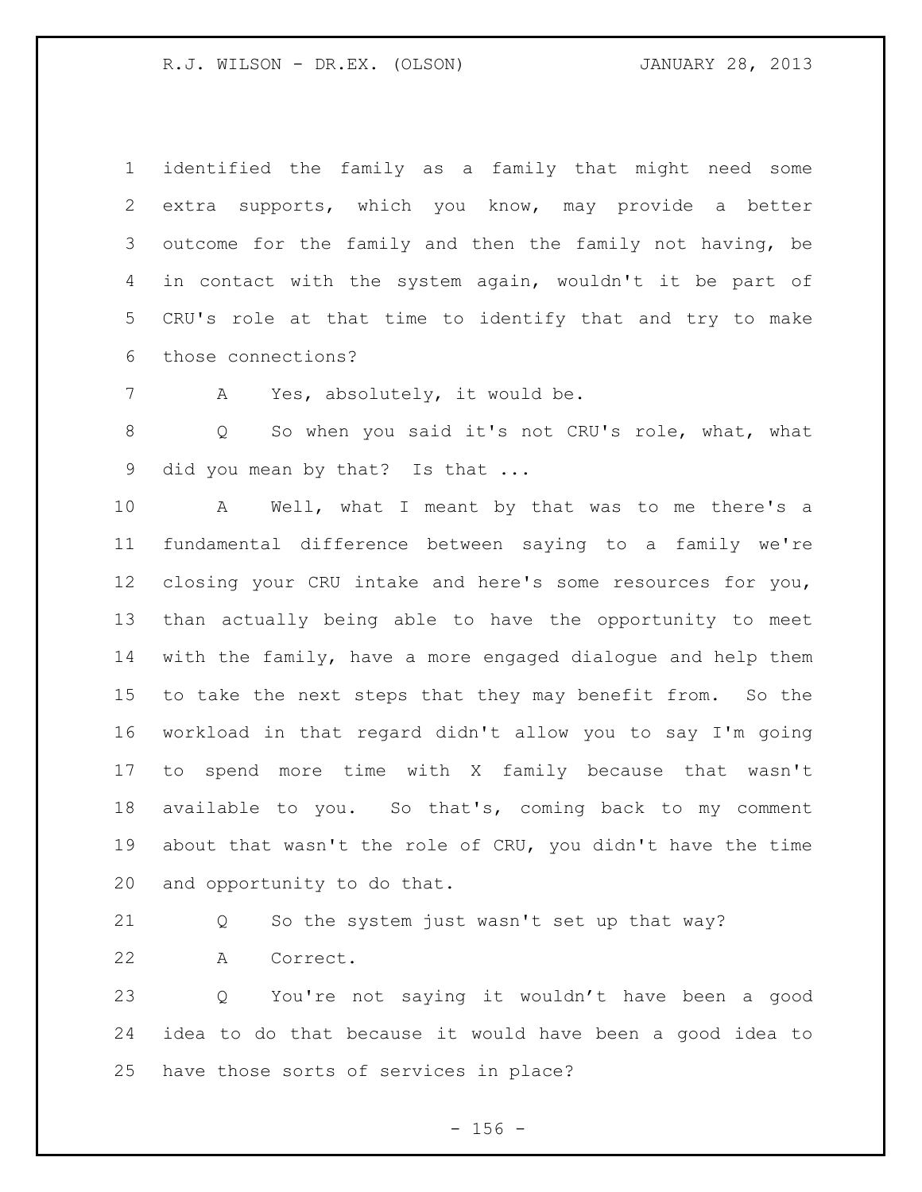identified the family as a family that might need some extra supports, which you know, may provide a better outcome for the family and then the family not having, be in contact with the system again, wouldn't it be part of CRU's role at that time to identify that and try to make those connections?

A Yes, absolutely, it would be.

Q So when you said it's not CRU's role, what, what did you mean by that? Is that ...

A Well, what I meant by that was to me there's a fundamental difference between saying to a family we're closing your CRU intake and here's some resources for you, than actually being able to have the opportunity to meet with the family, have a more engaged dialogue and help them to take the next steps that they may benefit from. So the workload in that regard didn't allow you to say I'm going to spend more time with X family because that wasn't available to you. So that's, coming back to my comment about that wasn't the role of CRU, you didn't have the time and opportunity to do that.

Q So the system just wasn't set up that way?

A Correct.

Q You're not saying it wouldn't have been a good idea to do that because it would have been a good idea to have those sorts of services in place?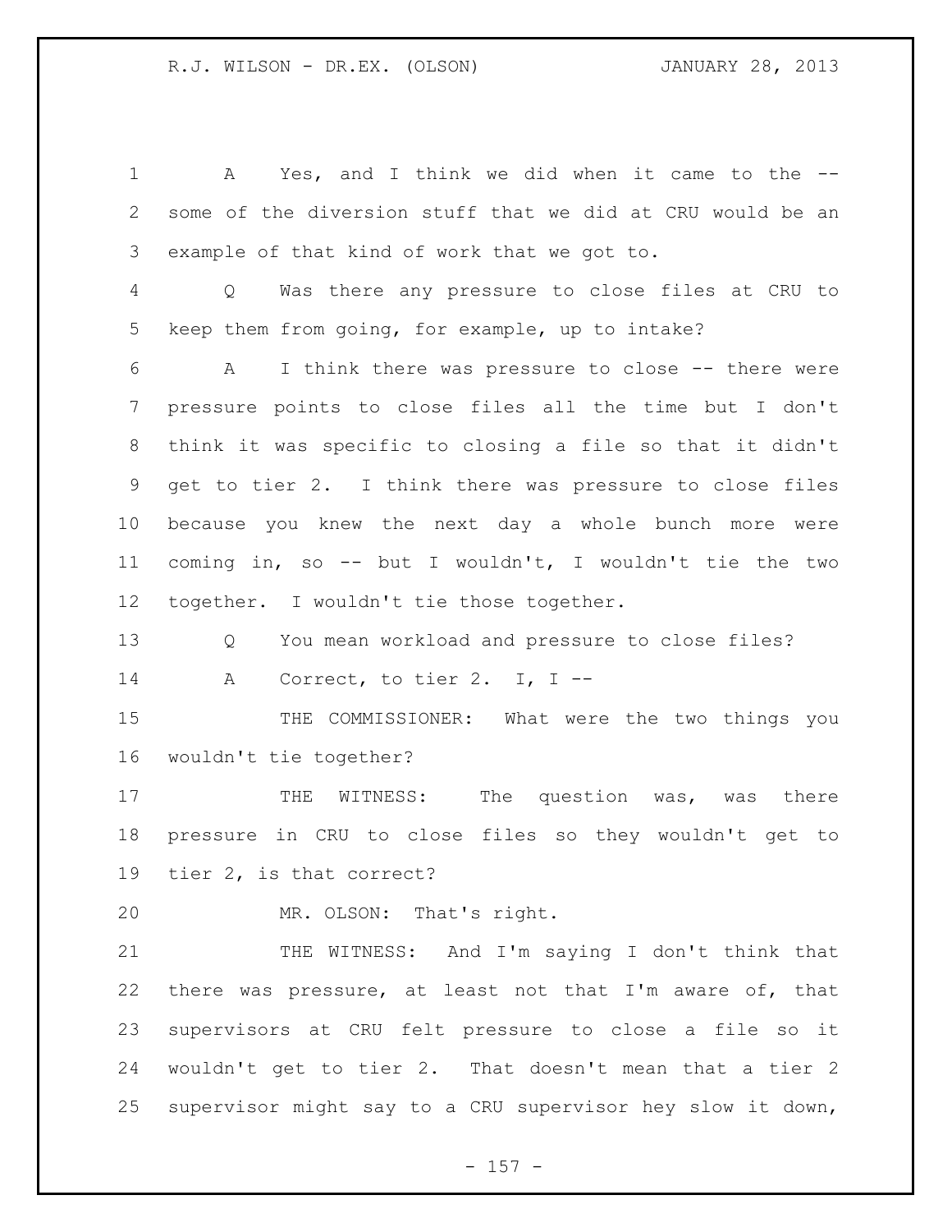A Yes, and I think we did when it came to the -- some of the diversion stuff that we did at CRU would be an example of that kind of work that we got to.

Q Was there any pressure to close files at CRU to keep them from going, for example, up to intake?

A I think there was pressure to close -- there were pressure points to close files all the time but I don't think it was specific to closing a file so that it didn't get to tier 2. I think there was pressure to close files because you knew the next day a whole bunch more were coming in, so -- but I wouldn't, I wouldn't tie the two together. I wouldn't tie those together.

Q You mean workload and pressure to close files?

A Correct, to tier 2. I, I --

THE COMMISSIONER: What were the two things you wouldn't tie together?

THE WITNESS: The question was, was there pressure in CRU to close files so they wouldn't get to tier 2, is that correct?

MR. OLSON: That's right.

THE WITNESS: And I'm saying I don't think that there was pressure, at least not that I'm aware of, that supervisors at CRU felt pressure to close a file so it wouldn't get to tier 2. That doesn't mean that a tier 2 supervisor might say to a CRU supervisor hey slow it down,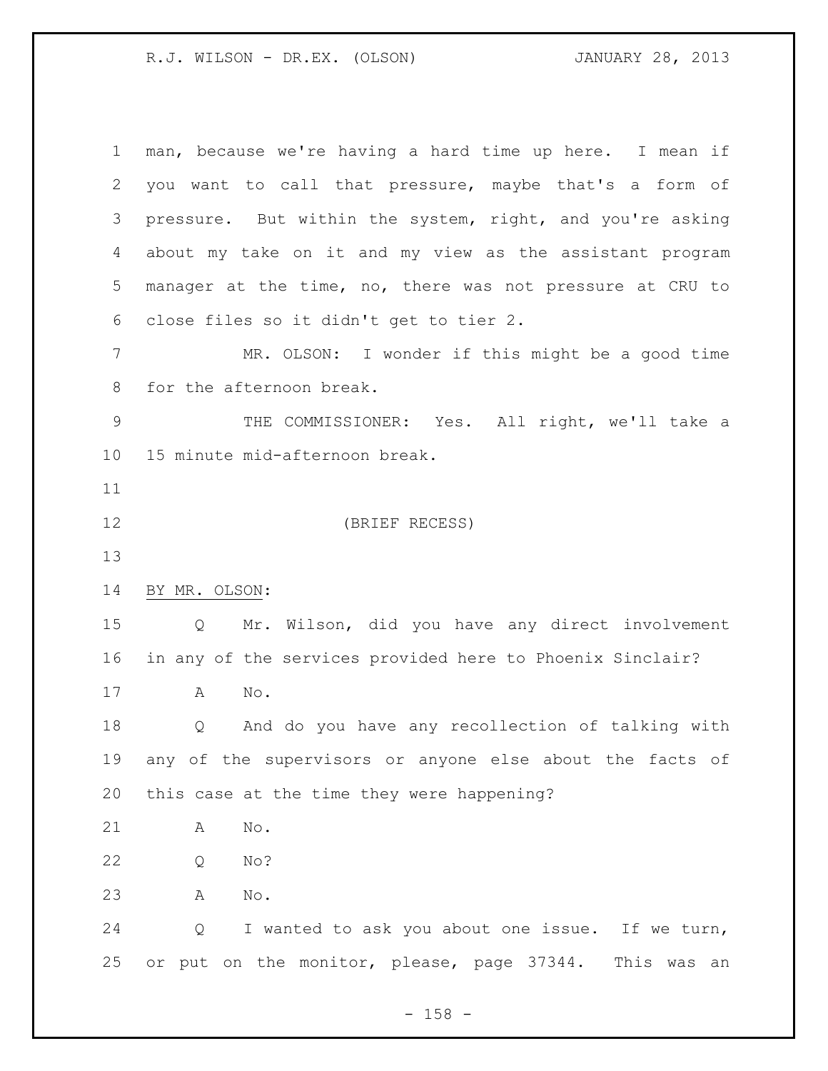man, because we're having a hard time up here. I mean if you want to call that pressure, maybe that's a form of pressure. But within the system, right, and you're asking about my take on it and my view as the assistant program manager at the time, no, there was not pressure at CRU to close files so it didn't get to tier 2.

MR. OLSON: I wonder if this might be a good time for the afternoon break.

THE COMMISSIONER: Yes. All right, we'll take a 15 minute mid-afternoon break.

(BRIEF RECESS)

BY MR. OLSON:

Q Mr. Wilson, did you have any direct involvement in any of the services provided here to Phoenix Sinclair?

A No.

Q And do you have any recollection of talking with any of the supervisors or anyone else about the facts of this case at the time they were happening?

A No.

Q No?

A No.

Q I wanted to ask you about one issue. If we turn, or put on the monitor, please, page 37344. This was an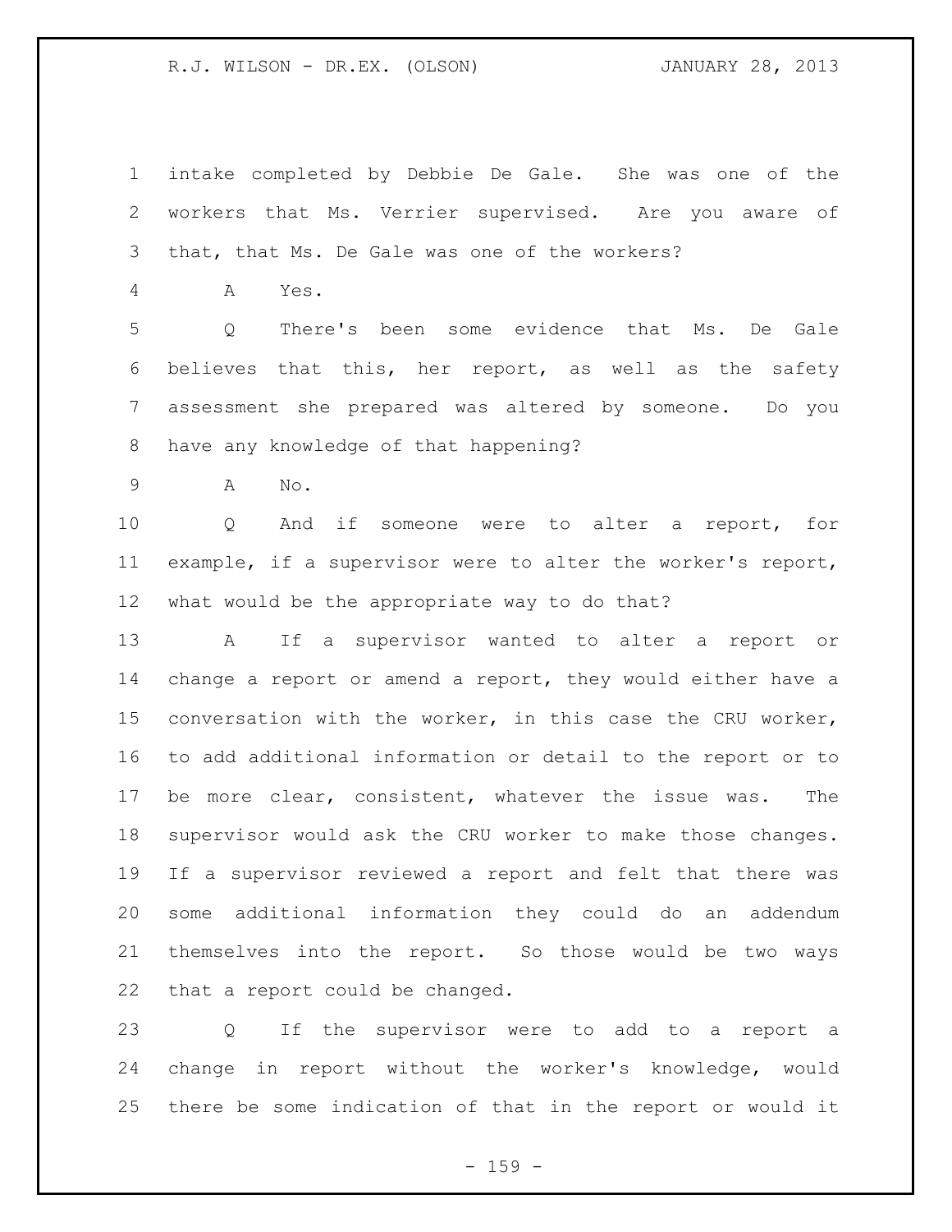intake completed by Debbie De Gale. She was one of the workers that Ms. Verrier supervised. Are you aware of that, that Ms. De Gale was one of the workers?

A Yes.

Q There's been some evidence that Ms. De Gale believes that this, her report, as well as the safety assessment she prepared was altered by someone. Do you have any knowledge of that happening?

A No.

Q And if someone were to alter a report, for example, if a supervisor were to alter the worker's report, what would be the appropriate way to do that?

A If a supervisor wanted to alter a report or change a report or amend a report, they would either have a conversation with the worker, in this case the CRU worker, to add additional information or detail to the report or to be more clear, consistent, whatever the issue was. The supervisor would ask the CRU worker to make those changes. If a supervisor reviewed a report and felt that there was some additional information they could do an addendum themselves into the report. So those would be two ways that a report could be changed.

Q If the supervisor were to add to a report a change in report without the worker's knowledge, would there be some indication of that in the report or would it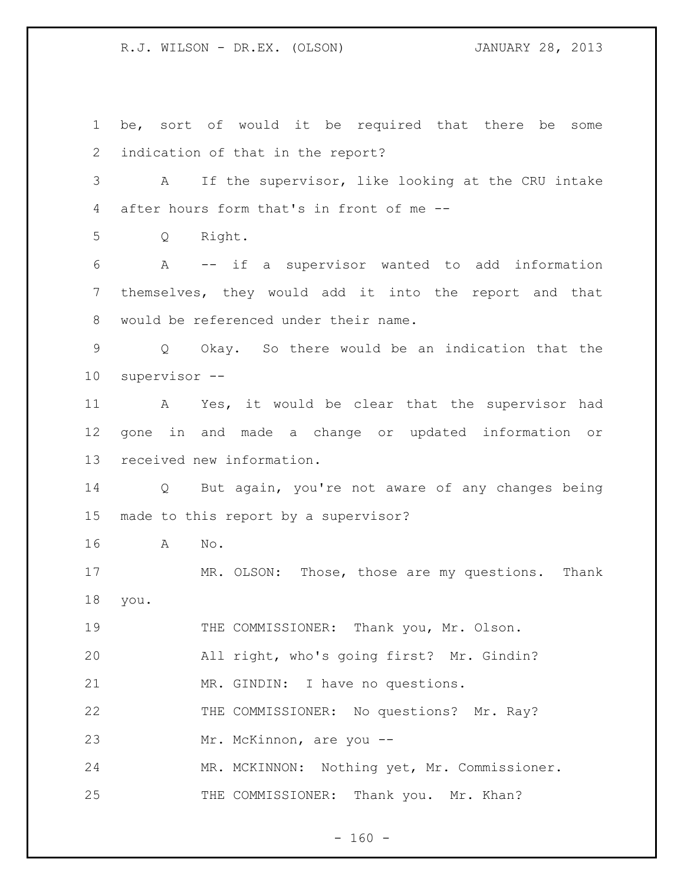be, sort of would it be required that there be some indication of that in the report?

A If the supervisor, like looking at the CRU intake after hours form that's in front of me --

Q Right.

A -- if a supervisor wanted to add information themselves, they would add it into the report and that would be referenced under their name.

Q Okay. So there would be an indication that the supervisor --

A Yes, it would be clear that the supervisor had gone in and made a change or updated information or received new information.

Q But again, you're not aware of any changes being made to this report by a supervisor?

A No.

MR. OLSON: Those, those are my questions. Thank you.

THE COMMISSIONER: Thank you, Mr. Olson.

All right, who's going first? Mr. Gindin?

MR. GINDIN: I have no questions.

THE COMMISSIONER: No questions? Mr. Ray?

Mr. McKinnon, are you --

MR. MCKINNON: Nothing yet, Mr. Commissioner.

THE COMMISSIONER: Thank you. Mr. Khan?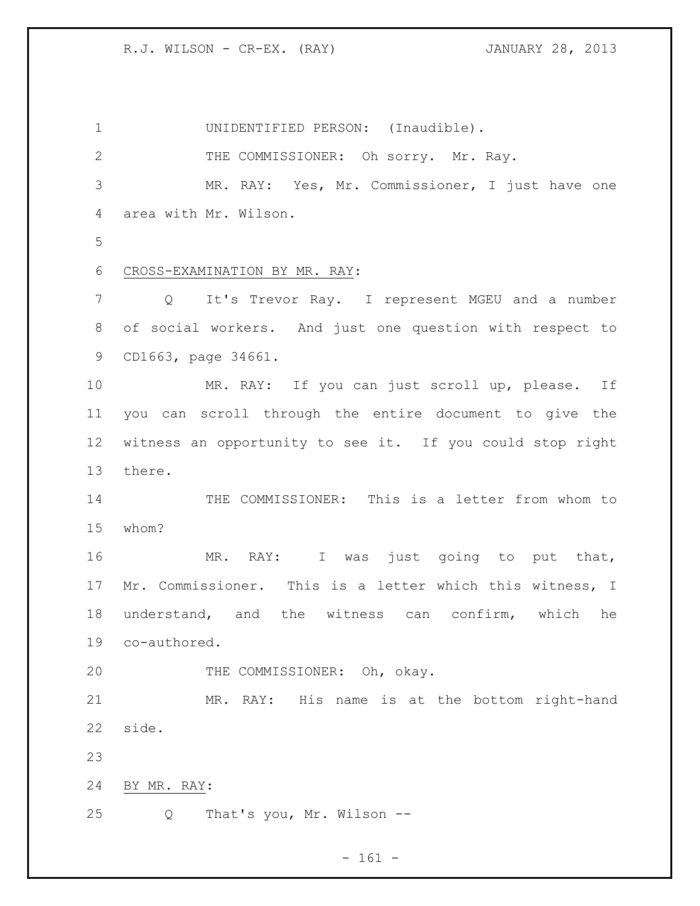UNIDENTIFIED PERSON: (Inaudible).

THE COMMISSIONER: Oh sorry. Mr. Ray.

MR. RAY: Yes, Mr. Commissioner, I just have one area with Mr. Wilson.

CROSS-EXAMINATION BY MR. RAY:

Q It's Trevor Ray. I represent MGEU and a number of social workers. And just one question with respect to CD1663, page 34661.

MR. RAY: If you can just scroll up, please. If you can scroll through the entire document to give the witness an opportunity to see it. If you could stop right there.

THE COMMISSIONER: This is a letter from whom to whom?

MR. RAY: I was just going to put that, Mr. Commissioner. This is a letter which this witness, I understand, and the witness can confirm, which he co-authored.

THE COMMISSIONER: Oh, okay.

MR. RAY: His name is at the bottom right-hand side.

BY MR. RAY:

Q That's you, Mr. Wilson --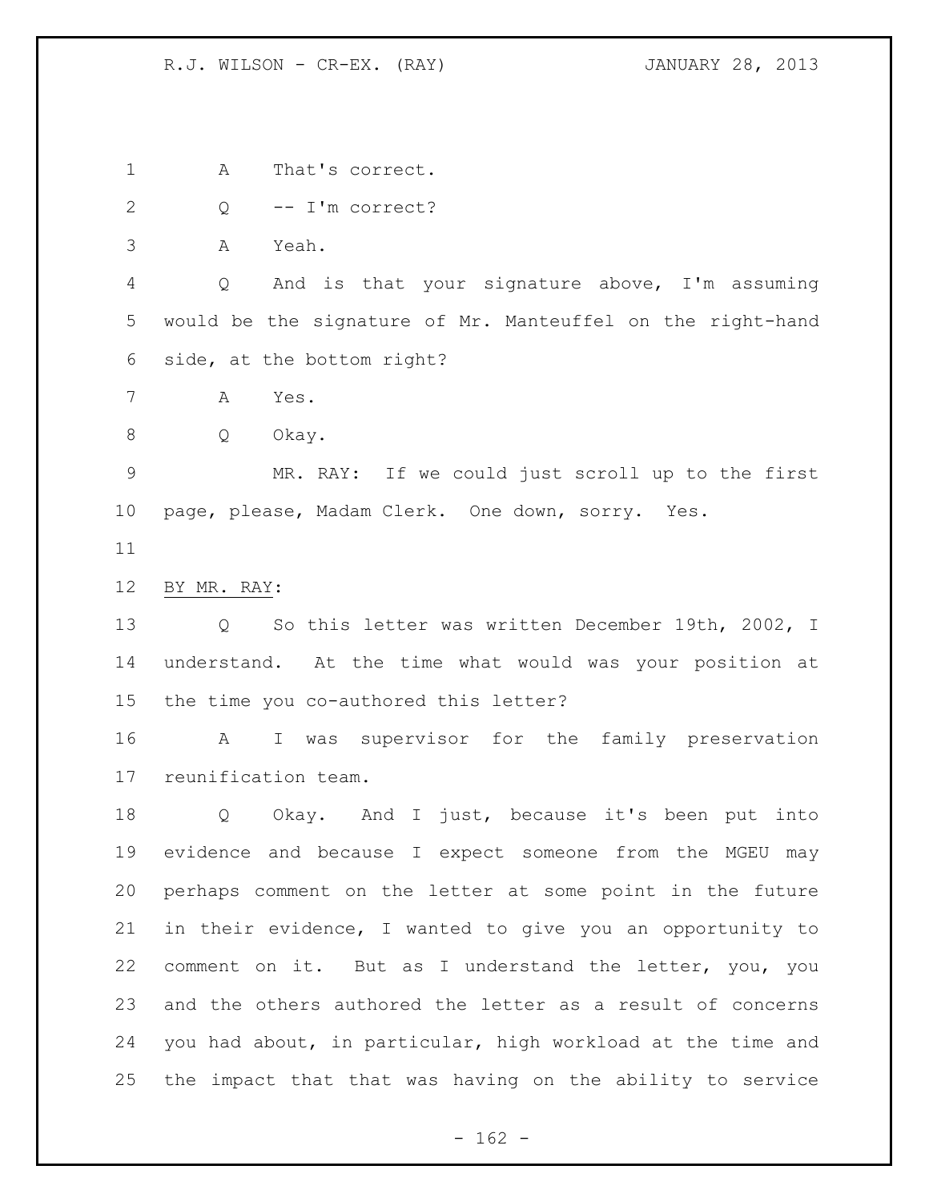A That's correct.

Q -- I'm correct?

A Yeah.

Q And is that your signature above, I'm assuming would be the signature of Mr. Manteuffel on the right-hand side, at the bottom right?

A Yes.

Q Okay.

MR. RAY: If we could just scroll up to the first page, please, Madam Clerk. One down, sorry. Yes.

BY MR. RAY:

Q So this letter was written December 19th, 2002, I understand. At the time what would was your position at the time you co-authored this letter?

A I was supervisor for the family preservation reunification team.

Q Okay. And I just, because it's been put into evidence and because I expect someone from the MGEU may perhaps comment on the letter at some point in the future in their evidence, I wanted to give you an opportunity to comment on it. But as I understand the letter, you, you and the others authored the letter as a result of concerns you had about, in particular, high workload at the time and the impact that that was having on the ability to service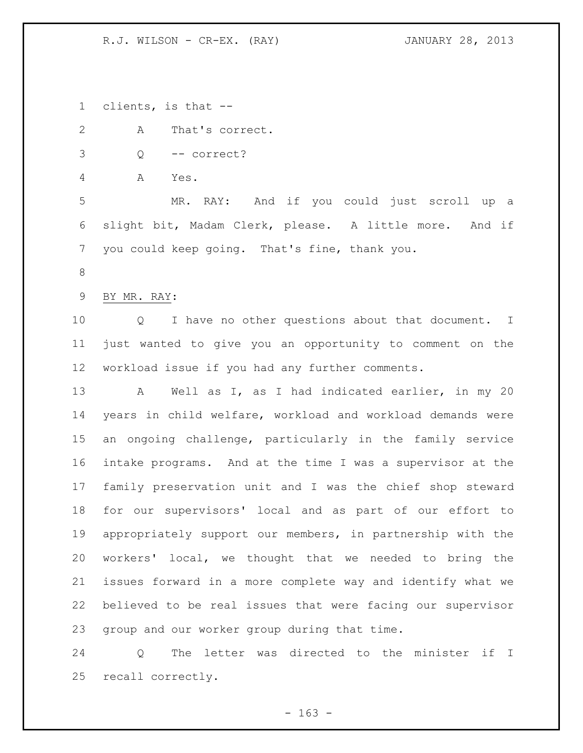clients, is that --

A That's correct.

Q -- correct?

A Yes.

MR. RAY: And if you could just scroll up a slight bit, Madam Clerk, please. A little more. And if you could keep going. That's fine, thank you.

BY MR. RAY:

Q I have no other questions about that document. I just wanted to give you an opportunity to comment on the workload issue if you had any further comments.

A Well as I, as I had indicated earlier, in my 20 years in child welfare, workload and workload demands were an ongoing challenge, particularly in the family service intake programs. And at the time I was a supervisor at the family preservation unit and I was the chief shop steward for our supervisors' local and as part of our effort to appropriately support our members, in partnership with the workers' local, we thought that we needed to bring the issues forward in a more complete way and identify what we believed to be real issues that were facing our supervisor group and our worker group during that time.

Q The letter was directed to the minister if I recall correctly.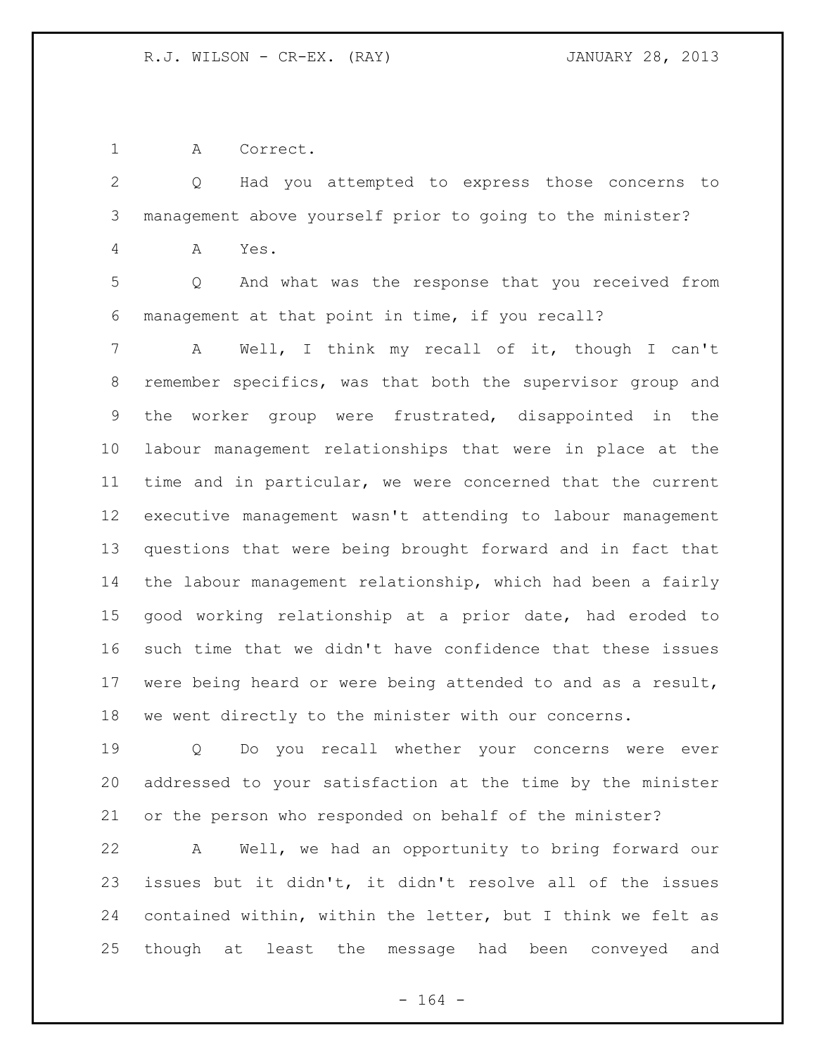A Correct.

Q Had you attempted to express those concerns to management above yourself prior to going to the minister?

A Yes.

Q And what was the response that you received from management at that point in time, if you recall?

A Well, I think my recall of it, though I can't remember specifics, was that both the supervisor group and the worker group were frustrated, disappointed in the labour management relationships that were in place at the time and in particular, we were concerned that the current executive management wasn't attending to labour management questions that were being brought forward and in fact that the labour management relationship, which had been a fairly good working relationship at a prior date, had eroded to such time that we didn't have confidence that these issues were being heard or were being attended to and as a result, we went directly to the minister with our concerns.

Q Do you recall whether your concerns were ever addressed to your satisfaction at the time by the minister or the person who responded on behalf of the minister?

A Well, we had an opportunity to bring forward our issues but it didn't, it didn't resolve all of the issues contained within, within the letter, but I think we felt as though at least the message had been conveyed and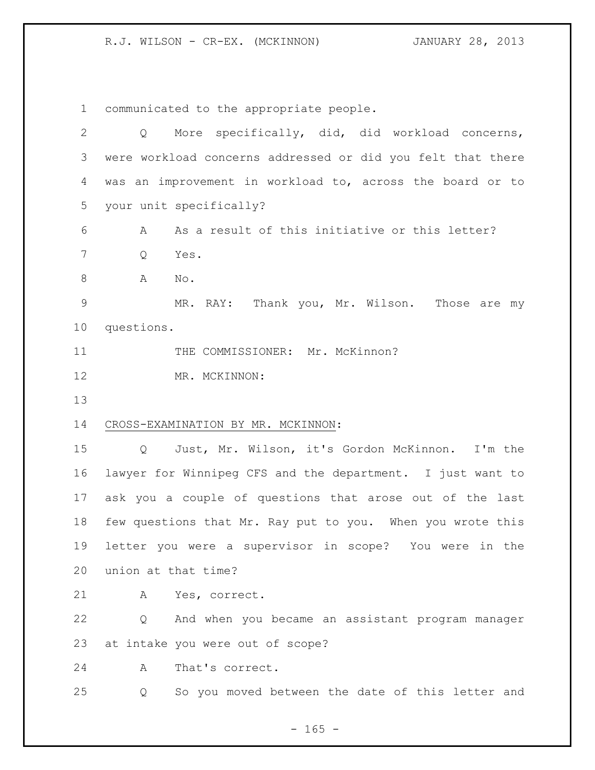communicated to the appropriate people.

Q More specifically, did, did workload concerns, were workload concerns addressed or did you felt that there was an improvement in workload to, across the board or to your unit specifically?

A As a result of this initiative or this letter?

Q Yes.

A No.

MR. RAY: Thank you, Mr. Wilson. Those are my questions.

THE COMMISSIONER: Mr. McKinnon?

MR. MCKINNON:

CROSS-EXAMINATION BY MR. MCKINNON:

Q Just, Mr. Wilson, it's Gordon McKinnon. I'm the lawyer for Winnipeg CFS and the department. I just want to ask you a couple of questions that arose out of the last few questions that Mr. Ray put to you. When you wrote this letter you were a supervisor in scope? You were in the union at that time?

A Yes, correct.

Q And when you became an assistant program manager at intake you were out of scope?

A That's correct.

Q So you moved between the date of this letter and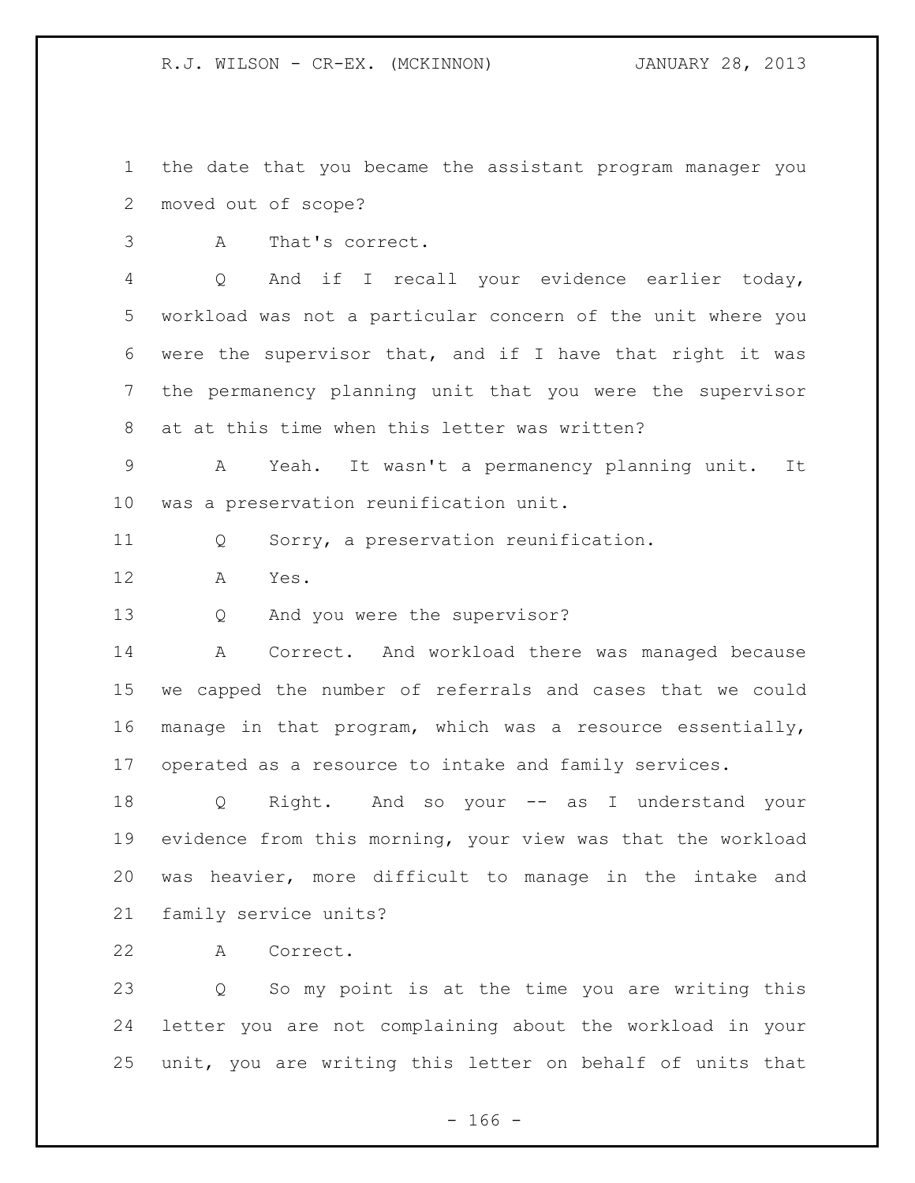the date that you became the assistant program manager you moved out of scope?

A That's correct.

Q And if I recall your evidence earlier today, workload was not a particular concern of the unit where you were the supervisor that, and if I have that right it was the permanency planning unit that you were the supervisor at at this time when this letter was written?

A Yeah. It wasn't a permanency planning unit. It was a preservation reunification unit.

Q Sorry, a preservation reunification.

A Yes.

Q And you were the supervisor?

A Correct. And workload there was managed because we capped the number of referrals and cases that we could manage in that program, which was a resource essentially, operated as a resource to intake and family services.

Q Right. And so your -- as I understand your evidence from this morning, your view was that the workload was heavier, more difficult to manage in the intake and family service units?

A Correct.

Q So my point is at the time you are writing this letter you are not complaining about the workload in your unit, you are writing this letter on behalf of units that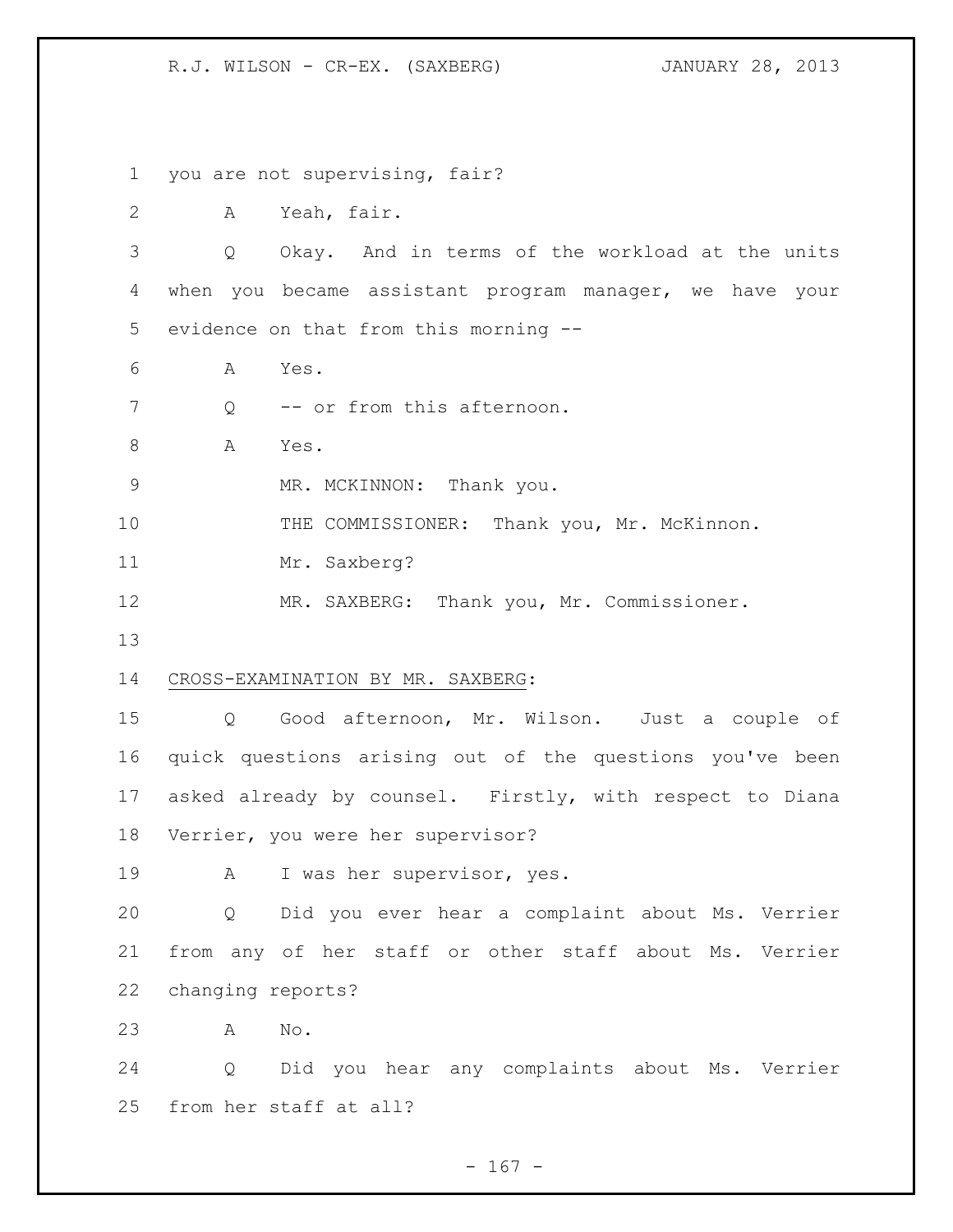you are not supervising, fair?

A Yeah, fair.

Q Okay. And in terms of the workload at the units when you became assistant program manager, we have your evidence on that from this morning --

A Yes.

Q -- or from this afternoon.

A Yes.

MR. MCKINNON: Thank you.

THE COMMISSIONER: Thank you, Mr. McKinnon.

Mr. Saxberg?

MR. SAXBERG: Thank you, Mr. Commissioner.

CROSS-EXAMINATION BY MR. SAXBERG:

Q Good afternoon, Mr. Wilson. Just a couple of quick questions arising out of the questions you've been asked already by counsel. Firstly, with respect to Diana Verrier, you were her supervisor?

A I was her supervisor, yes.

Q Did you ever hear a complaint about Ms. Verrier from any of her staff or other staff about Ms. Verrier changing reports?

A No.

Q Did you hear any complaints about Ms. Verrier from her staff at all?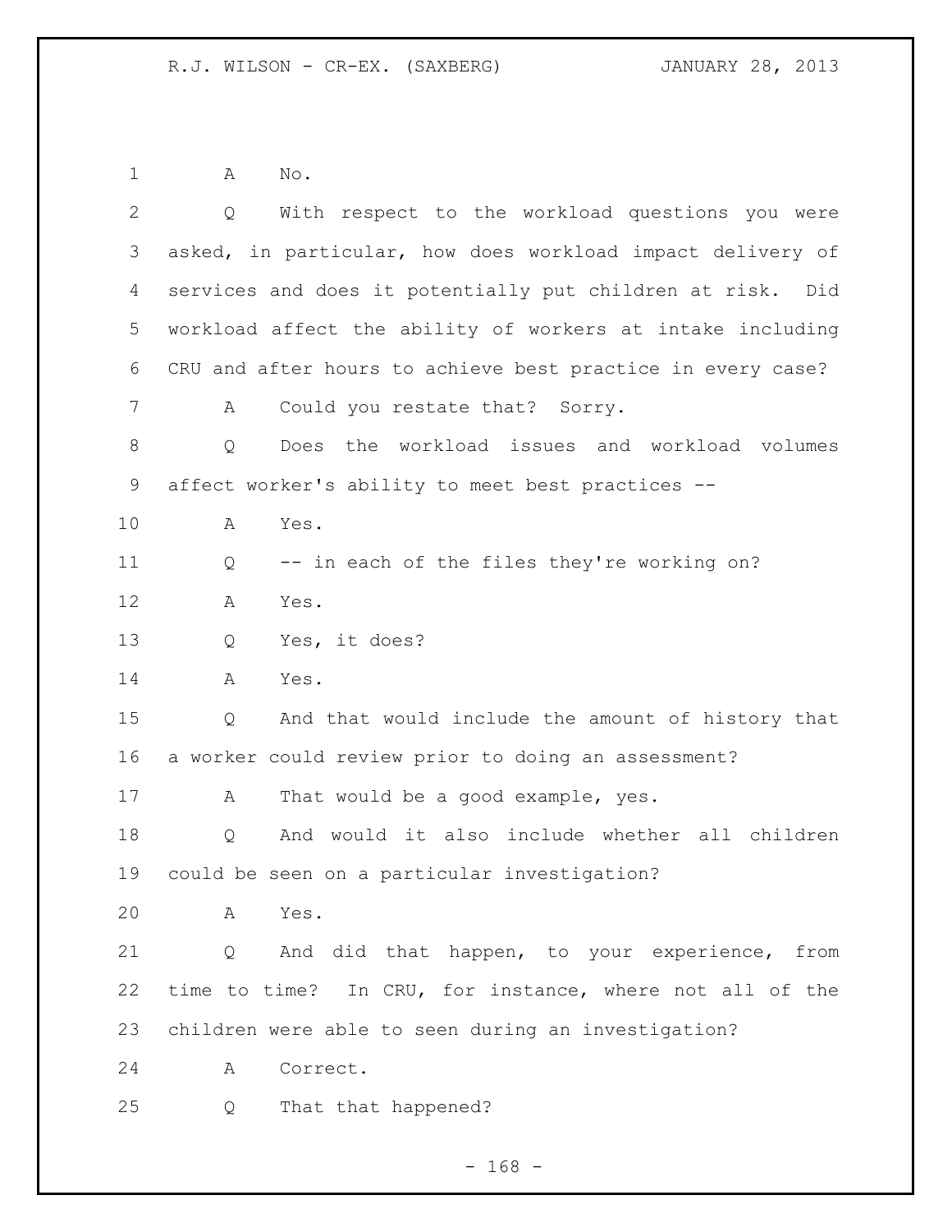A No.

Q With respect to the workload questions you were asked, in particular, how does workload impact delivery of services and does it potentially put children at risk. Did workload affect the ability of workers at intake including CRU and after hours to achieve best practice in every case?

A Could you restate that? Sorry.

Q Does the workload issues and workload volumes affect worker's ability to meet best practices --

A Yes.

Q -- in each of the files they're working on?

A Yes.

Q Yes, it does?

A Yes.

Q And that would include the amount of history that a worker could review prior to doing an assessment?

A That would be a good example, yes.

Q And would it also include whether all children could be seen on a particular investigation?

A Yes.

Q And did that happen, to your experience, from time to time? In CRU, for instance, where not all of the children were able to seen during an investigation?

A Correct.

Q That that happened?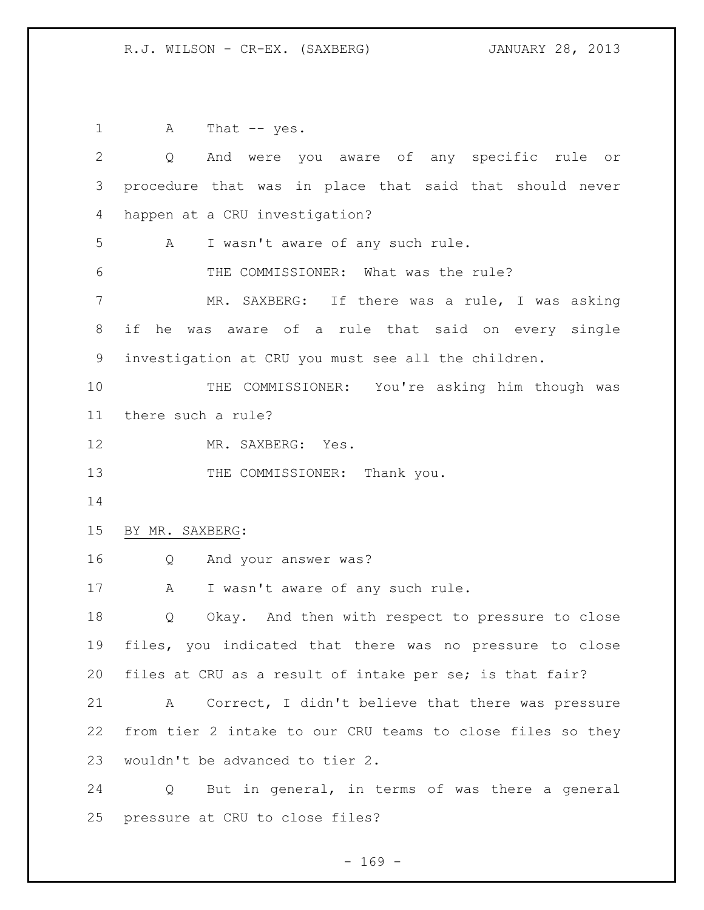A That -- yes.

Q And were you aware of any specific rule or procedure that was in place that said that should never happen at a CRU investigation?

A I wasn't aware of any such rule.

THE COMMISSIONER: What was the rule?

MR. SAXBERG: If there was a rule, I was asking if he was aware of a rule that said on every single investigation at CRU you must see all the children.

THE COMMISSIONER: You're asking him though was there such a rule?

MR. SAXBERG: Yes.

THE COMMISSIONER: Thank you.

BY MR. SAXBERG:

Q And your answer was?

A I wasn't aware of any such rule.

Q Okay. And then with respect to pressure to close files, you indicated that there was no pressure to close files at CRU as a result of intake per se; is that fair?

A Correct, I didn't believe that there was pressure from tier 2 intake to our CRU teams to close files so they wouldn't be advanced to tier 2.

Q But in general, in terms of was there a general pressure at CRU to close files?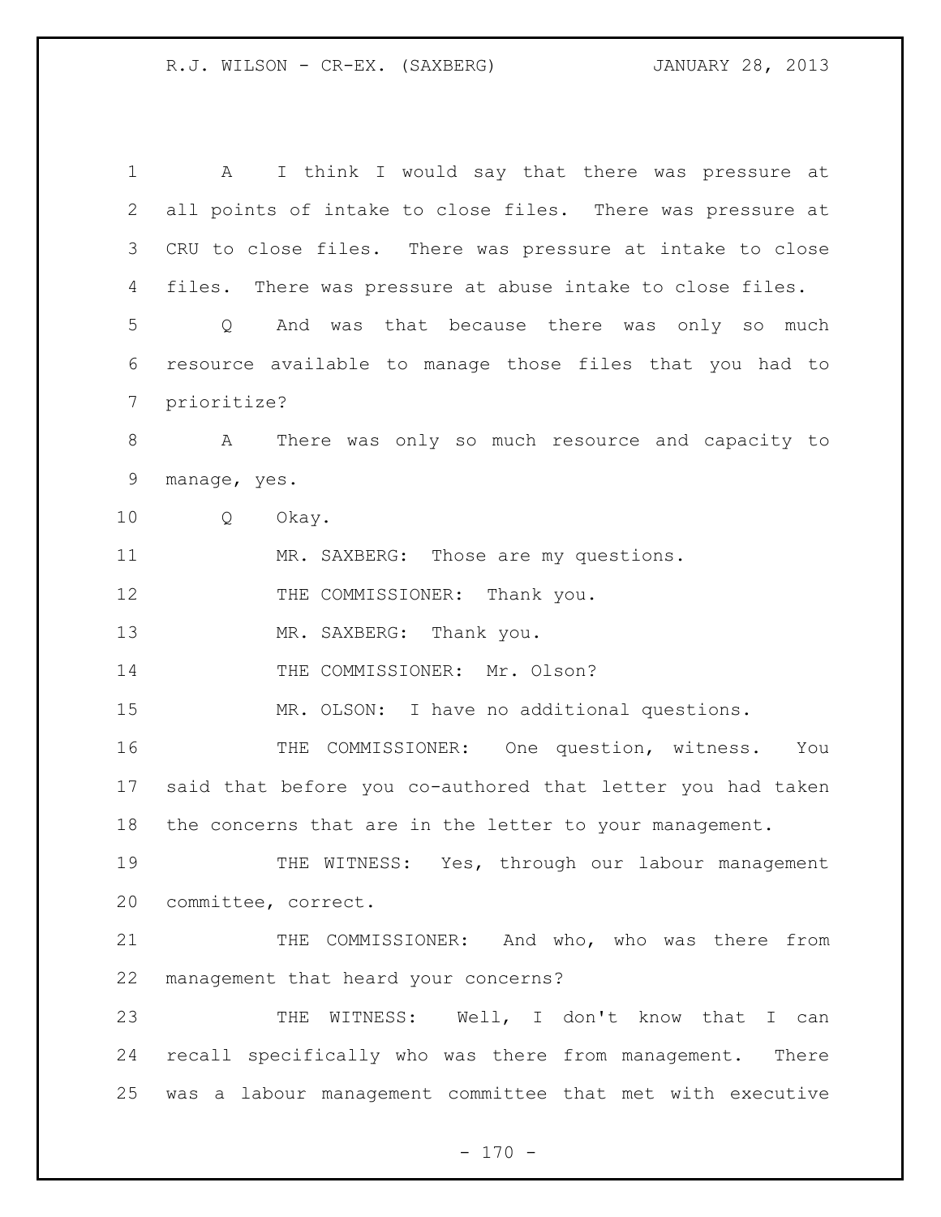A I think I would say that there was pressure at all points of intake to close files. There was pressure at CRU to close files. There was pressure at intake to close files. There was pressure at abuse intake to close files.

Q And was that because there was only so much resource available to manage those files that you had to prioritize?

A There was only so much resource and capacity to manage, yes.

Q Okay.

MR. SAXBERG: Those are my questions.

THE COMMISSIONER: Thank you.

MR. SAXBERG: Thank you.

THE COMMISSIONER: Mr. Olson?

MR. OLSON: I have no additional questions.

THE COMMISSIONER: One question, witness. You said that before you co-authored that letter you had taken the concerns that are in the letter to your management.

THE WITNESS: Yes, through our labour management committee, correct.

THE COMMISSIONER: And who, who was there from management that heard your concerns?

THE WITNESS: Well, I don't know that I can recall specifically who was there from management. There was a labour management committee that met with executive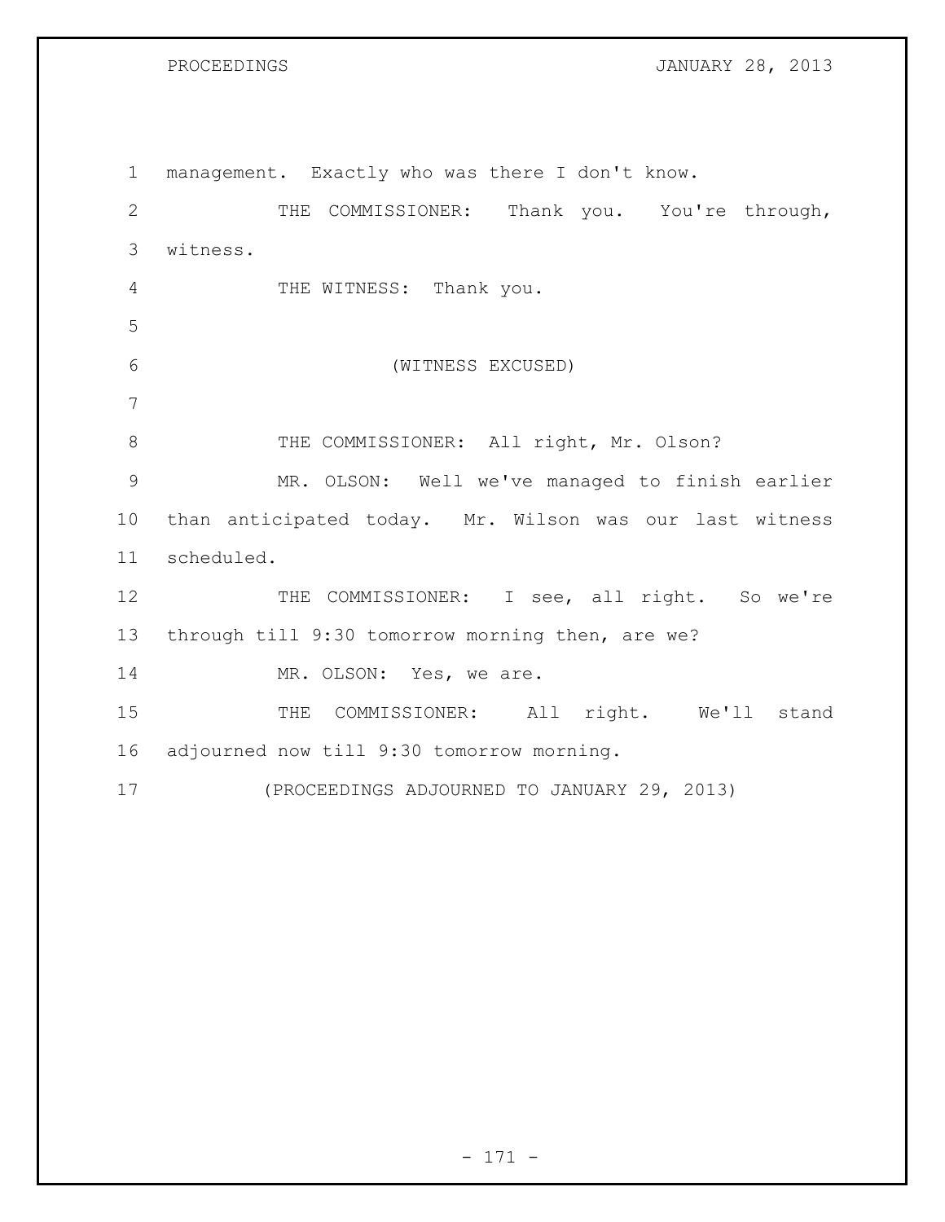management. Exactly who was there I don't know.

THE COMMISSIONER: Thank you. You're through, witness.

THE WITNESS: Thank you.

(WITNESS EXCUSED)

THE COMMISSIONER: All right, Mr. Olson?

MR. OLSON: Well we've managed to finish earlier than anticipated today. Mr. Wilson was our last witness scheduled.

THE COMMISSIONER: I see, all right. So we're through till 9:30 tomorrow morning then, are we?

MR. OLSON: Yes, we are.

THE COMMISSIONER: All right. We'll stand adjourned now till 9:30 tomorrow morning.

(PROCEEDINGS ADJOURNED TO JANUARY 29, 2013)